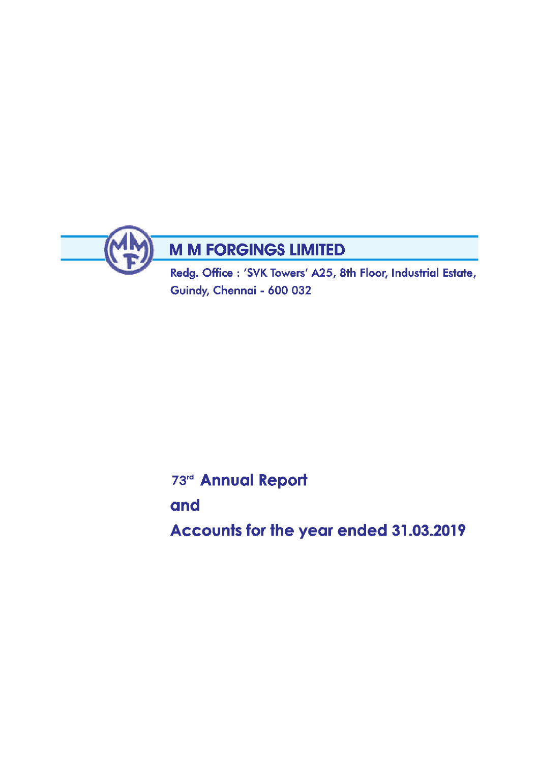# M M FORGINGS LIMITED

Redg. Office : 'SVK Towers' A25, 8th Floor, Industrial Estate, Guindy, Chennai - 600 032

## 73rd Annual Report

## and

## Accounts for the year ended 31.03.2019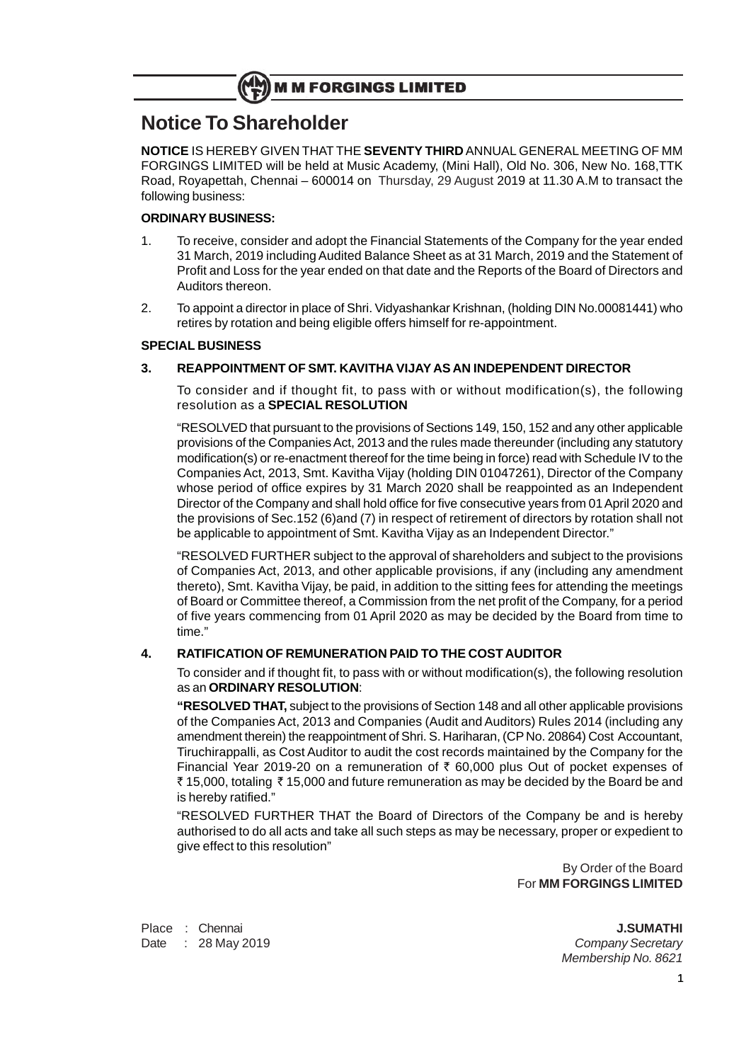# Notice To Shareholder

**NOTICE** IS HEREBY GIVEN THAT THE **SEVENTY THIRD** ANNUAL GENERAL MEETING OF MM FORGINGS LIMITED will be held at Music Academy, (Mini Hall), Old No. 306, New No. 168,TTK Road, Royapettah, Chennai – 600014 on Thursday, 29 August 2019 at 11.30 A.M to transact the following business:

**ORDINARY BUSINESS:**

1. To receive, consider and adopt the Financial Statements of the Company for the year ended 31 March, 2019 including Audited Balance Sheet as at 31 March, 2019 and the Statement of Profit and Loss for the year ended on that date and the Reports of the Board of Directors and Auditors thereon.

2. To appoint a director in place of Shri. Vidyashankar Krishnan, (holding DIN No.00081441) who retires by rotation and being eligible offers himself for re-appointment.

**SPECIAL BUSINESS**

**3. REAPPOINTMENT OF SMT. KAVITHA VIJAY AS AN INDEPENDENT DIRECTOR**

To consider and if thought fit, to pass with or without modification(s), the following resolution as a **SPECIAL RESOLUTION**

"RESOLVED that pursuant to the provisions of Sections 149, 150, 152 and any other applicable provisions of the Companies Act, 2013 and the rules made thereunder (including any statutory modification(s) or re-enactment thereof for the time being in force) read with Schedule IV to the Companies Act, 2013, Smt. Kavitha Vijay (holding DIN 01047261), Director of the Company whose period of office expires by 31 March 2020 shall be reappointed as an Independent Director of the Company and shall hold office for five consecutive years from 01 April 2020 and the provisions of Sec.152 (6)and (7) in respect of retirement of directors by rotation shall not be applicable to appointment of Smt. Kavitha Vijay as an Independent Director."

"RESOLVED FURTHER subject to the approval of shareholders and subject to the provisions of Companies Act, 2013, and other applicable provisions, if any (including any amendment thereto), Smt. Kavitha Vijay, be paid, in addition to the sitting fees for attending the meetings of Board or Committee thereof, a Commission from the net profit of the Company, for a period of five years commencing from 01 April 2020 as may be decided by the Board from time to time."

**4. RATIFICATION OF REMUNERATION PAID TO THE COST AUDITOR**

To consider and if thought fit, to pass with or without modification(s), the following resolution as an **ORDINARY RESOLUTION**:

**"RESOLVED THAT,** subject to the provisions of Section 148 and all other applicable provisions of the Companies Act, 2013 and Companies (Audit and Auditors) Rules 2014 (including any amendment therein) the reappointment of Shri. S. Hariharan, (CP No. 20864) Cost Accountant, Tiruchirappalli, as Cost Auditor to audit the cost records maintained by the Company for the Financial Year 2019-20 on a remuneration of ₹ 60,000 plus Out of pocket expenses of ₹ 15,000, totaling ₹ 15,000 and future remuneration as may be decided by the Board be and is hereby ratified."

"RESOLVED FURTHER THAT the Board of Directors of the Company be and is hereby authorised to do all acts and take all such steps as may be necessary, proper or expedient to give effect to this resolution"

By Order of the Board
For **MM FORGINGS LIMITED**

Place : Chennai
Date : 28 May 2019

**J.SUMATHI**
*Company Secretary*
*Membership No. 8621*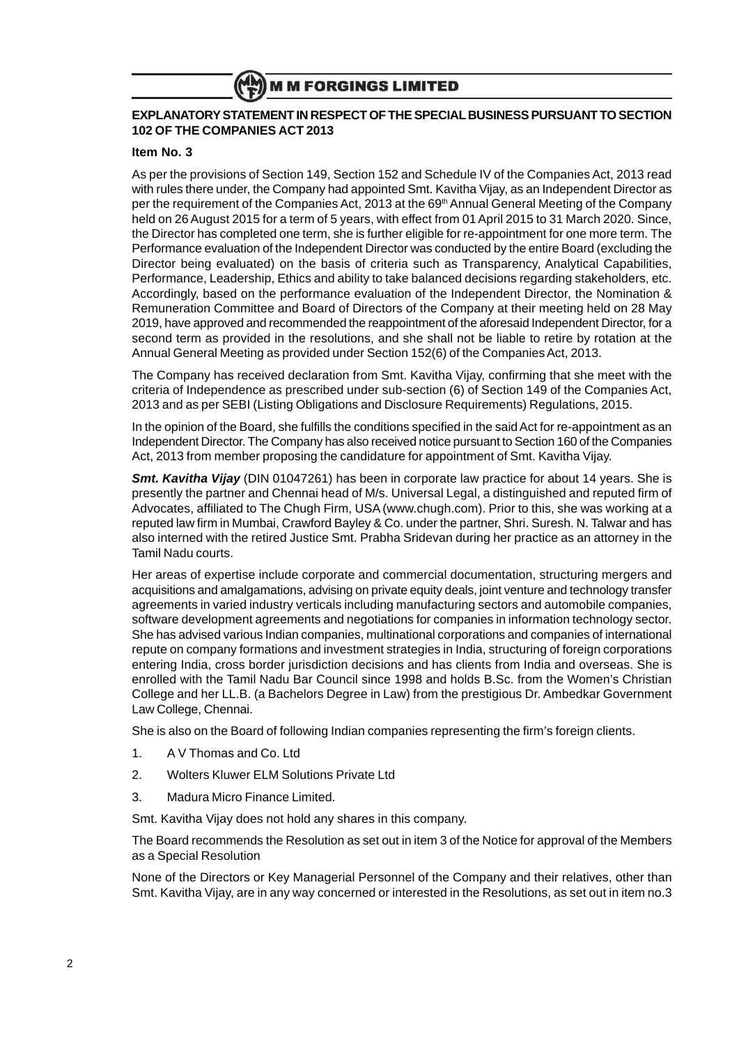## EXPLANATORY STATEMENT IN RESPECT OF THE SPECIAL BUSINESS PURSUANT TO SECTION 102 OF THE COMPANIES ACT 2013

### Item No. 3

As per the provisions of Section 149, Section 152 and Schedule IV of the Companies Act, 2013 read with rules there under, the Company had appointed Smt. Kavitha Vijay, as an Independent Director as per the requirement of the Companies Act, 2013 at the 69th Annual General Meeting of the Company held on 26 August 2015 for a term of 5 years, with effect from 01 April 2015 to 31 March 2020. Since, the Director has completed one term, she is further eligible for re-appointment for one more term. The Performance evaluation of the Independent Director was conducted by the entire Board (excluding the Director being evaluated) on the basis of criteria such as Transparency, Analytical Capabilities, Performance, Leadership, Ethics and ability to take balanced decisions regarding stakeholders, etc. Accordingly, based on the performance evaluation of the Independent Director, the Nomination & Remuneration Committee and Board of Directors of the Company at their meeting held on 28 May 2019, have approved and recommended the reappointment of the aforesaid Independent Director, for a second term as provided in the resolutions, and she shall not be liable to retire by rotation at the Annual General Meeting as provided under Section 152(6) of the Companies Act, 2013.

The Company has received declaration from Smt. Kavitha Vijay, confirming that she meet with the criteria of Independence as prescribed under sub-section (6) of Section 149 of the Companies Act, 2013 and as per SEBI (Listing Obligations and Disclosure Requirements) Regulations, 2015.

In the opinion of the Board, she fulfills the conditions specified in the said Act for re-appointment as an Independent Director. The Company has also received notice pursuant to Section 160 of the Companies Act, 2013 from member proposing the candidature for appointment of Smt. Kavitha Vijay.

***Smt. Kavitha Vijay*** (DIN 01047261) has been in corporate law practice for about 14 years. She is presently the partner and Chennai head of M/s. Universal Legal, a distinguished and reputed firm of Advocates, affiliated to The Chugh Firm, USA (www.chugh.com). Prior to this, she was working at a reputed law firm in Mumbai, Crawford Bayley & Co. under the partner, Shri. Suresh. N. Talwar and has also interned with the retired Justice Smt. Prabha Sridevan during her practice as an attorney in the Tamil Nadu courts.

Her areas of expertise include corporate and commercial documentation, structuring mergers and acquisitions and amalgamations, advising on private equity deals, joint venture and technology transfer agreements in varied industry verticals including manufacturing sectors and automobile companies, software development agreements and negotiations for companies in information technology sector. She has advised various Indian companies, multinational corporations and companies of international repute on company formations and investment strategies in India, structuring of foreign corporations entering India, cross border jurisdiction decisions and has clients from India and overseas. She is enrolled with the Tamil Nadu Bar Council since 1998 and holds B.Sc. from the Women's Christian College and her LL.B. (a Bachelors Degree in Law) from the prestigious Dr. Ambedkar Government Law College, Chennai.

She is also on the Board of following Indian companies representing the firm's foreign clients.

1. A V Thomas and Co. Ltd
2. Wolters Kluwer ELM Solutions Private Ltd
3. Madura Micro Finance Limited.

Smt. Kavitha Vijay does not hold any shares in this company.

The Board recommends the Resolution as set out in item 3 of the Notice for approval of the Members as a Special Resolution

None of the Directors or Key Managerial Personnel of the Company and their relatives, other than Smt. Kavitha Vijay, are in any way concerned or interested in the Resolutions, as set out in item no.3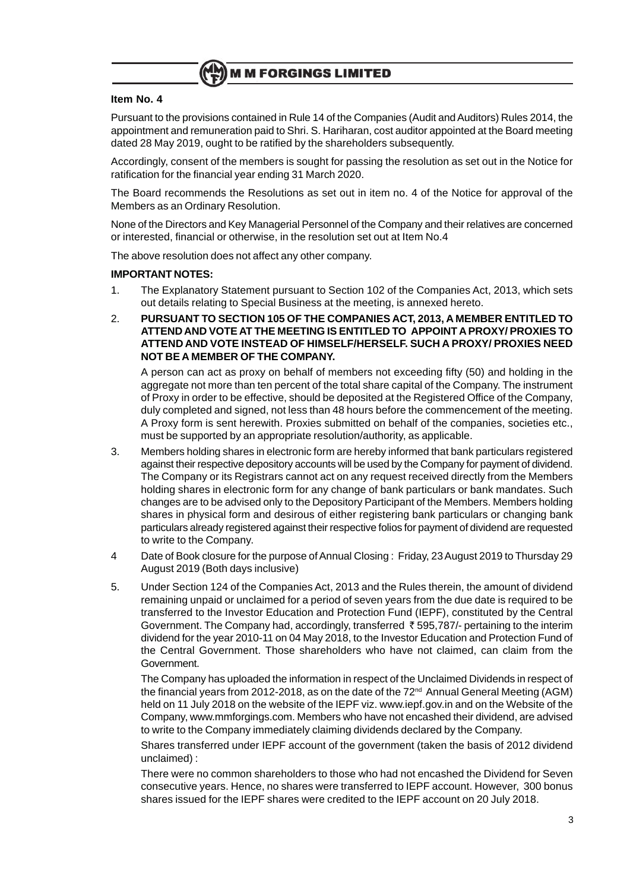**Item No. 4**

Pursuant to the provisions contained in Rule 14 of the Companies (Audit and Auditors) Rules 2014, the appointment and remuneration paid to Shri. S. Hariharan, cost auditor appointed at the Board meeting dated 28 May 2019, ought to be ratified by the shareholders subsequently.

Accordingly, consent of the members is sought for passing the resolution as set out in the Notice for ratification for the financial year ending 31 March 2020.

The Board recommends the Resolutions as set out in item no. 4 of the Notice for approval of the Members as an Ordinary Resolution.

None of the Directors and Key Managerial Personnel of the Company and their relatives are concerned or interested, financial or otherwise, in the resolution set out at Item No.4

The above resolution does not affect any other company.

**IMPORTANT NOTES:**

1. The Explanatory Statement pursuant to Section 102 of the Companies Act, 2013, which sets out details relating to Special Business at the meeting, is annexed hereto.
2. **PURSUANT TO SECTION 105 OF THE COMPANIES ACT, 2013, A MEMBER ENTITLED TO ATTEND AND VOTE AT THE MEETING IS ENTITLED TO APPOINT A PROXY/ PROXIES TO ATTEND AND VOTE INSTEAD OF HIMSELF/HERSELF. SUCH A PROXY/ PROXIES NEED NOT BE A MEMBER OF THE COMPANY.**

   A person can act as proxy on behalf of members not exceeding fifty (50) and holding in the aggregate not more than ten percent of the total share capital of the Company. The instrument of Proxy in order to be effective, should be deposited at the Registered Office of the Company, duly completed and signed, not less than 48 hours before the commencement of the meeting. A Proxy form is sent herewith. Proxies submitted on behalf of the companies, societies etc., must be supported by an appropriate resolution/authority, as applicable.
3. Members holding shares in electronic form are hereby informed that bank particulars registered against their respective depository accounts will be used by the Company for payment of dividend. The Company or its Registrars cannot act on any request received directly from the Members holding shares in electronic form for any change of bank particulars or bank mandates. Such changes are to be advised only to the Depository Participant of the Members. Members holding shares in physical form and desirous of either registering bank particulars or changing bank particulars already registered against their respective folios for payment of dividend are requested to write to the Company.
4. Date of Book closure for the purpose of Annual Closing : Friday, 23 August 2019 to Thursday 29 August 2019 (Both days inclusive)
5. Under Section 124 of the Companies Act, 2013 and the Rules therein, the amount of dividend remaining unpaid or unclaimed for a period of seven years from the due date is required to be transferred to the Investor Education and Protection Fund (IEPF), constituted by the Central Government. The Company had, accordingly, transferred ₹ 595,787/- pertaining to the interim dividend for the year 2010-11 on 04 May 2018, to the Investor Education and Protection Fund of the Central Government. Those shareholders who have not claimed, can claim from the Government.

   The Company has uploaded the information in respect of the Unclaimed Dividends in respect of the financial years from 2012-2018, as on the date of the 72nd Annual General Meeting (AGM) held on 11 July 2018 on the website of the IEPF viz. www.iepf.gov.in and on the Website of the Company, www.mmforgings.com. Members who have not encashed their dividend, are advised to write to the Company immediately claiming dividends declared by the Company.

   Shares transferred under IEPF account of the government (taken the basis of 2012 dividend unclaimed) :

   There were no common shareholders to those who had not encashed the Dividend for Seven consecutive years. Hence, no shares were transferred to IEPF account. However, 300 bonus shares issued for the IEPF shares were credited to the IEPF account on 20 July 2018.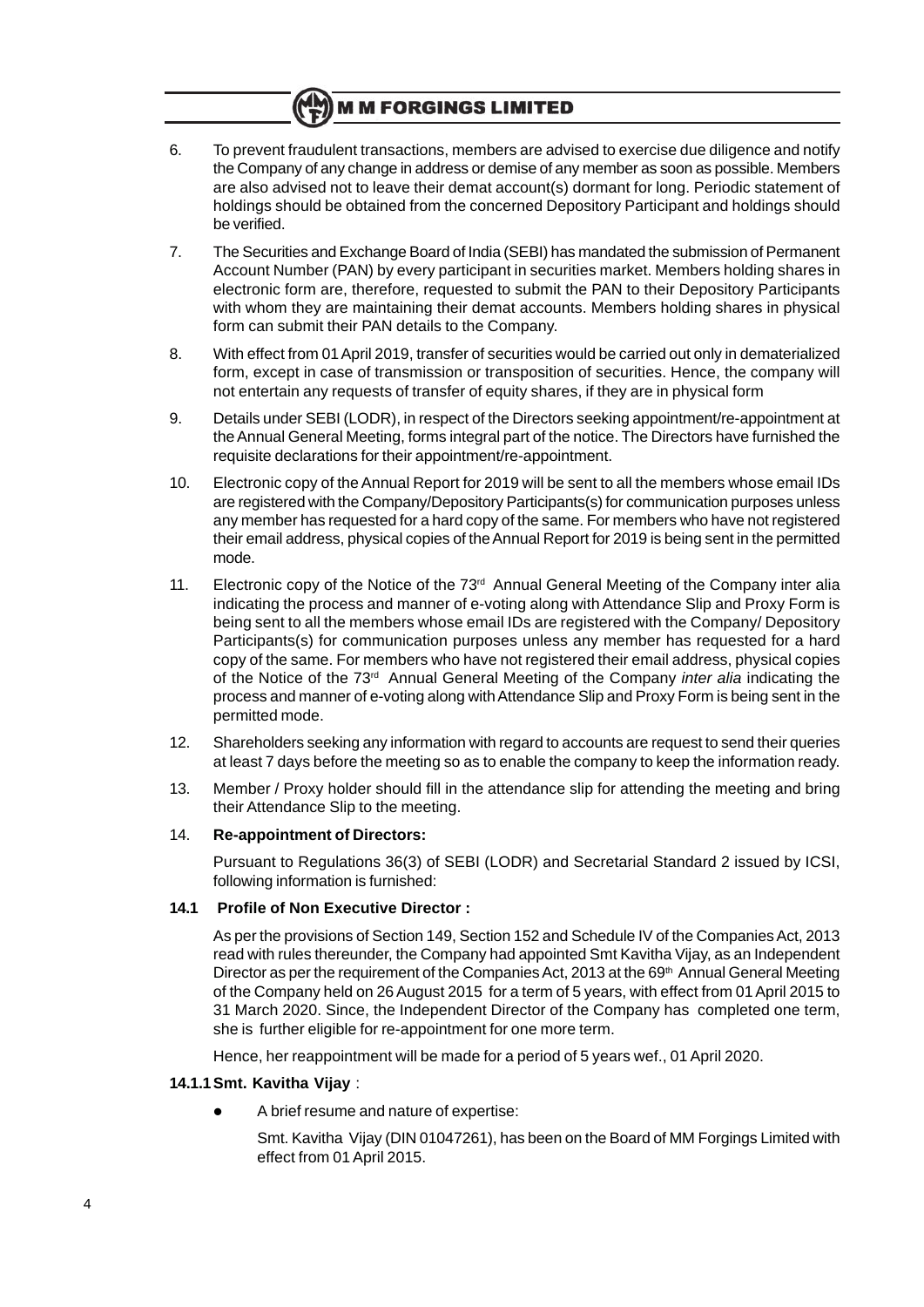6. To prevent fraudulent transactions, members are advised to exercise due diligence and notify the Company of any change in address or demise of any member as soon as possible. Members are also advised not to leave their demat account(s) dormant for long. Periodic statement of holdings should be obtained from the concerned Depository Participant and holdings should be verified.

7. The Securities and Exchange Board of India (SEBI) has mandated the submission of Permanent Account Number (PAN) by every participant in securities market. Members holding shares in electronic form are, therefore, requested to submit the PAN to their Depository Participants with whom they are maintaining their demat accounts. Members holding shares in physical form can submit their PAN details to the Company.

8. With effect from 01 April 2019, transfer of securities would be carried out only in dematerialized form, except in case of transmission or transposition of securities. Hence, the company will not entertain any requests of transfer of equity shares, if they are in physical form

9. Details under SEBI (LODR), in respect of the Directors seeking appointment/re-appointment at the Annual General Meeting, forms integral part of the notice. The Directors have furnished the requisite declarations for their appointment/re-appointment.

10. Electronic copy of the Annual Report for 2019 will be sent to all the members whose email IDs are registered with the Company/Depository Participants(s) for communication purposes unless any member has requested for a hard copy of the same. For members who have not registered their email address, physical copies of the Annual Report for 2019 is being sent in the permitted mode.

11. Electronic copy of the Notice of the 73rd Annual General Meeting of the Company inter alia indicating the process and manner of e-voting along with Attendance Slip and Proxy Form is being sent to all the members whose email IDs are registered with the Company/ Depository Participants(s) for communication purposes unless any member has requested for a hard copy of the same. For members who have not registered their email address, physical copies of the Notice of the 73rd Annual General Meeting of the Company *inter alia* indicating the process and manner of e-voting along with Attendance Slip and Proxy Form is being sent in the permitted mode.

12. Shareholders seeking any information with regard to accounts are request to send their queries at least 7 days before the meeting so as to enable the company to keep the information ready.

13. Member / Proxy holder should fill in the attendance slip for attending the meeting and bring their Attendance Slip to the meeting.

14. **Re-appointment of Directors:**

    Pursuant to Regulations 36(3) of SEBI (LODR) and Secretarial Standard 2 issued by ICSI, following information is furnished:

**14.1 Profile of Non Executive Director :**

As per the provisions of Section 149, Section 152 and Schedule IV of the Companies Act, 2013 read with rules thereunder, the Company had appointed Smt Kavitha Vijay, as an Independent Director as per the requirement of the Companies Act, 2013 at the 69th Annual General Meeting of the Company held on 26 August 2015 for a term of 5 years, with effect from 01 April 2015 to 31 March 2020. Since, the Independent Director of the Company has completed one term, she is further eligible for re-appointment for one more term.

Hence, her reappointment will be made for a period of 5 years wef., 01 April 2020.

**14.1.1 Smt. Kavitha Vijay** :

- A brief resume and nature of expertise:

  Smt. Kavitha Vijay (DIN 01047261), has been on the Board of MM Forgings Limited with effect from 01 April 2015.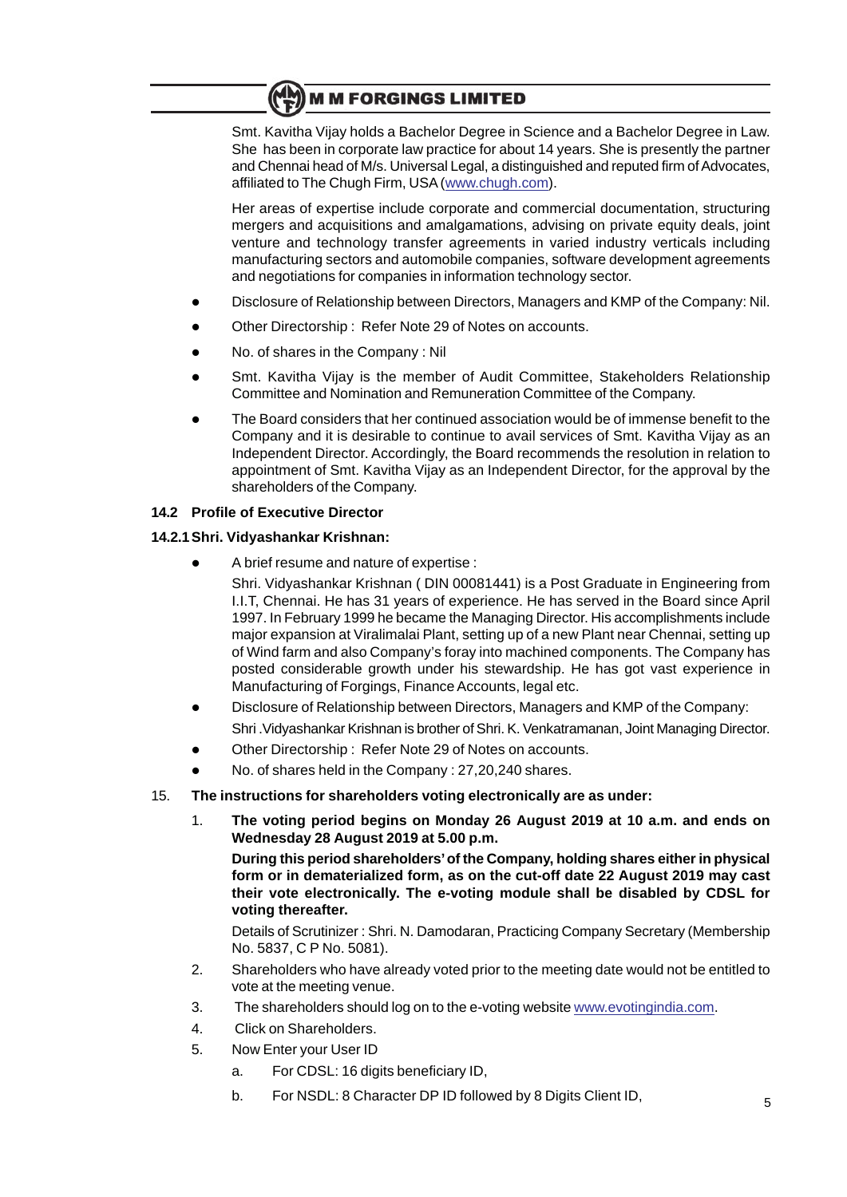Smt. Kavitha Vijay holds a Bachelor Degree in Science and a Bachelor Degree in Law. She has been in corporate law practice for about 14 years. She is presently the partner and Chennai head of M/s. Universal Legal, a distinguished and reputed firm of Advocates, affiliated to The Chugh Firm, USA (www.chugh.com).

Her areas of expertise include corporate and commercial documentation, structuring mergers and acquisitions and amalgamations, advising on private equity deals, joint venture and technology transfer agreements in varied industry verticals including manufacturing sectors and automobile companies, software development agreements and negotiations for companies in information technology sector.

- Disclosure of Relationship between Directors, Managers and KMP of the Company: Nil.
- Other Directorship : Refer Note 29 of Notes on accounts.
- No. of shares in the Company : Nil
- Smt. Kavitha Vijay is the member of Audit Committee, Stakeholders Relationship Committee and Nomination and Remuneration Committee of the Company.
- The Board considers that her continued association would be of immense benefit to the Company and it is desirable to continue to avail services of Smt. Kavitha Vijay as an Independent Director. Accordingly, the Board recommends the resolution in relation to appointment of Smt. Kavitha Vijay as an Independent Director, for the approval by the shareholders of the Company.

**14.2 Profile of Executive Director**

**14.2.1 Shri. Vidyashankar Krishnan:**

- A brief resume and nature of expertise :

  Shri. Vidyashankar Krishnan ( DIN 00081441) is a Post Graduate in Engineering from I.I.T, Chennai. He has 31 years of experience. He has served in the Board since April 1997. In February 1999 he became the Managing Director. His accomplishments include major expansion at Viralimalai Plant, setting up of a new Plant near Chennai, setting up of Wind farm and also Company's foray into machined components. The Company has posted considerable growth under his stewardship. He has got vast experience in Manufacturing of Forgings, Finance Accounts, legal etc.
- Disclosure of Relationship between Directors, Managers and KMP of the Company:

  Shri .Vidyashankar Krishnan is brother of Shri. K. Venkatramanan, Joint Managing Director.
- Other Directorship : Refer Note 29 of Notes on accounts.
- No. of shares held in the Company : 27,20,240 shares.

15. **The instructions for shareholders voting electronically are as under:**

    1. **The voting period begins on Monday 26 August 2019 at 10 a.m. and ends on Wednesday 28 August 2019 at 5.00 p.m.**

       **During this period shareholders' of the Company, holding shares either in physical form or in dematerialized form, as on the cut-off date 22 August 2019 may cast their vote electronically. The e-voting module shall be disabled by CDSL for voting thereafter.**

       Details of Scrutinizer : Shri. N. Damodaran, Practicing Company Secretary (Membership No. 5837, C P No. 5081).
    2. Shareholders who have already voted prior to the meeting date would not be entitled to vote at the meeting venue.
    3. The shareholders should log on to the e-voting website www.evotingindia.com.
    4. Click on Shareholders.
    5. Now Enter your User ID
       a. For CDSL: 16 digits beneficiary ID,
       b. For NSDL: 8 Character DP ID followed by 8 Digits Client ID,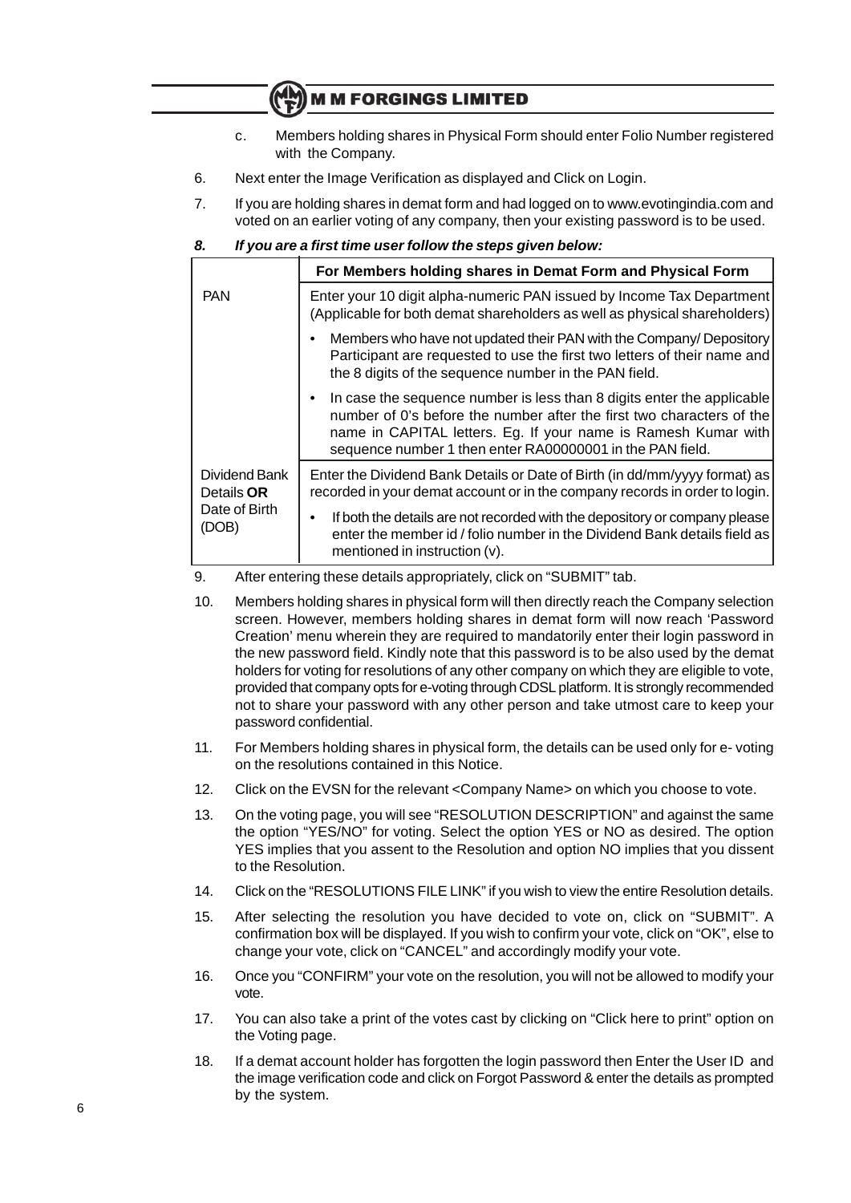c. Members holding shares in Physical Form should enter Folio Number registered with the Company.

6. Next enter the Image Verification as displayed and Click on Login.

7. If you are holding shares in demat form and had logged on to www.evotingindia.com and voted on an earlier voting of any company, then your existing password is to be used.

***8. If you are a first time user follow the steps given below:***

| | For Members holding shares in Demat Form and Physical Form |
|---|---|
| PAN | Enter your 10 digit alpha-numeric PAN issued by Income Tax Department (Applicable for both demat shareholders as well as physical shareholders) |
| | • Members who have not updated their PAN with the Company/ Depository Participant are requested to use the first two letters of their name and the 8 digits of the sequence number in the PAN field. |
| | • In case the sequence number is less than 8 digits enter the applicable number of 0's before the number after the first two characters of the name in CAPITAL letters. Eg. If your name is Ramesh Kumar with sequence number 1 then enter RA00000001 in the PAN field. |
| Dividend Bank Details **OR** Date of Birth (DOB) | Enter the Dividend Bank Details or Date of Birth (in dd/mm/yyyy format) as recorded in your demat account or in the company records in order to login. |
| | • If both the details are not recorded with the depository or company please enter the member id / folio number in the Dividend Bank details field as mentioned in instruction (v). |

9. After entering these details appropriately, click on "SUBMIT" tab.

10. Members holding shares in physical form will then directly reach the Company selection screen. However, members holding shares in demat form will now reach 'Password Creation' menu wherein they are required to mandatorily enter their login password in the new password field. Kindly note that this password is to be also used by the demat holders for voting for resolutions of any other company on which they are eligible to vote, provided that company opts for e-voting through CDSL platform. It is strongly recommended not to share your password with any other person and take utmost care to keep your password confidential.

11. For Members holding shares in physical form, the details can be used only for e- voting on the resolutions contained in this Notice.

12. Click on the EVSN for the relevant <Company Name> on which you choose to vote.

13. On the voting page, you will see "RESOLUTION DESCRIPTION" and against the same the option "YES/NO" for voting. Select the option YES or NO as desired. The option YES implies that you assent to the Resolution and option NO implies that you dissent to the Resolution.

14. Click on the "RESOLUTIONS FILE LINK" if you wish to view the entire Resolution details.

15. After selecting the resolution you have decided to vote on, click on "SUBMIT". A confirmation box will be displayed. If you wish to confirm your vote, click on "OK", else to change your vote, click on "CANCEL" and accordingly modify your vote.

16. Once you "CONFIRM" your vote on the resolution, you will not be allowed to modify your vote.

17. You can also take a print of the votes cast by clicking on "Click here to print" option on the Voting page.

18. If a demat account holder has forgotten the login password then Enter the User ID and the image verification code and click on Forgot Password & enter the details as prompted by the system.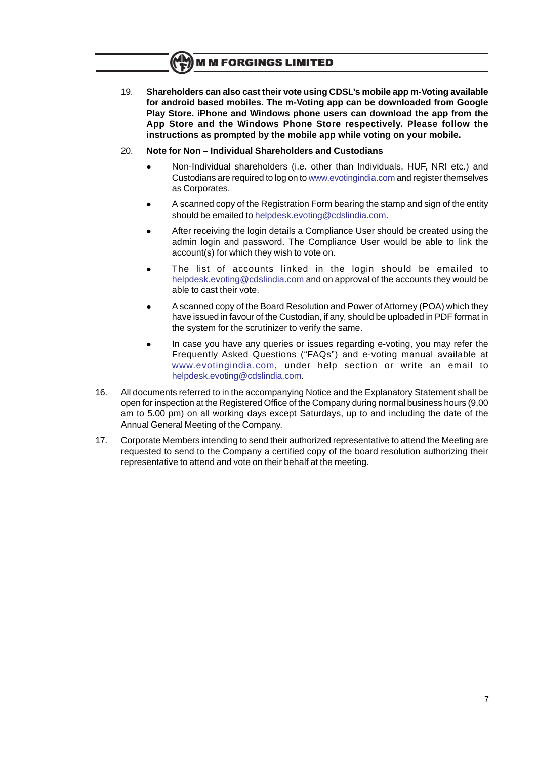19. **Shareholders can also cast their vote using CDSL's mobile app m-Voting available for android based mobiles. The m-Voting app can be downloaded from Google Play Store. iPhone and Windows phone users can download the app from the App Store and the Windows Phone Store respectively. Please follow the instructions as prompted by the mobile app while voting on your mobile.**

20. **Note for Non – Individual Shareholders and Custodians**

    - Non-Individual shareholders (i.e. other than Individuals, HUF, NRI etc.) and Custodians are required to log on to www.evotingindia.com and register themselves as Corporates.
    - A scanned copy of the Registration Form bearing the stamp and sign of the entity should be emailed to helpdesk.evoting@cdslindia.com.
    - After receiving the login details a Compliance User should be created using the admin login and password. The Compliance User would be able to link the account(s) for which they wish to vote on.
    - The list of accounts linked in the login should be emailed to helpdesk.evoting@cdslindia.com and on approval of the accounts they would be able to cast their vote.
    - A scanned copy of the Board Resolution and Power of Attorney (POA) which they have issued in favour of the Custodian, if any, should be uploaded in PDF format in the system for the scrutinizer to verify the same.
    - In case you have any queries or issues regarding e-voting, you may refer the Frequently Asked Questions ("FAQs") and e-voting manual available at www.evotingindia.com, under help section or write an email to helpdesk.evoting@cdslindia.com.

16. All documents referred to in the accompanying Notice and the Explanatory Statement shall be open for inspection at the Registered Office of the Company during normal business hours (9.00 am to 5.00 pm) on all working days except Saturdays, up to and including the date of the Annual General Meeting of the Company.

17. Corporate Members intending to send their authorized representative to attend the Meeting are requested to send to the Company a certified copy of the board resolution authorizing their representative to attend and vote on their behalf at the meeting.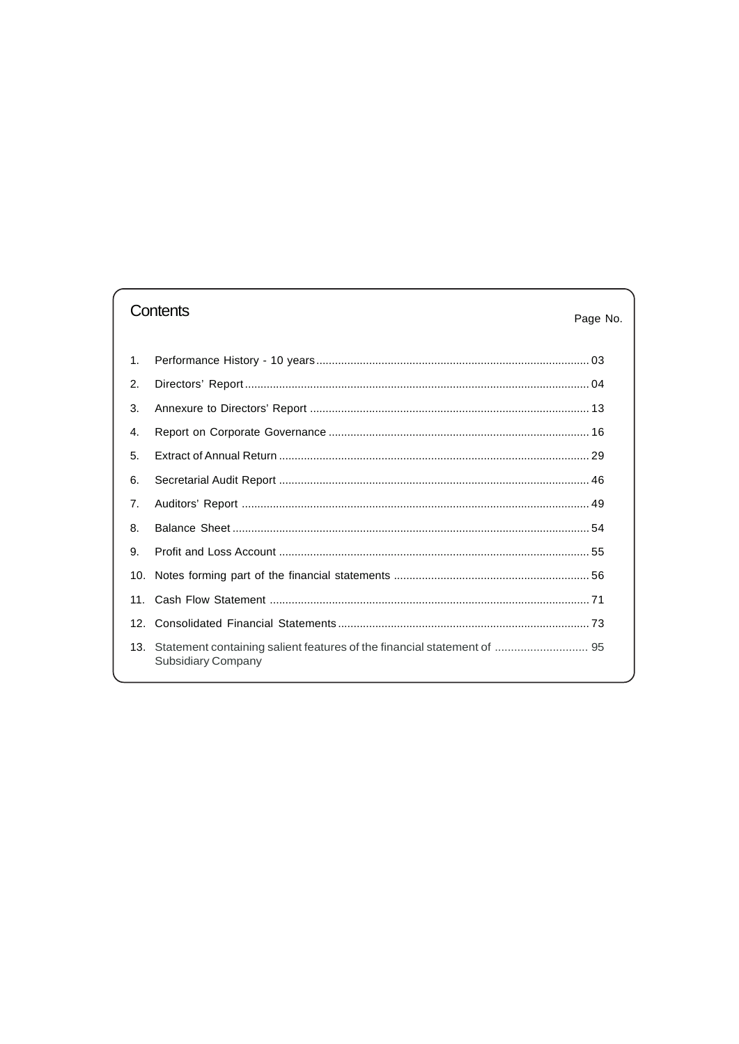## Contents

| | | Page No. |
|---|---|---|
| 1. | Performance History - 10 years | 03 |
| 2. | Directors' Report | 04 |
| 3. | Annexure to Directors' Report | 13 |
| 4. | Report on Corporate Governance | 16 |
| 5. | Extract of Annual Return | 29 |
| 6. | Secretarial Audit Report | 46 |
| 7. | Auditors' Report | 49 |
| 8. | Balance Sheet | 54 |
| 9. | Profit and Loss Account | 55 |
| 10. | Notes forming part of the financial statements | 56 |
| 11. | Cash Flow Statement | 71 |
| 12. | Consolidated Financial Statements | 73 |
| 13. | Statement containing salient features of the financial statement of Subsidiary Company | 95 |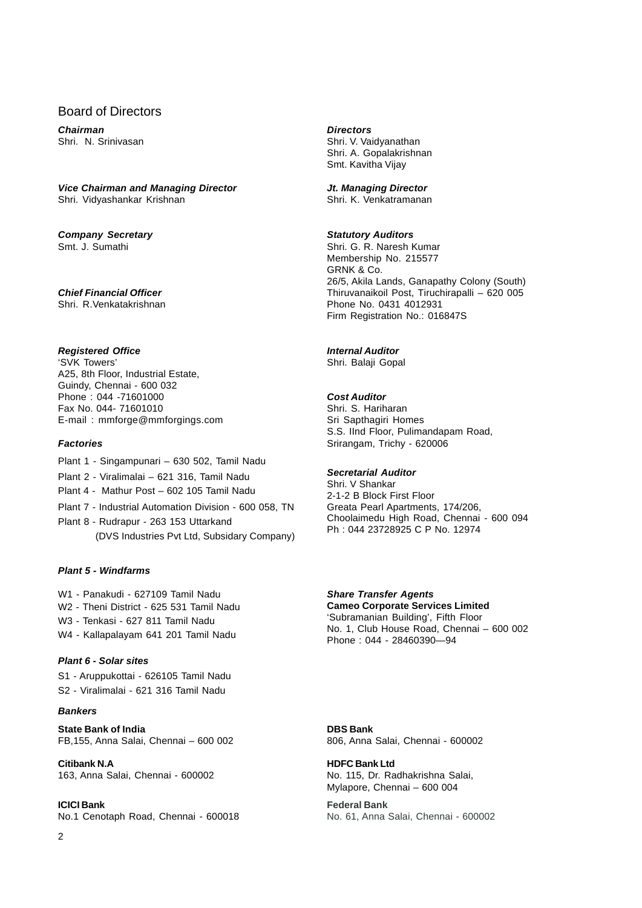# Board of Directors

***Chairman***
Shri. N. Srinivasan

***Vice Chairman and Managing Director***
Shri. Vidyashankar Krishnan

***Company Secretary***
Smt. J. Sumathi

***Chief Financial Officer***
Shri. R.Venkatakrishnan

***Directors***
Shri. V. Vaidyanathan
Shri. A. Gopalakrishnan
Smt. Kavitha Vijay

***Jt. Managing Director***
Shri. K. Venkatramanan

***Statutory Auditors***
Shri. G. R. Naresh Kumar
Membership No. 215577
GRNK & Co.
26/5, Akila Lands, Ganapathy Colony (South)
Thiruvanaikoil Post, Tiruchirapalli – 620 005
Phone No. 0431 4012931
Firm Registration No.: 016847S

***Registered Office***
'SVK Towers'
A25, 8th Floor, Industrial Estate,
Guindy, Chennai - 600 032
Phone : 044 -71601000
Fax No. 044- 71601010
E-mail : mmforge@mmforgings.com

***Internal Auditor***
Shri. Balaji Gopal

***Cost Auditor***
Shri. S. Hariharan
Sri Sapthagiri Homes
S.S. IInd Floor, Pulimandapam Road,
Srirangam, Trichy - 620006

***Factories***

Plant 1 - Singampunari – 630 502, Tamil Nadu
Plant 2 - Viralimalai – 621 316, Tamil Nadu
Plant 4 - Mathur Post – 602 105 Tamil Nadu
Plant 7 - Industrial Automation Division - 600 058, TN
Plant 8 - Rudrapur - 263 153 Uttarkand
(DVS Industries Pvt Ltd, Subsidary Company)

***Secretarial Auditor***
Shri. V Shankar
2-1-2 B Block First Floor
Greata Pearl Apartments, 174/206,
Choolaimedu High Road, Chennai - 600 094
Ph : 044 23728925 C P No. 12974

***Plant 5 - Windfarms***

W1 - Panakudi - 627109 Tamil Nadu
W2 - Theni District - 625 531 Tamil Nadu
W3 - Tenkasi - 627 811 Tamil Nadu
W4 - Kallapalayam 641 201 Tamil Nadu

***Share Transfer Agents***
**Cameo Corporate Services Limited**
'Subramanian Building', Fifth Floor
No. 1, Club House Road, Chennai – 600 002
Phone : 044 - 28460390—94

***Plant 6 - Solar sites***

S1 - Aruppukottai - 626105 Tamil Nadu
S2 - Viralimalai - 621 316 Tamil Nadu

***Bankers***

**State Bank of India**
FB,155, Anna Salai, Chennai – 600 002

**Citibank N.A**
163, Anna Salai, Chennai - 600002

**ICICI Bank**
No.1 Cenotaph Road, Chennai - 600018

**DBS Bank**
806, Anna Salai, Chennai - 600002

**HDFC Bank Ltd**
No. 115, Dr. Radhakrishna Salai,
Mylapore, Chennai – 600 004

**Federal Bank**
No. 61, Anna Salai, Chennai - 600002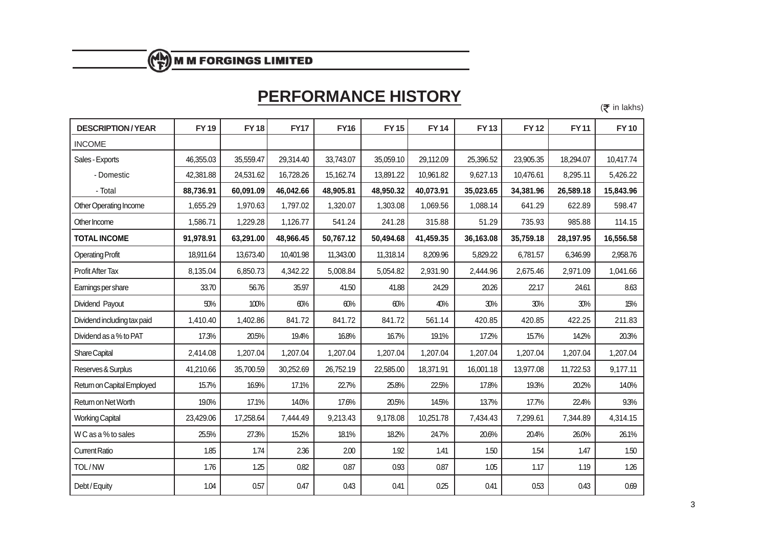## PERFORMANCE HISTORY

(₹ in lakhs)

| DESCRIPTION / YEAR | FY 19 | FY 18 | FY17 | FY16 | FY 15 | FY 14 | FY 13 | FY 12 | FY 11 | FY 10 |
|---|---|---|---|---|---|---|---|---|---|---|
| INCOME | | | | | | | | | | |
| Sales - Exports | 46,355.03 | 35,559.47 | 29,314.40 | 33,743.07 | 35,059.10 | 29,112.09 | 25,396.52 | 23,905.35 | 18,294.07 | 10,417.74 |
| - Domestic | 42,381.88 | 24,531.62 | 16,728.26 | 15,162.74 | 13,891.22 | 10,961.82 | 9,627.13 | 10,476.61 | 8,295.11 | 5,426.22 |
| - Total | **88,736.91** | **60,091.09** | **46,042.66** | **48,905.81** | **48,950.32** | **40,073.91** | **35,023.65** | **34,381.96** | **26,589.18** | **15,843.96** |
| Other Operating Income | 1,655.29 | 1,970.63 | 1,797.02 | 1,320.07 | 1,303.08 | 1,069.56 | 1,088.14 | 641.29 | 622.89 | 598.47 |
| Other Income | 1,586.71 | 1,229.28 | 1,126.77 | 541.24 | 241.28 | 315.88 | 51.29 | 735.93 | 985.88 | 114.15 |
| **TOTAL INCOME** | **91,978.91** | **63,291.00** | **48,966.45** | **50,767.12** | **50,494.68** | **41,459.35** | **36,163.08** | **35,759.18** | **28,197.95** | **16,556.58** |
| Operating Profit | 18,911.64 | 13,673.40 | 10,401.98 | 11,343.00 | 11,318.14 | 8,209.96 | 5,829.22 | 6,781.57 | 6,346.99 | 2,958.76 |
| Profit After Tax | 8,135.04 | 6,850.73 | 4,342.22 | 5,008.84 | 5,054.82 | 2,931.90 | 2,444.96 | 2,675.46 | 2,971.09 | 1,041.66 |
| Earnings per share | 33.70 | 56.76 | 35.97 | 41.50 | 41.88 | 24.29 | 20.26 | 22.17 | 24.61 | 8.63 |
| Dividend Payout | 50% | 100% | 60% | 60% | 60% | 40% | 30% | 30% | 30% | 15% |
| Dividend including tax paid | 1,410.40 | 1,402.86 | 841.72 | 841.72 | 841.72 | 561.14 | 420.85 | 420.85 | 422.25 | 211.83 |
| Dividend as a % to PAT | 17.3% | 20.5% | 19.4% | 16.8% | 16.7% | 19.1% | 17.2% | 15.7% | 14.2% | 20.3% |
| Share Capital | 2,414.08 | 1,207.04 | 1,207.04 | 1,207.04 | 1,207.04 | 1,207.04 | 1,207.04 | 1,207.04 | 1,207.04 | 1,207.04 |
| Reserves & Surplus | 41,210.66 | 35,700.59 | 30,252.69 | 26,752.19 | 22,585.00 | 18,371.91 | 16,001.18 | 13,977.08 | 11,722.53 | 9,177.11 |
| Return on Capital Employed | 15.7% | 16.9% | 17.1% | 22.7% | 25.8% | 22.5% | 17.8% | 19.3% | 20.2% | 14.0% |
| Return on Net Worth | 19.0% | 17.1% | 14.0% | 17.6% | 20.5% | 14.5% | 13.7% | 17.7% | 22.4% | 9.3% |
| Working Capital | 23,429.06 | 17,258.64 | 7,444.49 | 9,213.43 | 9,178.08 | 10,251.78 | 7,434.43 | 7,299.61 | 7,344.89 | 4,314.15 |
| W C as a % to sales | 25.5% | 27.3% | 15.2% | 18.1% | 18.2% | 24.7% | 20.6% | 20.4% | 26.0% | 26.1% |
| Current Ratio | 1.85 | 1.74 | 2.36 | 2.00 | 1.92 | 1.41 | 1.50 | 1.54 | 1.47 | 1.50 |
| TOL / NW | 1.76 | 1.25 | 0.82 | 0.87 | 0.93 | 0.87 | 1.05 | 1.17 | 1.19 | 1.26 |
| Debt / Equity | 1.04 | 0.57 | 0.47 | 0.43 | 0.41 | 0.25 | 0.41 | 0.53 | 0.43 | 0.69 |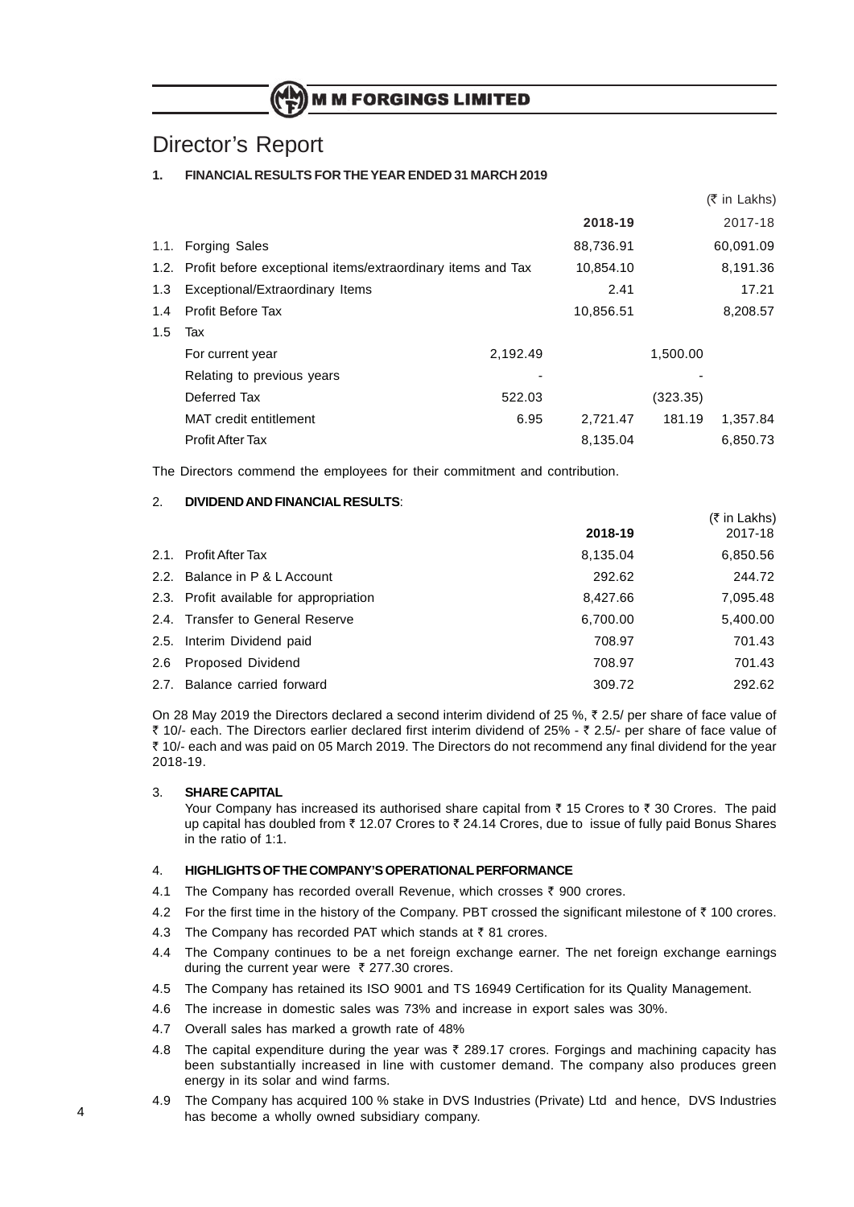# Director's Report

## 1. FINANCIAL RESULTS FOR THE YEAR ENDED 31 MARCH 2019

(₹ in Lakhs)

| | | | 2018-19 | | 2017-18 |
|---|---|---|---|---|---|
| 1.1. | Forging Sales | | 88,736.91 | | 60,091.09 |
| 1.2. | Profit before exceptional items/extraordinary items and Tax | | 10,854.10 | | 8,191.36 |
| 1.3 | Exceptional/Extraordinary Items | | 2.41 | | 17.21 |
| 1.4 | Profit Before Tax | | 10,856.51 | | 8,208.57 |
| 1.5 | Tax | | | | |
| | For current year | 2,192.49 | | 1,500.00 | |
| | Relating to previous years | - | | - | |
| | Deferred Tax | 522.03 | | (323.35) | |
| | MAT credit entitlement | 6.95 | 2,721.47 | 181.19 | 1,357.84 |
| | Profit After Tax | | 8,135.04 | | 6,850.73 |

The Directors commend the employees for their commitment and contribution.

## 2. DIVIDEND AND FINANCIAL RESULTS:

(₹ in Lakhs)

| | | 2018-19 | 2017-18 |
|---|---|---|---|
| 2.1. | Profit After Tax | 8,135.04 | 6,850.56 |
| 2.2. | Balance in P & L Account | 292.62 | 244.72 |
| 2.3. | Profit available for appropriation | 8,427.66 | 7,095.48 |
| 2.4. | Transfer to General Reserve | 6,700.00 | 5,400.00 |
| 2.5. | Interim Dividend paid | 708.97 | 701.43 |
| 2.6 | Proposed Dividend | 708.97 | 701.43 |
| 2.7. | Balance carried forward | 309.72 | 292.62 |

On 28 May 2019 the Directors declared a second interim dividend of 25 %, ₹ 2.5/ per share of face value of ₹ 10/- each. The Directors earlier declared first interim dividend of 25% - ₹ 2.5/- per share of face value of ₹ 10/- each and was paid on 05 March 2019. The Directors do not recommend any final dividend for the year 2018-19.

## 3. SHARE CAPITAL

Your Company has increased its authorised share capital from ₹ 15 Crores to ₹ 30 Crores. The paid up capital has doubled from ₹ 12.07 Crores to ₹ 24.14 Crores, due to issue of fully paid Bonus Shares in the ratio of 1:1.

## 4. HIGHLIGHTS OF THE COMPANY'S OPERATIONAL PERFORMANCE

4.1 The Company has recorded overall Revenue, which crosses ₹ 900 crores.

4.2 For the first time in the history of the Company. PBT crossed the significant milestone of ₹ 100 crores.

4.3 The Company has recorded PAT which stands at ₹ 81 crores.

4.4 The Company continues to be a net foreign exchange earner. The net foreign exchange earnings during the current year were ₹ 277.30 crores.

4.5 The Company has retained its ISO 9001 and TS 16949 Certification for its Quality Management.

4.6 The increase in domestic sales was 73% and increase in export sales was 30%.

4.7 Overall sales has marked a growth rate of 48%

4.8 The capital expenditure during the year was ₹ 289.17 crores. Forgings and machining capacity has been substantially increased in line with customer demand. The company also produces green energy in its solar and wind farms.

4.9 The Company has acquired 100 % stake in DVS Industries (Private) Ltd and hence, DVS Industries has become a wholly owned subsidiary company.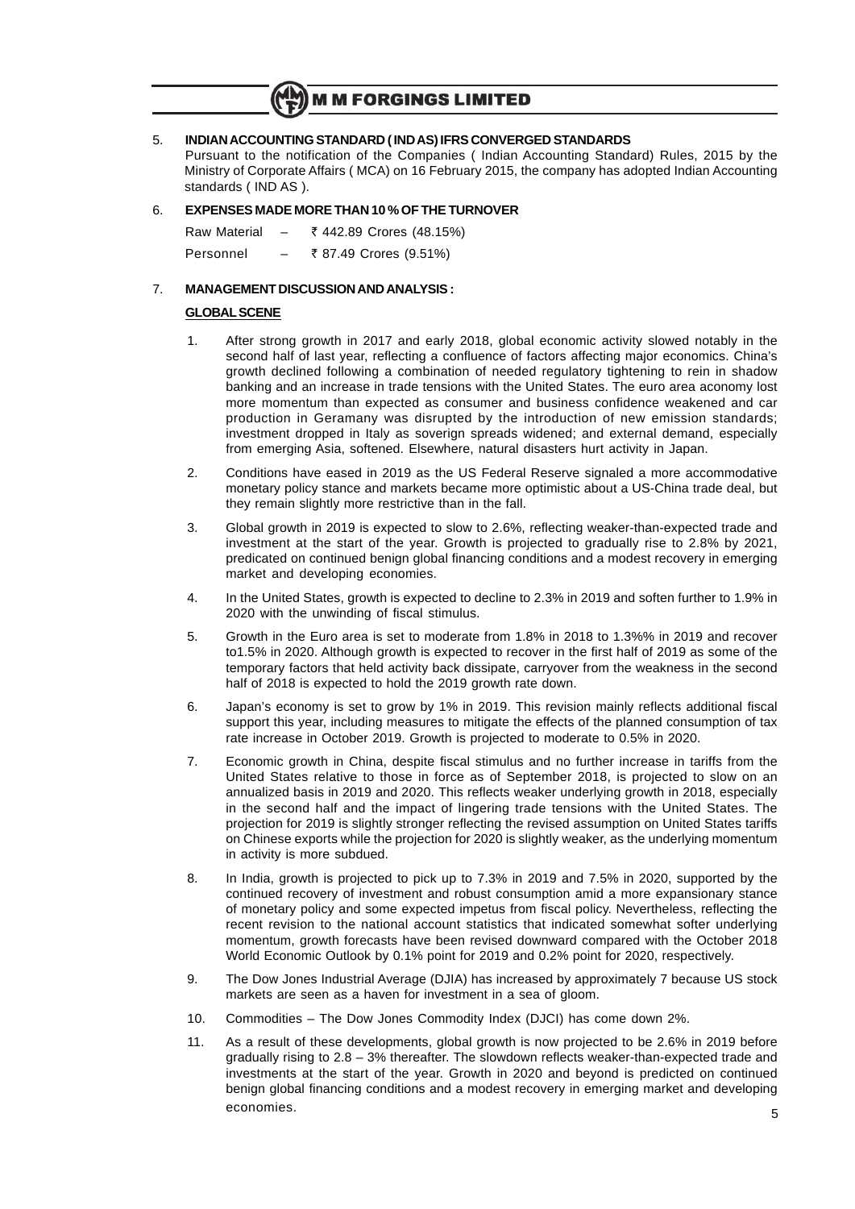5. **INDIAN ACCOUNTING STANDARD ( IND AS) IFRS CONVERGED STANDARDS**

Pursuant to the notification of the Companies ( Indian Accounting Standard) Rules, 2015 by the Ministry of Corporate Affairs ( MCA) on 16 February 2015, the company has adopted Indian Accounting standards ( IND AS ).

6. **EXPENSES MADE MORE THAN 10 % OF THE TURNOVER**

Raw Material – ₹ 442.89 Crores (48.15%)

Personnel – ₹ 87.49 Crores (9.51%)

7. **MANAGEMENT DISCUSSION AND ANALYSIS :**

**GLOBAL SCENE**

1. After strong growth in 2017 and early 2018, global economic activity slowed notably in the second half of last year, reflecting a confluence of factors affecting major economics. China's growth declined following a combination of needed regulatory tightening to rein in shadow banking and an increase in trade tensions with the United States. The euro area aconomy lost more momentum than expected as consumer and business confidence weakened and car production in Geramany was disrupted by the introduction of new emission standards; investment dropped in Italy as soverign spreads widened; and external demand, especially from emerging Asia, softened. Elsewhere, natural disasters hurt activity in Japan.

2. Conditions have eased in 2019 as the US Federal Reserve signaled a more accommodative monetary policy stance and markets became more optimistic about a US-China trade deal, but they remain slightly more restrictive than in the fall.

3. Global growth in 2019 is expected to slow to 2.6%, reflecting weaker-than-expected trade and investment at the start of the year. Growth is projected to gradually rise to 2.8% by 2021, predicated on continued benign global financing conditions and a modest recovery in emerging market and developing economies.

4. In the United States, growth is expected to decline to 2.3% in 2019 and soften further to 1.9% in 2020 with the unwinding of fiscal stimulus.

5. Growth in the Euro area is set to moderate from 1.8% in 2018 to 1.3%% in 2019 and recover to1.5% in 2020. Although growth is expected to recover in the first half of 2019 as some of the temporary factors that held activity back dissipate, carryover from the weakness in the second half of 2018 is expected to hold the 2019 growth rate down.

6. Japan's economy is set to grow by 1% in 2019. This revision mainly reflects additional fiscal support this year, including measures to mitigate the effects of the planned consumption of tax rate increase in October 2019. Growth is projected to moderate to 0.5% in 2020.

7. Economic growth in China, despite fiscal stimulus and no further increase in tariffs from the United States relative to those in force as of September 2018, is projected to slow on an annualized basis in 2019 and 2020. This reflects weaker underlying growth in 2018, especially in the second half and the impact of lingering trade tensions with the United States. The projection for 2019 is slightly stronger reflecting the revised assumption on United States tariffs on Chinese exports while the projection for 2020 is slightly weaker, as the underlying momentum in activity is more subdued.

8. In India, growth is projected to pick up to 7.3% in 2019 and 7.5% in 2020, supported by the continued recovery of investment and robust consumption amid a more expansionary stance of monetary policy and some expected impetus from fiscal policy. Nevertheless, reflecting the recent revision to the national account statistics that indicated somewhat softer underlying momentum, growth forecasts have been revised downward compared with the October 2018 World Economic Outlook by 0.1% point for 2019 and 0.2% point for 2020, respectively.

9. The Dow Jones Industrial Average (DJIA) has increased by approximately 7 because US stock markets are seen as a haven for investment in a sea of gloom.

10. Commodities – The Dow Jones Commodity Index (DJCI) has come down 2%.

11. As a result of these developments, global growth is now projected to be 2.6% in 2019 before gradually rising to 2.8 – 3% thereafter. The slowdown reflects weaker-than-expected trade and investments at the start of the year. Growth in 2020 and beyond is predicted on continued benign global financing conditions and a modest recovery in emerging market and developing economies.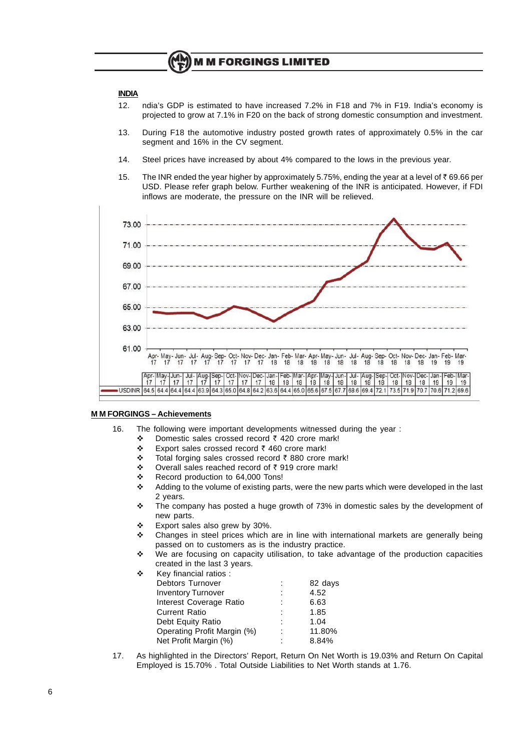**INDIA**

12. ndia's GDP is estimated to have increased 7.2% in F18 and 7% in F19. India's economy is projected to grow at 7.1% in F20 on the back of strong domestic consumption and investment.

13. During F18 the automotive industry posted growth rates of approximately 0.5% in the car segment and 16% in the CV segment.

14. Steel prices have increased by about 4% compared to the lows in the previous year.

15. The INR ended the year higher by approximately 5.75%, ending the year at a level of ₹ 69.66 per USD. Please refer graph below. Further weakening of the INR is anticipated. However, if FDI inflows are moderate, the pressure on the INR will be relieved.

| | Apr-17 | May-17 | Jun-17 | Jul-17 | Aug-17 | Sep-17 | Oct-17 | Nov-17 | Dec-17 | Jan-18 | Feb-18 | Mar-18 | Apr-18 | May-18 | Jun-18 | Jul-18 | Aug-18 | Sep-18 | Oct-18 | Nov-18 | Dec-18 | Jan-19 | Feb-19 | Mar-19 |
|---|---|---|---|---|---|---|---|---|---|---|---|---|---|---|---|---|---|---|---|---|---|---|---|---|
| USDINR | 64.5 | 64.4 | 64.4 | 64.4 | 63.9 | 64.3 | 65.0 | 64.8 | 64.2 | 63.6 | 64.4 | 65.0 | 65.6 | 67.5 | 67.7 | 68.6 | 69.4 | 72.1 | 73.5 | 71.9 | 70.7 | 70.6 | 71.2 | 69.6 |

**M M FORGINGS – Achievements**

16. The following were important developments witnessed during the year :
    - Domestic sales crossed record ₹ 420 crore mark!
    - Export sales crossed record ₹ 460 crore mark!
    - Total forging sales crossed record ₹ 880 crore mark!
    - Overall sales reached record of ₹ 919 crore mark!
    - Record production to 64,000 Tons!
    - Adding to the volume of existing parts, were the new parts which were developed in the last 2 years.
    - The company has posted a huge growth of 73% in domestic sales by the development of new parts.
    - Export sales also grew by 30%.
    - Changes in steel prices which are in line with international markets are generally being passed on to customers as is the industry practice.
    - We are focusing on capacity utilisation, to take advantage of the production capacities created in the last 3 years.
    - Key financial ratios :

| | | |
|---|---|---|
| Debtors Turnover | : | 82 days |
| Inventory Turnover | : | 4.52 |
| Interest Coverage Ratio | : | 6.63 |
| Current Ratio | : | 1.85 |
| Debt Equity Ratio | : | 1.04 |
| Operating Profit Margin (%) | : | 11.80% |
| Net Profit Margin (%) | : | 8.84% |

17. As highlighted in the Directors' Report, Return On Net Worth is 19.03% and Return On Capital Employed is 15.70% . Total Outside Liabilities to Net Worth stands at 1.76.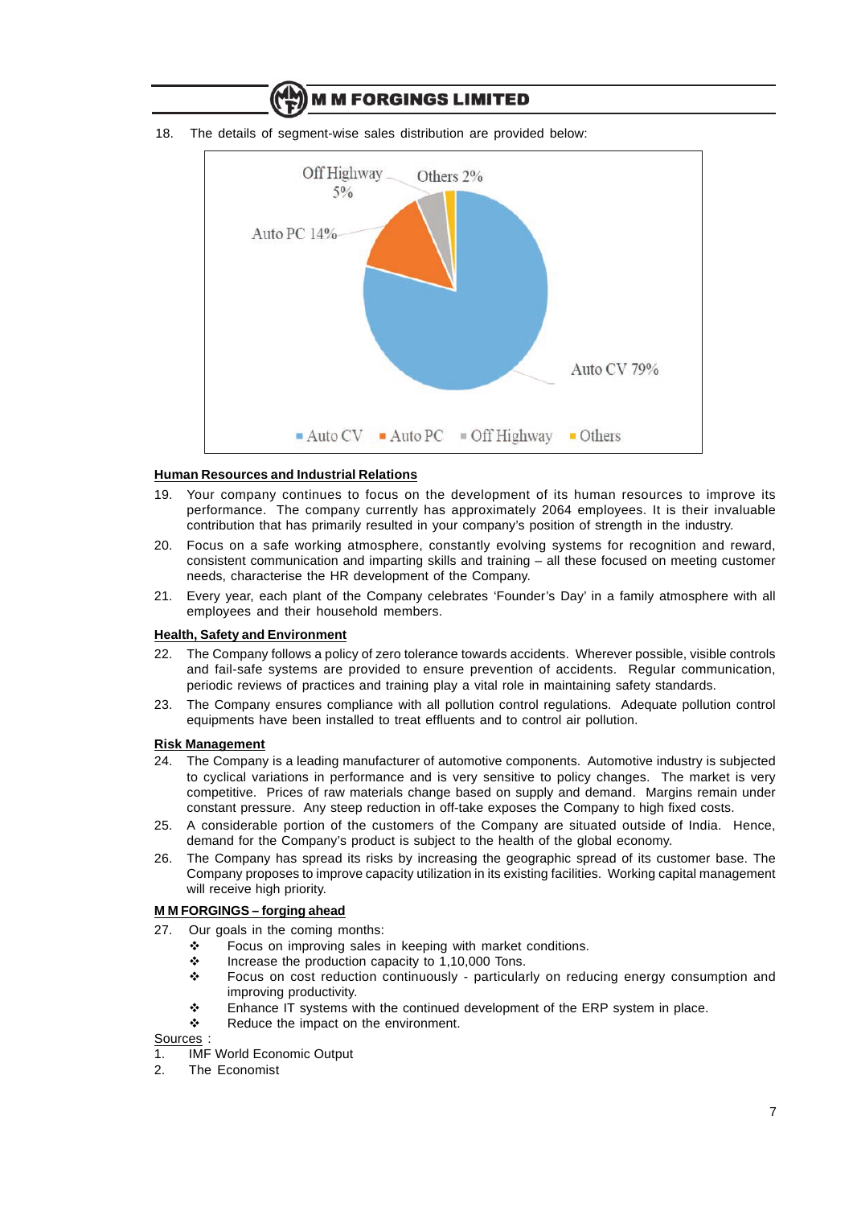18. The details of segment-wise sales distribution are provided below:

Off Highway 5%

Others 2%

Auto PC 14%

Auto CV 79%

■ Auto CV ■ Auto PC ■ Off Highway ■ Others

**Human Resources and Industrial Relations**

19. Your company continues to focus on the development of its human resources to improve its performance. The company currently has approximately 2064 employees. It is their invaluable contribution that has primarily resulted in your company's position of strength in the industry.

20. Focus on a safe working atmosphere, constantly evolving systems for recognition and reward, consistent communication and imparting skills and training – all these focused on meeting customer needs, characterise the HR development of the Company.

21. Every year, each plant of the Company celebrates 'Founder's Day' in a family atmosphere with all employees and their household members.

**Health, Safety and Environment**

22. The Company follows a policy of zero tolerance towards accidents. Wherever possible, visible controls and fail-safe systems are provided to ensure prevention of accidents. Regular communication, periodic reviews of practices and training play a vital role in maintaining safety standards.

23. The Company ensures compliance with all pollution control regulations. Adequate pollution control equipments have been installed to treat effluents and to control air pollution.

**Risk Management**

24. The Company is a leading manufacturer of automotive components. Automotive industry is subjected to cyclical variations in performance and is very sensitive to policy changes. The market is very competitive. Prices of raw materials change based on supply and demand. Margins remain under constant pressure. Any steep reduction in off-take exposes the Company to high fixed costs.

25. A considerable portion of the customers of the Company are situated outside of India. Hence, demand for the Company's product is subject to the health of the global economy.

26. The Company has spread its risks by increasing the geographic spread of its customer base. The Company proposes to improve capacity utilization in its existing facilities. Working capital management will receive high priority.

**M M FORGINGS – forging ahead**

27. Our goals in the coming months:
   - ❖ Focus on improving sales in keeping with market conditions.
   - ❖ Increase the production capacity to 1,10,000 Tons.
   - ❖ Focus on cost reduction continuously - particularly on reducing energy consumption and improving productivity.
   - ❖ Enhance IT systems with the continued development of the ERP system in place.
   - ❖ Reduce the impact on the environment.

Sources :

1. IMF World Economic Output
2. The Economist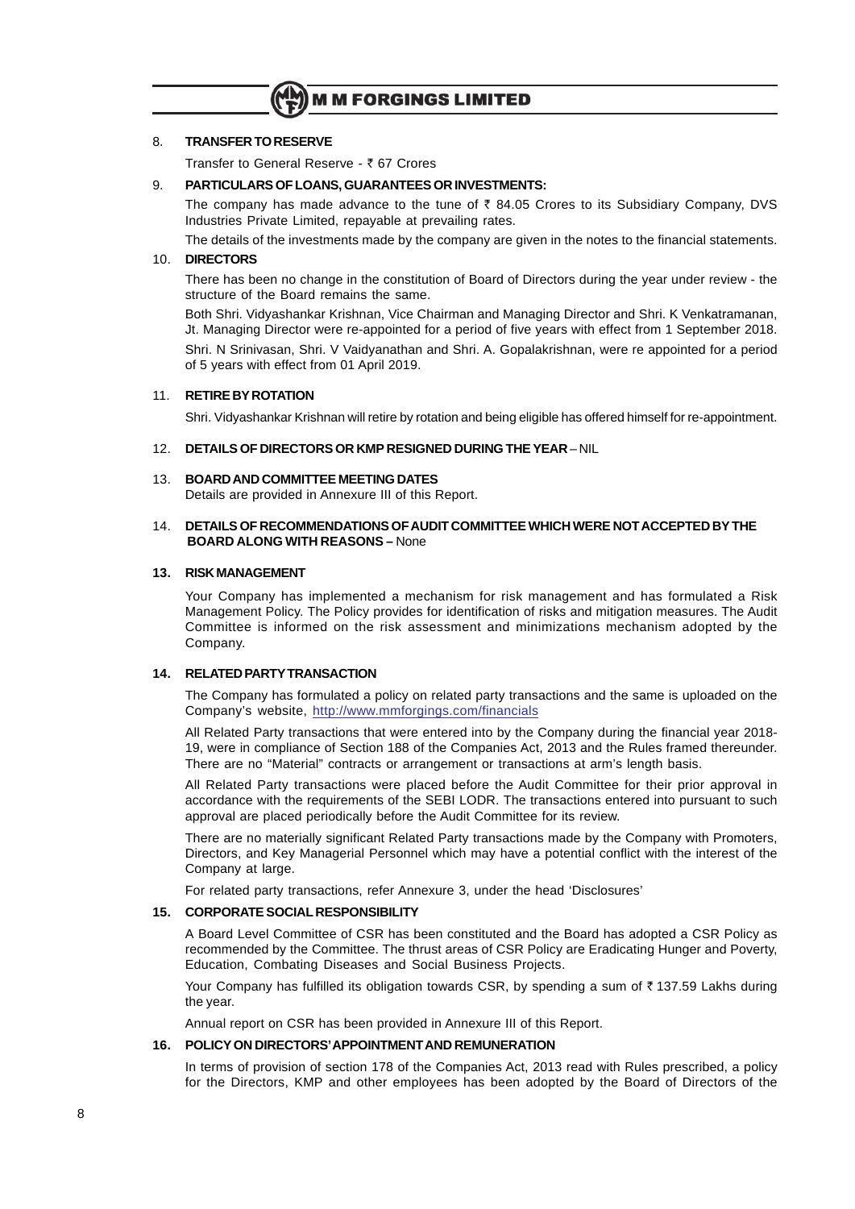8. **TRANSFER TO RESERVE**

Transfer to General Reserve - ₹ 67 Crores

9. **PARTICULARS OF LOANS, GUARANTEES OR INVESTMENTS:**

The company has made advance to the tune of ₹ 84.05 Crores to its Subsidiary Company, DVS Industries Private Limited, repayable at prevailing rates.

The details of the investments made by the company are given in the notes to the financial statements.

10. **DIRECTORS**

There has been no change in the constitution of Board of Directors during the year under review - the structure of the Board remains the same.

Both Shri. Vidyashankar Krishnan, Vice Chairman and Managing Director and Shri. K Venkatramanan, Jt. Managing Director were re-appointed for a period of five years with effect from 1 September 2018.

Shri. N Srinivasan, Shri. V Vaidyanathan and Shri. A. Gopalakrishnan, were re appointed for a period of 5 years with effect from 01 April 2019.

11. **RETIRE BY ROTATION**

Shri. Vidyashankar Krishnan will retire by rotation and being eligible has offered himself for re-appointment.

12. **DETAILS OF DIRECTORS OR KMP RESIGNED DURING THE YEAR** – NIL

13. **BOARD AND COMMITTEE MEETING DATES**

Details are provided in Annexure III of this Report.

14. **DETAILS OF RECOMMENDATIONS OF AUDIT COMMITTEE WHICH WERE NOT ACCEPTED BY THE BOARD ALONG WITH REASONS –** None

**13. RISK MANAGEMENT**

Your Company has implemented a mechanism for risk management and has formulated a Risk Management Policy. The Policy provides for identification of risks and mitigation measures. The Audit Committee is informed on the risk assessment and minimizations mechanism adopted by the Company.

**14. RELATED PARTY TRANSACTION**

The Company has formulated a policy on related party transactions and the same is uploaded on the Company's website, http://www.mmforgings.com/financials

All Related Party transactions that were entered into by the Company during the financial year 2018-19, were in compliance of Section 188 of the Companies Act, 2013 and the Rules framed thereunder. There are no "Material" contracts or arrangement or transactions at arm's length basis.

All Related Party transactions were placed before the Audit Committee for their prior approval in accordance with the requirements of the SEBI LODR. The transactions entered into pursuant to such approval are placed periodically before the Audit Committee for its review.

There are no materially significant Related Party transactions made by the Company with Promoters, Directors, and Key Managerial Personnel which may have a potential conflict with the interest of the Company at large.

For related party transactions, refer Annexure 3, under the head 'Disclosures'

**15. CORPORATE SOCIAL RESPONSIBILITY**

A Board Level Committee of CSR has been constituted and the Board has adopted a CSR Policy as recommended by the Committee. The thrust areas of CSR Policy are Eradicating Hunger and Poverty, Education, Combating Diseases and Social Business Projects.

Your Company has fulfilled its obligation towards CSR, by spending a sum of ₹ 137.59 Lakhs during the year.

Annual report on CSR has been provided in Annexure III of this Report.

**16. POLICY ON DIRECTORS' APPOINTMENT AND REMUNERATION**

In terms of provision of section 178 of the Companies Act, 2013 read with Rules prescribed, a policy for the Directors, KMP and other employees has been adopted by the Board of Directors of the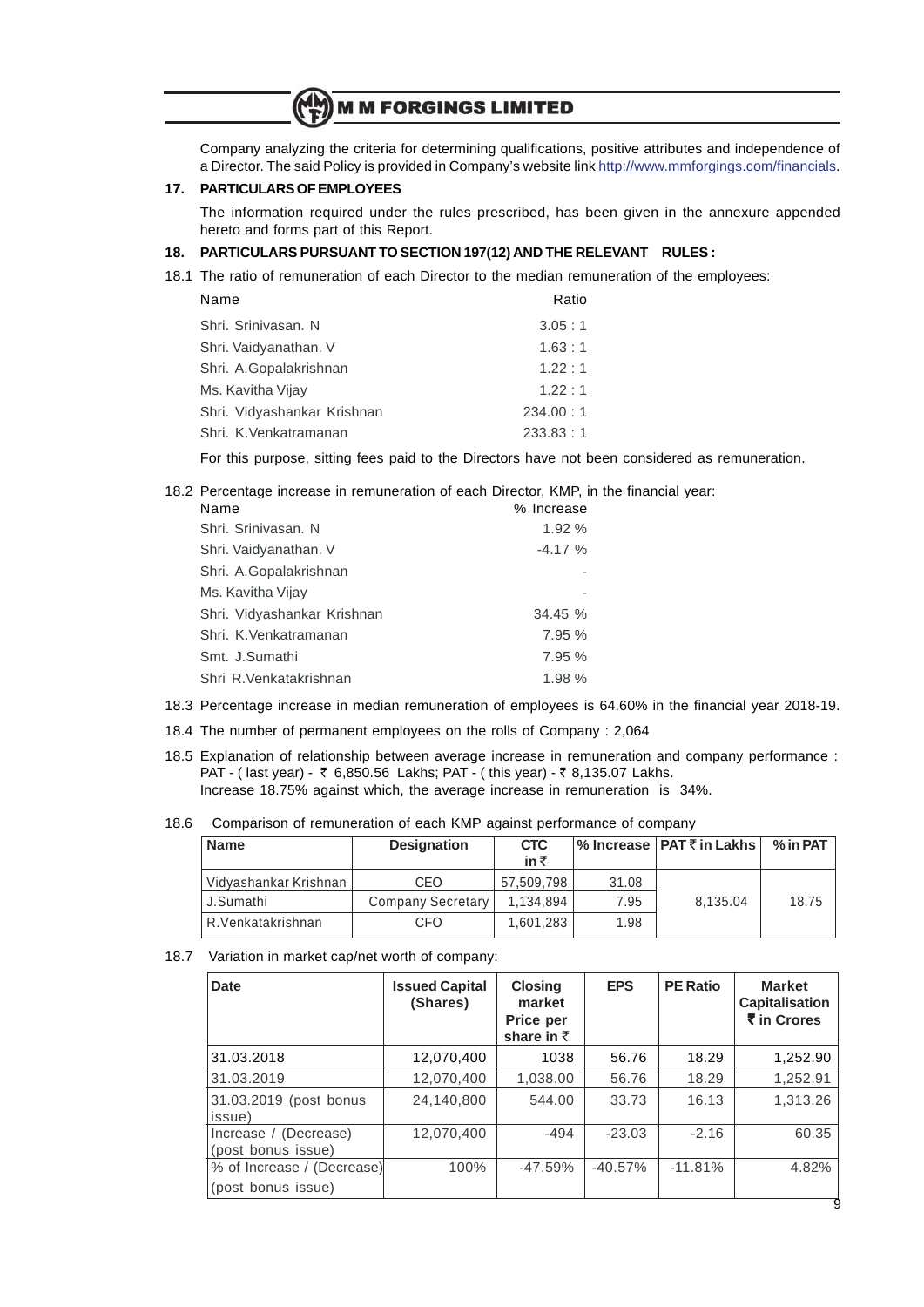Company analyzing the criteria for determining qualifications, positive attributes and independence of a Director. The said Policy is provided in Company's website link http://www.mmforgings.com/financials.

## 17. PARTICULARS OF EMPLOYEES

The information required under the rules prescribed, has been given in the annexure appended hereto and forms part of this Report.

## 18. PARTICULARS PURSUANT TO SECTION 197(12) AND THE RELEVANT RULES :

18.1 The ratio of remuneration of each Director to the median remuneration of the employees:

| Name | Ratio |
|---|---|
| Shri. Srinivasan. N | 3.05 : 1 |
| Shri. Vaidyanathan. V | 1.63 : 1 |
| Shri. A.Gopalakrishnan | 1.22 : 1 |
| Ms. Kavitha Vijay | 1.22 : 1 |
| Shri. Vidyashankar Krishnan | 234.00 : 1 |
| Shri. K.Venkatramanan | 233.83 : 1 |

For this purpose, sitting fees paid to the Directors have not been considered as remuneration.

18.2 Percentage increase in remuneration of each Director, KMP, in the financial year:

| Name | % Increase |
|---|---|
| Shri. Srinivasan. N | 1.92 % |
| Shri. Vaidyanathan. V | -4.17 % |
| Shri. A.Gopalakrishnan | - |
| Ms. Kavitha Vijay | - |
| Shri. Vidyashankar Krishnan | 34.45 % |
| Shri. K.Venkatramanan | 7.95 % |
| Smt. J.Sumathi | 7.95 % |
| Shri R.Venkatakrishnan | 1.98 % |

18.3 Percentage increase in median remuneration of employees is 64.60% in the financial year 2018-19.

18.4 The number of permanent employees on the rolls of Company : 2,064

18.5 Explanation of relationship between average increase in remuneration and company performance :
PAT - ( last year) - ₹ 6,850.56 Lakhs; PAT - ( this year) - ₹ 8,135.07 Lakhs.
Increase 18.75% against which, the average increase in remuneration is 34%.

18.6 Comparison of remuneration of each KMP against performance of company

| Name | Designation | CTC in ₹ | % Increase | PAT ₹ in Lakhs | % in PAT |
|---|---|---|---|---|---|
| Vidyashankar Krishnan | CEO | 57,509,798 | 31.08 | 8,135.04 | 18.75 |
| J.Sumathi | Company Secretary | 1,134,894 | 7.95 | | |
| R.Venkatakrishnan | CFO | 1,601,283 | 1.98 | | |

18.7 Variation in market cap/net worth of company:

| Date | Issued Capital (Shares) | Closing market Price per share in ₹ | EPS | PE Ratio | Market Capitalisation ₹ in Crores |
|---|---|---|---|---|---|
| 31.03.2018 | 12,070,400 | 1038 | 56.76 | 18.29 | 1,252.90 |
| 31.03.2019 | 12,070,400 | 1,038.00 | 56.76 | 18.29 | 1,252.91 |
| 31.03.2019 (post bonus issue) | 24,140,800 | 544.00 | 33.73 | 16.13 | 1,313.26 |
| Increase / (Decrease) (post bonus issue) | 12,070,400 | -494 | -23.03 | -2.16 | 60.35 |
| % of Increase / (Decrease) (post bonus issue) | 100% | -47.59% | -40.57% | -11.81% | 4.82% |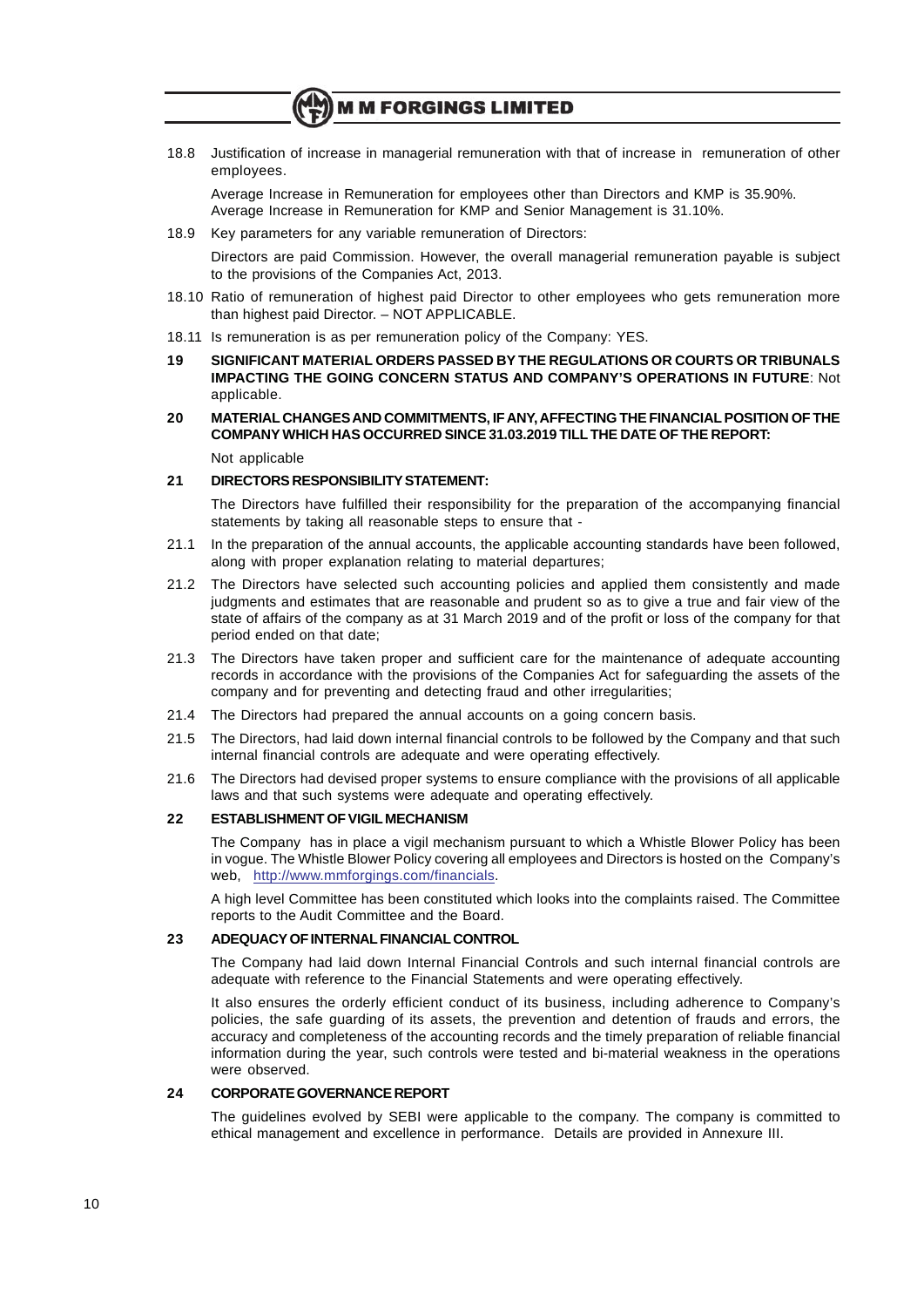18.8 Justification of increase in managerial remuneration with that of increase in remuneration of other employees.

Average Increase in Remuneration for employees other than Directors and KMP is 35.90%. Average Increase in Remuneration for KMP and Senior Management is 31.10%.

18.9 Key parameters for any variable remuneration of Directors:

Directors are paid Commission. However, the overall managerial remuneration payable is subject to the provisions of the Companies Act, 2013.

18.10 Ratio of remuneration of highest paid Director to other employees who gets remuneration more than highest paid Director. – NOT APPLICABLE.

18.11 Is remuneration is as per remuneration policy of the Company: YES.

**19 SIGNIFICANT MATERIAL ORDERS PASSED BY THE REGULATIONS OR COURTS OR TRIBUNALS IMPACTING THE GOING CONCERN STATUS AND COMPANY'S OPERATIONS IN FUTURE**: Not applicable.

**20 MATERIAL CHANGES AND COMMITMENTS, IF ANY, AFFECTING THE FINANCIAL POSITION OF THE COMPANY WHICH HAS OCCURRED SINCE 31.03.2019 TILL THE DATE OF THE REPORT:**

Not applicable

**21 DIRECTORS RESPONSIBILITY STATEMENT:**

The Directors have fulfilled their responsibility for the preparation of the accompanying financial statements by taking all reasonable steps to ensure that -

21.1 In the preparation of the annual accounts, the applicable accounting standards have been followed, along with proper explanation relating to material departures;

21.2 The Directors have selected such accounting policies and applied them consistently and made judgments and estimates that are reasonable and prudent so as to give a true and fair view of the state of affairs of the company as at 31 March 2019 and of the profit or loss of the company for that period ended on that date;

21.3 The Directors have taken proper and sufficient care for the maintenance of adequate accounting records in accordance with the provisions of the Companies Act for safeguarding the assets of the company and for preventing and detecting fraud and other irregularities;

21.4 The Directors had prepared the annual accounts on a going concern basis.

21.5 The Directors, had laid down internal financial controls to be followed by the Company and that such internal financial controls are adequate and were operating effectively.

21.6 The Directors had devised proper systems to ensure compliance with the provisions of all applicable laws and that such systems were adequate and operating effectively.

**22 ESTABLISHMENT OF VIGIL MECHANISM**

The Company has in place a vigil mechanism pursuant to which a Whistle Blower Policy has been in vogue. The Whistle Blower Policy covering all employees and Directors is hosted on the Company's web, http://www.mmforgings.com/financials.

A high level Committee has been constituted which looks into the complaints raised. The Committee reports to the Audit Committee and the Board.

**23 ADEQUACY OF INTERNAL FINANCIAL CONTROL**

The Company had laid down Internal Financial Controls and such internal financial controls are adequate with reference to the Financial Statements and were operating effectively.

It also ensures the orderly efficient conduct of its business, including adherence to Company's policies, the safe guarding of its assets, the prevention and detention of frauds and errors, the accuracy and completeness of the accounting records and the timely preparation of reliable financial information during the year, such controls were tested and bi-material weakness in the operations were observed.

**24 CORPORATE GOVERNANCE REPORT**

The guidelines evolved by SEBI were applicable to the company. The company is committed to ethical management and excellence in performance. Details are provided in Annexure III.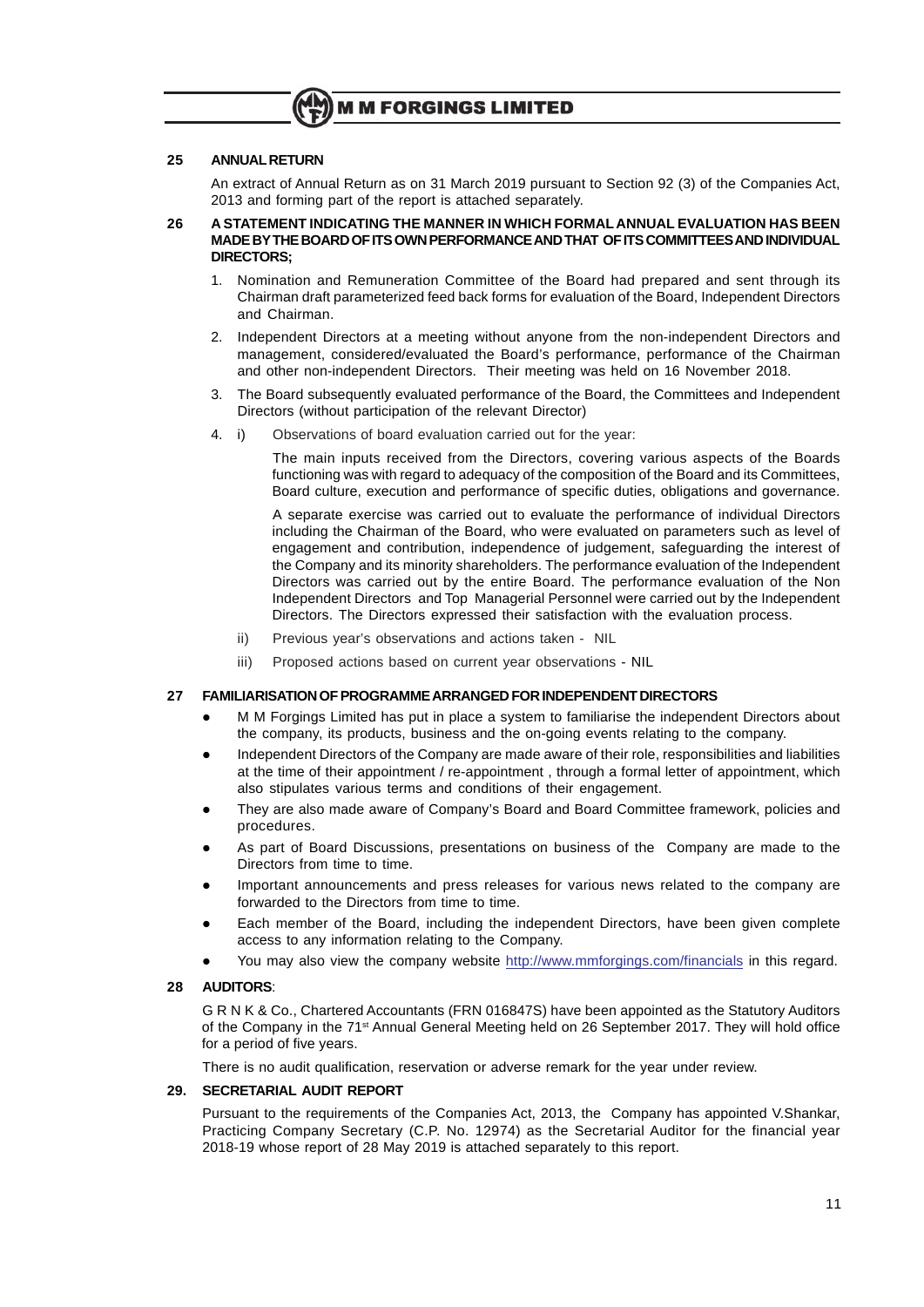## 25 ANNUAL RETURN

An extract of Annual Return as on 31 March 2019 pursuant to Section 92 (3) of the Companies Act, 2013 and forming part of the report is attached separately.

## 26 A STATEMENT INDICATING THE MANNER IN WHICH FORMAL ANNUAL EVALUATION HAS BEEN MADE BY THE BOARD OF ITS OWN PERFORMANCE AND THAT OF ITS COMMITTEES AND INDIVIDUAL DIRECTORS;

1. Nomination and Remuneration Committee of the Board had prepared and sent through its Chairman draft parameterized feed back forms for evaluation of the Board, Independent Directors and Chairman.
2. Independent Directors at a meeting without anyone from the non-independent Directors and management, considered/evaluated the Board's performance, performance of the Chairman and other non-independent Directors. Their meeting was held on 16 November 2018.
3. The Board subsequently evaluated performance of the Board, the Committees and Independent Directors (without participation of the relevant Director)
4. i) Observations of board evaluation carried out for the year:

   The main inputs received from the Directors, covering various aspects of the Boards functioning was with regard to adequacy of the composition of the Board and its Committees, Board culture, execution and performance of specific duties, obligations and governance.

   A separate exercise was carried out to evaluate the performance of individual Directors including the Chairman of the Board, who were evaluated on parameters such as level of engagement and contribution, independence of judgement, safeguarding the interest of the Company and its minority shareholders. The performance evaluation of the Independent Directors was carried out by the entire Board. The performance evaluation of the Non Independent Directors and Top Managerial Personnel were carried out by the Independent Directors. The Directors expressed their satisfaction with the evaluation process.

   ii) Previous year's observations and actions taken - NIL

   iii) Proposed actions based on current year observations - NIL

## 27 FAMILIARISATION OF PROGRAMME ARRANGED FOR INDEPENDENT DIRECTORS

- M M Forgings Limited has put in place a system to familiarise the independent Directors about the company, its products, business and the on-going events relating to the company.
- Independent Directors of the Company are made aware of their role, responsibilities and liabilities at the time of their appointment / re-appointment , through a formal letter of appointment, which also stipulates various terms and conditions of their engagement.
- They are also made aware of Company's Board and Board Committee framework, policies and procedures.
- As part of Board Discussions, presentations on business of the Company are made to the Directors from time to time.
- Important announcements and press releases for various news related to the company are forwarded to the Directors from time to time.
- Each member of the Board, including the independent Directors, have been given complete access to any information relating to the Company.
- You may also view the company website http://www.mmforgings.com/financials in this regard.

## 28 AUDITORS:

G R N K & Co., Chartered Accountants (FRN 016847S) have been appointed as the Statutory Auditors of the Company in the 71st Annual General Meeting held on 26 September 2017. They will hold office for a period of five years.

There is no audit qualification, reservation or adverse remark for the year under review.

## 29. SECRETARIAL AUDIT REPORT

Pursuant to the requirements of the Companies Act, 2013, the Company has appointed V.Shankar, Practicing Company Secretary (C.P. No. 12974) as the Secretarial Auditor for the financial year 2018-19 whose report of 28 May 2019 is attached separately to this report.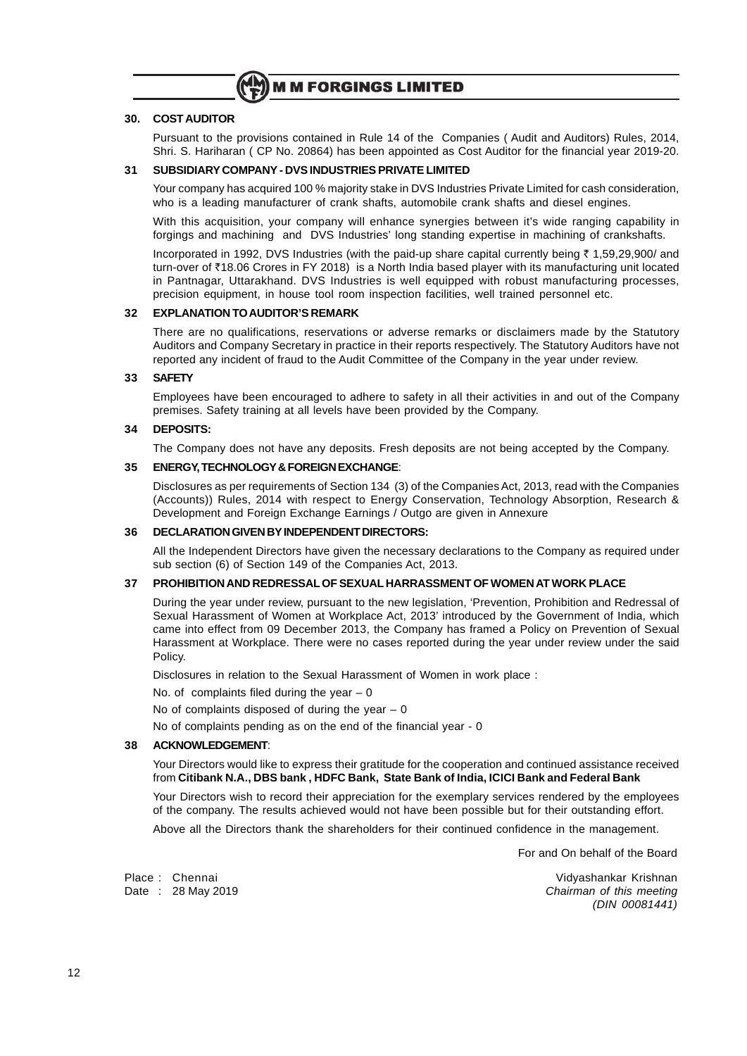### 30. COST AUDITOR

Pursuant to the provisions contained in Rule 14 of the Companies ( Audit and Auditors) Rules, 2014, Shri. S. Hariharan ( CP No. 20864) has been appointed as Cost Auditor for the financial year 2019-20.

### 31 SUBSIDIARY COMPANY - DVS INDUSTRIES PRIVATE LIMITED

Your company has acquired 100 % majority stake in DVS Industries Private Limited for cash consideration, who is a leading manufacturer of crank shafts, automobile crank shafts and diesel engines.

With this acquisition, your company will enhance synergies between it's wide ranging capability in forgings and machining and DVS Industries' long standing expertise in machining of crankshafts.

Incorporated in 1992, DVS Industries (with the paid-up share capital currently being ₹ 1,59,29,900/ and turn-over of ₹18.06 Crores in FY 2018) is a North India based player with its manufacturing unit located in Pantnagar, Uttarakhand. DVS Industries is well equipped with robust manufacturing processes, precision equipment, in house tool room inspection facilities, well trained personnel etc.

### 32 EXPLANATION TO AUDITOR'S REMARK

There are no qualifications, reservations or adverse remarks or disclaimers made by the Statutory Auditors and Company Secretary in practice in their reports respectively. The Statutory Auditors have not reported any incident of fraud to the Audit Committee of the Company in the year under review.

### 33 SAFETY

Employees have been encouraged to adhere to safety in all their activities in and out of the Company premises. Safety training at all levels have been provided by the Company.

### 34 DEPOSITS:

The Company does not have any deposits. Fresh deposits are not being accepted by the Company.

### 35 ENERGY, TECHNOLOGY & FOREIGN EXCHANGE:

Disclosures as per requirements of Section 134 (3) of the Companies Act, 2013, read with the Companies (Accounts)) Rules, 2014 with respect to Energy Conservation, Technology Absorption, Research & Development and Foreign Exchange Earnings / Outgo are given in Annexure

### 36 DECLARATION GIVEN BY INDEPENDENT DIRECTORS:

All the Independent Directors have given the necessary declarations to the Company as required under sub section (6) of Section 149 of the Companies Act, 2013.

### 37 PROHIBITION AND REDRESSAL OF SEXUAL HARRASSMENT OF WOMEN AT WORK PLACE

During the year under review, pursuant to the new legislation, 'Prevention, Prohibition and Redressal of Sexual Harassment of Women at Workplace Act, 2013' introduced by the Government of India, which came into effect from 09 December 2013, the Company has framed a Policy on Prevention of Sexual Harassment at Workplace. There were no cases reported during the year under review under the said Policy.

Disclosures in relation to the Sexual Harassment of Women in work place :

No. of complaints filed during the year – 0

No of complaints disposed of during the year – 0

No of complaints pending as on the end of the financial year - 0

### 38 ACKNOWLEDGEMENT:

Your Directors would like to express their gratitude for the cooperation and continued assistance received from **Citibank N.A., DBS bank , HDFC Bank, State Bank of India, ICICI Bank and Federal Bank**

Your Directors wish to record their appreciation for the exemplary services rendered by the employees of the company. The results achieved would not have been possible but for their outstanding effort.

Above all the Directors thank the shareholders for their continued confidence in the management.

For and On behalf of the Board

Place : Chennai
Date : 28 May 2019

Vidyashankar Krishnan
*Chairman of this meeting*
*(DIN 00081441)*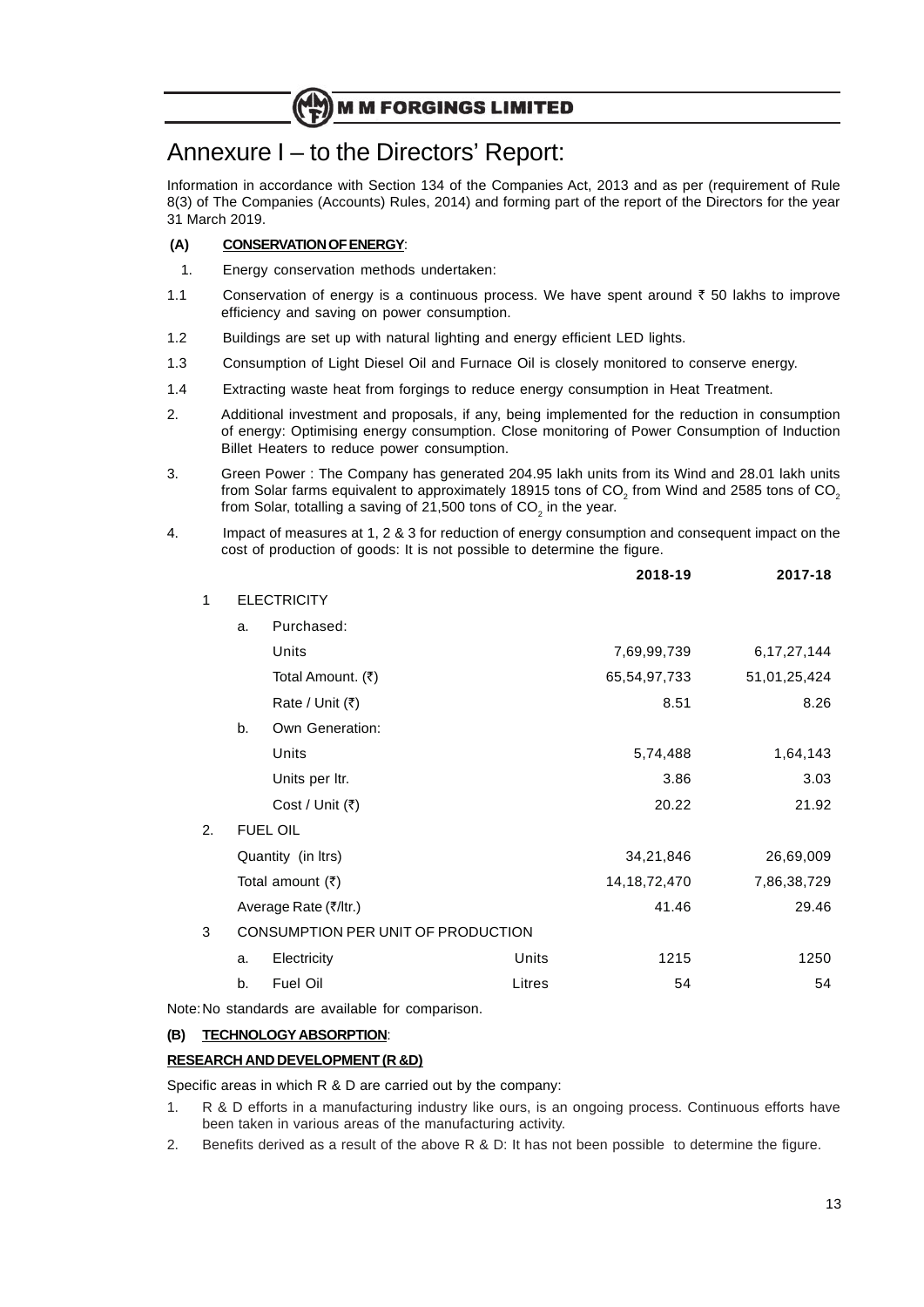# Annexure I – to the Directors' Report:

Information in accordance with Section 134 of the Companies Act, 2013 and as per (requirement of Rule 8(3) of The Companies (Accounts) Rules, 2014) and forming part of the report of the Directors for the year 31 March 2019.

**(A) CONSERVATION OF ENERGY**:

1. Energy conservation methods undertaken:

1.1 Conservation of energy is a continuous process. We have spent around ₹ 50 lakhs to improve efficiency and saving on power consumption.

1.2 Buildings are set up with natural lighting and energy efficient LED lights.

1.3 Consumption of Light Diesel Oil and Furnace Oil is closely monitored to conserve energy.

1.4 Extracting waste heat from forgings to reduce energy consumption in Heat Treatment.

2. Additional investment and proposals, if any, being implemented for the reduction in consumption of energy: Optimising energy consumption. Close monitoring of Power Consumption of Induction Billet Heaters to reduce power consumption.

3. Green Power : The Company has generated 204.95 lakh units from its Wind and 28.01 lakh units from Solar farms equivalent to approximately 18915 tons of $CO_2$ from Wind and 2585 tons of $CO_2$ from Solar, totalling a saving of 21,500 tons of $CO_2$ in the year.

4. Impact of measures at 1, 2 & 3 for reduction of energy consumption and consequent impact on the cost of production of goods: It is not possible to determine the figure.

| | | | | 2018-19 | 2017-18 |
|---|---|---|---|---|---|
| 1 | ELECTRICITY | | | | |
| | a. | Purchased: | | | |
| | | Units | | 7,69,99,739 | 6,17,27,144 |
| | | Total Amount. (₹) | | 65,54,97,733 | 51,01,25,424 |
| | | Rate / Unit (₹) | | 8.51 | 8.26 |
| | b. | Own Generation: | | | |
| | | Units | | 5,74,488 | 1,64,143 |
| | | Units per ltr. | | 3.86 | 3.03 |
| | | Cost / Unit (₹) | | 20.22 | 21.92 |
| 2. | FUEL OIL | | | | |
| | Quantity (in ltrs) | | | 34,21,846 | 26,69,009 |
| | Total amount (₹) | | | 14,18,72,470 | 7,86,38,729 |
| | Average Rate (₹/ltr.) | | | 41.46 | 29.46 |
| 3 | CONSUMPTION PER UNIT OF PRODUCTION | | | | |
| | a. | Electricity | Units | 1215 | 1250 |
| | b. | Fuel Oil | Litres | 54 | 54 |

Note: No standards are available for comparison.

**(B) TECHNOLOGY ABSORPTION**:

**RESEARCH AND DEVELOPMENT (R &D)**

Specific areas in which R & D are carried out by the company:

1. R & D efforts in a manufacturing industry like ours, is an ongoing process. Continuous efforts have been taken in various areas of the manufacturing activity.
2. Benefits derived as a result of the above R & D: It has not been possible to determine the figure.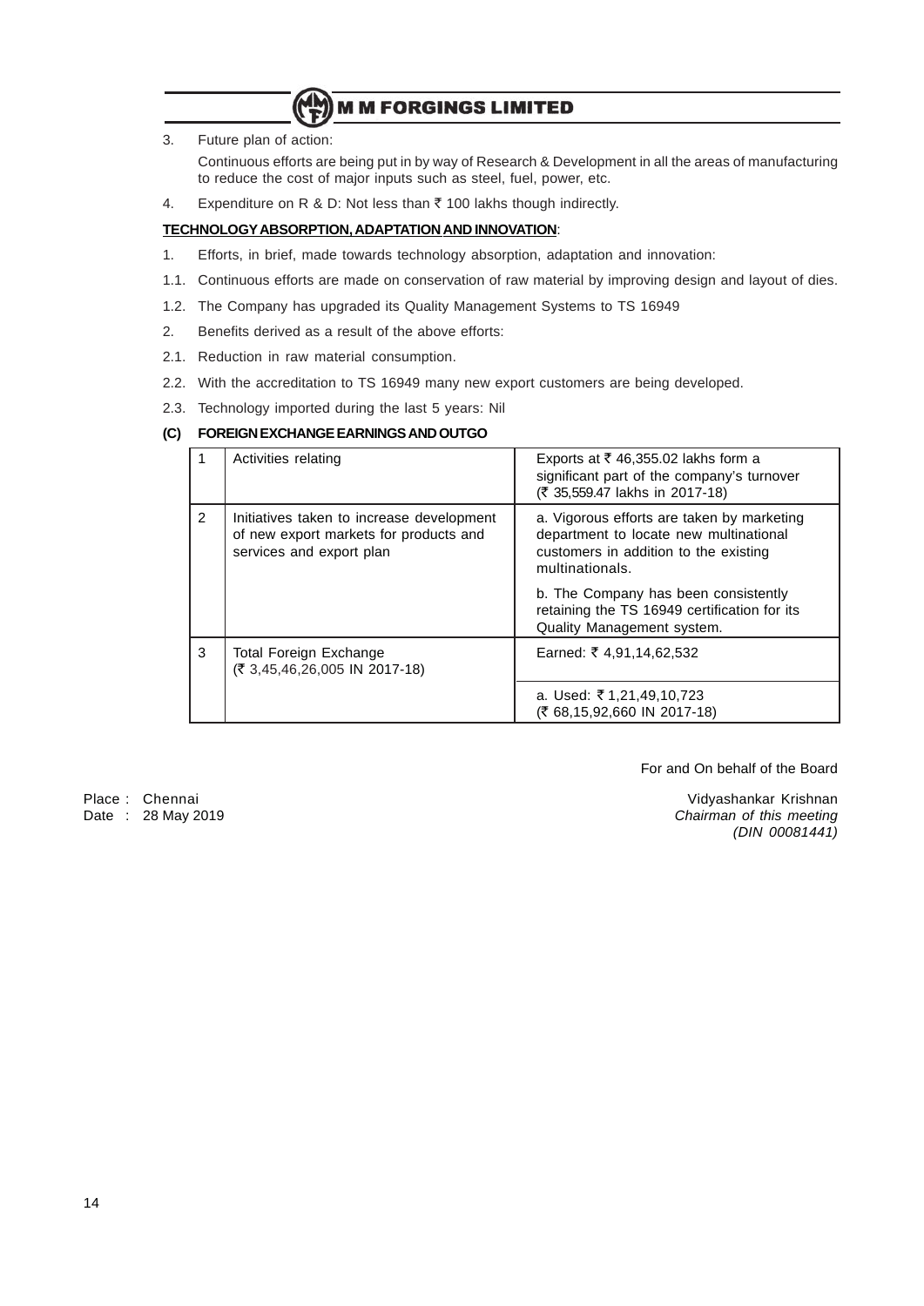3. Future plan of action:

   Continuous efforts are being put in by way of Research & Development in all the areas of manufacturing to reduce the cost of major inputs such as steel, fuel, power, etc.

4. Expenditure on R & D: Not less than ₹ 100 lakhs though indirectly.

**TECHNOLOGY ABSORPTION, ADAPTATION AND INNOVATION**:

1. Efforts, in brief, made towards technology absorption, adaptation and innovation:

1.1. Continuous efforts are made on conservation of raw material by improving design and layout of dies.

1.2. The Company has upgraded its Quality Management Systems to TS 16949

2. Benefits derived as a result of the above efforts:

2.1. Reduction in raw material consumption.

2.2. With the accreditation to TS 16949 many new export customers are being developed.

2.3. Technology imported during the last 5 years: Nil

**(C) FOREIGN EXCHANGE EARNINGS AND OUTGO**

| | | |
|---|---|---|
| 1 | Activities relating | Exports at ₹ 46,355.02 lakhs form a significant part of the company's turnover (₹ 35,559.47 lakhs in 2017-18) |
| 2 | Initiatives taken to increase development of new export markets for products and services and export plan | a. Vigorous efforts are taken by marketing department to locate new multinational customers in addition to the existing multinationals.<br>b. The Company has been consistently retaining the TS 16949 certification for its Quality Management system. |
| 3 | Total Foreign Exchange (₹ 3,45,46,26,005 IN 2017-18) | Earned: ₹ 4,91,14,62,532 |
| | | a. Used: ₹ 1,21,49,10,723 (₹ 68,15,92,660 IN 2017-18) |

For and On behalf of the Board

Place : Chennai
Date : 28 May 2019

Vidyashankar Krishnan
*Chairman of this meeting*
*(DIN 00081441)*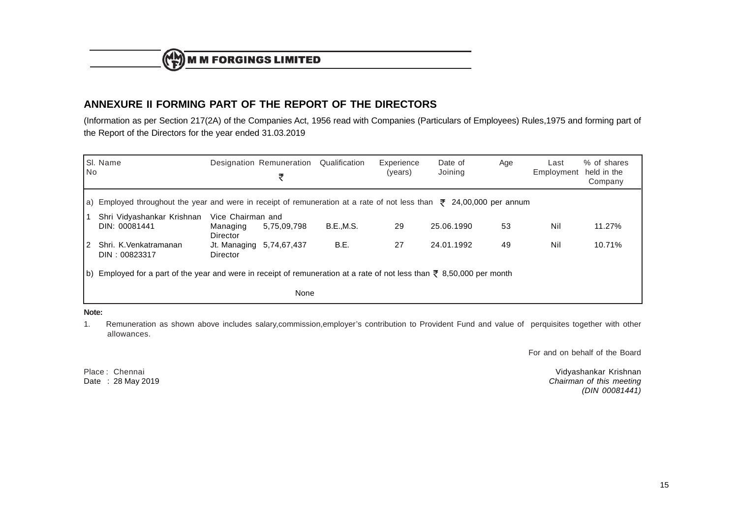## ANNEXURE II FORMING PART OF THE REPORT OF THE DIRECTORS

(Information as per Section 217(2A) of the Companies Act, 1956 read with Companies (Particulars of Employees) Rules,1975 and forming part of the Report of the Directors for the year ended 31.03.2019

| Sl. No | Name | Designation | Remuneration ₹ | Qualification | Experience (years) | Date of Joining | Age | Last Employment | % of shares held in the Company |
|---|---|---|---|---|---|---|---|---|---|
| a) | Employed throughout the year and were in receipt of remuneration at a rate of not less than ₹ 24,00,000 per annum | | | | | | | | |
| 1 | Shri Vidyashankar Krishnan DIN: 00081441 | Vice Chairman and Managing Director | 5,75,09,798 | B.E.,M.S. | 29 | 25.06.1990 | 53 | Nil | 11.27% |
| 2 | Shri. K.Venkatramanan DIN : 00823317 | Jt. Managing Director | 5,74,67,437 | B.E. | 27 | 24.01.1992 | 49 | Nil | 10.71% |
| b) | Employed for a part of the year and were in receipt of remuneration at a rate of not less than ₹ 8,50,000 per month | | | | | | | | |
| | | | None | | | | | | |

**Note:**

1. Remuneration as shown above includes salary,commission,employer's contribution to Provident Fund and value of perquisites together with other allowances.

For and on behalf of the Board

Place : Chennai
Date : 28 May 2019

Vidyashankar Krishnan
*Chairman of this meeting*
*(DIN 00081441)*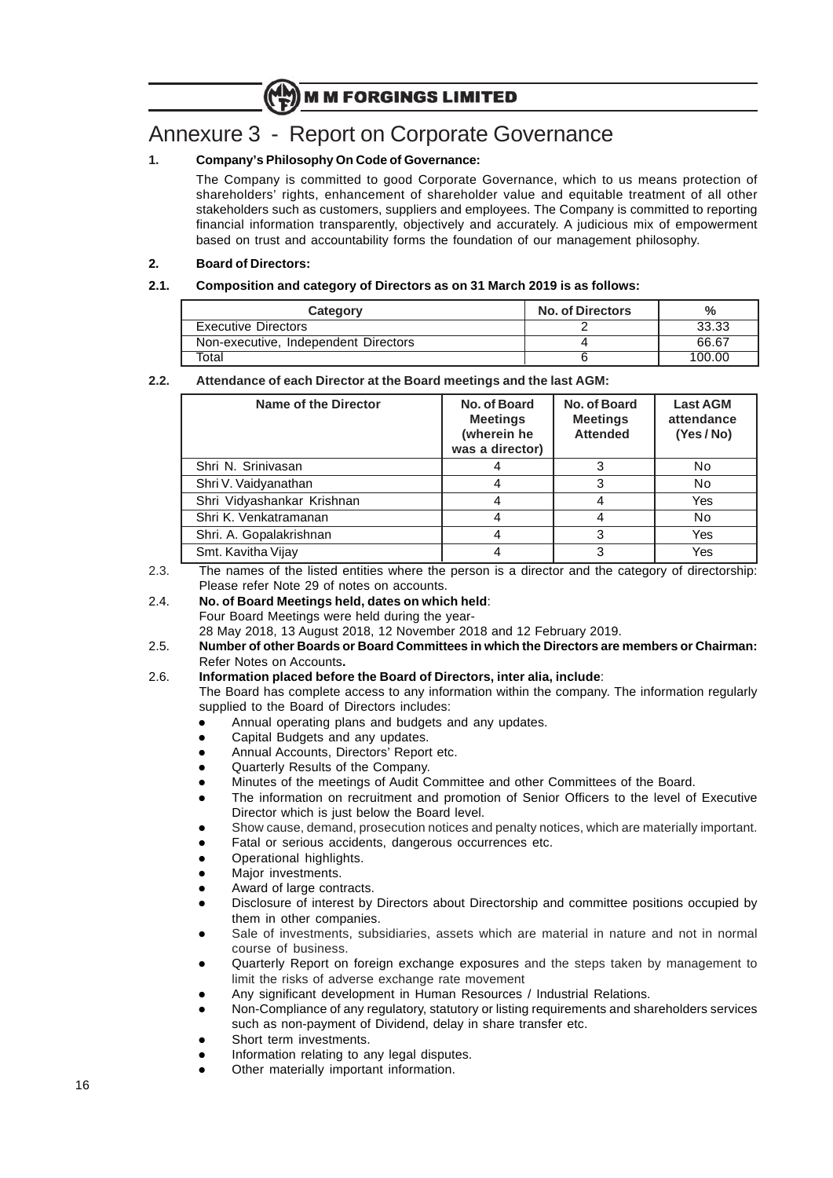# Annexure 3 - Report on Corporate Governance

**1. Company's Philosophy On Code of Governance:**

The Company is committed to good Corporate Governance, which to us means protection of shareholders' rights, enhancement of shareholder value and equitable treatment of all other stakeholders such as customers, suppliers and employees. The Company is committed to reporting financial information transparently, objectively and accurately. A judicious mix of empowerment based on trust and accountability forms the foundation of our management philosophy.

**2. Board of Directors:**

**2.1. Composition and category of Directors as on 31 March 2019 is as follows:**

| Category | No. of Directors | % |
|---|---|---|
| Executive Directors | 2 | 33.33 |
| Non-executive, Independent Directors | 4 | 66.67 |
| Total | 6 | 100.00 |

**2.2. Attendance of each Director at the Board meetings and the last AGM:**

| Name of the Director | No. of Board Meetings (wherein he was a director) | No. of Board Meetings Attended | Last AGM attendance (Yes / No) |
|---|---|---|---|
| Shri N. Srinivasan | 4 | 3 | No |
| Shri V. Vaidyanathan | 4 | 3 | No |
| Shri Vidyashankar Krishnan | 4 | 4 | Yes |
| Shri K. Venkatramanan | 4 | 4 | No |
| Shri. A. Gopalakrishnan | 4 | 3 | Yes |
| Smt. Kavitha Vijay | 4 | 3 | Yes |

2.3. The names of the listed entities where the person is a director and the category of directorship: Please refer Note 29 of notes on accounts.

2.4. **No. of Board Meetings held, dates on which held**:
Four Board Meetings were held during the year-
28 May 2018, 13 August 2018, 12 November 2018 and 12 February 2019.

2.5. **Number of other Boards or Board Committees in which the Directors are members or Chairman:** Refer Notes on Accounts**.**

2.6. **Information placed before the Board of Directors, inter alia, include**:
The Board has complete access to any information within the company. The information regularly supplied to the Board of Directors includes:

- Annual operating plans and budgets and any updates.
- Capital Budgets and any updates.
- Annual Accounts, Directors' Report etc.
- Quarterly Results of the Company.
- Minutes of the meetings of Audit Committee and other Committees of the Board.
- The information on recruitment and promotion of Senior Officers to the level of Executive Director which is just below the Board level.
- Show cause, demand, prosecution notices and penalty notices, which are materially important.
- Fatal or serious accidents, dangerous occurrences etc.
- Operational highlights.
- Major investments.
- Award of large contracts.
- Disclosure of interest by Directors about Directorship and committee positions occupied by them in other companies.
- Sale of investments, subsidiaries, assets which are material in nature and not in normal course of business.
- Quarterly Report on foreign exchange exposures and the steps taken by management to limit the risks of adverse exchange rate movement
- Any significant development in Human Resources / Industrial Relations.
- Non-Compliance of any regulatory, statutory or listing requirements and shareholders services such as non-payment of Dividend, delay in share transfer etc.
- Short term investments.
- Information relating to any legal disputes.
- Other materially important information.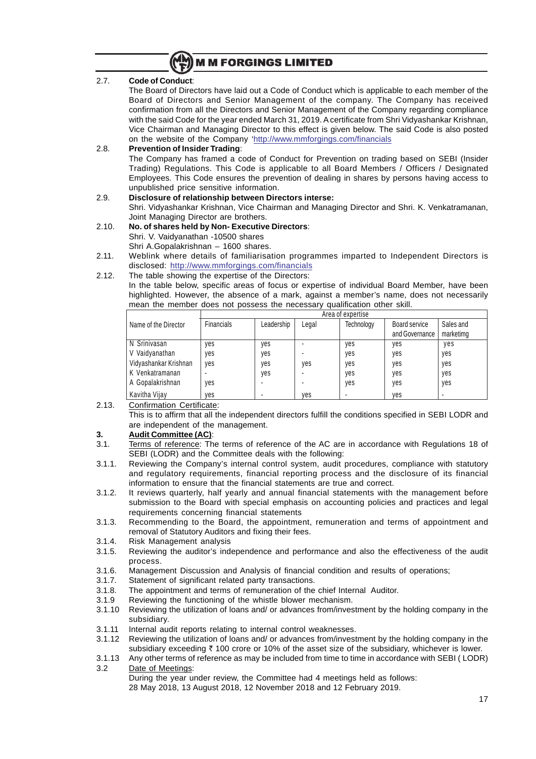2.7. **Code of Conduct**:

The Board of Directors have laid out a Code of Conduct which is applicable to each member of the Board of Directors and Senior Management of the company. The Company has received confirmation from all the Directors and Senior Management of the Company regarding compliance with the said Code for the year ended March 31, 2019. A certificate from Shri Vidyashankar Krishnan, Vice Chairman and Managing Director to this effect is given below. The said Code is also posted on the website of the Company 'http://www.mmforgings.com/financials

2.8. **Prevention of Insider Trading**:

The Company has framed a code of Conduct for Prevention on trading based on SEBI (Insider Trading) Regulations. This Code is applicable to all Board Members / Officers / Designated Employees. This Code ensures the prevention of dealing in shares by persons having access to unpublished price sensitive information.

2.9. **Disclosure of relationship between Directors interse:**

Shri. Vidyashankar Krishnan, Vice Chairman and Managing Director and Shri. K. Venkatramanan, Joint Managing Director are brothers.

2.10. **No. of shares held by Non- Executive Directors**:

Shri. V. Vaidyanathan -10500 shares

Shri A.Gopalakrishnan – 1600 shares.

2.11. Weblink where details of familiarisation programmes imparted to Independent Directors is disclosed: http://www.mmforgings.com/financials

2.12. The table showing the expertise of the Directors:

In the table below, specific areas of focus or expertise of individual Board Member, have been highlighted. However, the absence of a mark, against a member's name, does not necessarily mean the member does not possess the necessary qualification other skill.

| Name of the Director | Area of expertise | | | | | |
|---|---|---|---|---|---|---|
| | Financials | Leadership | Legal | Technology | Board service and Governance | Sales and marketimg |
| N Srinivasan | yes | yes | - | yes | yes | yes |
| V Vaidyanathan | yes | yes | - | yes | yes | yes |
| Vidyashankar Krishnan | yes | yes | yes | yes | yes | yes |
| K Venkatramanan | - | yes | - | yes | yes | yes |
| A Gopalakrishnan | yes | - | - | yes | yes | yes |
| Kavitha Vijay | yes | - | yes | - | yes | - |

2.13. Confirmation Certificate:

This is to affirm that all the independent directors fulfill the conditions specified in SEBI LODR and are independent of the management.

## 3. Audit Committee (AC):

3.1. Terms of reference: The terms of reference of the AC are in accordance with Regulations 18 of SEBI (LODR) and the Committee deals with the following:

3.1.1. Reviewing the Company's internal control system, audit procedures, compliance with statutory and regulatory requirements, financial reporting process and the disclosure of its financial information to ensure that the financial statements are true and correct.

3.1.2. It reviews quarterly, half yearly and annual financial statements with the management before submission to the Board with special emphasis on accounting policies and practices and legal requirements concerning financial statements

3.1.3. Recommending to the Board, the appointment, remuneration and terms of appointment and removal of Statutory Auditors and fixing their fees.

3.1.4. Risk Management analysis

3.1.5. Reviewing the auditor's independence and performance and also the effectiveness of the audit process.

3.1.6. Management Discussion and Analysis of financial condition and results of operations;

3.1.7. Statement of significant related party transactions.

3.1.8. The appointment and terms of remuneration of the chief Internal Auditor.

3.1.9 Reviewing the functioning of the whistle blower mechanism.

3.1.10 Reviewing the utilization of loans and/ or advances from/investment by the holding company in the subsidiary.

3.1.11 Internal audit reports relating to internal control weaknesses.

3.1.12 Reviewing the utilization of loans and/ or advances from/investment by the holding company in the subsidiary exceeding ₹ 100 crore or 10% of the asset size of the subsidiary, whichever is lower.

3.1.13 Any other terms of reference as may be included from time to time in accordance with SEBI ( LODR)

3.2 Date of Meetings:

During the year under review, the Committee had 4 meetings held as follows:

28 May 2018, 13 August 2018, 12 November 2018 and 12 February 2019.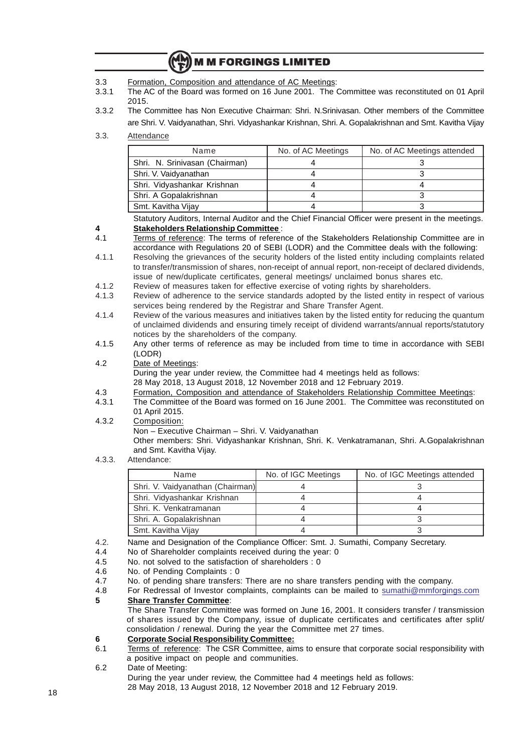3.3 Formation, Composition and attendance of AC Meetings:

3.3.1 The AC of the Board was formed on 16 June 2001. The Committee was reconstituted on 01 April 2015.

3.3.2 The Committee has Non Executive Chairman: Shri. N.Srinivasan. Other members of the Committee are Shri. V. Vaidyanathan, Shri. Vidyashankar Krishnan, Shri. A. Gopalakrishnan and Smt. Kavitha Vijay

3.3. Attendance

| Name | No. of AC Meetings | No. of AC Meetings attended |
|---|---|---|
| Shri. N. Srinivasan (Chairman) | 4 | 3 |
| Shri. V. Vaidyanathan | 4 | 3 |
| Shri. Vidyashankar Krishnan | 4 | 4 |
| Shri. A Gopalakrishnan | 4 | 3 |
| Smt. Kavitha Vijay | 4 | 3 |

Statutory Auditors, Internal Auditor and the Chief Financial Officer were present in the meetings.

**4 Stakeholders Relationship Committee** :

4.1 Terms of reference: The terms of reference of the Stakeholders Relationship Committee are in accordance with Regulations 20 of SEBI (LODR) and the Committee deals with the following:

4.1.1 Resolving the grievances of the security holders of the listed entity including complaints related to transfer/transmission of shares, non-receipt of annual report, non-receipt of declared dividends, issue of new/duplicate certificates, general meetings/ unclaimed bonus shares etc.

4.1.2 Review of measures taken for effective exercise of voting rights by shareholders.

4.1.3 Review of adherence to the service standards adopted by the listed entity in respect of various services being rendered by the Registrar and Share Transfer Agent.

4.1.4 Review of the various measures and initiatives taken by the listed entity for reducing the quantum of unclaimed dividends and ensuring timely receipt of dividend warrants/annual reports/statutory notices by the shareholders of the company.

4.1.5 Any other terms of reference as may be included from time to time in accordance with SEBI (LODR)

4.2 Date of Meetings:

During the year under review, the Committee had 4 meetings held as follows:
28 May 2018, 13 August 2018, 12 November 2018 and 12 February 2019.

4.3 Formation, Composition and attendance of Stakeholders Relationship Committee Meetings:

4.3.1 The Committee of the Board was formed on 16 June 2001. The Committee was reconstituted on 01 April 2015.

4.3.2 Composition:

Non – Executive Chairman – Shri. V. Vaidyanathan

Other members: Shri. Vidyashankar Krishnan, Shri. K. Venkatramanan, Shri. A.Gopalakrishnan and Smt. Kavitha Vijay.

4.3.3. Attendance:

| Name | No. of IGC Meetings | No. of IGC Meetings attended |
|---|---|---|
| Shri. V. Vaidyanathan (Chairman) | 4 | 3 |
| Shri. Vidyashankar Krishnan | 4 | 4 |
| Shri. K. Venkatramanan | 4 | 4 |
| Shri. A. Gopalakrishnan | 4 | 3 |
| Smt. Kavitha Vijay | 4 | 3 |

4.2. Name and Designation of the Compliance Officer: Smt. J. Sumathi, Company Secretary.

4.4 No of Shareholder complaints received during the year: 0

4.5 No. not solved to the satisfaction of shareholders : 0

4.6 No. of Pending Complaints : 0

4.7 No. of pending share transfers: There are no share transfers pending with the company.

4.8 For Redressal of Investor complaints, complaints can be mailed to sumathi@mmforgings.com

**5 Share Transfer Committee**:

The Share Transfer Committee was formed on June 16, 2001. It considers transfer / transmission of shares issued by the Company, issue of duplicate certificates and certificates after split/ consolidation / renewal. During the year the Committee met 27 times.

**6 Corporate Social Responsibility Committee:**

6.1 Terms of reference: The CSR Committee, aims to ensure that corporate social responsibility with a positive impact on people and communities.

6.2 Date of Meeting:

During the year under review, the Committee had 4 meetings held as follows:
28 May 2018, 13 August 2018, 12 November 2018 and 12 February 2019.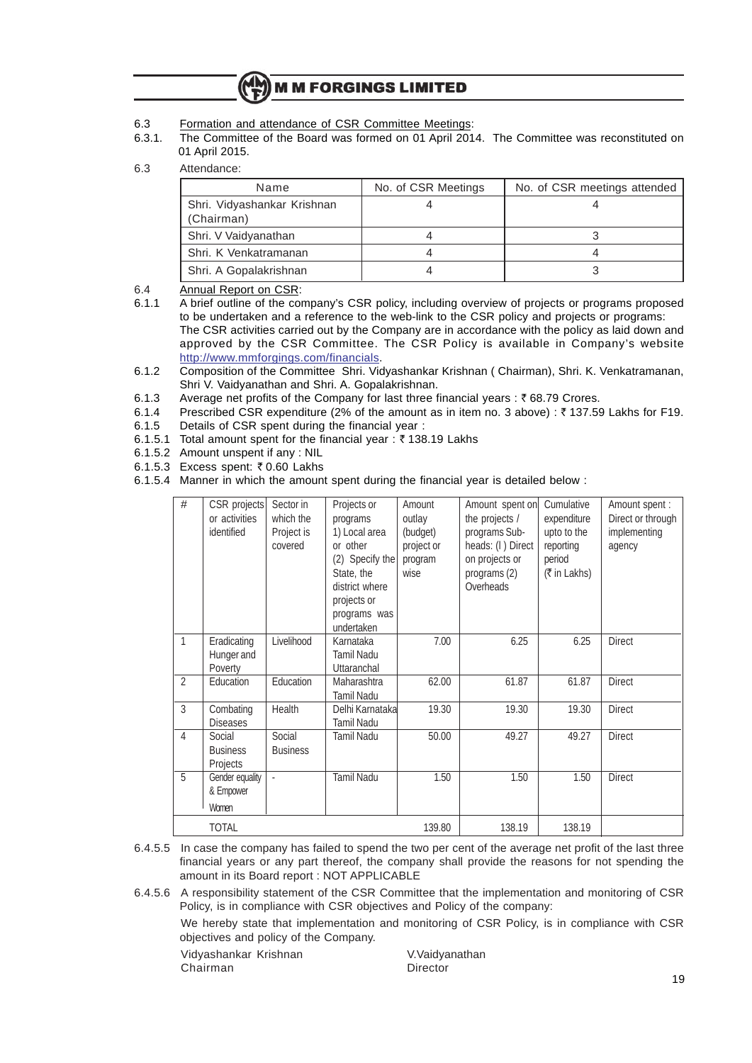6.3 Formation and attendance of CSR Committee Meetings:

6.3.1. The Committee of the Board was formed on 01 April 2014. The Committee was reconstituted on 01 April 2015.

6.3 Attendance:

| Name | No. of CSR Meetings | No. of CSR meetings attended |
|---|---|---|
| Shri. Vidyashankar Krishnan (Chairman) | 4 | 4 |
| Shri. V Vaidyanathan | 4 | 3 |
| Shri. K Venkatramanan | 4 | 4 |
| Shri. A Gopalakrishnan | 4 | 3 |

6.4 Annual Report on CSR:

6.1.1 A brief outline of the company's CSR policy, including overview of projects or programs proposed to be undertaken and a reference to the web-link to the CSR policy and projects or programs:
The CSR activities carried out by the Company are in accordance with the policy as laid down and approved by the CSR Committee. The CSR Policy is available in Company's website http://www.mmforgings.com/financials.

6.1.2 Composition of the Committee Shri. Vidyashankar Krishnan ( Chairman), Shri. K. Venkatramanan, Shri V. Vaidyanathan and Shri. A. Gopalakrishnan.

6.1.3 Average net profits of the Company for last three financial years : ₹ 68.79 Crores.

6.1.4 Prescribed CSR expenditure (2% of the amount as in item no. 3 above) : ₹ 137.59 Lakhs for F19.

6.1.5 Details of CSR spent during the financial year :

6.1.5.1 Total amount spent for the financial year : ₹ 138.19 Lakhs

6.1.5.2 Amount unspent if any : NIL

6.1.5.3 Excess spent: ₹ 0.60 Lakhs

6.1.5.4 Manner in which the amount spent during the financial year is detailed below :

| # | CSR projects or activities identified | Sector in which the Project is covered | Projects or programs 1) Local area or other (2) Specify the State, the district where projects or programs was undertaken | Amount outlay (budget) project or program wise | Amount spent on the projects / programs Sub-heads: (I ) Direct on projects or programs (2) Overheads | Cumulative expenditure upto to the reporting period (₹ in Lakhs) | Amount spent : Direct or through implementing agency |
|---|---|---|---|---|---|---|---|
| 1 | Eradicating Hunger and Poverty | Livelihood | Karnataka Tamil Nadu Uttaranchal | 7.00 | 6.25 | 6.25 | Direct |
| 2 | Education | Education | Maharashtra Tamil Nadu | 62.00 | 61.87 | 61.87 | Direct |
| 3 | Combating Diseases | Health | Delhi Karnataka Tamil Nadu | 19.30 | 19.30 | 19.30 | Direct |
| 4 | Social Business Projects | Social Business | Tamil Nadu | 50.00 | 49.27 | 49.27 | Direct |
| 5 | Gender equality & Empower Women | - | Tamil Nadu | 1.50 | 1.50 | 1.50 | Direct |
| | TOTAL | | | 139.80 | 138.19 | 138.19 | |

6.4.5.5 In case the company has failed to spend the two per cent of the average net profit of the last three financial years or any part thereof, the company shall provide the reasons for not spending the amount in its Board report : NOT APPLICABLE

6.4.5.6 A responsibility statement of the CSR Committee that the implementation and monitoring of CSR Policy, is in compliance with CSR objectives and Policy of the company:

We hereby state that implementation and monitoring of CSR Policy, is in compliance with CSR objectives and policy of the Company.

Vidyashankar Krishnan
Chairman

V.Vaidyanathan
Director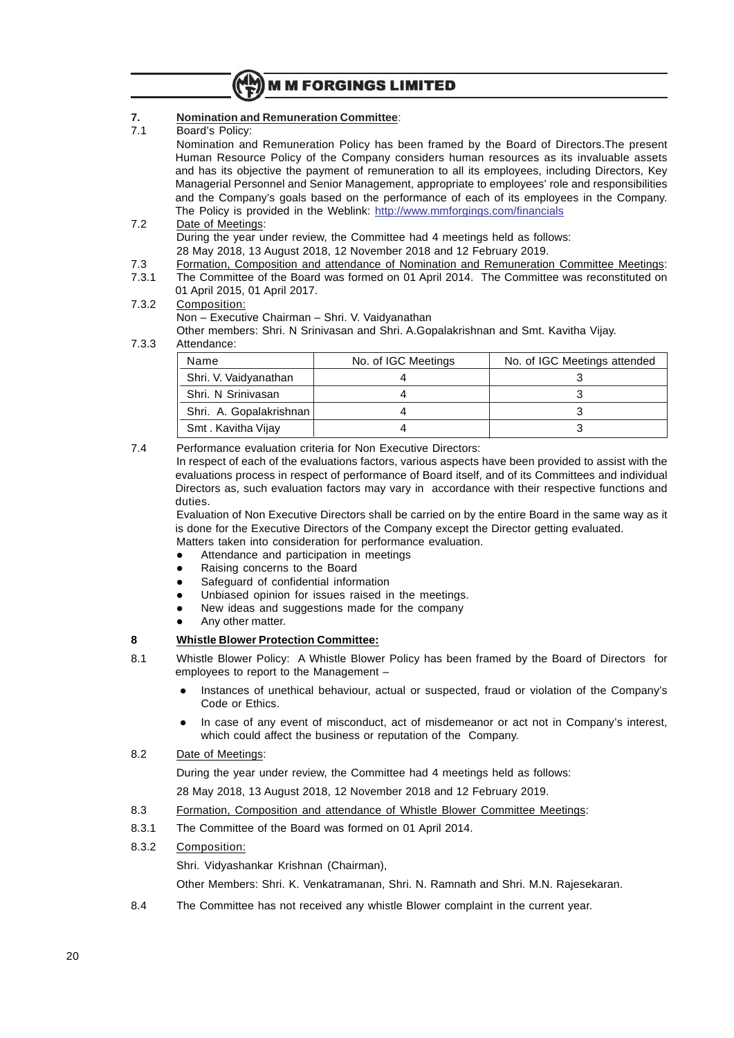**7. Nomination and Remuneration Committee**:

7.1 Board's Policy:

Nomination and Remuneration Policy has been framed by the Board of Directors.The present Human Resource Policy of the Company considers human resources as its invaluable assets and has its objective the payment of remuneration to all its employees, including Directors, Key Managerial Personnel and Senior Management, appropriate to employees' role and responsibilities and the Company's goals based on the performance of each of its employees in the Company. The Policy is provided in the Weblink: http://www.mmforgings.com/financials

7.2 Date of Meetings:

During the year under review, the Committee had 4 meetings held as follows:

28 May 2018, 13 August 2018, 12 November 2018 and 12 February 2019.

7.3 Formation, Composition and attendance of Nomination and Remuneration Committee Meetings:

7.3.1 The Committee of the Board was formed on 01 April 2014. The Committee was reconstituted on 01 April 2015, 01 April 2017.

7.3.2 Composition:

Non – Executive Chairman – Shri. V. Vaidyanathan

Other members: Shri. N Srinivasan and Shri. A.Gopalakrishnan and Smt. Kavitha Vijay.

7.3.3 Attendance:

| Name | No. of IGC Meetings | No. of IGC Meetings attended |
|---|---|---|
| Shri. V. Vaidyanathan | 4 | 3 |
| Shri. N Srinivasan | 4 | 3 |
| Shri. A. Gopalakrishnan | 4 | 3 |
| Smt . Kavitha Vijay | 4 | 3 |

7.4 Performance evaluation criteria for Non Executive Directors:

In respect of each of the evaluations factors, various aspects have been provided to assist with the evaluations process in respect of performance of Board itself, and of its Committees and individual Directors as, such evaluation factors may vary in accordance with their respective functions and duties.

Evaluation of Non Executive Directors shall be carried on by the entire Board in the same way as it is done for the Executive Directors of the Company except the Director getting evaluated.

Matters taken into consideration for performance evaluation.

- Attendance and participation in meetings
- Raising concerns to the Board
- Safeguard of confidential information
- Unbiased opinion for issues raised in the meetings.
- New ideas and suggestions made for the company
- Any other matter.

**8 Whistle Blower Protection Committee:**

8.1 Whistle Blower Policy: A Whistle Blower Policy has been framed by the Board of Directors for employees to report to the Management –

- Instances of unethical behaviour, actual or suspected, fraud or violation of the Company's Code or Ethics.
- In case of any event of misconduct, act of misdemeanor or act not in Company's interest, which could affect the business or reputation of the Company.

8.2 Date of Meetings:

During the year under review, the Committee had 4 meetings held as follows:

28 May 2018, 13 August 2018, 12 November 2018 and 12 February 2019.

8.3 Formation, Composition and attendance of Whistle Blower Committee Meetings:

8.3.1 The Committee of the Board was formed on 01 April 2014.

8.3.2 Composition:

Shri. Vidyashankar Krishnan (Chairman),

Other Members: Shri. K. Venkatramanan, Shri. N. Ramnath and Shri. M.N. Rajesekaran.

8.4 The Committee has not received any whistle Blower complaint in the current year.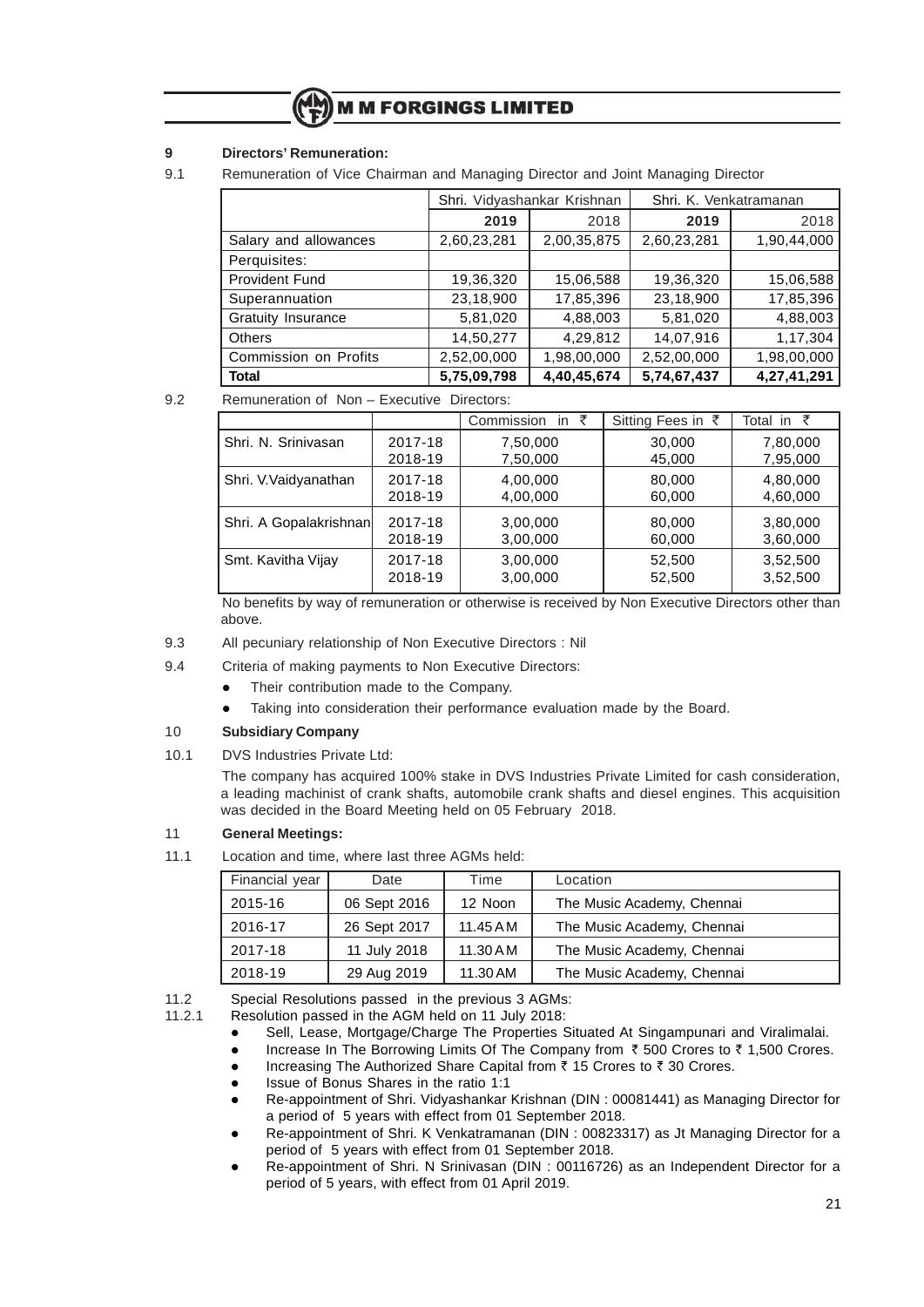## 9 Directors' Remuneration:

9.1 Remuneration of Vice Chairman and Managing Director and Joint Managing Director

| | Shri. Vidyashankar Krishnan | | Shri. K. Venkatramanan | |
|---|---|---|---|---|
| | **2019** | 2018 | **2019** | 2018 |
| Salary and allowances | 2,60,23,281 | 2,00,35,875 | 2,60,23,281 | 1,90,44,000 |
| Perquisites: | | | | |
| Provident Fund | 19,36,320 | 15,06,588 | 19,36,320 | 15,06,588 |
| Superannuation | 23,18,900 | 17,85,396 | 23,18,900 | 17,85,396 |
| Gratuity Insurance | 5,81,020 | 4,88,003 | 5,81,020 | 4,88,003 |
| Others | 14,50,277 | 4,29,812 | 14,07,916 | 1,17,304 |
| Commission on Profits | 2,52,00,000 | 1,98,00,000 | 2,52,00,000 | 1,98,00,000 |
| **Total** | **5,75,09,798** | **4,40,45,674** | **5,74,67,437** | **4,27,41,291** |

9.2 Remuneration of Non – Executive Directors:

| | | Commission in ₹ | Sitting Fees in ₹ | Total in ₹ |
|---|---|---|---|---|
| Shri. N. Srinivasan | 2017-18 | 7,50,000 | 30,000 | 7,80,000 |
| | 2018-19 | 7,50,000 | 45,000 | 7,95,000 |
| Shri. V.Vaidyanathan | 2017-18 | 4,00,000 | 80,000 | 4,80,000 |
| | 2018-19 | 4,00,000 | 60,000 | 4,60,000 |
| Shri. A Gopalakrishnan | 2017-18 | 3,00,000 | 80,000 | 3,80,000 |
| | 2018-19 | 3,00,000 | 60,000 | 3,60,000 |
| Smt. Kavitha Vijay | 2017-18 | 3,00,000 | 52,500 | 3,52,500 |
| | 2018-19 | 3,00,000 | 52,500 | 3,52,500 |

No benefits by way of remuneration or otherwise is received by Non Executive Directors other than above.

9.3 All pecuniary relationship of Non Executive Directors : Nil

9.4 Criteria of making payments to Non Executive Directors:

- Their contribution made to the Company.
- Taking into consideration their performance evaluation made by the Board.

## 10 Subsidiary Company

10.1 DVS Industries Private Ltd:

The company has acquired 100% stake in DVS Industries Private Limited for cash consideration, a leading machinist of crank shafts, automobile crank shafts and diesel engines. This acquisition was decided in the Board Meeting held on 05 February 2018.

## 11 General Meetings:

11.1 Location and time, where last three AGMs held:

| Financial year | Date | Time | Location |
|---|---|---|---|
| 2015-16 | 06 Sept 2016 | 12 Noon | The Music Academy, Chennai |
| 2016-17 | 26 Sept 2017 | 11.45 AM | The Music Academy, Chennai |
| 2017-18 | 11 July 2018 | 11.30 AM | The Music Academy, Chennai |
| 2018-19 | 29 Aug 2019 | 11.30 AM | The Music Academy, Chennai |

11.2 Special Resolutions passed in the previous 3 AGMs:

11.2.1 Resolution passed in the AGM held on 11 July 2018:

- Sell, Lease, Mortgage/Charge The Properties Situated At Singampunari and Viralimalai.
- Increase In The Borrowing Limits Of The Company from ₹ 500 Crores to ₹ 1,500 Crores.
- Increasing The Authorized Share Capital from ₹ 15 Crores to ₹ 30 Crores.
- Issue of Bonus Shares in the ratio 1:1
- Re-appointment of Shri. Vidyashankar Krishnan (DIN : 00081441) as Managing Director for a period of 5 years with effect from 01 September 2018.
- Re-appointment of Shri. K Venkatramanan (DIN : 00823317) as Jt Managing Director for a period of 5 years with effect from 01 September 2018.
- Re-appointment of Shri. N Srinivasan (DIN : 00116726) as an Independent Director for a period of 5 years, with effect from 01 April 2019.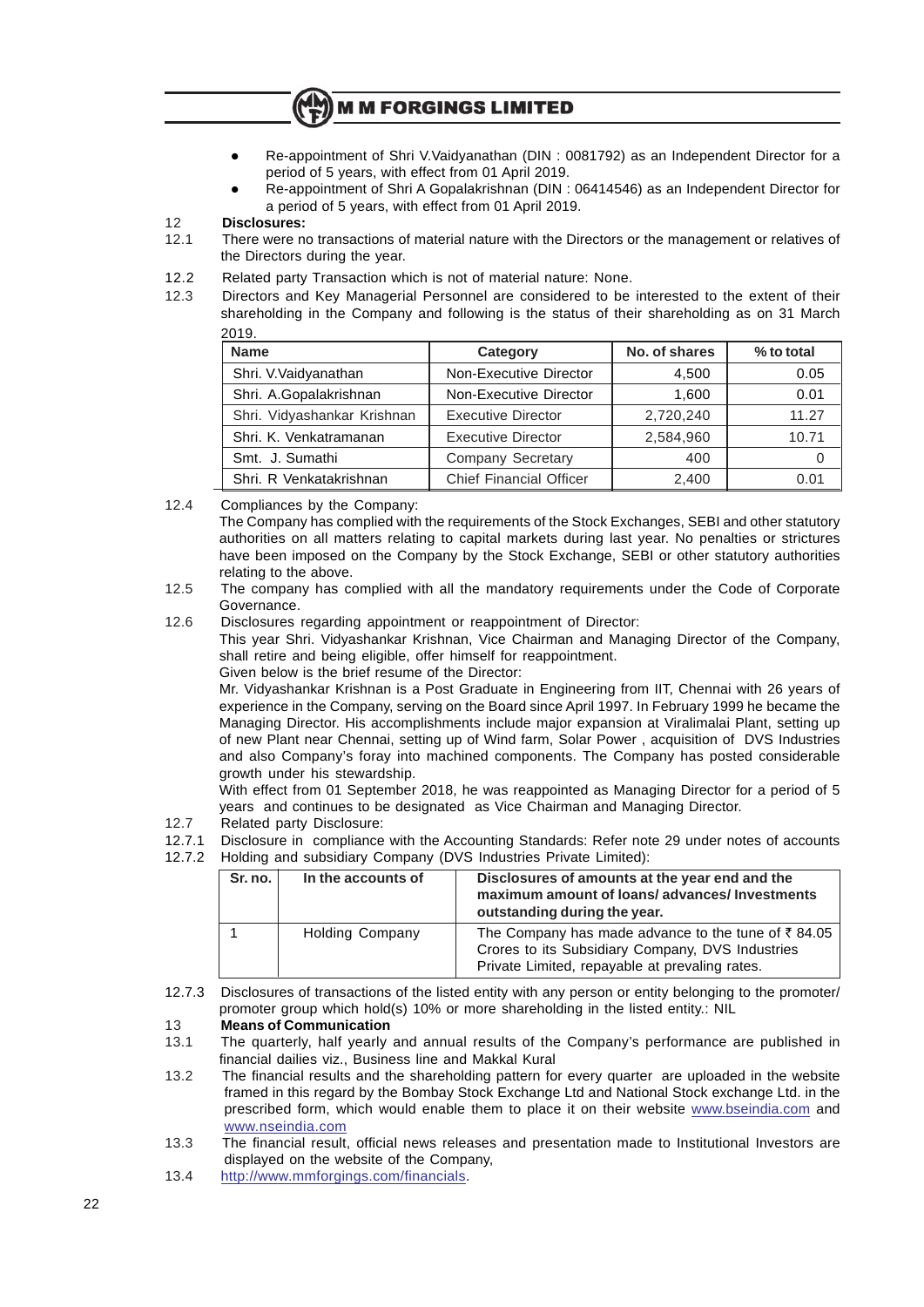- Re-appointment of Shri V.Vaidyanathan (DIN : 0081792) as an Independent Director for a period of 5 years, with effect from 01 April 2019.
- Re-appointment of Shri A Gopalakrishnan (DIN : 06414546) as an Independent Director for a period of 5 years, with effect from 01 April 2019.

12 **Disclosures:**

12.1 There were no transactions of material nature with the Directors or the management or relatives of the Directors during the year.

12.2 Related party Transaction which is not of material nature: None.

12.3 Directors and Key Managerial Personnel are considered to be interested to the extent of their shareholding in the Company and following is the status of their shareholding as on 31 March 2019.

| Name | Category | No. of shares | % to total |
|---|---|---|---|
| Shri. V.Vaidyanathan | Non-Executive Director | 4,500 | 0.05 |
| Shri. A.Gopalakrishnan | Non-Executive Director | 1,600 | 0.01 |
| Shri. Vidyashankar Krishnan | Executive Director | 2,720,240 | 11.27 |
| Shri. K. Venkatramanan | Executive Director | 2,584,960 | 10.71 |
| Smt. J. Sumathi | Company Secretary | 400 | 0 |
| Shri. R Venkatakrishnan | Chief Financial Officer | 2,400 | 0.01 |

12.4 Compliances by the Company:
The Company has complied with the requirements of the Stock Exchanges, SEBI and other statutory authorities on all matters relating to capital markets during last year. No penalties or strictures have been imposed on the Company by the Stock Exchange, SEBI or other statutory authorities relating to the above.

12.5 The company has complied with all the mandatory requirements under the Code of Corporate Governance.

12.6 Disclosures regarding appointment or reappointment of Director:
This year Shri. Vidyashankar Krishnan, Vice Chairman and Managing Director of the Company, shall retire and being eligible, offer himself for reappointment.
Given below is the brief resume of the Director:
Mr. Vidyashankar Krishnan is a Post Graduate in Engineering from IIT, Chennai with 26 years of experience in the Company, serving on the Board since April 1997. In February 1999 he became the Managing Director. His accomplishments include major expansion at Viralimalai Plant, setting up of new Plant near Chennai, setting up of Wind farm, Solar Power , acquisition of DVS Industries and also Company's foray into machined components. The Company has posted considerable growth under his stewardship.
With effect from 01 September 2018, he was reappointed as Managing Director for a period of 5 years and continues to be designated as Vice Chairman and Managing Director.

12.7 Related party Disclosure:

12.7.1 Disclosure in compliance with the Accounting Standards: Refer note 29 under notes of accounts

12.7.2 Holding and subsidiary Company (DVS Industries Private Limited):

| Sr. no. | In the accounts of | Disclosures of amounts at the year end and the maximum amount of loans/ advances/ Investments outstanding during the year. |
|---|---|---|
| 1 | Holding Company | The Company has made advance to the tune of ₹ 84.05 Crores to its Subsidiary Company, DVS Industries Private Limited, repayable at prevaling rates. |

12.7.3 Disclosures of transactions of the listed entity with any person or entity belonging to the promoter/ promoter group which hold(s) 10% or more shareholding in the listed entity.: NIL

13 **Means of Communication**

13.1 The quarterly, half yearly and annual results of the Company's performance are published in financial dailies viz., Business line and Makkal Kural

13.2 The financial results and the shareholding pattern for every quarter are uploaded in the website framed in this regard by the Bombay Stock Exchange Ltd and National Stock exchange Ltd. in the prescribed form, which would enable them to place it on their website www.bseindia.com and www.nseindia.com

13.3 The financial result, official news releases and presentation made to Institutional Investors are displayed on the website of the Company,

13.4 http://www.mmforgings.com/financials.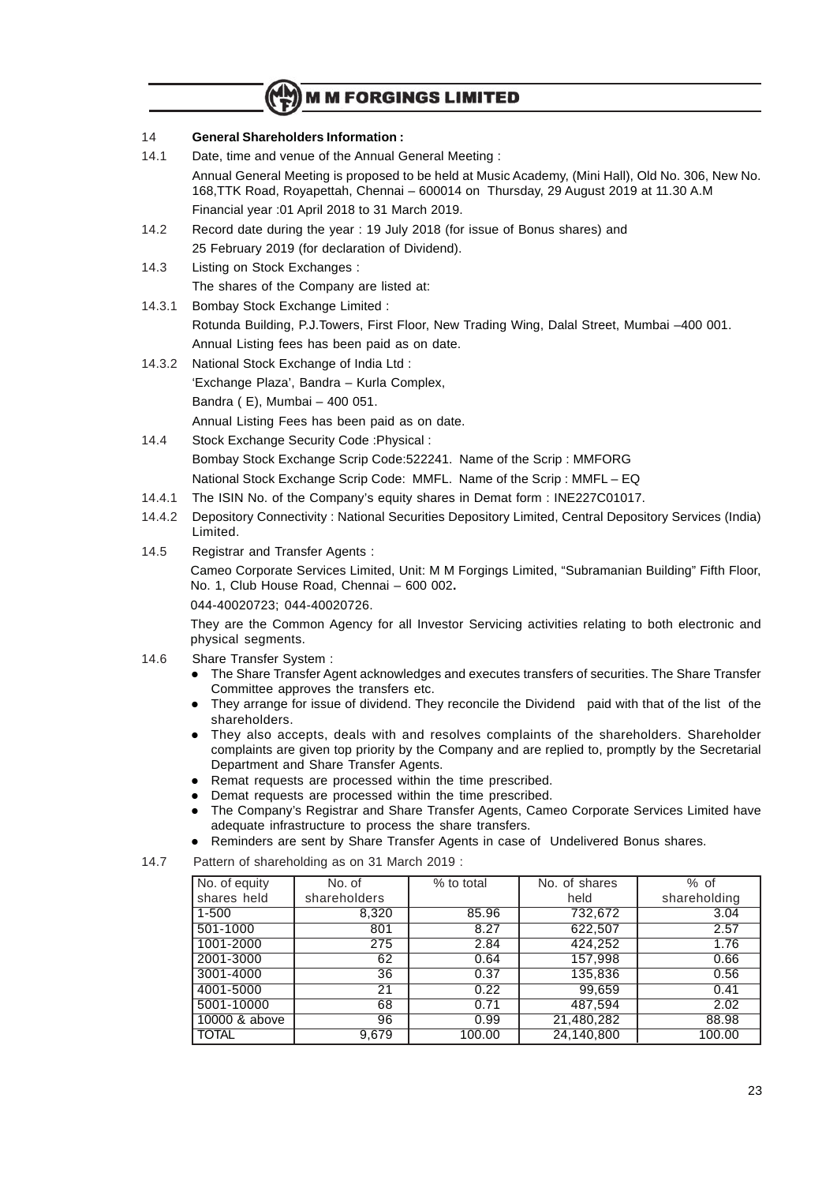## 14 General Shareholders Information :

14.1 Date, time and venue of the Annual General Meeting :

Annual General Meeting is proposed to be held at Music Academy, (Mini Hall), Old No. 306, New No. 168,TTK Road, Royapettah, Chennai – 600014 on Thursday, 29 August 2019 at 11.30 A.M

Financial year :01 April 2018 to 31 March 2019.

14.2 Record date during the year : 19 July 2018 (for issue of Bonus shares) and 25 February 2019 (for declaration of Dividend).

14.3 Listing on Stock Exchanges :

The shares of the Company are listed at:

14.3.1 Bombay Stock Exchange Limited :

Rotunda Building, P.J.Towers, First Floor, New Trading Wing, Dalal Street, Mumbai –400 001.

Annual Listing fees has been paid as on date.

14.3.2 National Stock Exchange of India Ltd :

'Exchange Plaza', Bandra – Kurla Complex,

Bandra ( E), Mumbai – 400 051.

Annual Listing Fees has been paid as on date.

14.4 Stock Exchange Security Code :Physical :

Bombay Stock Exchange Scrip Code:522241. Name of the Scrip : MMFORG

National Stock Exchange Scrip Code: MMFL. Name of the Scrip : MMFL – EQ

14.4.1 The ISIN No. of the Company's equity shares in Demat form : INE227C01017.

14.4.2 Depository Connectivity : National Securities Depository Limited, Central Depository Services (India) Limited.

14.5 Registrar and Transfer Agents :

Cameo Corporate Services Limited, Unit: M M Forgings Limited, "Subramanian Building" Fifth Floor, No. 1, Club House Road, Chennai – 600 002**.**

044-40020723; 044-40020726.

They are the Common Agency for all Investor Servicing activities relating to both electronic and physical segments.

14.6 Share Transfer System :

- The Share Transfer Agent acknowledges and executes transfers of securities. The Share Transfer Committee approves the transfers etc.
- They arrange for issue of dividend. They reconcile the Dividend paid with that of the list of the shareholders.
- They also accepts, deals with and resolves complaints of the shareholders. Shareholder complaints are given top priority by the Company and are replied to, promptly by the Secretarial Department and Share Transfer Agents.
- Remat requests are processed within the time prescribed.
- Demat requests are processed within the time prescribed.
- The Company's Registrar and Share Transfer Agents, Cameo Corporate Services Limited have adequate infrastructure to process the share transfers.
- Reminders are sent by Share Transfer Agents in case of Undelivered Bonus shares.

14.7 Pattern of shareholding as on 31 March 2019 :

| No. of equity shares held | No. of shareholders | % to total | No. of shares held | % of shareholding |
|---|---|---|---|---|
| 1-500 | 8,320 | 85.96 | 732,672 | 3.04 |
| 501-1000 | 801 | 8.27 | 622,507 | 2.57 |
| 1001-2000 | 275 | 2.84 | 424,252 | 1.76 |
| 2001-3000 | 62 | 0.64 | 157,998 | 0.66 |
| 3001-4000 | 36 | 0.37 | 135,836 | 0.56 |
| 4001-5000 | 21 | 0.22 | 99,659 | 0.41 |
| 5001-10000 | 68 | 0.71 | 487,594 | 2.02 |
| 10000 & above | 96 | 0.99 | 21,480,282 | 88.98 |
| TOTAL | 9,679 | 100.00 | 24,140,800 | 100.00 |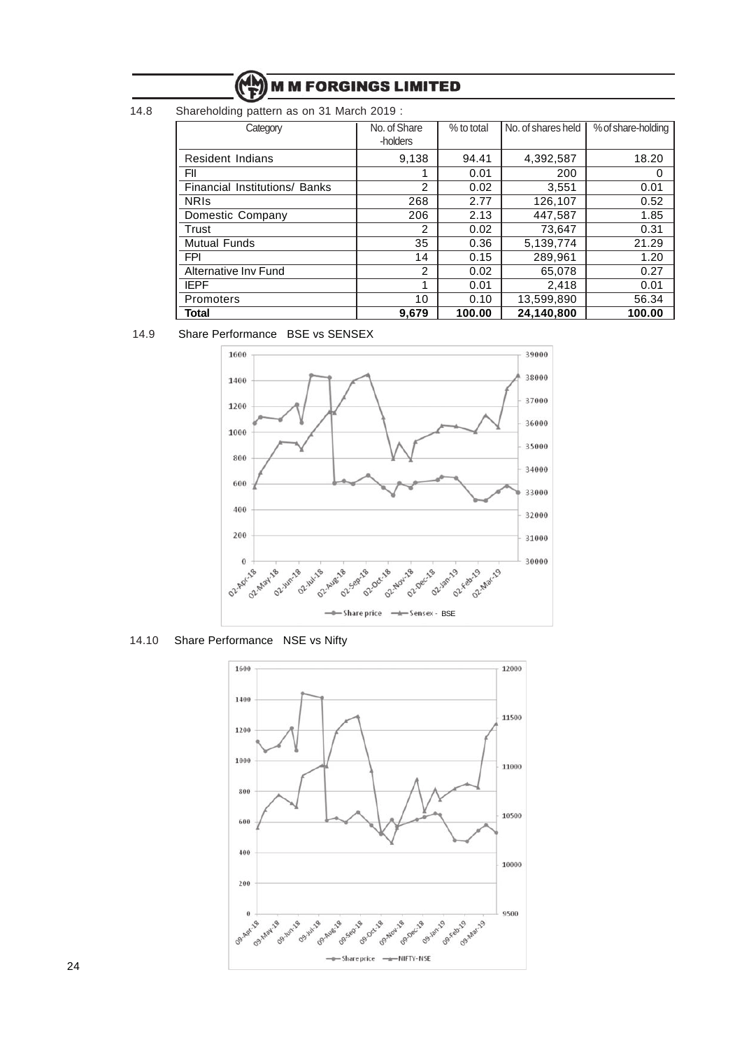14.8 Shareholding pattern as on 31 March 2019 :

| Category | No. of Share -holders | % to total | No. of shares held | % of share-holding |
|---|---|---|---|---|
| Resident Indians | 9,138 | 94.41 | 4,392,587 | 18.20 |
| FII | 1 | 0.01 | 200 | 0 |
| Financial Institutions/ Banks | 2 | 0.02 | 3,551 | 0.01 |
| NRIs | 268 | 2.77 | 126,107 | 0.52 |
| Domestic Company | 206 | 2.13 | 447,587 | 1.85 |
| Trust | 2 | 0.02 | 73,647 | 0.31 |
| Mutual Funds | 35 | 0.36 | 5,139,774 | 21.29 |
| FPI | 14 | 0.15 | 289,961 | 1.20 |
| Alternative Inv Fund | 2 | 0.02 | 65,078 | 0.27 |
| IEPF | 1 | 0.01 | 2,418 | 0.01 |
| Promoters | 10 | 0.10 | 13,599,890 | 56.34 |
| **Total** | **9,679** | **100.00** | **24,140,800** | **100.00** |

14.9 Share Performance BSE vs SENSEX

14.10 Share Performance NSE vs Nifty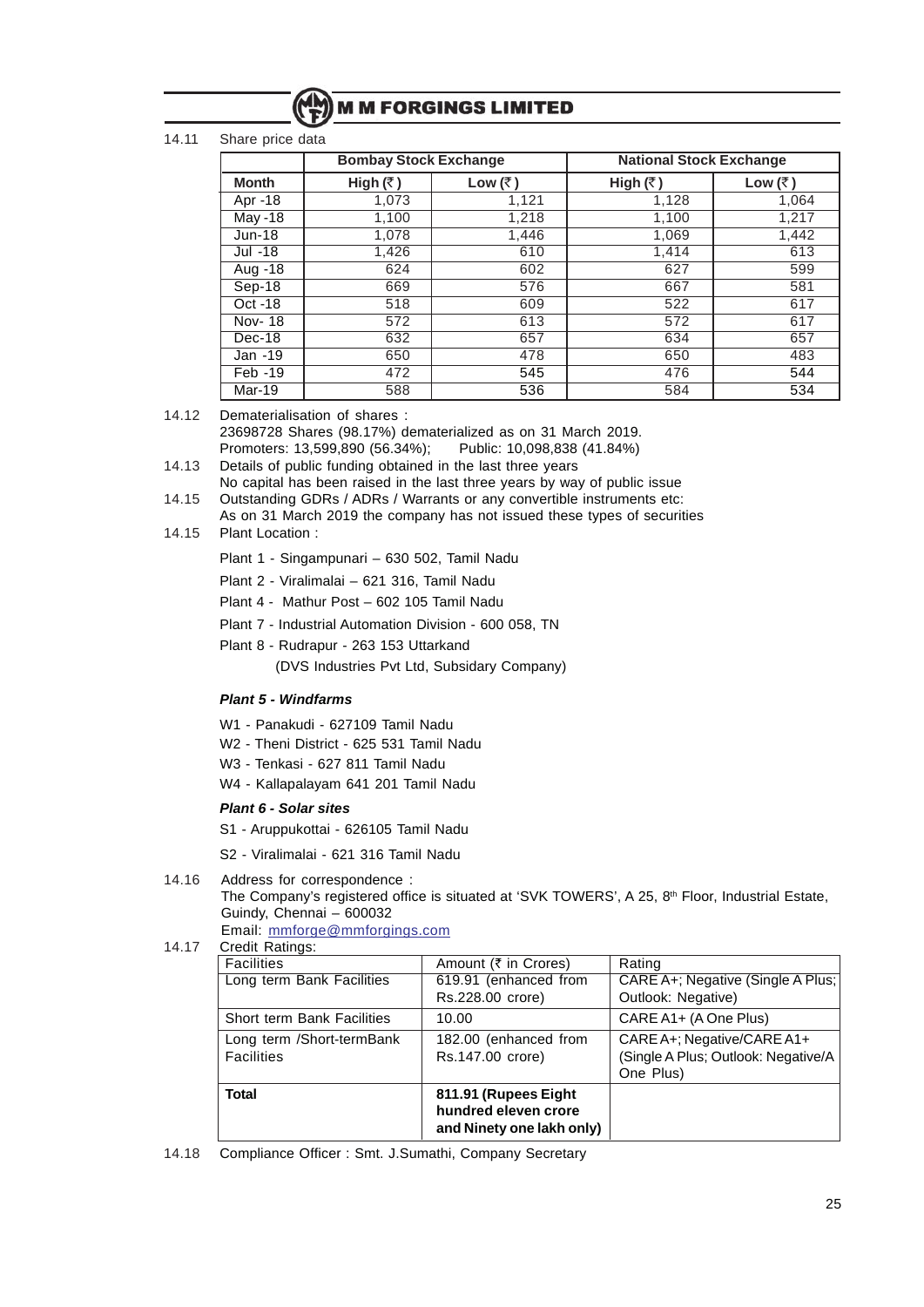14.11 Share price data

| | Bombay Stock Exchange | | National Stock Exchange | |
|---|---|---|---|---|
| **Month** | **High (₹)** | **Low (₹)** | **High (₹)** | **Low (₹)** |
| Apr -18 | 1,073 | 1,121 | 1,128 | 1,064 |
| May -18 | 1,100 | 1,218 | 1,100 | 1,217 |
| Jun-18 | 1,078 | 1,446 | 1,069 | 1,442 |
| Jul -18 | 1,426 | 610 | 1,414 | 613 |
| Aug -18 | 624 | 602 | 627 | 599 |
| Sep-18 | 669 | 576 | 667 | 581 |
| Oct -18 | 518 | 609 | 522 | 617 |
| Nov- 18 | 572 | 613 | 572 | 617 |
| Dec-18 | 632 | 657 | 634 | 657 |
| Jan -19 | 650 | 478 | 650 | 483 |
| Feb -19 | 472 | 545 | 476 | 544 |
| Mar-19 | 588 | 536 | 584 | 534 |

14.12 Dematerialisation of shares :
23698728 Shares (98.17%) dematerialized as on 31 March 2019.
Promoters: 13,599,890 (56.34%); Public: 10,098,838 (41.84%)

14.13 Details of public funding obtained in the last three years
No capital has been raised in the last three years by way of public issue

14.15 Outstanding GDRs / ADRs / Warrants or any convertible instruments etc:
As on 31 March 2019 the company has not issued these types of securities

14.15 Plant Location :

Plant 1 - Singampunari – 630 502, Tamil Nadu

Plant 2 - Viralimalai – 621 316, Tamil Nadu

Plant 4 - Mathur Post – 602 105 Tamil Nadu

Plant 7 - Industrial Automation Division - 600 058, TN

Plant 8 - Rudrapur - 263 153 Uttarkand

(DVS Industries Pvt Ltd, Subsidary Company)

***Plant 5 - Windfarms***

W1 - Panakudi - 627109 Tamil Nadu

W2 - Theni District - 625 531 Tamil Nadu

W3 - Tenkasi - 627 811 Tamil Nadu

W4 - Kallapalayam 641 201 Tamil Nadu

***Plant 6 - Solar sites***

S1 - Aruppukottai - 626105 Tamil Nadu

S2 - Viralimalai - 621 316 Tamil Nadu

14.16 Address for correspondence :
The Company's registered office is situated at 'SVK TOWERS', A 25, 8th Floor, Industrial Estate, Guindy, Chennai – 600032
Email: mmforge@mmforgings.com

14.17 Credit Ratings:

| Facilities | Amount (₹ in Crores) | Rating |
|---|---|---|
| Long term Bank Facilities | 619.91 (enhanced from Rs.228.00 crore) | CARE A+; Negative (Single A Plus; Outlook: Negative) |
| Short term Bank Facilities | 10.00 | CARE A1+ (A One Plus) |
| Long term /Short-termBank Facilities | 182.00 (enhanced from Rs.147.00 crore) | CARE A+; Negative/CARE A1+ (Single A Plus; Outlook: Negative/A One Plus) |
| **Total** | **811.91 (Rupees Eight hundred eleven crore and Ninety one lakh only)** | |

14.18 Compliance Officer : Smt. J.Sumathi, Company Secretary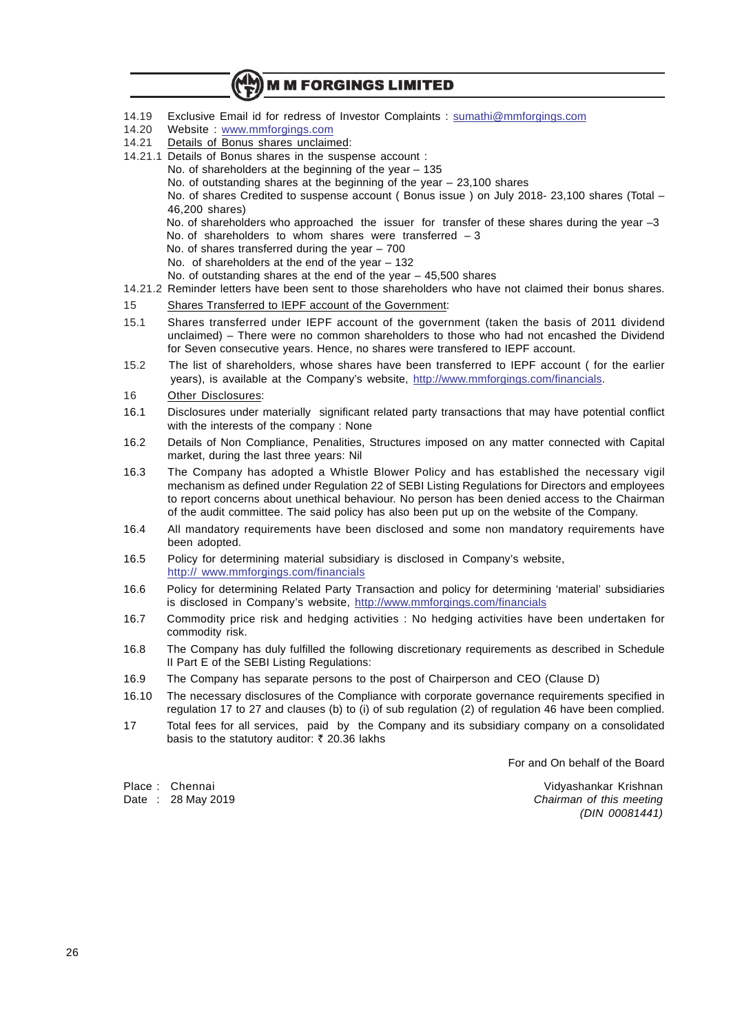14.19 Exclusive Email id for redress of Investor Complaints : sumathi@mmforgings.com

14.20 Website : www.mmforgings.com

14.21 Details of Bonus shares unclaimed:

14.21.1 Details of Bonus shares in the suspense account :

No. of shareholders at the beginning of the year – 135

No. of outstanding shares at the beginning of the year – 23,100 shares

No. of shares Credited to suspense account ( Bonus issue ) on July 2018- 23,100 shares (Total – 46,200 shares)

No. of shareholders who approached the issuer for transfer of these shares during the year –3

No. of shareholders to whom shares were transferred – 3

No. of shares transferred during the year – 700

No. of shareholders at the end of the year – 132

No. of outstanding shares at the end of the year – 45,500 shares

14.21.2 Reminder letters have been sent to those shareholders who have not claimed their bonus shares.

15 Shares Transferred to IEPF account of the Government:

15.1 Shares transferred under IEPF account of the government (taken the basis of 2011 dividend unclaimed) – There were no common shareholders to those who had not encashed the Dividend for Seven consecutive years. Hence, no shares were transfered to IEPF account.

15.2 The list of shareholders, whose shares have been transferred to IEPF account ( for the earlier years), is available at the Company's website, http://www.mmforgings.com/financials.

16 Other Disclosures:

16.1 Disclosures under materially significant related party transactions that may have potential conflict with the interests of the company : None

16.2 Details of Non Compliance, Penalities, Structures imposed on any matter connected with Capital market, during the last three years: Nil

16.3 The Company has adopted a Whistle Blower Policy and has established the necessary vigil mechanism as defined under Regulation 22 of SEBI Listing Regulations for Directors and employees to report concerns about unethical behaviour. No person has been denied access to the Chairman of the audit committee. The said policy has also been put up on the website of the Company.

16.4 All mandatory requirements have been disclosed and some non mandatory requirements have been adopted.

16.5 Policy for determining material subsidiary is disclosed in Company's website, http:// www.mmforgings.com/financials

16.6 Policy for determining Related Party Transaction and policy for determining 'material' subsidiaries is disclosed in Company's website, http://www.mmforgings.com/financials

16.7 Commodity price risk and hedging activities : No hedging activities have been undertaken for commodity risk.

16.8 The Company has duly fulfilled the following discretionary requirements as described in Schedule II Part E of the SEBI Listing Regulations:

16.9 The Company has separate persons to the post of Chairperson and CEO (Clause D)

16.10 The necessary disclosures of the Compliance with corporate governance requirements specified in regulation 17 to 27 and clauses (b) to (i) of sub regulation (2) of regulation 46 have been complied.

17 Total fees for all services, paid by the Company and its subsidiary company on a consolidated basis to the statutory auditor: ₹ 20.36 lakhs

For and On behalf of the Board

Place : Chennai
Date : 28 May 2019

Vidyashankar Krishnan
*Chairman of this meeting*
*(DIN 00081441)*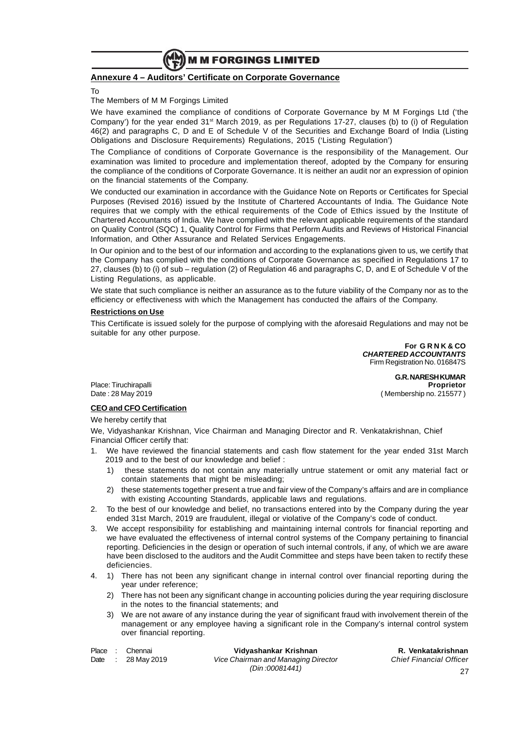## Annexure 4 – Auditors' Certificate on Corporate Governance

To

The Members of M M Forgings Limited

We have examined the compliance of conditions of Corporate Governance by M M Forgings Ltd ('the Company') for the year ended 31st March 2019, as per Regulations 17-27, clauses (b) to (i) of Regulation 46(2) and paragraphs C, D and E of Schedule V of the Securities and Exchange Board of India (Listing Obligations and Disclosure Requirements) Regulations, 2015 ('Listing Regulation')

The Compliance of conditions of Corporate Governance is the responsibility of the Management. Our examination was limited to procedure and implementation thereof, adopted by the Company for ensuring the compliance of the conditions of Corporate Governance. It is neither an audit nor an expression of opinion on the financial statements of the Company.

We conducted our examination in accordance with the Guidance Note on Reports or Certificates for Special Purposes (Revised 2016) issued by the Institute of Chartered Accountants of India. The Guidance Note requires that we comply with the ethical requirements of the Code of Ethics issued by the Institute of Chartered Accountants of India. We have complied with the relevant applicable requirements of the standard on Quality Control (SQC) 1, Quality Control for Firms that Perform Audits and Reviews of Historical Financial Information, and Other Assurance and Related Services Engagements.

In Our opinion and to the best of our information and according to the explanations given to us, we certify that the Company has complied with the conditions of Corporate Governance as specified in Regulations 17 to 27, clauses (b) to (i) of sub – regulation (2) of Regulation 46 and paragraphs C, D, and E of Schedule V of the Listing Regulations, as applicable.

We state that such compliance is neither an assurance as to the future viability of the Company nor as to the efficiency or effectiveness with which the Management has conducted the affairs of the Company.

**Restrictions on Use**

This Certificate is issued solely for the purpose of complying with the aforesaid Regulations and may not be suitable for any other purpose.

**For G R N K & CO**
***CHARTERED ACCOUNTANTS***
Firm Registration No. 016847S

**G.R.NARESH KUMAR**
**Proprietor**
( Membership no. 215577 )

Place: Tiruchirapalli
Date : 28 May 2019

**CEO and CFO Certification**

We hereby certify that

We, Vidyashankar Krishnan, Vice Chairman and Managing Director and R. Venkatakrishnan, Chief Financial Officer certify that:

1. We have reviewed the financial statements and cash flow statement for the year ended 31st March 2019 and to the best of our knowledge and belief :
   1) these statements do not contain any materially untrue statement or omit any material fact or contain statements that might be misleading;
   2) these statements together present a true and fair view of the Company's affairs and are in compliance with existing Accounting Standards, applicable laws and regulations.
2. To the best of our knowledge and belief, no transactions entered into by the Company during the year ended 31st March, 2019 are fraudulent, illegal or violative of the Company's code of conduct.
3. We accept responsibility for establishing and maintaining internal controls for financial reporting and we have evaluated the effectiveness of internal control systems of the Company pertaining to financial reporting. Deficiencies in the design or operation of such internal controls, if any, of which we are aware have been disclosed to the auditors and the Audit Committee and steps have been taken to rectify these deficiencies.
4. 1) There has not been any significant change in internal control over financial reporting during the year under reference;
   2) There has not been any significant change in accounting policies during the year requiring disclosure in the notes to the financial statements; and
   3) We are not aware of any instance during the year of significant fraud with involvement therein of the management or any employee having a significant role in the Company's internal control system over financial reporting.

Place : Chennai
Date : 28 May 2019

**Vidyashankar Krishnan**
*Vice Chairman and Managing Director*
*(Din :00081441)*

**R. Venkatakrishnan**
*Chief Financial Officer*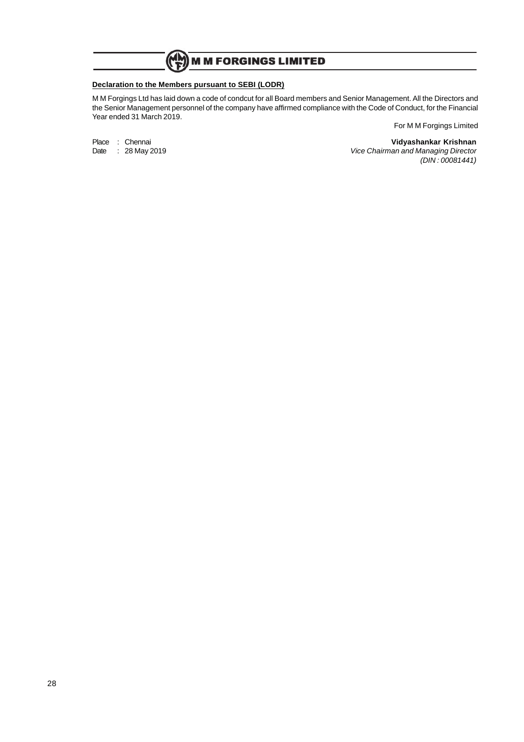**Declaration to the Members pursuant to SEBI (LODR)**

M M Forgings Ltd has laid down a code of condcut for all Board members and Senior Management. All the Directors and the Senior Management personnel of the company have affirmed compliance with the Code of Conduct, for the Financial Year ended 31 March 2019.

For M M Forgings Limited

Place : Chennai
Date : 28 May 2019

**Vidyashankar Krishnan**
*Vice Chairman and Managing Director*
*(DIN : 00081441)*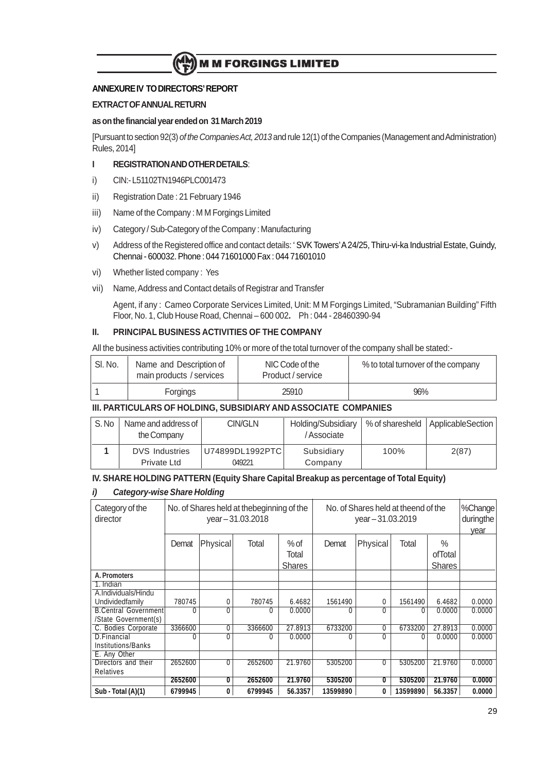**ANNEXURE IV TO DIRECTORS' REPORT**

**EXTRACT OF ANNUAL RETURN**

**as on the financial year ended on 31 March 2019**

[Pursuant to section 92(3) *of the Companies Act, 2013* and rule 12(1) of the Companies (Management and Administration) Rules, 2014]

**I REGISTRATION AND OTHER DETAILS**:

i) CIN:- L51102TN1946PLC001473

ii) Registration Date : 21 February 1946

iii) Name of the Company : M M Forgings Limited

iv) Category / Sub-Category of the Company : Manufacturing

v) Address of the Registered office and contact details: ' SVK Towers' A 24/25, Thiru-vi-ka Industrial Estate, Guindy, Chennai - 600032. Phone : 044 71601000 Fax : 044 71601010

vi) Whether listed company : Yes

vii) Name, Address and Contact details of Registrar and Transfer

Agent, if any : Cameo Corporate Services Limited, Unit: M M Forgings Limited, "Subramanian Building" Fifth Floor, No. 1, Club House Road, Chennai – 600 002. Ph : 044 - 28460390-94

**II. PRINCIPAL BUSINESS ACTIVITIES OF THE COMPANY**

All the business activities contributing 10% or more of the total turnover of the company shall be stated:-

| Sl. No. | Name and Description of main products / services | NIC Code of the Product / service | % to total turnover of the company |
|---|---|---|---|
| 1 | Forgings | 25910 | 96% |

**III. PARTICULARS OF HOLDING, SUBSIDIARY AND ASSOCIATE COMPANIES**

| S. No | Name and address of the Company | CIN/GLN | Holding/Subsidiary / Associate | % of sharesheld | ApplicableSection |
|---|---|---|---|---|---|
| 1 | DVS Industries Private Ltd | U74899DL1992PTC 049221 | Subsidiary Company | 100% | 2(87) |

**IV. SHARE HOLDING PATTERN (Equity Share Capital Breakup as percentage of Total Equity)**

***i) Category-wise Share Holding***

| Category of the director | No. of Shares held at thebeginning of the year – 31.03.2018 | | | | No. of Shares held at theend of the year – 31.03.2019 | | | | %Change duringthe year |
|---|---|---|---|---|---|---|---|---|---|
| | Demat | Physical | Total | % of Total Shares | Demat | Physical | Total | % ofTotal Shares | |
| **A. Promoters** | | | | | | | | | |
| 1. Indian | | | | | | | | | |
| A.Individuals/Hindu Undividedfamily | 780745 | 0 | 780745 | 6.4682 | 1561490 | 0 | 1561490 | 6.4682 | 0.0000 |
| B.Central Government /State Government(s) | 0 | 0 | 0 | 0.0000 | 0 | 0 | 0 | 0.0000 | 0.0000 |
| C. Bodies Corporate | 3366600 | 0 | 3366600 | 27.8913 | 6733200 | 0 | 6733200 | 27.8913 | 0.0000 |
| D.Financial Institutions/Banks | 0 | 0 | 0 | 0.0000 | 0 | 0 | 0 | 0.0000 | 0.0000 |
| E. Any Other | | | | | | | | | |
| Directors and their Relatives | 2652600 | 0 | 2652600 | 21.9760 | 5305200 | 0 | 5305200 | 21.9760 | 0.0000 |
| | **2652600** | **0** | **2652600** | **21.9760** | **5305200** | **0** | **5305200** | **21.9760** | **0.0000** |
| **Sub - Total (A)(1)** | **6799945** | **0** | **6799945** | **56.3357** | **13599890** | **0** | **13599890** | **56.3357** | **0.0000** |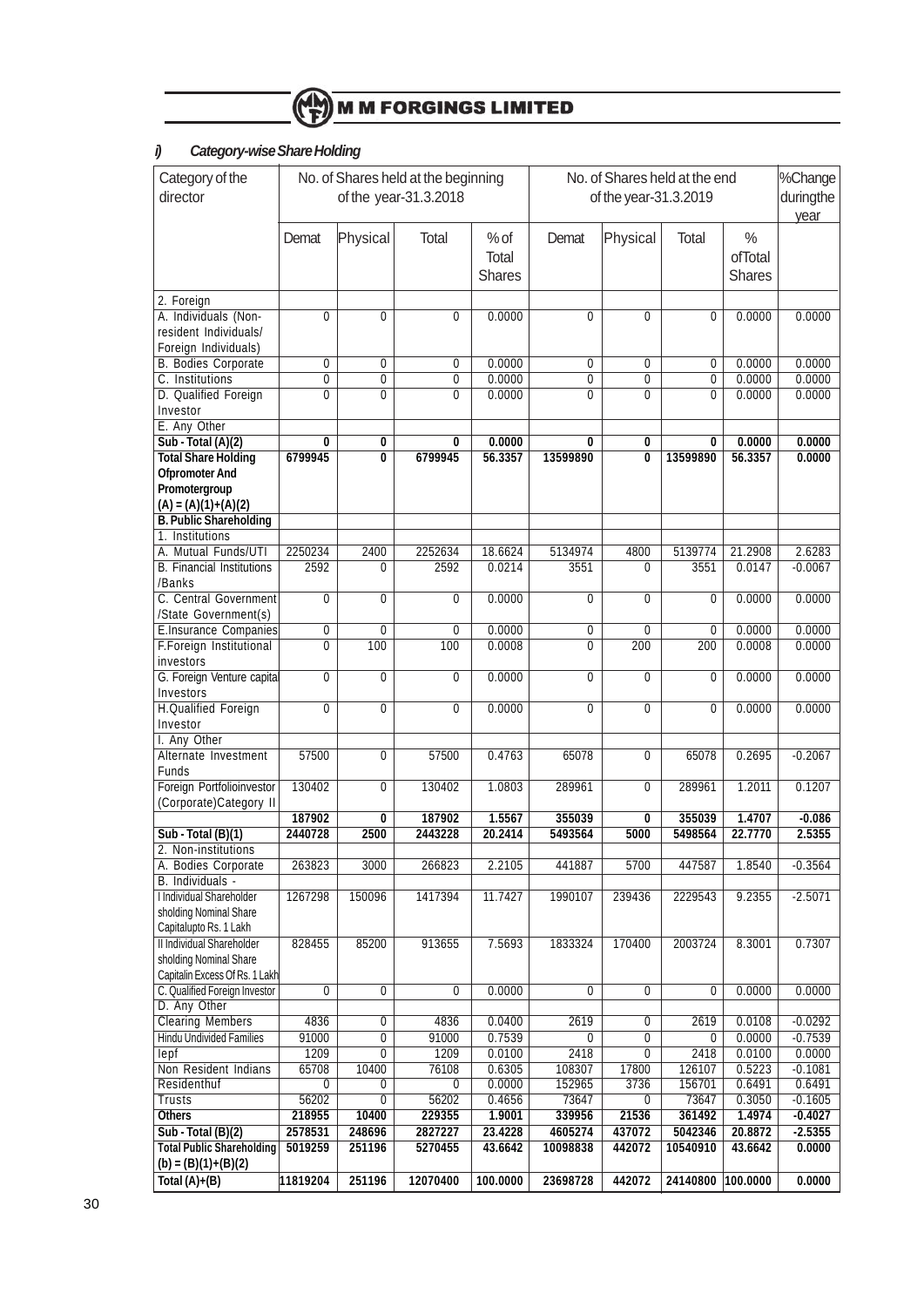## i) *Category-wise Share Holding*

| Category of the director | No. of Shares held at the beginning of the year-31.3.2018 | | | | No. of Shares held at the end of the year-31.3.2019 | | | | %Change duringthe year |
|---|---|---|---|---|---|---|---|---|---|
| | Demat | Physical | Total | % of Total Shares | Demat | Physical | Total | % ofTotal Shares | |
| 2. Foreign | | | | | | | | | |
| A. Individuals (Non-resident Individuals/ Foreign Individuals) | 0 | 0 | 0 | 0.0000 | 0 | 0 | 0 | 0.0000 | 0.0000 |
| B. Bodies Corporate | 0 | 0 | 0 | 0.0000 | 0 | 0 | 0 | 0.0000 | 0.0000 |
| C. Institutions | 0 | 0 | 0 | 0.0000 | 0 | 0 | 0 | 0.0000 | 0.0000 |
| D. Qualified Foreign Investor | 0 | 0 | 0 | 0.0000 | 0 | 0 | 0 | 0.0000 | 0.0000 |
| E. Any Other | | | | | | | | | |
| **Sub - Total (A)(2)** | **0** | **0** | **0** | **0.0000** | **0** | **0** | **0** | **0.0000** | **0.0000** |
| **Total Share Holding Ofpromoter And Promotergroup (A) = (A)(1)+(A)(2)** | **6799945** | **0** | **6799945** | **56.3357** | **13599890** | **0** | **13599890** | **56.3357** | **0.0000** |
| **B. Public Shareholding** | | | | | | | | | |
| 1. Institutions | | | | | | | | | |
| A. Mutual Funds/UTI | 2250234 | 2400 | 2252634 | 18.6624 | 5134974 | 4800 | 5139774 | 21.2908 | 2.6283 |
| B. Financial Institutions /Banks | 2592 | 0 | 2592 | 0.0214 | 3551 | 0 | 3551 | 0.0147 | -0.0067 |
| C. Central Government /State Government(s) | 0 | 0 | 0 | 0.0000 | 0 | 0 | 0 | 0.0000 | 0.0000 |
| E.Insurance Companies | 0 | 0 | 0 | 0.0000 | 0 | 0 | 0 | 0.0000 | 0.0000 |
| F.Foreign Institutional investors | 0 | 100 | 100 | 0.0008 | 0 | 200 | 200 | 0.0008 | 0.0000 |
| G. Foreign Venture capital Investors | 0 | 0 | 0 | 0.0000 | 0 | 0 | 0 | 0.0000 | 0.0000 |
| H.Qualified Foreign Investor | 0 | 0 | 0 | 0.0000 | 0 | 0 | 0 | 0.0000 | 0.0000 |
| I. Any Other | | | | | | | | | |
| Alternate Investment Funds | 57500 | 0 | 57500 | 0.4763 | 65078 | 0 | 65078 | 0.2695 | -0.2067 |
| Foreign Portfolioinvestor (Corporate)Category II | 130402 | 0 | 130402 | 1.0803 | 289961 | 0 | 289961 | 1.2011 | 0.1207 |
| | **187902** | **0** | **187902** | **1.5567** | **355039** | **0** | **355039** | **1.4707** | **-0.086** |
| **Sub - Total (B)(1)** | **2440728** | **2500** | **2443228** | **20.2414** | **5493564** | **5000** | **5498564** | **22.7770** | **2.5355** |
| 2. Non-institutions | | | | | | | | | |
| A. Bodies Corporate | 263823 | 3000 | 266823 | 2.2105 | 441887 | 5700 | 447587 | 1.8540 | -0.3564 |
| B. Individuals - | | | | | | | | | |
| I Individual Shareholder sholding Nominal Share Capitalupto Rs. 1 Lakh | 1267298 | 150096 | 1417394 | 11.7427 | 1990107 | 239436 | 2229543 | 9.2355 | -2.5071 |
| II Individual Shareholder sholding Nominal Share Capitalin Excess Of Rs. 1 Lakh | 828455 | 85200 | 913655 | 7.5693 | 1833324 | 170400 | 2003724 | 8.3001 | 0.7307 |
| C. Qualified Foreign Investor | 0 | 0 | 0 | 0.0000 | 0 | 0 | 0 | 0.0000 | 0.0000 |
| D. Any Other | | | | | | | | | |
| Clearing Members | 4836 | 0 | 4836 | 0.0400 | 2619 | 0 | 2619 | 0.0108 | -0.0292 |
| Hindu Undivided Families | 91000 | 0 | 91000 | 0.7539 | 0 | 0 | 0 | 0.0000 | -0.7539 |
| Iepf | 1209 | 0 | 1209 | 0.0100 | 2418 | 0 | 2418 | 0.0100 | 0.0000 |
| Non Resident Indians | 65708 | 10400 | 76108 | 0.6305 | 108307 | 17800 | 126107 | 0.5223 | -0.1081 |
| Residenthuf | 0 | 0 | 0 | 0.0000 | 152965 | 3736 | 156701 | 0.6491 | 0.6491 |
| Trusts | 56202 | 0 | 56202 | 0.4656 | 73647 | 0 | 73647 | 0.3050 | -0.1605 |
| **Others** | **218955** | **10400** | **229355** | **1.9001** | **339956** | **21536** | **361492** | **1.4974** | **-0.4027** |
| **Sub - Total (B)(2)** | **2578531** | **248696** | **2827227** | **23.4228** | **4605274** | **437072** | **5042346** | **20.8872** | **-2.5355** |
| **Total Public Shareholding (b) = (B)(1)+(B)(2)** | **5019259** | **251196** | **5270455** | **43.6642** | **10098838** | **442072** | **10540910** | **43.6642** | **0.0000** |
| **Total (A)+(B)** | **11819204** | **251196** | **12070400** | **100.0000** | **23698728** | **442072** | **24140800** | **100.0000** | **0.0000** |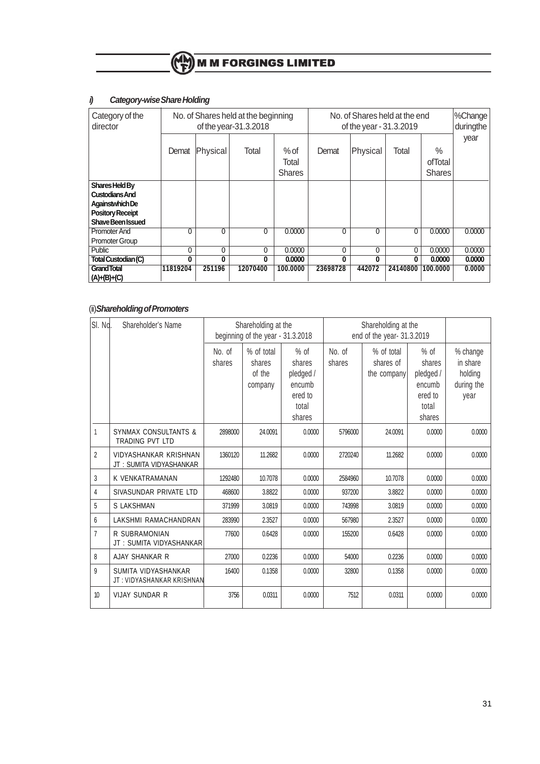### *i) Category-wise Share Holding*

| Category of the director | No. of Shares held at the beginning of the year-31.3.2018 | | | | No. of Shares held at the end of the year - 31.3.2019 | | | | %Change duringthe year |
|---|---|---|---|---|---|---|---|---|---|
| | Demat | Physical | Total | % of Total Shares | Demat | Physical | Total | % ofTotal Shares | |
| **Shares Held By Custodians And Againstwhich De Pository Receipt Shave Been Issued** | | | | | | | | | |
| Promoter And Promoter Group | 0 | 0 | 0 | 0.0000 | 0 | 0 | 0 | 0.0000 | 0.0000 |
| Public | 0 | 0 | 0 | 0.0000 | 0 | 0 | 0 | 0.0000 | 0.0000 |
| **Total Custodian (C)** | **0** | **0** | **0** | **0.0000** | **0** | **0** | **0** | **0.0000** | **0.0000** |
| **Grand Total (A)+(B)+(C)** | **11819204** | **251196** | **12070400** | **100.0000** | **23698728** | **442072** | **24140800** | **100.0000** | **0.0000** |

### (ii) *Shareholding of Promoters*

| Sl. No. | Shareholder's Name | Shareholding at the beginning of the year - 31.3.2018 | | | Shareholding at the end of the year- 31.3.2019 | | | |
|---|---|---|---|---|---|---|---|---|
| | | No. of shares | % of total shares of the company | % of shares pledged / encumbered to total shares | No. of shares | % of total shares of the company | % of shares pledged / encumbered to total shares | % change in share holding during the year |
| 1 | SYNMAX CONSULTANTS & TRADING PVT LTD | 2898000 | 24.0091 | 0.0000 | 5796000 | 24.0091 | 0.0000 | 0.0000 |
| 2 | VIDYASHANKAR KRISHNAN JT : SUMITA VIDYASHANKAR | 1360120 | 11.2682 | 0.0000 | 2720240 | 11.2682 | 0.0000 | 0.0000 |
| 3 | K VENKATRAMANAN | 1292480 | 10.7078 | 0.0000 | 2584960 | 10.7078 | 0.0000 | 0.0000 |
| 4 | SIVASUNDAR PRIVATE LTD | 468600 | 3.8822 | 0.0000 | 937200 | 3.8822 | 0.0000 | 0.0000 |
| 5 | S LAKSHMAN | 371999 | 3.0819 | 0.0000 | 743998 | 3.0819 | 0.0000 | 0.0000 |
| 6 | LAKSHMI RAMACHANDRAN | 283990 | 2.3527 | 0.0000 | 567980 | 2.3527 | 0.0000 | 0.0000 |
| 7 | R SUBRAMONIAN JT : SUMITA VIDYASHANKAR | 77600 | 0.6428 | 0.0000 | 155200 | 0.6428 | 0.0000 | 0.0000 |
| 8 | AJAY SHANKAR R | 27000 | 0.2236 | 0.0000 | 54000 | 0.2236 | 0.0000 | 0.0000 |
| 9 | SUMITA VIDYASHANKAR JT : VIDYASHANKAR KRISHNAN | 16400 | 0.1358 | 0.0000 | 32800 | 0.1358 | 0.0000 | 0.0000 |
| 10 | VIJAY SUNDAR R | 3756 | 0.0311 | 0.0000 | 7512 | 0.0311 | 0.0000 | 0.0000 |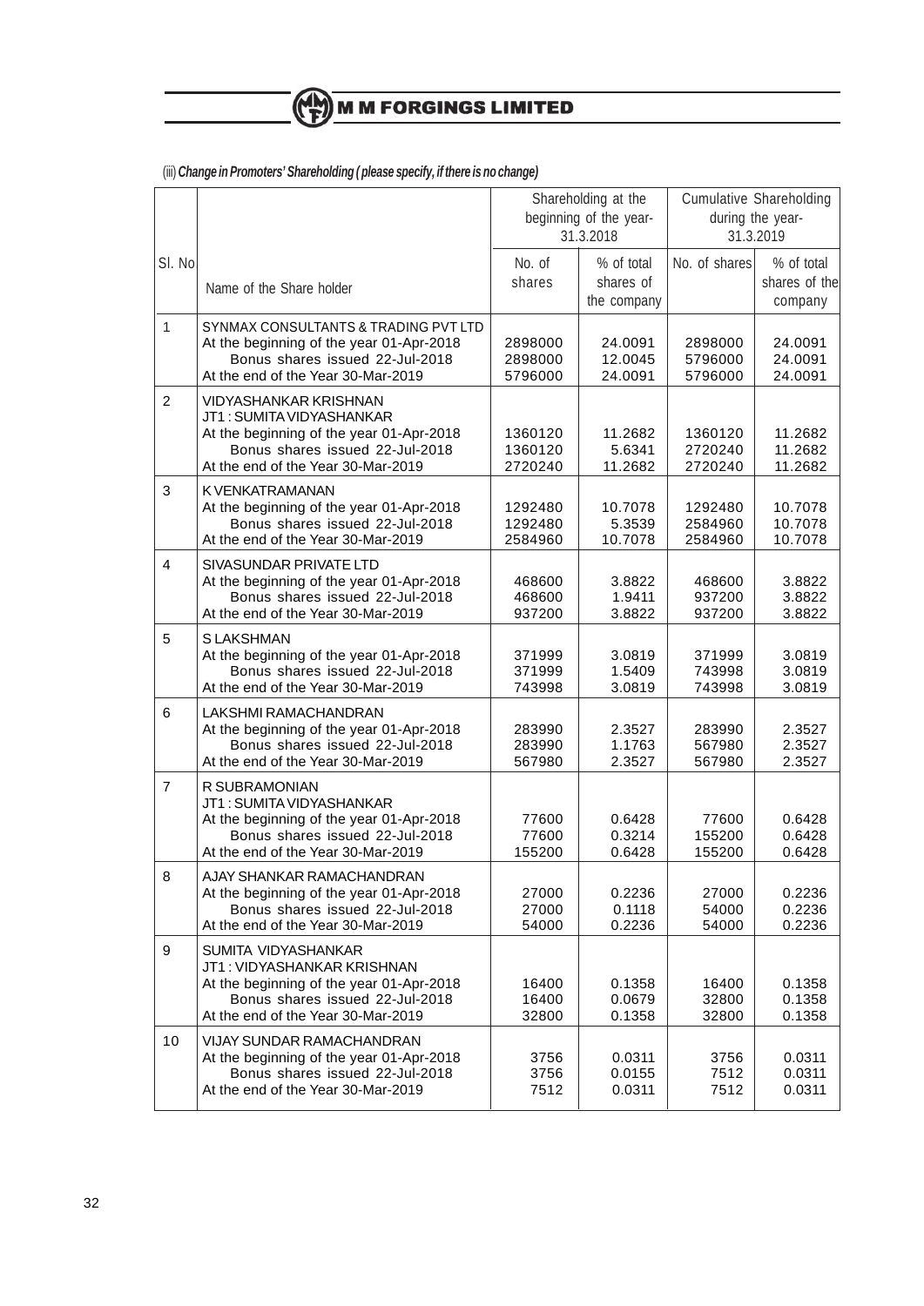(iii) ***Change in Promoters' Shareholding ( please specify, if there is no change)***

| Sl. No | Name of the Share holder | Shareholding at the beginning of the year- 31.3.2018 | | Cumulative Shareholding during the year- 31.3.2019 | |
|---|---|---|---|---|---|
| | | No. of shares | % of total shares of the company | No. of shares | % of total shares of the company |
| 1 | SYNMAX CONSULTANTS & TRADING PVT LTD | | | | |
| | At the beginning of the year 01-Apr-2018 | 2898000 | 24.0091 | 2898000 | 24.0091 |
| | Bonus shares issued 22-Jul-2018 | 2898000 | 12.0045 | 5796000 | 24.0091 |
| | At the end of the Year 30-Mar-2019 | 5796000 | 24.0091 | 5796000 | 24.0091 |
| 2 | VIDYASHANKAR KRISHNAN JT1 : SUMITA VIDYASHANKAR | | | | |
| | At the beginning of the year 01-Apr-2018 | 1360120 | 11.2682 | 1360120 | 11.2682 |
| | Bonus shares issued 22-Jul-2018 | 1360120 | 5.6341 | 2720240 | 11.2682 |
| | At the end of the Year 30-Mar-2019 | 2720240 | 11.2682 | 2720240 | 11.2682 |
| 3 | K VENKATRAMANAN | | | | |
| | At the beginning of the year 01-Apr-2018 | 1292480 | 10.7078 | 1292480 | 10.7078 |
| | Bonus shares issued 22-Jul-2018 | 1292480 | 5.3539 | 2584960 | 10.7078 |
| | At the end of the Year 30-Mar-2019 | 2584960 | 10.7078 | 2584960 | 10.7078 |
| 4 | SIVASUNDAR PRIVATE LTD | | | | |
| | At the beginning of the year 01-Apr-2018 | 468600 | 3.8822 | 468600 | 3.8822 |
| | Bonus shares issued 22-Jul-2018 | 468600 | 1.9411 | 937200 | 3.8822 |
| | At the end of the Year 30-Mar-2019 | 937200 | 3.8822 | 937200 | 3.8822 |
| 5 | S LAKSHMAN | | | | |
| | At the beginning of the year 01-Apr-2018 | 371999 | 3.0819 | 371999 | 3.0819 |
| | Bonus shares issued 22-Jul-2018 | 371999 | 1.5409 | 743998 | 3.0819 |
| | At the end of the Year 30-Mar-2019 | 743998 | 3.0819 | 743998 | 3.0819 |
| 6 | LAKSHMI RAMACHANDRAN | | | | |
| | At the beginning of the year 01-Apr-2018 | 283990 | 2.3527 | 283990 | 2.3527 |
| | Bonus shares issued 22-Jul-2018 | 283990 | 1.1763 | 567980 | 2.3527 |
| | At the end of the Year 30-Mar-2019 | 567980 | 2.3527 | 567980 | 2.3527 |
| 7 | R SUBRAMONIAN JT1 : SUMITA VIDYASHANKAR | | | | |
| | At the beginning of the year 01-Apr-2018 | 77600 | 0.6428 | 77600 | 0.6428 |
| | Bonus shares issued 22-Jul-2018 | 77600 | 0.3214 | 155200 | 0.6428 |
| | At the end of the Year 30-Mar-2019 | 155200 | 0.6428 | 155200 | 0.6428 |
| 8 | AJAY SHANKAR RAMACHANDRAN | | | | |
| | At the beginning of the year 01-Apr-2018 | 27000 | 0.2236 | 27000 | 0.2236 |
| | Bonus shares issued 22-Jul-2018 | 27000 | 0.1118 | 54000 | 0.2236 |
| | At the end of the Year 30-Mar-2019 | 54000 | 0.2236 | 54000 | 0.2236 |
| 9 | SUMITA VIDYASHANKAR JT1 : VIDYASHANKAR KRISHNAN | | | | |
| | At the beginning of the year 01-Apr-2018 | 16400 | 0.1358 | 16400 | 0.1358 |
| | Bonus shares issued 22-Jul-2018 | 16400 | 0.0679 | 32800 | 0.1358 |
| | At the end of the Year 30-Mar-2019 | 32800 | 0.1358 | 32800 | 0.1358 |
| 10 | VIJAY SUNDAR RAMACHANDRAN | | | | |
| | At the beginning of the year 01-Apr-2018 | 3756 | 0.0311 | 3756 | 0.0311 |
| | Bonus shares issued 22-Jul-2018 | 3756 | 0.0155 | 7512 | 0.0311 |
| | At the end of the Year 30-Mar-2019 | 7512 | 0.0311 | 7512 | 0.0311 |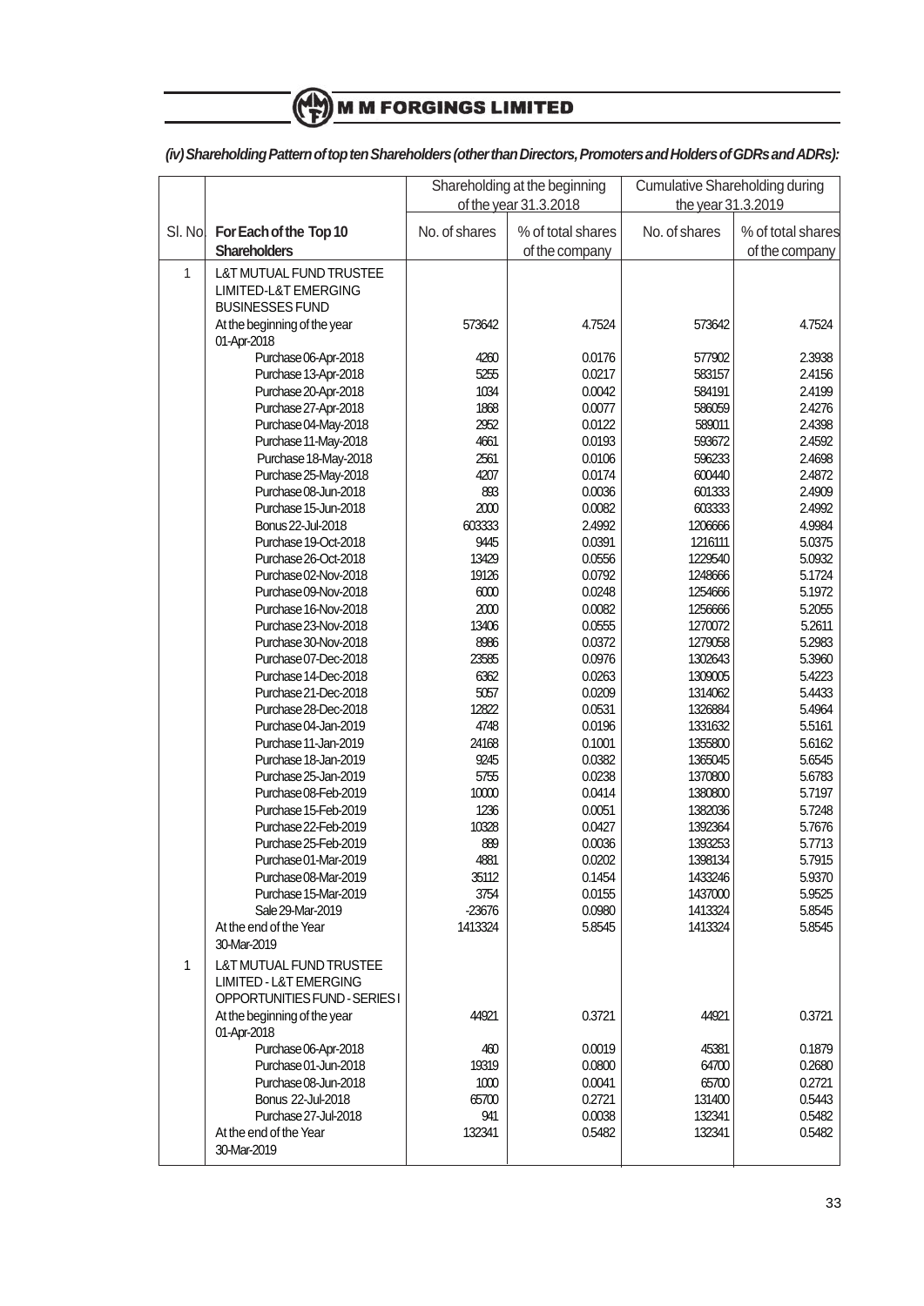*(iv) Shareholding Pattern of top ten Shareholders (other than Directors, Promoters and Holders of GDRs and ADRs):*

| | | Shareholding at the beginning of the year 31.3.2018 | | Cumulative Shareholding during the year 31.3.2019 | |
|---|---|---|---|---|---|
| Sl. No. | **For Each of the Top 10 Shareholders** | No. of shares | % of total shares of the company | No. of shares | % of total shares of the company |
| 1 | L&T MUTUAL FUND TRUSTEE LIMITED-L&T EMERGING BUSINESSES FUND | | | | |
| | At the beginning of the year 01-Apr-2018 | 573642 | 4.7524 | 573642 | 4.7524 |
| | Purchase 06-Apr-2018 | 4260 | 0.0176 | 577902 | 2.3938 |
| | Purchase 13-Apr-2018 | 5255 | 0.0217 | 583157 | 2.4156 |
| | Purchase 20-Apr-2018 | 1034 | 0.0042 | 584191 | 2.4199 |
| | Purchase 27-Apr-2018 | 1868 | 0.0077 | 586059 | 2.4276 |
| | Purchase 04-May-2018 | 2952 | 0.0122 | 589011 | 2.4398 |
| | Purchase 11-May-2018 | 4661 | 0.0193 | 593672 | 2.4592 |
| | Purchase 18-May-2018 | 2561 | 0.0106 | 596233 | 2.4698 |
| | Purchase 25-May-2018 | 4207 | 0.0174 | 600440 | 2.4872 |
| | Purchase 08-Jun-2018 | 893 | 0.0036 | 601333 | 2.4909 |
| | Purchase 15-Jun-2018 | 2000 | 0.0082 | 603333 | 2.4992 |
| | Bonus 22-Jul-2018 | 603333 | 2.4992 | 1206666 | 4.9984 |
| | Purchase 19-Oct-2018 | 9445 | 0.0391 | 1216111 | 5.0375 |
| | Purchase 26-Oct-2018 | 13429 | 0.0556 | 1229540 | 5.0932 |
| | Purchase 02-Nov-2018 | 19126 | 0.0792 | 1248666 | 5.1724 |
| | Purchase 09-Nov-2018 | 6000 | 0.0248 | 1254666 | 5.1972 |
| | Purchase 16-Nov-2018 | 2000 | 0.0082 | 1256666 | 5.2055 |
| | Purchase 23-Nov-2018 | 13406 | 0.0555 | 1270072 | 5.2611 |
| | Purchase 30-Nov-2018 | 8986 | 0.0372 | 1279058 | 5.2983 |
| | Purchase 07-Dec-2018 | 23585 | 0.0976 | 1302643 | 5.3960 |
| | Purchase 14-Dec-2018 | 6362 | 0.0263 | 1309005 | 5.4223 |
| | Purchase 21-Dec-2018 | 5057 | 0.0209 | 1314062 | 5.4433 |
| | Purchase 28-Dec-2018 | 12822 | 0.0531 | 1326884 | 5.4964 |
| | Purchase 04-Jan-2019 | 4748 | 0.0196 | 1331632 | 5.5161 |
| | Purchase 11-Jan-2019 | 24168 | 0.1001 | 1355800 | 5.6162 |
| | Purchase 18-Jan-2019 | 9245 | 0.0382 | 1365045 | 5.6545 |
| | Purchase 25-Jan-2019 | 5755 | 0.0238 | 1370800 | 5.6783 |
| | Purchase 08-Feb-2019 | 10000 | 0.0414 | 1380800 | 5.7197 |
| | Purchase 15-Feb-2019 | 1236 | 0.0051 | 1382036 | 5.7248 |
| | Purchase 22-Feb-2019 | 10328 | 0.0427 | 1392364 | 5.7676 |
| | Purchase 25-Feb-2019 | 889 | 0.0036 | 1393253 | 5.7713 |
| | Purchase 01-Mar-2019 | 4881 | 0.0202 | 1398134 | 5.7915 |
| | Purchase 08-Mar-2019 | 35112 | 0.1454 | 1433246 | 5.9370 |
| | Purchase 15-Mar-2019 | 3754 | 0.0155 | 1437000 | 5.9525 |
| | Sale 29-Mar-2019 | -23676 | 0.0980 | 1413324 | 5.8545 |
| | At the end of the Year 30-Mar-2019 | 1413324 | 5.8545 | 1413324 | 5.8545 |
| 1 | L&T MUTUAL FUND TRUSTEE LIMITED - L&T EMERGING OPPORTUNITIES FUND - SERIES I | | | | |
| | At the beginning of the year 01-Apr-2018 | 44921 | 0.3721 | 44921 | 0.3721 |
| | Purchase 06-Apr-2018 | 460 | 0.0019 | 45381 | 0.1879 |
| | Purchase 01-Jun-2018 | 19319 | 0.0800 | 64700 | 0.2680 |
| | Purchase 08-Jun-2018 | 1000 | 0.0041 | 65700 | 0.2721 |
| | Bonus 22-Jul-2018 | 65700 | 0.2721 | 131400 | 0.5443 |
| | Purchase 27-Jul-2018 | 941 | 0.0038 | 132341 | 0.5482 |
| | At the end of the Year 30-Mar-2019 | 132341 | 0.5482 | 132341 | 0.5482 |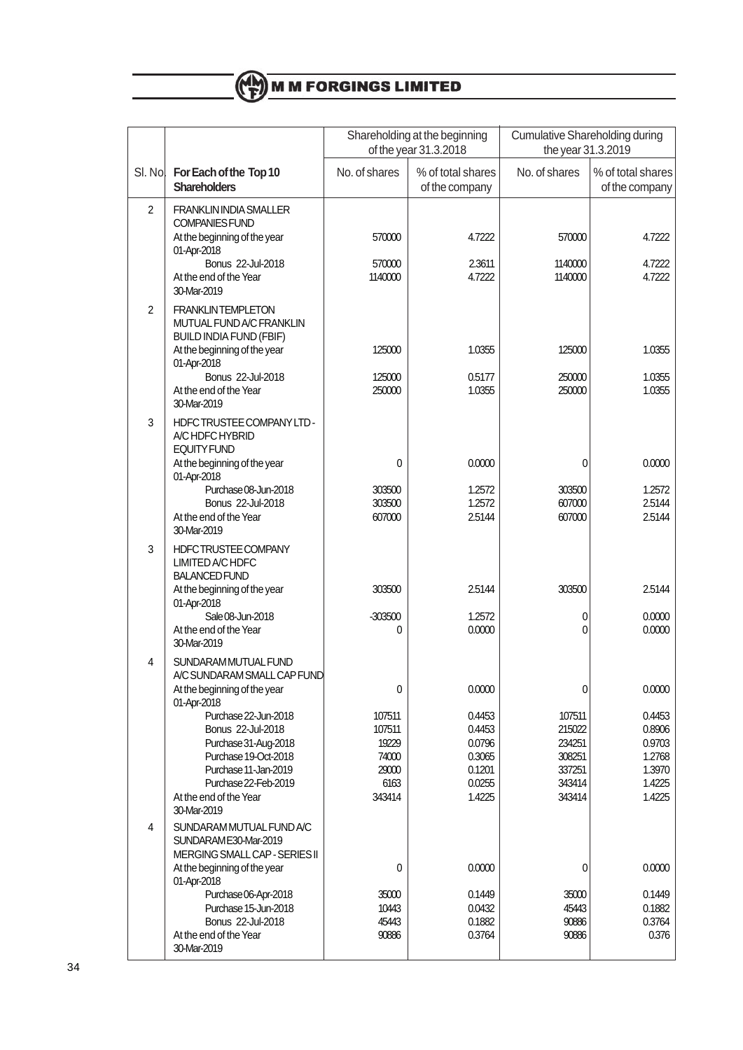| Sl. No. | For Each of the Top 10 Shareholders | Shareholding at the beginning of the year 31.3.2018 | | Cumulative Shareholding during the year 31.3.2019 | |
|---|---|---|---|---|---|
| | | No. of shares | % of total shares of the company | No. of shares | % of total shares of the company |
| 2 | FRANKLIN INDIA SMALLER COMPANIES FUND | | | | |
| | At the beginning of the year 01-Apr-2018 | 570000 | 4.7222 | 570000 | 4.7222 |
| | Bonus 22-Jul-2018 | 570000 | 2.3611 | 1140000 | 4.7222 |
| | At the end of the Year 30-Mar-2019 | 1140000 | 4.7222 | 1140000 | 4.7222 |
| 2 | FRANKLIN TEMPLETON MUTUAL FUND A/C FRANKLIN BUILD INDIA FUND (FBIF) | | | | |
| | At the beginning of the year 01-Apr-2018 | 125000 | 1.0355 | 125000 | 1.0355 |
| | Bonus 22-Jul-2018 | 125000 | 0.5177 | 250000 | 1.0355 |
| | At the end of the Year 30-Mar-2019 | 250000 | 1.0355 | 250000 | 1.0355 |
| 3 | HDFC TRUSTEE COMPANY LTD - A/C HDFC HYBRID EQUITY FUND | | | | |
| | At the beginning of the year 01-Apr-2018 | 0 | 0.0000 | 0 | 0.0000 |
| | Purchase 08-Jun-2018 | 303500 | 1.2572 | 303500 | 1.2572 |
| | Bonus 22-Jul-2018 | 303500 | 1.2572 | 607000 | 2.5144 |
| | At the end of the Year 30-Mar-2019 | 607000 | 2.5144 | 607000 | 2.5144 |
| 3 | HDFC TRUSTEE COMPANY LIMITED A/C HDFC BALANCED FUND | | | | |
| | At the beginning of the year 01-Apr-2018 | 303500 | 2.5144 | 303500 | 2.5144 |
| | Sale 08-Jun-2018 | -303500 | 1.2572 | 0 | 0.0000 |
| | At the end of the Year 30-Mar-2019 | 0 | 0.0000 | 0 | 0.0000 |
| 4 | SUNDARAM MUTUAL FUND A/C SUNDARAM SMALL CAP FUND | | | | |
| | At the beginning of the year 01-Apr-2018 | 0 | 0.0000 | 0 | 0.0000 |
| | Purchase 22-Jun-2018 | 107511 | 0.4453 | 107511 | 0.4453 |
| | Bonus 22-Jul-2018 | 107511 | 0.4453 | 215022 | 0.8906 |
| | Purchase 31-Aug-2018 | 19229 | 0.0796 | 234251 | 0.9703 |
| | Purchase 19-Oct-2018 | 74000 | 0.3065 | 308251 | 1.2768 |
| | Purchase 11-Jan-2019 | 29000 | 0.1201 | 337251 | 1.3970 |
| | Purchase 22-Feb-2019 | 6163 | 0.0255 | 343414 | 1.4225 |
| | At the end of the Year 30-Mar-2019 | 343414 | 1.4225 | 343414 | 1.4225 |
| 4 | SUNDARAM MUTUAL FUND A/C SUNDARAM E30-Mar-2019 MERGING SMALL CAP - SERIES II | | | | |
| | At the beginning of the year 01-Apr-2018 | 0 | 0.0000 | 0 | 0.0000 |
| | Purchase 06-Apr-2018 | 35000 | 0.1449 | 35000 | 0.1449 |
| | Purchase 15-Jun-2018 | 10443 | 0.0432 | 45443 | 0.1882 |
| | Bonus 22-Jul-2018 | 45443 | 0.1882 | 90886 | 0.3764 |
| | At the end of the Year 30-Mar-2019 | 90886 | 0.3764 | 90886 | 0.376 |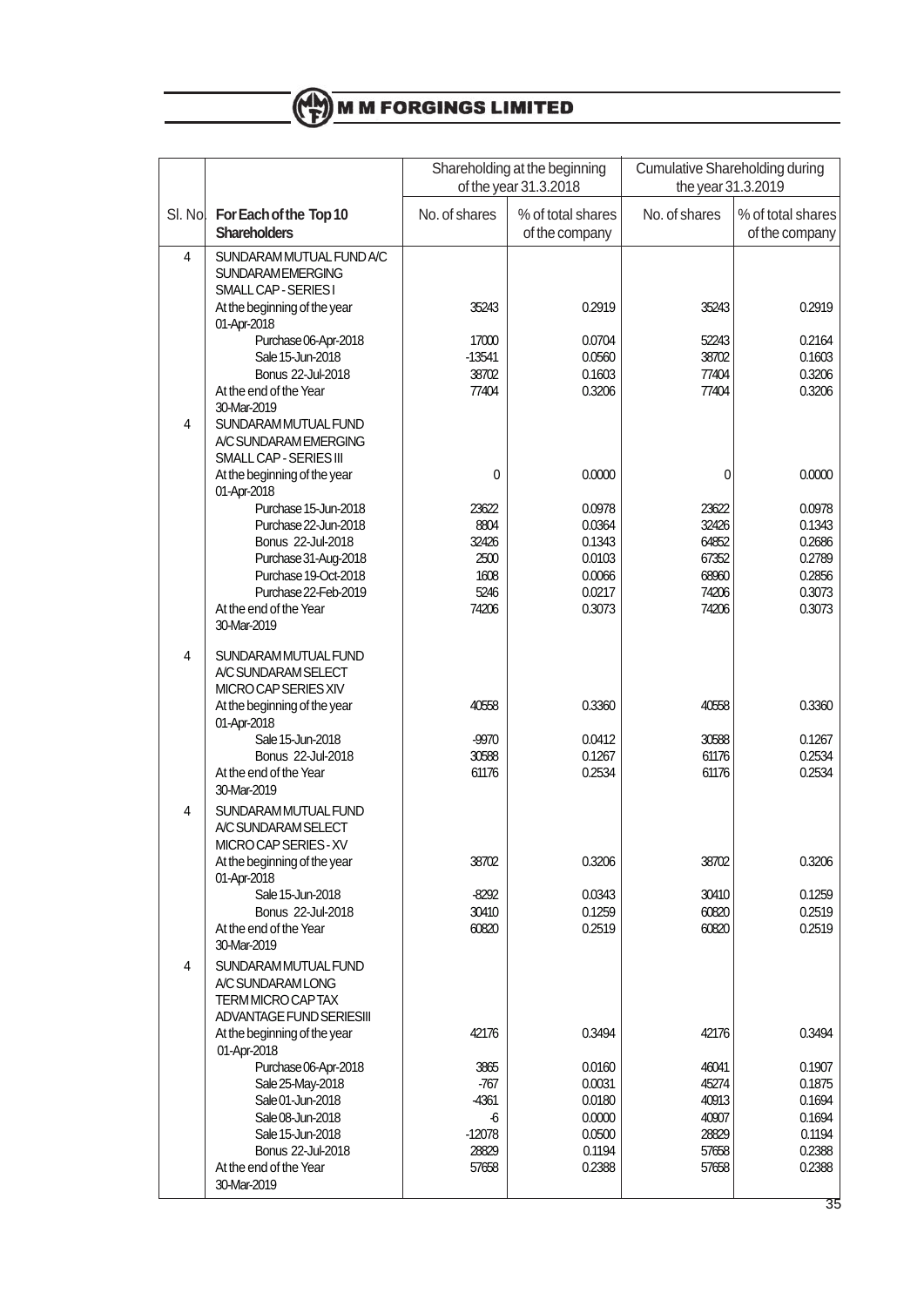| | | Shareholding at the beginning of the year 31.3.2018 | | Cumulative Shareholding during the year 31.3.2019 | |
|---|---|---|---|---|---|
| Sl. No. | **For Each of the Top 10 Shareholders** | No. of shares | % of total shares of the company | No. of shares | % of total shares of the company |
| 4 | SUNDARAM MUTUAL FUND A/C SUNDARAM EMERGING SMALL CAP - SERIES I | | | | |
| | At the beginning of the year 01-Apr-2018 | 35243 | 0.2919 | 35243 | 0.2919 |
| | Purchase 06-Apr-2018 | 17000 | 0.0704 | 52243 | 0.2164 |
| | Sale 15-Jun-2018 | -13541 | 0.0560 | 38702 | 0.1603 |
| | Bonus 22-Jul-2018 | 38702 | 0.1603 | 77404 | 0.3206 |
| | At the end of the Year 30-Mar-2019 | 77404 | 0.3206 | 77404 | 0.3206 |
| 4 | SUNDARAM MUTUAL FUND A/C SUNDARAM EMERGING SMALL CAP - SERIES III | | | | |
| | At the beginning of the year 01-Apr-2018 | 0 | 0.0000 | 0 | 0.0000 |
| | Purchase 15-Jun-2018 | 23622 | 0.0978 | 23622 | 0.0978 |
| | Purchase 22-Jun-2018 | 8804 | 0.0364 | 32426 | 0.1343 |
| | Bonus 22-Jul-2018 | 32426 | 0.1343 | 64852 | 0.2686 |
| | Purchase 31-Aug-2018 | 2500 | 0.0103 | 67352 | 0.2789 |
| | Purchase 19-Oct-2018 | 1608 | 0.0066 | 68960 | 0.2856 |
| | Purchase 22-Feb-2019 | 5246 | 0.0217 | 74206 | 0.3073 |
| | At the end of the Year 30-Mar-2019 | 74206 | 0.3073 | 74206 | 0.3073 |
| 4 | SUNDARAM MUTUAL FUND A/C SUNDARAM SELECT MICRO CAP SERIES XIV | | | | |
| | At the beginning of the year 01-Apr-2018 | 40558 | 0.3360 | 40558 | 0.3360 |
| | Sale 15-Jun-2018 | -9970 | 0.0412 | 30588 | 0.1267 |
| | Bonus 22-Jul-2018 | 30588 | 0.1267 | 61176 | 0.2534 |
| | At the end of the Year 30-Mar-2019 | 61176 | 0.2534 | 61176 | 0.2534 |
| 4 | SUNDARAM MUTUAL FUND A/C SUNDARAM SELECT MICRO CAP SERIES - XV | | | | |
| | At the beginning of the year 01-Apr-2018 | 38702 | 0.3206 | 38702 | 0.3206 |
| | Sale 15-Jun-2018 | -8292 | 0.0343 | 30410 | 0.1259 |
| | Bonus 22-Jul-2018 | 30410 | 0.1259 | 60820 | 0.2519 |
| | At the end of the Year 30-Mar-2019 | 60820 | 0.2519 | 60820 | 0.2519 |
| 4 | SUNDARAM MUTUAL FUND A/C SUNDARAM LONG TERM MICRO CAP TAX ADVANTAGE FUND SERIES III | | | | |
| | At the beginning of the year 01-Apr-2018 | 42176 | 0.3494 | 42176 | 0.3494 |
| | Purchase 06-Apr-2018 | 3865 | 0.0160 | 46041 | 0.1907 |
| | Sale 25-May-2018 | -767 | 0.0031 | 45274 | 0.1875 |
| | Sale 01-Jun-2018 | -4361 | 0.0180 | 40913 | 0.1694 |
| | Sale 08-Jun-2018 | -6 | 0.0000 | 40907 | 0.1694 |
| | Sale 15-Jun-2018 | -12078 | 0.0500 | 28829 | 0.1194 |
| | Bonus 22-Jul-2018 | 28829 | 0.1194 | 57658 | 0.2388 |
| | At the end of the Year 30-Mar-2019 | 57658 | 0.2388 | 57658 | 0.2388 |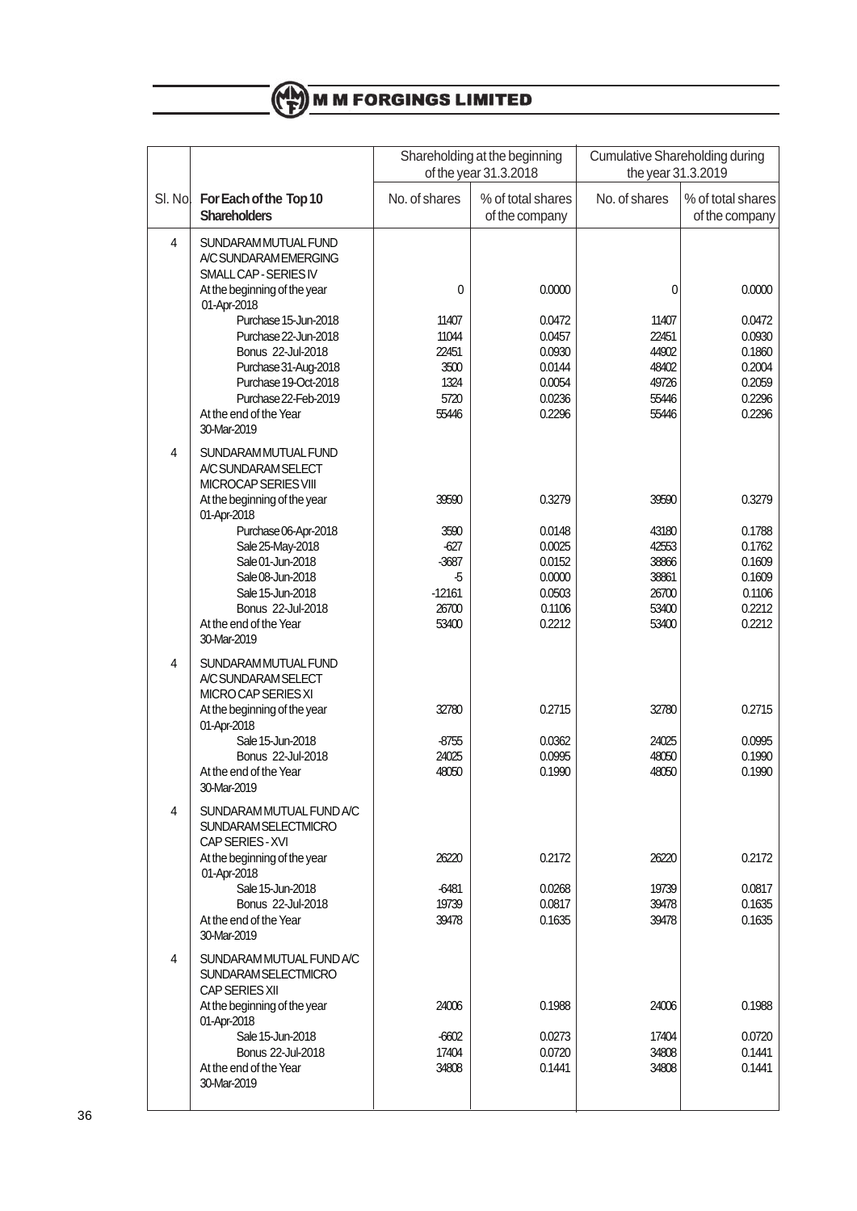| | | Shareholding at the beginning of the year 31.3.2018 | | Cumulative Shareholding during the year 31.3.2019 | |
|---|---|---|---|---|---|
| Sl. No. | **For Each of the Top 10 Shareholders** | No. of shares | % of total shares of the company | No. of shares | % of total shares of the company |
| 4 | SUNDARAM MUTUAL FUND A/C SUNDARAM EMERGING SMALL CAP - SERIES IV | | | | |
| | At the beginning of the year 01-Apr-2018 | 0 | 0.0000 | 0 | 0.0000 |
| | Purchase 15-Jun-2018 | 11407 | 0.0472 | 11407 | 0.0472 |
| | Purchase 22-Jun-2018 | 11044 | 0.0457 | 22451 | 0.0930 |
| | Bonus 22-Jul-2018 | 22451 | 0.0930 | 44902 | 0.1860 |
| | Purchase 31-Aug-2018 | 3500 | 0.0144 | 48402 | 0.2004 |
| | Purchase 19-Oct-2018 | 1324 | 0.0054 | 49726 | 0.2059 |
| | Purchase 22-Feb-2019 | 5720 | 0.0236 | 55446 | 0.2296 |
| | At the end of the Year 30-Mar-2019 | 55446 | 0.2296 | 55446 | 0.2296 |
| 4 | SUNDARAM MUTUAL FUND A/C SUNDARAM SELECT MICROCAP SERIES VIII | | | | |
| | At the beginning of the year 01-Apr-2018 | 39590 | 0.3279 | 39590 | 0.3279 |
| | Purchase 06-Apr-2018 | 3590 | 0.0148 | 43180 | 0.1788 |
| | Sale 25-May-2018 | -627 | 0.0025 | 42553 | 0.1762 |
| | Sale 01-Jun-2018 | -3687 | 0.0152 | 38866 | 0.1609 |
| | Sale 08-Jun-2018 | -5 | 0.0000 | 38861 | 0.1609 |
| | Sale 15-Jun-2018 | -12161 | 0.0503 | 26700 | 0.1106 |
| | Bonus 22-Jul-2018 | 26700 | 0.1106 | 53400 | 0.2212 |
| | At the end of the Year 30-Mar-2019 | 53400 | 0.2212 | 53400 | 0.2212 |
| 4 | SUNDARAM MUTUAL FUND A/C SUNDARAM SELECT MICRO CAP SERIES XI | | | | |
| | At the beginning of the year 01-Apr-2018 | 32780 | 0.2715 | 32780 | 0.2715 |
| | Sale 15-Jun-2018 | -8755 | 0.0362 | 24025 | 0.0995 |
| | Bonus 22-Jul-2018 | 24025 | 0.0995 | 48050 | 0.1990 |
| | At the end of the Year 30-Mar-2019 | 48050 | 0.1990 | 48050 | 0.1990 |
| 4 | SUNDARAM MUTUAL FUND A/C SUNDARAM SELECTMICRO CAP SERIES - XVI | | | | |
| | At the beginning of the year 01-Apr-2018 | 26220 | 0.2172 | 26220 | 0.2172 |
| | Sale 15-Jun-2018 | -6481 | 0.0268 | 19739 | 0.0817 |
| | Bonus 22-Jul-2018 | 19739 | 0.0817 | 39478 | 0.1635 |
| | At the end of the Year 30-Mar-2019 | 39478 | 0.1635 | 39478 | 0.1635 |
| 4 | SUNDARAM MUTUAL FUND A/C SUNDARAM SELECTMICRO CAP SERIES XII | | | | |
| | At the beginning of the year 01-Apr-2018 | 24006 | 0.1988 | 24006 | 0.1988 |
| | Sale 15-Jun-2018 | -6602 | 0.0273 | 17404 | 0.0720 |
| | Bonus 22-Jul-2018 | 17404 | 0.0720 | 34808 | 0.1441 |
| | At the end of the Year 30-Mar-2019 | 34808 | 0.1441 | 34808 | 0.1441 |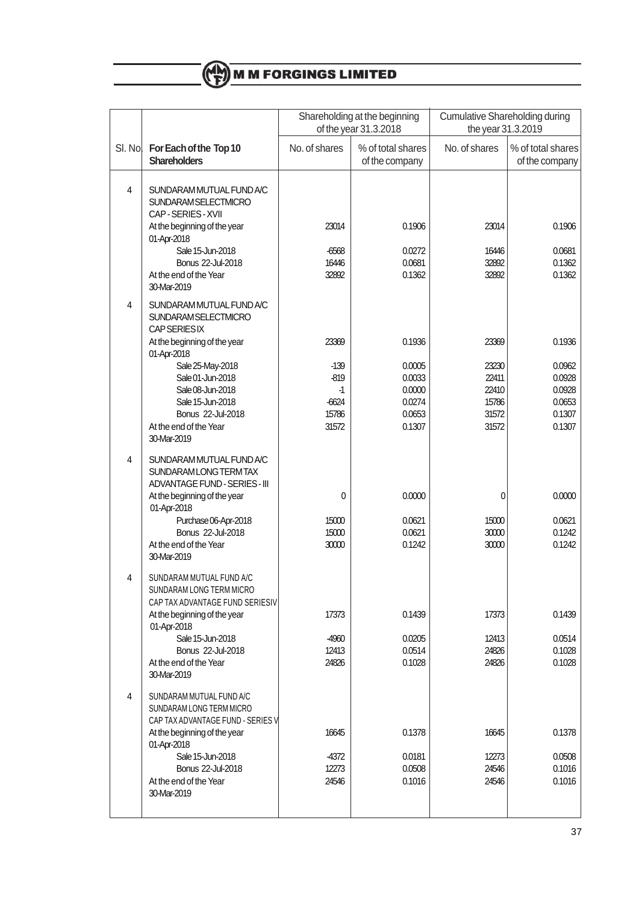# M M FORGINGS LIMITED

| | | Shareholding at the beginning of the year 31.3.2018 | | Cumulative Shareholding during the year 31.3.2019 | |
|---|---|---|---|---|---|
| Sl. No. | For Each of the Top 10 Shareholders | No. of shares | % of total shares of the company | No. of shares | % of total shares of the company |
| 4 | SUNDARAM MUTUAL FUND A/C SUNDARAM SELECTMICRO CAP - SERIES - XVII | | | | |
| | At the beginning of the year 01-Apr-2018 | 23014 | 0.1906 | 23014 | 0.1906 |
| | Sale 15-Jun-2018 | -6568 | 0.0272 | 16446 | 0.0681 |
| | Bonus 22-Jul-2018 | 16446 | 0.0681 | 32892 | 0.1362 |
| | At the end of the Year 30-Mar-2019 | 32892 | 0.1362 | 32892 | 0.1362 |
| 4 | SUNDARAM MUTUAL FUND A/C SUNDARAM SELECTMICRO CAP SERIES IX | | | | |
| | At the beginning of the year 01-Apr-2018 | 23369 | 0.1936 | 23369 | 0.1936 |
| | Sale 25-May-2018 | -139 | 0.0005 | 23230 | 0.0962 |
| | Sale 01-Jun-2018 | -819 | 0.0033 | 22411 | 0.0928 |
| | Sale 08-Jun-2018 | -1 | 0.0000 | 22410 | 0.0928 |
| | Sale 15-Jun-2018 | -6624 | 0.0274 | 15786 | 0.0653 |
| | Bonus 22-Jul-2018 | 15786 | 0.0653 | 31572 | 0.1307 |
| | At the end of the Year 30-Mar-2019 | 31572 | 0.1307 | 31572 | 0.1307 |
| 4 | SUNDARAM MUTUAL FUND A/C SUNDARAM LONG TERM TAX ADVANTAGE FUND - SERIES - III | | | | |
| | At the beginning of the year 01-Apr-2018 | 0 | 0.0000 | 0 | 0.0000 |
| | Purchase 06-Apr-2018 | 15000 | 0.0621 | 15000 | 0.0621 |
| | Bonus 22-Jul-2018 | 15000 | 0.0621 | 30000 | 0.1242 |
| | At the end of the Year 30-Mar-2019 | 30000 | 0.1242 | 30000 | 0.1242 |
| 4 | SUNDARAM MUTUAL FUND A/C SUNDARAM LONG TERM MICRO CAP TAX ADVANTAGE FUND SERIESIV | | | | |
| | At the beginning of the year 01-Apr-2018 | 17373 | 0.1439 | 17373 | 0.1439 |
| | Sale 15-Jun-2018 | -4960 | 0.0205 | 12413 | 0.0514 |
| | Bonus 22-Jul-2018 | 12413 | 0.0514 | 24826 | 0.1028 |
| | At the end of the Year 30-Mar-2019 | 24826 | 0.1028 | 24826 | 0.1028 |
| 4 | SUNDARAM MUTUAL FUND A/C SUNDARAM LONG TERM MICRO CAP TAX ADVANTAGE FUND - SERIES V | | | | |
| | At the beginning of the year 01-Apr-2018 | 16645 | 0.1378 | 16645 | 0.1378 |
| | Sale 15-Jun-2018 | -4372 | 0.0181 | 12273 | 0.0508 |
| | Bonus 22-Jul-2018 | 12273 | 0.0508 | 24546 | 0.1016 |
| | At the end of the Year 30-Mar-2019 | 24546 | 0.1016 | 24546 | 0.1016 |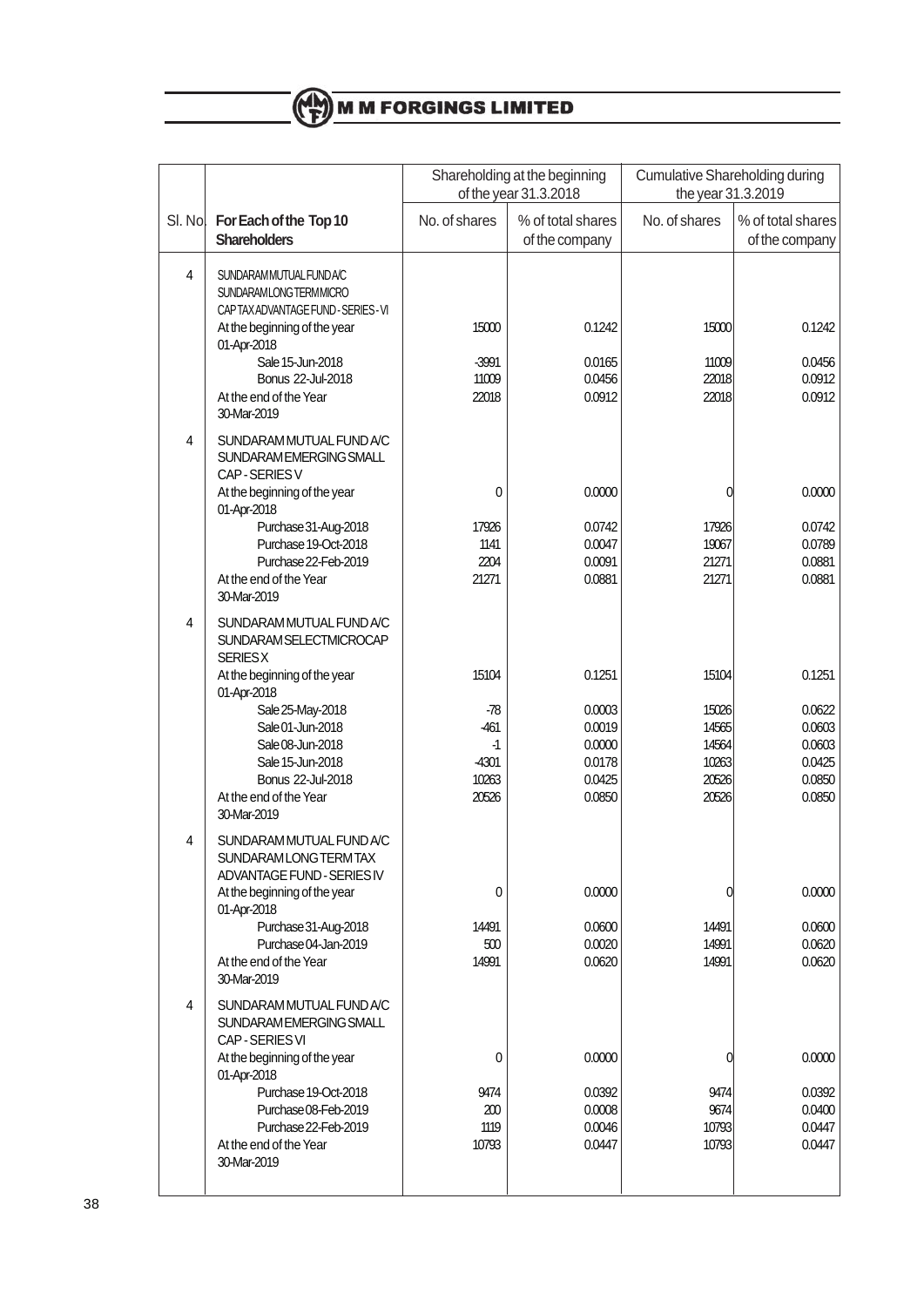| Sl. No. | For Each of the Top 10 Shareholders | Shareholding at the beginning of the year 31.3.2018 | | Cumulative Shareholding during the year 31.3.2019 | |
|---|---|---|---|---|---|
| | | No. of shares | % of total shares of the company | No. of shares | % of total shares of the company |
| 4 | SUNDARAM MUTUAL FUND A/C SUNDARAM LONG TERM MICRO CAP TAX ADVANTAGE FUND - SERIES - VI | | | | |
| | At the beginning of the year 01-Apr-2018 | 15000 | 0.1242 | 15000 | 0.1242 |
| | Sale 15-Jun-2018 | -3991 | 0.0165 | 11009 | 0.0456 |
| | Bonus 22-Jul-2018 | 11009 | 0.0456 | 22018 | 0.0912 |
| | At the end of the Year 30-Mar-2019 | 22018 | 0.0912 | 22018 | 0.0912 |
| 4 | SUNDARAM MUTUAL FUND A/C SUNDARAM EMERGING SMALL CAP - SERIES V | | | | |
| | At the beginning of the year 01-Apr-2018 | 0 | 0.0000 | 0 | 0.0000 |
| | Purchase 31-Aug-2018 | 17926 | 0.0742 | 17926 | 0.0742 |
| | Purchase 19-Oct-2018 | 1141 | 0.0047 | 19067 | 0.0789 |
| | Purchase 22-Feb-2019 | 2204 | 0.0091 | 21271 | 0.0881 |
| | At the end of the Year 30-Mar-2019 | 21271 | 0.0881 | 21271 | 0.0881 |
| 4 | SUNDARAM MUTUAL FUND A/C SUNDARAM SELECTMICROCAP SERIES X | | | | |
| | At the beginning of the year 01-Apr-2018 | 15104 | 0.1251 | 15104 | 0.1251 |
| | Sale 25-May-2018 | -78 | 0.0003 | 15026 | 0.0622 |
| | Sale 01-Jun-2018 | -461 | 0.0019 | 14565 | 0.0603 |
| | Sale 08-Jun-2018 | -1 | 0.0000 | 14564 | 0.0603 |
| | Sale 15-Jun-2018 | -4301 | 0.0178 | 10263 | 0.0425 |
| | Bonus 22-Jul-2018 | 10263 | 0.0425 | 20526 | 0.0850 |
| | At the end of the Year 30-Mar-2019 | 20526 | 0.0850 | 20526 | 0.0850 |
| 4 | SUNDARAM MUTUAL FUND A/C SUNDARAM LONG TERM TAX ADVANTAGE FUND - SERIES IV | | | | |
| | At the beginning of the year 01-Apr-2018 | 0 | 0.0000 | 0 | 0.0000 |
| | Purchase 31-Aug-2018 | 14491 | 0.0600 | 14491 | 0.0600 |
| | Purchase 04-Jan-2019 | 500 | 0.0020 | 14991 | 0.0620 |
| | At the end of the Year 30-Mar-2019 | 14991 | 0.0620 | 14991 | 0.0620 |
| 4 | SUNDARAM MUTUAL FUND A/C SUNDARAM EMERGING SMALL CAP - SERIES VI | | | | |
| | At the beginning of the year 01-Apr-2018 | 0 | 0.0000 | 0 | 0.0000 |
| | Purchase 19-Oct-2018 | 9474 | 0.0392 | 9474 | 0.0392 |
| | Purchase 08-Feb-2019 | 200 | 0.0008 | 9674 | 0.0400 |
| | Purchase 22-Feb-2019 | 1119 | 0.0046 | 10793 | 0.0447 |
| | At the end of the Year 30-Mar-2019 | 10793 | 0.0447 | 10793 | 0.0447 |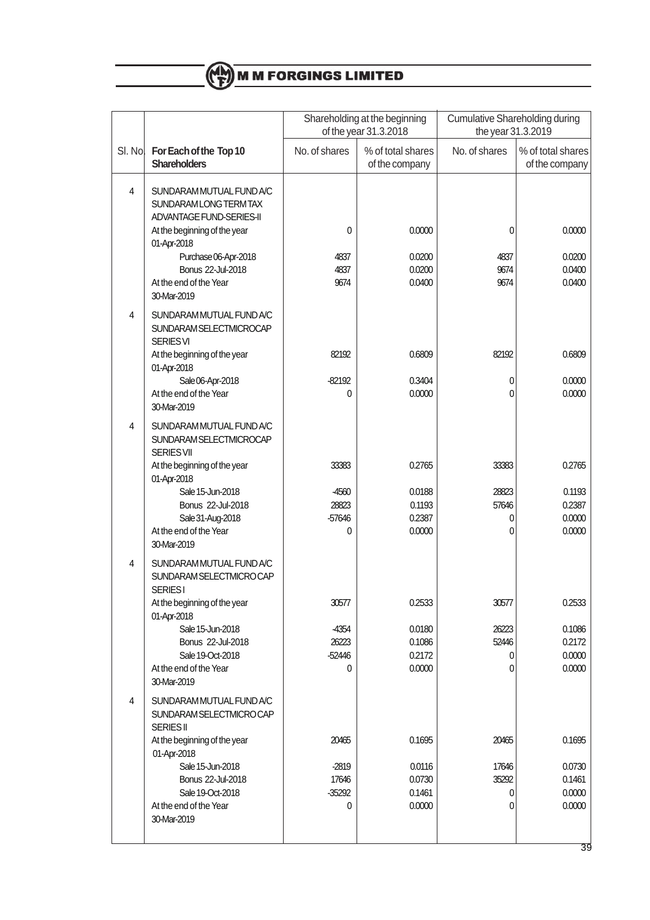| | | Shareholding at the beginning of the year 31.3.2018 | | Cumulative Shareholding during the year 31.3.2019 | |
|---|---|---|---|---|---|
| Sl. No. | **For Each of the Top 10 Shareholders** | No. of shares | % of total shares of the company | No. of shares | % of total shares of the company |
| 4 | SUNDARAM MUTUAL FUND A/C SUNDARAM LONG TERM TAX ADVANTAGE FUND-SERIES-II | | | | |
| | At the beginning of the year 01-Apr-2018 | 0 | 0.0000 | 0 | 0.0000 |
| | Purchase 06-Apr-2018 | 4837 | 0.0200 | 4837 | 0.0200 |
| | Bonus 22-Jul-2018 | 4837 | 0.0200 | 9674 | 0.0400 |
| | At the end of the Year 30-Mar-2019 | 9674 | 0.0400 | 9674 | 0.0400 |
| 4 | SUNDARAM MUTUAL FUND A/C SUNDARAM SELECTMICROCAP SERIES VI | | | | |
| | At the beginning of the year 01-Apr-2018 | 82192 | 0.6809 | 82192 | 0.6809 |
| | Sale 06-Apr-2018 | -82192 | 0.3404 | 0 | 0.0000 |
| | At the end of the Year 30-Mar-2019 | 0 | 0.0000 | 0 | 0.0000 |
| 4 | SUNDARAM MUTUAL FUND A/C SUNDARAM SELECTMICROCAP SERIES VII | | | | |
| | At the beginning of the year 01-Apr-2018 | 33383 | 0.2765 | 33383 | 0.2765 |
| | Sale 15-Jun-2018 | -4560 | 0.0188 | 28823 | 0.1193 |
| | Bonus 22-Jul-2018 | 28823 | 0.1193 | 57646 | 0.2387 |
| | Sale 31-Aug-2018 | -57646 | 0.2387 | 0 | 0.0000 |
| | At the end of the Year 30-Mar-2019 | 0 | 0.0000 | 0 | 0.0000 |
| 4 | SUNDARAM MUTUAL FUND A/C SUNDARAM SELECTMICRO CAP SERIES I | | | | |
| | At the beginning of the year 01-Apr-2018 | 30577 | 0.2533 | 30577 | 0.2533 |
| | Sale 15-Jun-2018 | -4354 | 0.0180 | 26223 | 0.1086 |
| | Bonus 22-Jul-2018 | 26223 | 0.1086 | 52446 | 0.2172 |
| | Sale 19-Oct-2018 | -52446 | 0.2172 | 0 | 0.0000 |
| | At the end of the Year 30-Mar-2019 | 0 | 0.0000 | 0 | 0.0000 |
| 4 | SUNDARAM MUTUAL FUND A/C SUNDARAM SELECTMICRO CAP SERIES II | | | | |
| | At the beginning of the year 01-Apr-2018 | 20465 | 0.1695 | 20465 | 0.1695 |
| | Sale 15-Jun-2018 | -2819 | 0.0116 | 17646 | 0.0730 |
| | Bonus 22-Jul-2018 | 17646 | 0.0730 | 35292 | 0.1461 |
| | Sale 19-Oct-2018 | -35292 | 0.1461 | 0 | 0.0000 |
| | At the end of the Year 30-Mar-2019 | 0 | 0.0000 | 0 | 0.0000 |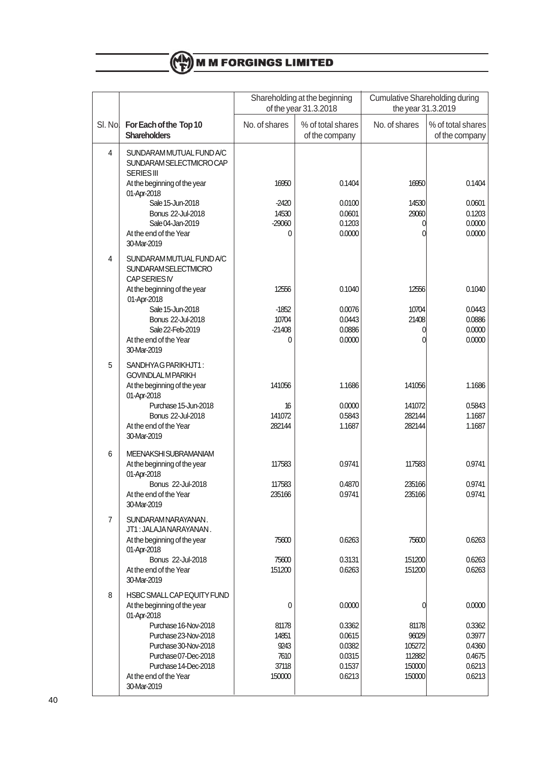| | | Shareholding at the beginning of the year 31.3.2018 | | Cumulative Shareholding during the year 31.3.2019 | |
|---|---|---|---|---|---|
| Sl. No. | For Each of the Top 10 Shareholders | No. of shares | % of total shares of the company | No. of shares | % of total shares of the company |
| 4 | SUNDARAM MUTUAL FUND A/C SUNDARAM SELECTMICRO CAP SERIES III | | | | |
| | At the beginning of the year 01-Apr-2018 | 16950 | 0.1404 | 16950 | 0.1404 |
| | Sale 15-Jun-2018 | -2420 | 0.0100 | 14530 | 0.0601 |
| | Bonus 22-Jul-2018 | 14530 | 0.0601 | 29060 | 0.1203 |
| | Sale 04-Jan-2019 | -29060 | 0.1203 | 0 | 0.0000 |
| | At the end of the Year 30-Mar-2019 | 0 | 0.0000 | 0 | 0.0000 |
| 4 | SUNDARAM MUTUAL FUND A/C SUNDARAM SELECTMICRO CAP SERIES IV | | | | |
| | At the beginning of the year 01-Apr-2018 | 12556 | 0.1040 | 12556 | 0.1040 |
| | Sale 15-Jun-2018 | -1852 | 0.0076 | 10704 | 0.0443 |
| | Bonus 22-Jul-2018 | 10704 | 0.0443 | 21408 | 0.0886 |
| | Sale 22-Feb-2019 | -21408 | 0.0886 | 0 | 0.0000 |
| | At the end of the Year 30-Mar-2019 | 0 | 0.0000 | 0 | 0.0000 |
| 5 | SANDHYA G PARIKHJT1 : GOVINDLAL M PARIKH | | | | |
| | At the beginning of the year 01-Apr-2018 | 141056 | 1.1686 | 141056 | 1.1686 |
| | Purchase 15-Jun-2018 | 16 | 0.0000 | 141072 | 0.5843 |
| | Bonus 22-Jul-2018 | 141072 | 0.5843 | 282144 | 1.1687 |
| | At the end of the Year 30-Mar-2019 | 282144 | 1.1687 | 282144 | 1.1687 |
| 6 | MEENAKSHI SUBRAMANIAM | | | | |
| | At the beginning of the year 01-Apr-2018 | 117583 | 0.9741 | 117583 | 0.9741 |
| | Bonus 22-Jul-2018 | 117583 | 0.4870 | 235166 | 0.9741 |
| | At the end of the Year 30-Mar-2019 | 235166 | 0.9741 | 235166 | 0.9741 |
| 7 | SUNDARAM NARAYANAN . JT1 : JALAJA NARAYANAN . | | | | |
| | At the beginning of the year 01-Apr-2018 | 75600 | 0.6263 | 75600 | 0.6263 |
| | Bonus 22-Jul-2018 | 75600 | 0.3131 | 151200 | 0.6263 |
| | At the end of the Year 30-Mar-2019 | 151200 | 0.6263 | 151200 | 0.6263 |
| 8 | HSBC SMALL CAP EQUITY FUND | | | | |
| | At the beginning of the year 01-Apr-2018 | 0 | 0.0000 | 0 | 0.0000 |
| | Purchase 16-Nov-2018 | 81178 | 0.3362 | 81178 | 0.3362 |
| | Purchase 23-Nov-2018 | 14851 | 0.0615 | 96029 | 0.3977 |
| | Purchase 30-Nov-2018 | 9243 | 0.0382 | 105272 | 0.4360 |
| | Purchase 07-Dec-2018 | 7610 | 0.0315 | 112882 | 0.4675 |
| | Purchase 14-Dec-2018 | 37118 | 0.1537 | 150000 | 0.6213 |
| | At the end of the Year 30-Mar-2019 | 150000 | 0.6213 | 150000 | 0.6213 |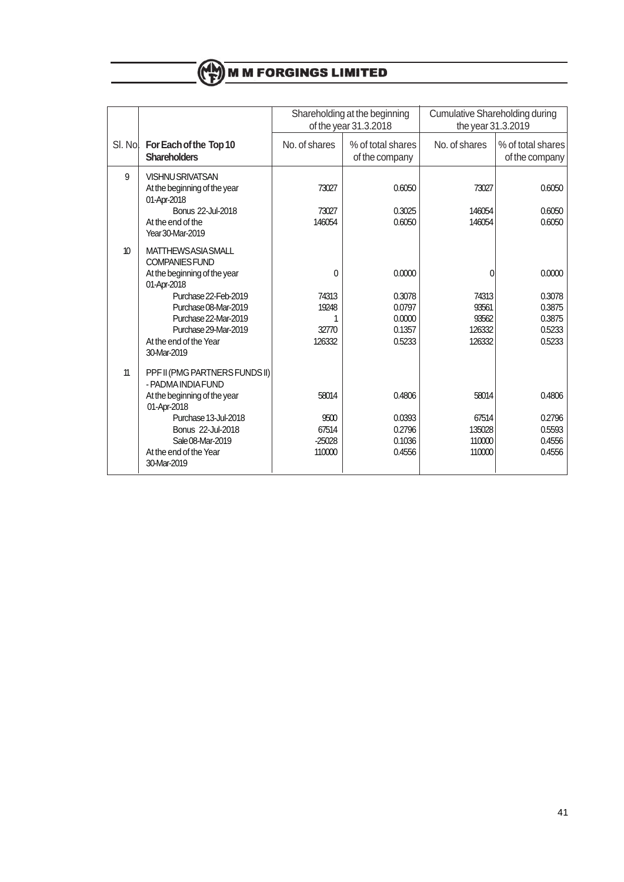| Sl. No. | For Each of the Top 10 Shareholders | Shareholding at the beginning of the year 31.3.2018 | | Cumulative Shareholding during the year 31.3.2019 | |
|---|---|---|---|---|---|
| | | No. of shares | % of total shares of the company | No. of shares | % of total shares of the company |
| 9 | VISHNU SRIVATSAN | | | | |
| | At the beginning of the year 01-Apr-2018 | 73027 | 0.6050 | 73027 | 0.6050 |
| | Bonus 22-Jul-2018 | 73027 | 0.3025 | 146054 | 0.6050 |
| | At the end of the Year 30-Mar-2019 | 146054 | 0.6050 | 146054 | 0.6050 |
| 10 | MATTHEWS ASIA SMALL COMPANIES FUND | | | | |
| | At the beginning of the year 01-Apr-2018 | 0 | 0.0000 | 0 | 0.0000 |
| | Purchase 22-Feb-2019 | 74313 | 0.3078 | 74313 | 0.3078 |
| | Purchase 08-Mar-2019 | 19248 | 0.0797 | 93561 | 0.3875 |
| | Purchase 22-Mar-2019 | 1 | 0.0000 | 93562 | 0.3875 |
| | Purchase 29-Mar-2019 | 32770 | 0.1357 | 126332 | 0.5233 |
| | At the end of the Year 30-Mar-2019 | 126332 | 0.5233 | 126332 | 0.5233 |
| 11 | PPF II (PMG PARTNERS FUNDS II) - PADMA INDIA FUND | | | | |
| | At the beginning of the year 01-Apr-2018 | 58014 | 0.4806 | 58014 | 0.4806 |
| | Purchase 13-Jul-2018 | 9500 | 0.0393 | 67514 | 0.2796 |
| | Bonus 22-Jul-2018 | 67514 | 0.2796 | 135028 | 0.5593 |
| | Sale 08-Mar-2019 | -25028 | 0.1036 | 110000 | 0.4556 |
| | At the end of the Year 30-Mar-2019 | 110000 | 0.4556 | 110000 | 0.4556 |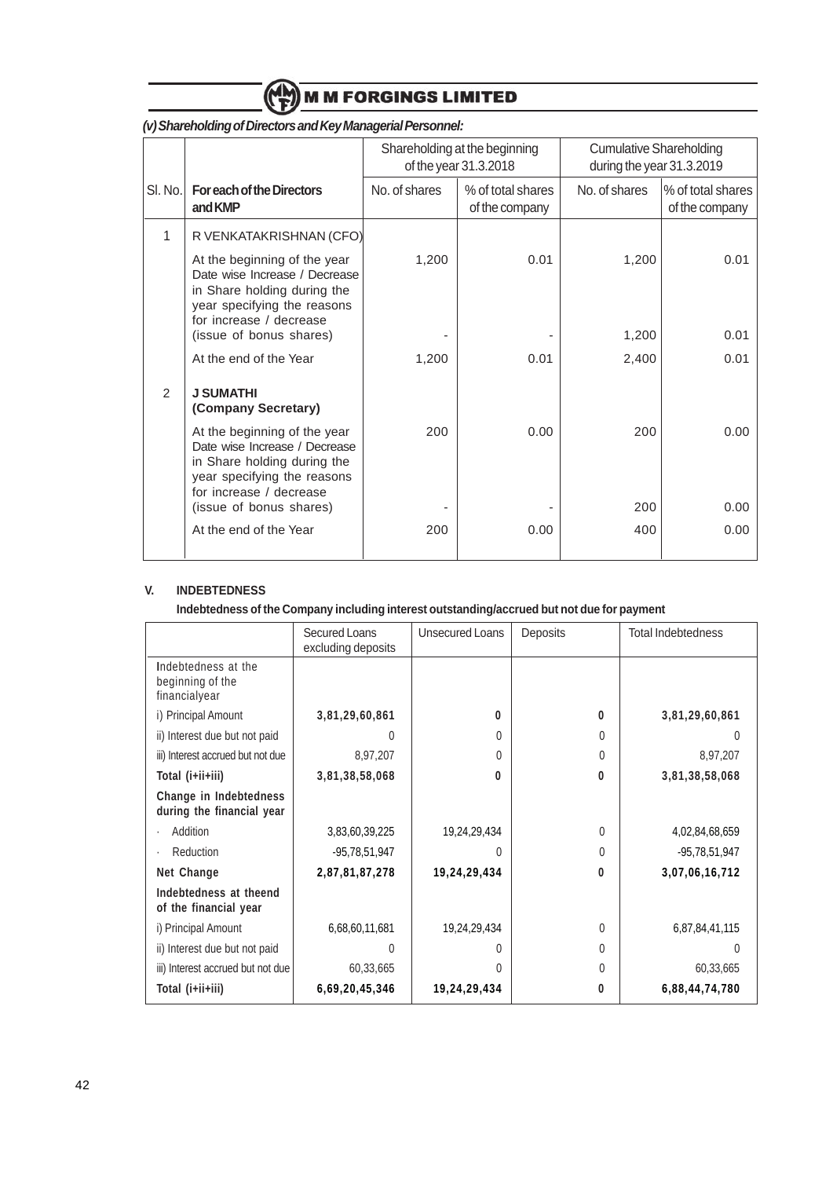### (v) Shareholding of Directors and Key Managerial Personnel:

| Sl. No. | For each of the Directors and KMP | Shareholding at the beginning of the year 31.3.2018 | | Cumulative Shareholding during the year 31.3.2019 | |
|---|---|---|---|---|---|
| | | No. of shares | % of total shares of the company | No. of shares | % of total shares of the company |
| 1 | R VENKATAKRISHNAN (CFO) | | | | |
| | At the beginning of the year | 1,200 | 0.01 | 1,200 | 0.01 |
| | Date wise Increase / Decrease in Share holding during the year specifying the reasons for increase / decrease (issue of bonus shares) | - | - | 1,200 | 0.01 |
| | At the end of the Year | 1,200 | 0.01 | 2,400 | 0.01 |
| 2 | **J SUMATHI (Company Secretary)** | | | | |
| | At the beginning of the year | 200 | 0.00 | 200 | 0.00 |
| | Date wise Increase / Decrease in Share holding during the year specifying the reasons for increase / decrease (issue of bonus shares) | - | - | 200 | 0.00 |
| | At the end of the Year | 200 | 0.00 | 400 | 0.00 |

### V. INDEBTEDNESS

**Indebtedness of the Company including interest outstanding/accrued but not due for payment**

| | Secured Loans excluding deposits | Unsecured Loans | Deposits | Total Indebtedness |
|---|---|---|---|---|
| Indebtedness at the beginning of the financialyear | | | | |
| i) Principal Amount | **3,81,29,60,861** | **0** | **0** | **3,81,29,60,861** |
| ii) Interest due but not paid | 0 | 0 | 0 | 0 |
| iii) Interest accrued but not due | 8,97,207 | 0 | 0 | 8,97,207 |
| **Total (i+ii+iii)** | **3,81,38,58,068** | **0** | **0** | **3,81,38,58,068** |
| **Change in Indebtedness during the financial year** | | | | |
| · Addition | 3,83,60,39,225 | 19,24,29,434 | 0 | 4,02,84,68,659 |
| · Reduction | -95,78,51,947 | 0 | 0 | -95,78,51,947 |
| **Net Change** | **2,87,81,87,278** | **19,24,29,434** | **0** | **3,07,06,16,712** |
| **Indebtedness at theend of the financial year** | | | | |
| i) Principal Amount | 6,68,60,11,681 | 19,24,29,434 | 0 | 6,87,84,41,115 |
| ii) Interest due but not paid | 0 | 0 | 0 | 0 |
| iii) Interest accrued but not due | 60,33,665 | 0 | 0 | 60,33,665 |
| **Total (i+ii+iii)** | **6,69,20,45,346** | **19,24,29,434** | **0** | **6,88,44,74,780** |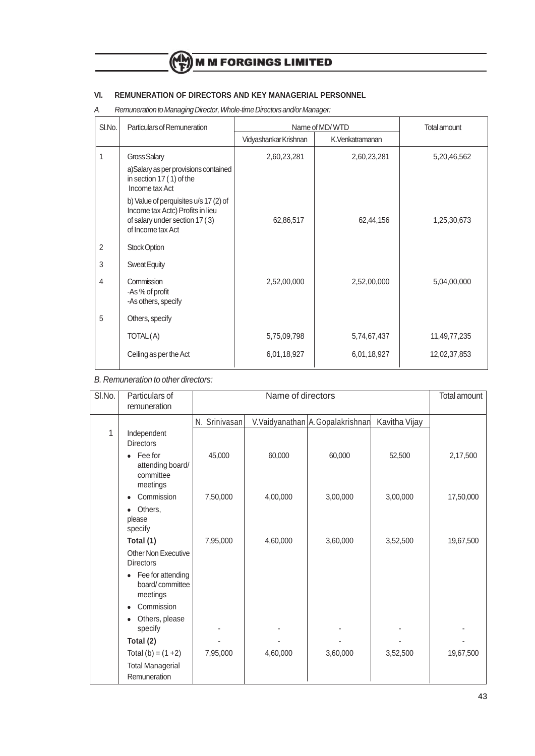## VI. REMUNERATION OF DIRECTORS AND KEY MANAGERIAL PERSONNEL

*A. Remuneration to Managing Director, Whole-time Directors and/or Manager:*

| Sl.No. | Particulars of Remuneration | Name of MD/ WTD | | Total amount |
|---|---|---|---|---|
| | | Vidyashankar Krishnan | K.Venkatramanan | |
| 1 | Gross Salary<br>a)Salary as per provisions contained in section 17 ( 1) of the Income tax Act | 2,60,23,281 | 2,60,23,281 | 5,20,46,562 |
| | b) Value of perquisites u/s 17 (2) of Income tax Actc) Profits in lieu of salary under section 17 ( 3) of Income tax Act | 62,86,517 | 62,44,156 | 1,25,30,673 |
| 2 | Stock Option | | | |
| 3 | Sweat Equity | | | |
| 4 | Commission<br>-As % of profit<br>-As others, specify | 2,52,00,000 | 2,52,00,000 | 5,04,00,000 |
| 5 | Others, specify | | | |
| | TOTAL (A) | 5,75,09,798 | 5,74,67,437 | 11,49,77,235 |
| | Ceiling as per the Act | 6,01,18,927 | 6,01,18,927 | 12,02,37,853 |

*B. Remuneration to other directors:*

| Sl.No. | Particulars of remuneration | Name of directors | | | | Total amount |
|---|---|---|---|---|---|---|
| | | N. Srinivasan | V.Vaidyanathan | A.Gopalakrishnan | Kavitha Vijay | |
| 1 | Independent Directors | | | | | |
| | • Fee for attending board/ committee meetings | 45,000 | 60,000 | 60,000 | 52,500 | 2,17,500 |
| | • Commission | 7,50,000 | 4,00,000 | 3,00,000 | 3,00,000 | 17,50,000 |
| | • Others, please specify | | | | | |
| | **Total (1)** | 7,95,000 | 4,60,000 | 3,60,000 | 3,52,500 | 19,67,500 |
| | Other Non Executive Directors | | | | | |
| | • Fee for attending board/ committee meetings | | | | | |
| | • Commission | | | | | |
| | • Others, please specify | - | - | - | - | - |
| | **Total (2)** | - | - | - | - | - |
| | Total (b) = (1 +2) | 7,95,000 | 4,60,000 | 3,60,000 | 3,52,500 | 19,67,500 |
| | Total Managerial Remuneration | | | | | |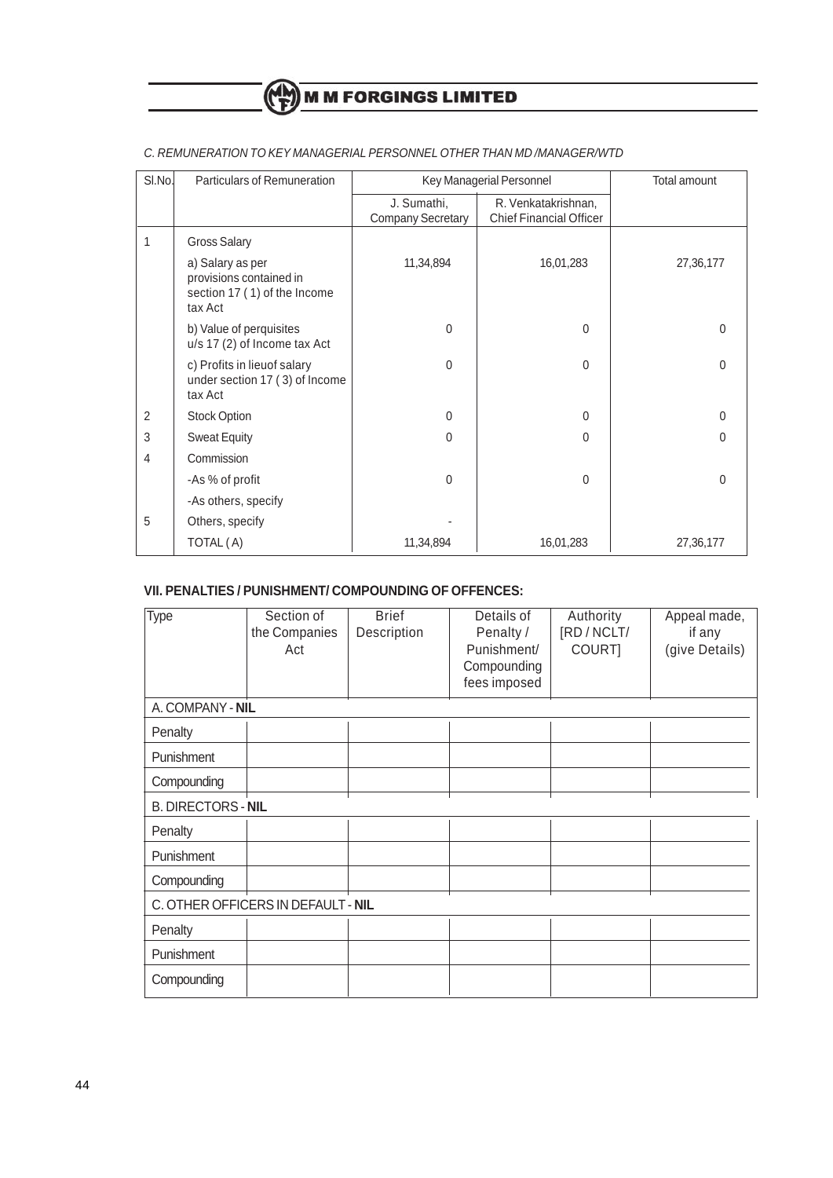*C. REMUNERATION TO KEY MANAGERIAL PERSONNEL OTHER THAN MD /MANAGER/WTD*

| Sl.No. | Particulars of Remuneration | Key Managerial Personnel | | Total amount |
|---|---|---|---|---|
| | | J. Sumathi, Company Secretary | R. Venkatakrishnan, Chief Financial Officer | |
| 1 | Gross Salary | | | |
| | a) Salary as per provisions contained in section 17 ( 1) of the Income tax Act | 11,34,894 | 16,01,283 | 27,36,177 |
| | b) Value of perquisites u/s 17 (2) of Income tax Act | 0 | 0 | 0 |
| | c) Profits in lieuof salary under section 17 ( 3) of Income tax Act | 0 | 0 | 0 |
| 2 | Stock Option | 0 | 0 | 0 |
| 3 | Sweat Equity | 0 | 0 | 0 |
| 4 | Commission | | | |
| | -As % of profit | 0 | 0 | 0 |
| | -As others, specify | | | |
| 5 | Others, specify | - | | |
| | TOTAL ( A) | 11,34,894 | 16,01,283 | 27,36,177 |

### VII. PENALTIES / PUNISHMENT/ COMPOUNDING OF OFFENCES:

| Type | Section of the Companies Act | Brief Description | Details of Penalty / Punishment/ Compounding fees imposed | Authority [RD / NCLT/ COURT] | Appeal made, if any (give Details) |
|---|---|---|---|---|---|
| A. COMPANY - **NIL** | | | | | |
| Penalty | | | | | |
| Punishment | | | | | |
| Compounding | | | | | |
| B. DIRECTORS - **NIL** | | | | | |
| Penalty | | | | | |
| Punishment | | | | | |
| Compounding | | | | | |
| C. OTHER OFFICERS IN DEFAULT - **NIL** | | | | | |
| Penalty | | | | | |
| Punishment | | | | | |
| Compounding | | | | | |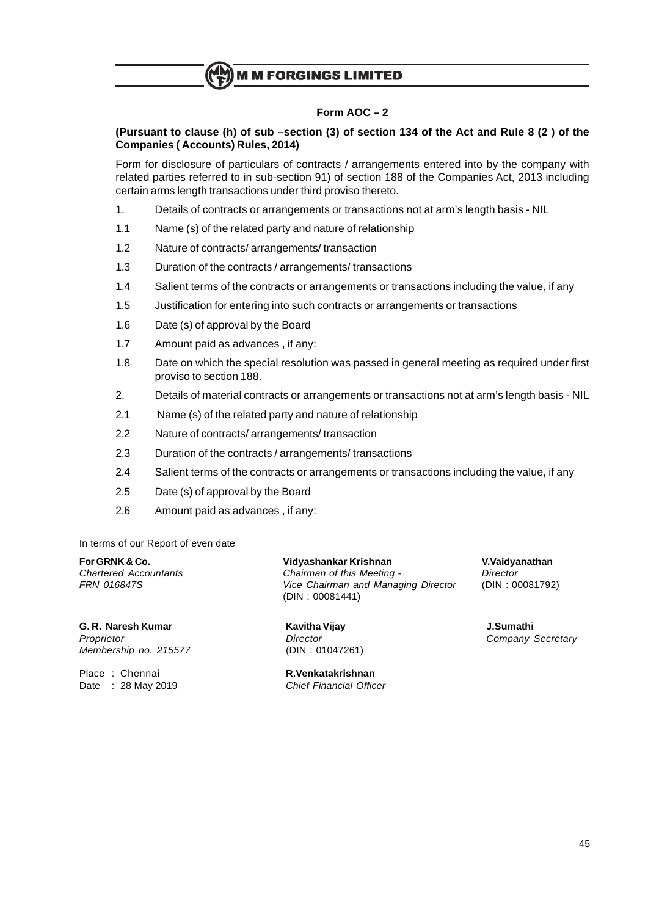# Form AOC – 2

**(Pursuant to clause (h) of sub –section (3) of section 134 of the Act and Rule 8 (2 ) of the Companies ( Accounts) Rules, 2014)**

Form for disclosure of particulars of contracts / arrangements entered into by the company with related parties referred to in sub-section 91) of section 188 of the Companies Act, 2013 including certain arms length transactions under third proviso thereto.

1. Details of contracts or arrangements or transactions not at arm's length basis - NIL

1.1 Name (s) of the related party and nature of relationship

1.2 Nature of contracts/ arrangements/ transaction

1.3 Duration of the contracts / arrangements/ transactions

1.4 Salient terms of the contracts or arrangements or transactions including the value, if any

1.5 Justification for entering into such contracts or arrangements or transactions

1.6 Date (s) of approval by the Board

1.7 Amount paid as advances , if any:

1.8 Date on which the special resolution was passed in general meeting as required under first proviso to section 188.

2. Details of material contracts or arrangements or transactions not at arm's length basis - NIL

2.1 Name (s) of the related party and nature of relationship

2.2 Nature of contracts/ arrangements/ transaction

2.3 Duration of the contracts / arrangements/ transactions

2.4 Salient terms of the contracts or arrangements or transactions including the value, if any

2.5 Date (s) of approval by the Board

2.6 Amount paid as advances , if any:

In terms of our Report of even date

**For GRNK & Co.**
*Chartered Accountants*
*FRN 016847S*

**G. R. Naresh Kumar**
*Proprietor*
*Membership no. 215577*

Place : Chennai
Date : 28 May 2019

**Vidyashankar Krishnan**
*Chairman of this Meeting -*
*Vice Chairman and Managing Director*
(DIN : 00081441)

**Kavitha Vijay**
*Director*
(DIN : 01047261)

**R.Venkatakrishnan**
*Chief Financial Officer*

**V.Vaidyanathan**
*Director*
(DIN : 00081792)

**J.Sumathi**
*Company Secretary*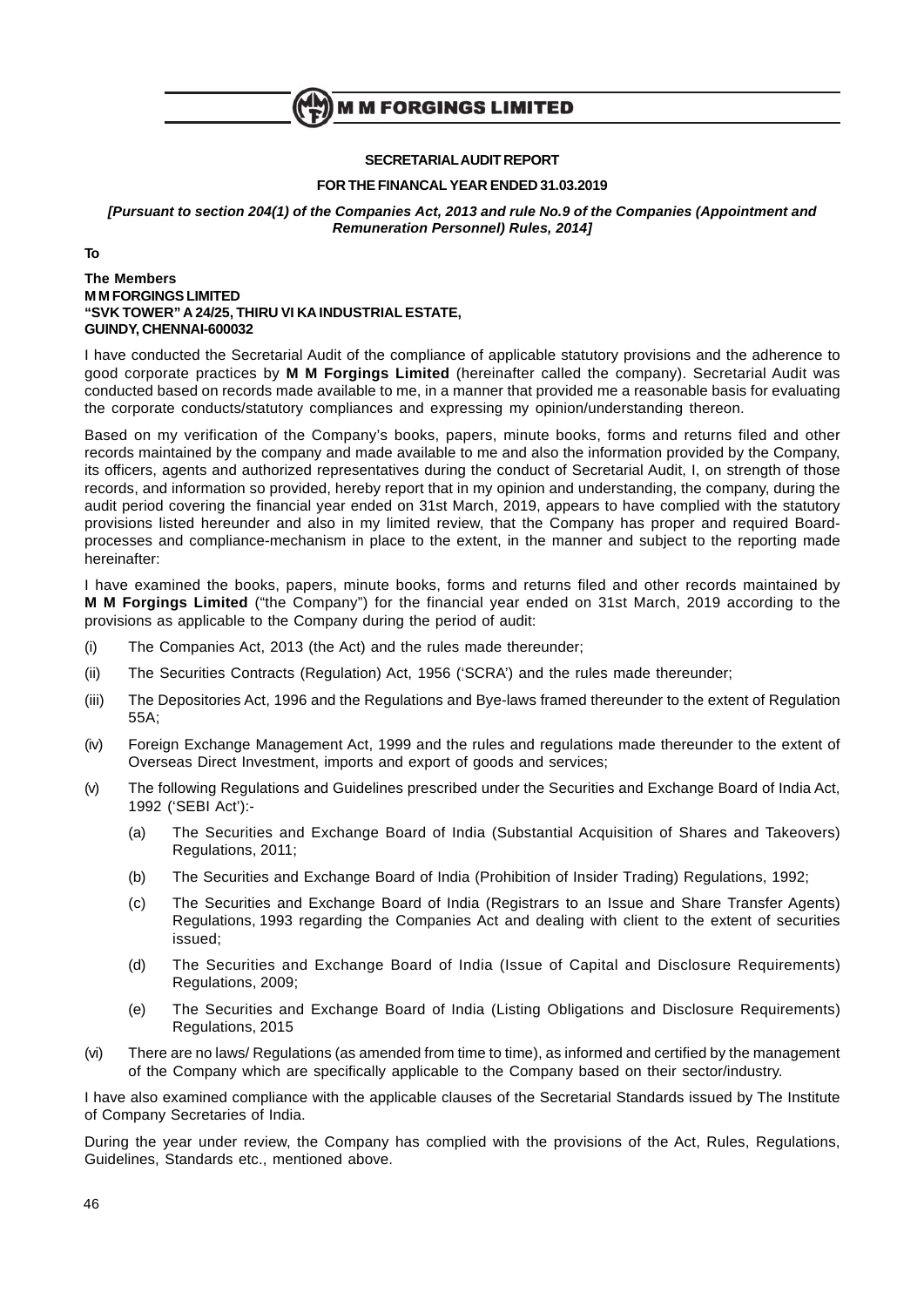## SECRETARIAL AUDIT REPORT

### FOR THE FINANCAL YEAR ENDED 31.03.2019

***[Pursuant to section 204(1) of the Companies Act, 2013 and rule No.9 of the Companies (Appointment and Remuneration Personnel) Rules, 2014]***

**To**

**The Members**
**M M FORGINGS LIMITED**
**"SVK TOWER" A 24/25, THIRU VI KA INDUSTRIAL ESTATE,**
**GUINDY, CHENNAI-600032**

I have conducted the Secretarial Audit of the compliance of applicable statutory provisions and the adherence to good corporate practices by **M M Forgings Limited** (hereinafter called the company). Secretarial Audit was conducted based on records made available to me, in a manner that provided me a reasonable basis for evaluating the corporate conducts/statutory compliances and expressing my opinion/understanding thereon.

Based on my verification of the Company's books, papers, minute books, forms and returns filed and other records maintained by the company and made available to me and also the information provided by the Company, its officers, agents and authorized representatives during the conduct of Secretarial Audit, I, on strength of those records, and information so provided, hereby report that in my opinion and understanding, the company, during the audit period covering the financial year ended on 31st March, 2019, appears to have complied with the statutory provisions listed hereunder and also in my limited review, that the Company has proper and required Board-processes and compliance-mechanism in place to the extent, in the manner and subject to the reporting made hereinafter:

I have examined the books, papers, minute books, forms and returns filed and other records maintained by **M M Forgings Limited** ("the Company") for the financial year ended on 31st March, 2019 according to the provisions as applicable to the Company during the period of audit:

(i) The Companies Act, 2013 (the Act) and the rules made thereunder;

(ii) The Securities Contracts (Regulation) Act, 1956 ('SCRA') and the rules made thereunder;

(iii) The Depositories Act, 1996 and the Regulations and Bye-laws framed thereunder to the extent of Regulation 55A;

(iv) Foreign Exchange Management Act, 1999 and the rules and regulations made thereunder to the extent of Overseas Direct Investment, imports and export of goods and services;

(v) The following Regulations and Guidelines prescribed under the Securities and Exchange Board of India Act, 1992 ('SEBI Act'):-

   (a) The Securities and Exchange Board of India (Substantial Acquisition of Shares and Takeovers) Regulations, 2011;

   (b) The Securities and Exchange Board of India (Prohibition of Insider Trading) Regulations, 1992;

   (c) The Securities and Exchange Board of India (Registrars to an Issue and Share Transfer Agents) Regulations, 1993 regarding the Companies Act and dealing with client to the extent of securities issued;

   (d) The Securities and Exchange Board of India (Issue of Capital and Disclosure Requirements) Regulations, 2009;

   (e) The Securities and Exchange Board of India (Listing Obligations and Disclosure Requirements) Regulations, 2015

(vi) There are no laws/ Regulations (as amended from time to time), as informed and certified by the management of the Company which are specifically applicable to the Company based on their sector/industry.

I have also examined compliance with the applicable clauses of the Secretarial Standards issued by The Institute of Company Secretaries of India.

During the year under review, the Company has complied with the provisions of the Act, Rules, Regulations, Guidelines, Standards etc., mentioned above.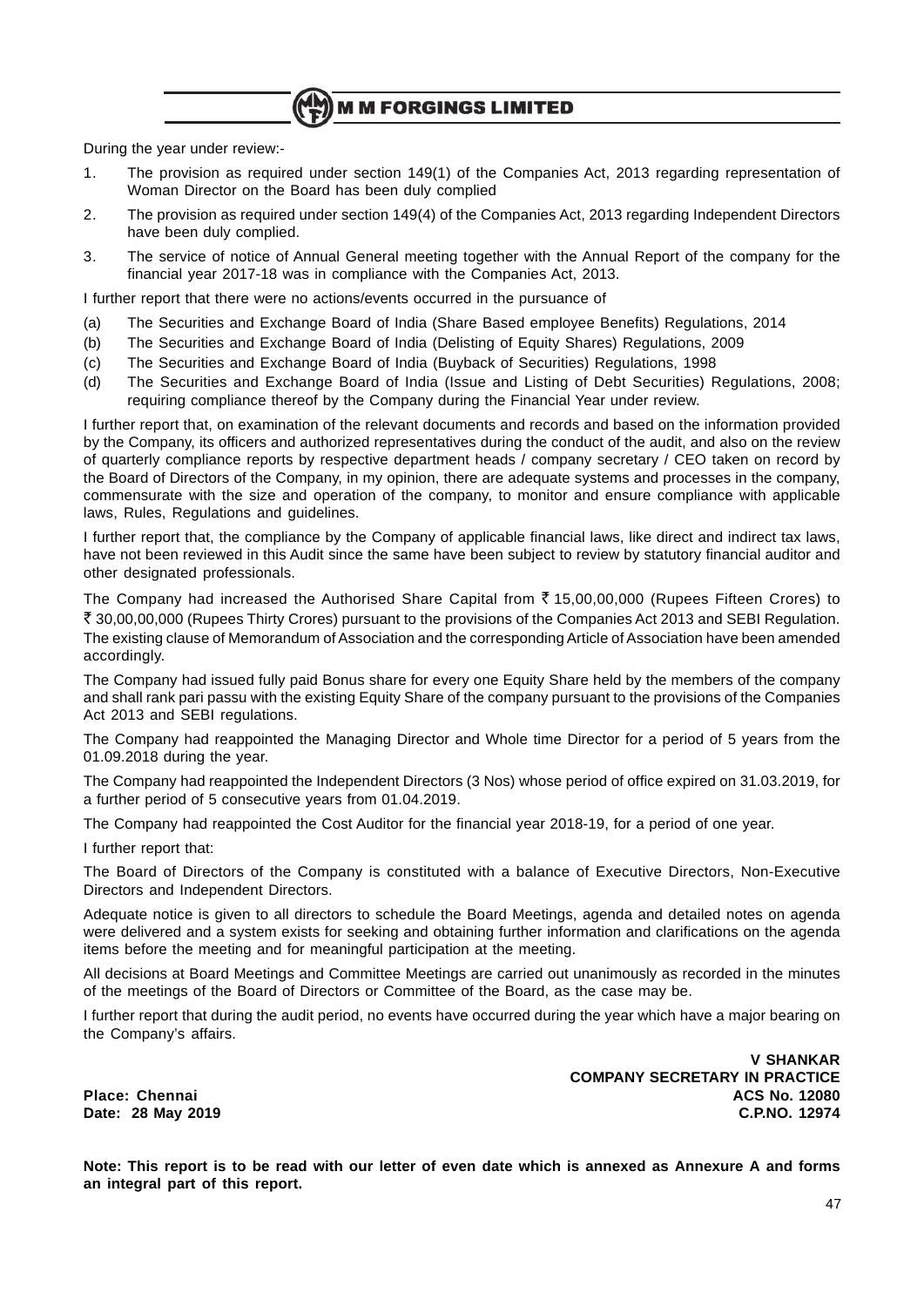During the year under review:-

1. The provision as required under section 149(1) of the Companies Act, 2013 regarding representation of Woman Director on the Board has been duly complied
2. The provision as required under section 149(4) of the Companies Act, 2013 regarding Independent Directors have been duly complied.
3. The service of notice of Annual General meeting together with the Annual Report of the company for the financial year 2017-18 was in compliance with the Companies Act, 2013.

I further report that there were no actions/events occurred in the pursuance of

(a) The Securities and Exchange Board of India (Share Based employee Benefits) Regulations, 2014
(b) The Securities and Exchange Board of India (Delisting of Equity Shares) Regulations, 2009
(c) The Securities and Exchange Board of India (Buyback of Securities) Regulations, 1998
(d) The Securities and Exchange Board of India (Issue and Listing of Debt Securities) Regulations, 2008; requiring compliance thereof by the Company during the Financial Year under review.

I further report that, on examination of the relevant documents and records and based on the information provided by the Company, its officers and authorized representatives during the conduct of the audit, and also on the review of quarterly compliance reports by respective department heads / company secretary / CEO taken on record by the Board of Directors of the Company, in my opinion, there are adequate systems and processes in the company, commensurate with the size and operation of the company, to monitor and ensure compliance with applicable laws, Rules, Regulations and guidelines.

I further report that, the compliance by the Company of applicable financial laws, like direct and indirect tax laws, have not been reviewed in this Audit since the same have been subject to review by statutory financial auditor and other designated professionals.

The Company had increased the Authorised Share Capital from ₹ 15,00,00,000 (Rupees Fifteen Crores) to ₹ 30,00,00,000 (Rupees Thirty Crores) pursuant to the provisions of the Companies Act 2013 and SEBI Regulation. The existing clause of Memorandum of Association and the corresponding Article of Association have been amended accordingly.

The Company had issued fully paid Bonus share for every one Equity Share held by the members of the company and shall rank pari passu with the existing Equity Share of the company pursuant to the provisions of the Companies Act 2013 and SEBI regulations.

The Company had reappointed the Managing Director and Whole time Director for a period of 5 years from the 01.09.2018 during the year.

The Company had reappointed the Independent Directors (3 Nos) whose period of office expired on 31.03.2019, for a further period of 5 consecutive years from 01.04.2019.

The Company had reappointed the Cost Auditor for the financial year 2018-19, for a period of one year.

I further report that:

The Board of Directors of the Company is constituted with a balance of Executive Directors, Non-Executive Directors and Independent Directors.

Adequate notice is given to all directors to schedule the Board Meetings, agenda and detailed notes on agenda were delivered and a system exists for seeking and obtaining further information and clarifications on the agenda items before the meeting and for meaningful participation at the meeting.

All decisions at Board Meetings and Committee Meetings are carried out unanimously as recorded in the minutes of the meetings of the Board of Directors or Committee of the Board, as the case may be.

I further report that during the audit period, no events have occurred during the year which have a major bearing on the Company's affairs.

**V SHANKAR**
**COMPANY SECRETARY IN PRACTICE**
**ACS No. 12080**
**C.P.NO. 12974**

**Place: Chennai**
**Date: 28 May 2019**

**Note: This report is to be read with our letter of even date which is annexed as Annexure A and forms an integral part of this report.**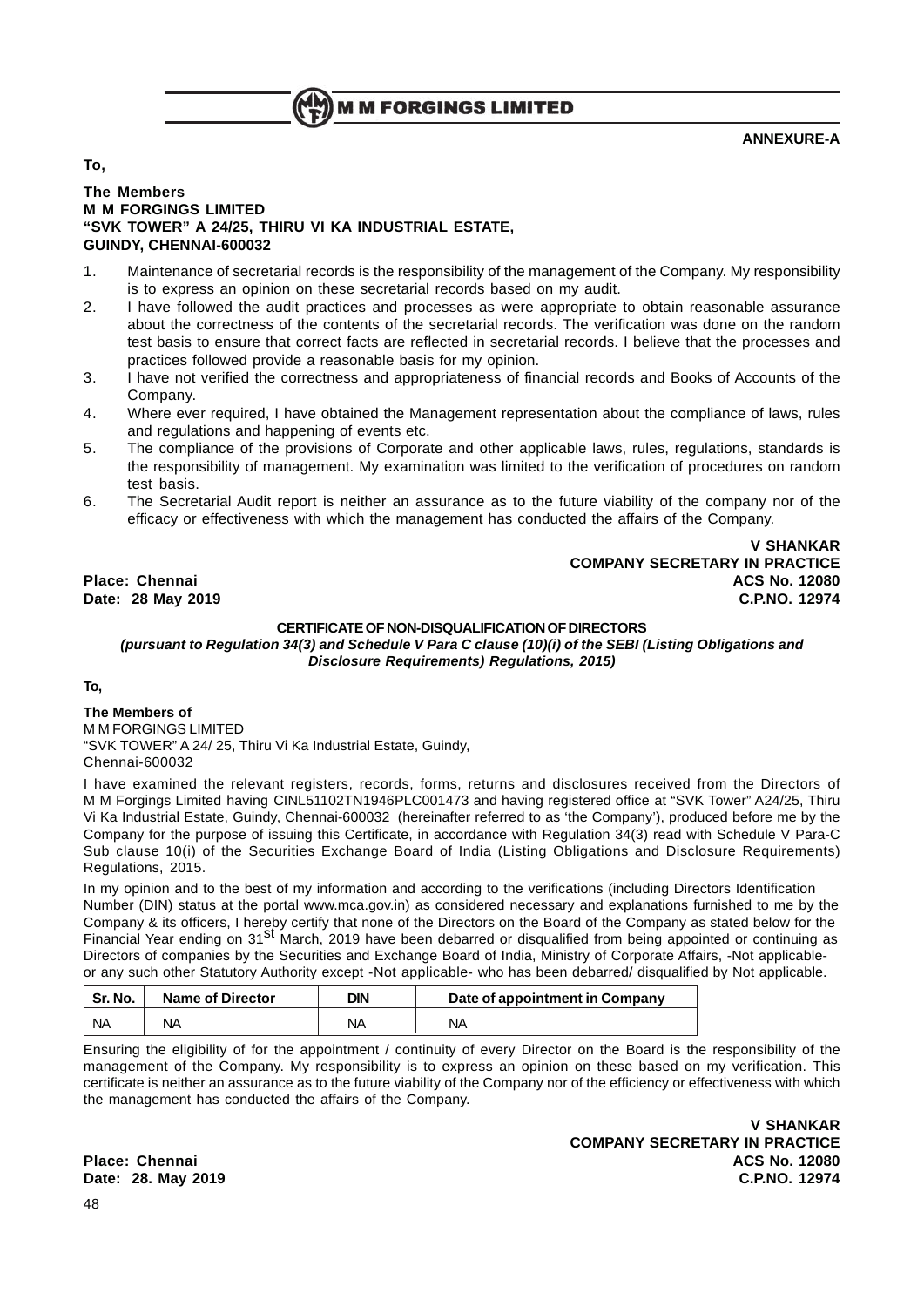**ANNEXURE-A**

**To,**

**The Members**
**M M FORGINGS LIMITED**
**"SVK TOWER" A 24/25, THIRU VI KA INDUSTRIAL ESTATE,**
**GUINDY, CHENNAI-600032**

1. Maintenance of secretarial records is the responsibility of the management of the Company. My responsibility is to express an opinion on these secretarial records based on my audit.
2. I have followed the audit practices and processes as were appropriate to obtain reasonable assurance about the correctness of the contents of the secretarial records. The verification was done on the random test basis to ensure that correct facts are reflected in secretarial records. I believe that the processes and practices followed provide a reasonable basis for my opinion.
3. I have not verified the correctness and appropriateness of financial records and Books of Accounts of the Company.
4. Where ever required, I have obtained the Management representation about the compliance of laws, rules and regulations and happening of events etc.
5. The compliance of the provisions of Corporate and other applicable laws, rules, regulations, standards is the responsibility of management. My examination was limited to the verification of procedures on random test basis.
6. The Secretarial Audit report is neither an assurance as to the future viability of the company nor of the efficacy or effectiveness with which the management has conducted the affairs of the Company.

**V SHANKAR**
**COMPANY SECRETARY IN PRACTICE**
**ACS No. 12080**
**C.P.NO. 12974**

**Place: Chennai**
**Date: 28 May 2019**

## CERTIFICATE OF NON-DISQUALIFICATION OF DIRECTORS

***(pursuant to Regulation 34(3) and Schedule V Para C clause (10)(i) of the SEBI (Listing Obligations and Disclosure Requirements) Regulations, 2015)***

**To,**

**The Members of**
M M FORGINGS LIMITED
"SVK TOWER" A 24/ 25, Thiru Vi Ka Industrial Estate, Guindy,
Chennai-600032

I have examined the relevant registers, records, forms, returns and disclosures received from the Directors of M M Forgings Limited having CINL51102TN1946PLC001473 and having registered office at "SVK Tower" A24/25, Thiru Vi Ka Industrial Estate, Guindy, Chennai-600032 (hereinafter referred to as 'the Company'), produced before me by the Company for the purpose of issuing this Certificate, in accordance with Regulation 34(3) read with Schedule V Para-C Sub clause 10(i) of the Securities Exchange Board of India (Listing Obligations and Disclosure Requirements) Regulations, 2015.

In my opinion and to the best of my information and according to the verifications (including Directors Identification Number (DIN) status at the portal www.mca.gov.in) as considered necessary and explanations furnished to me by the Company & its officers, I hereby certify that none of the Directors on the Board of the Company as stated below for the Financial Year ending on 31st March, 2019 have been debarred or disqualified from being appointed or continuing as Directors of companies by the Securities and Exchange Board of India, Ministry of Corporate Affairs, -Not applicable- or any such other Statutory Authority except -Not applicable- who has been debarred/ disqualified by Not applicable.

| Sr. No. | Name of Director | DIN | Date of appointment in Company |
|---|---|---|---|
| NA | NA | NA | NA |

Ensuring the eligibility of for the appointment / continuity of every Director on the Board is the responsibility of the management of the Company. My responsibility is to express an opinion on these based on my verification. This certificate is neither an assurance as to the future viability of the Company nor of the efficiency or effectiveness with which the management has conducted the affairs of the Company.

**V SHANKAR**
**COMPANY SECRETARY IN PRACTICE**
**ACS No. 12080**
**C.P.NO. 12974**

**Place: Chennai**
**Date: 28. May 2019**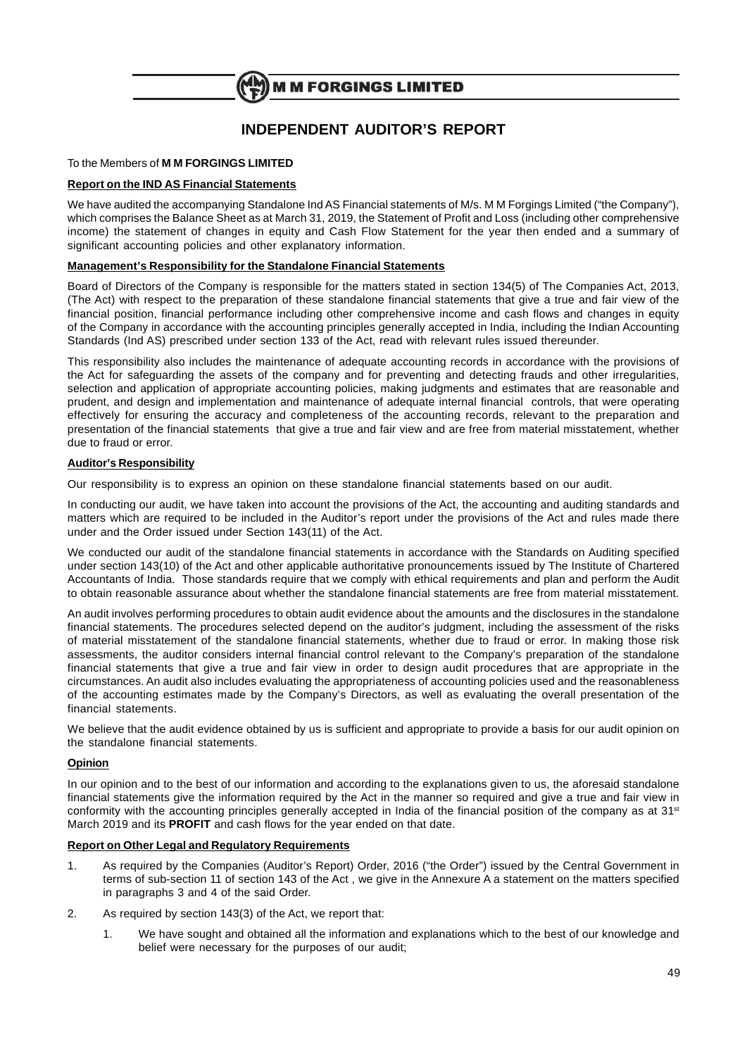# INDEPENDENT AUDITOR'S REPORT

To the Members of **M M FORGINGS LIMITED**

**Report on the IND AS Financial Statements**

We have audited the accompanying Standalone Ind AS Financial statements of M/s. M M Forgings Limited ("the Company"), which comprises the Balance Sheet as at March 31, 2019, the Statement of Profit and Loss (including other comprehensive income) the statement of changes in equity and Cash Flow Statement for the year then ended and a summary of significant accounting policies and other explanatory information.

**Management's Responsibility for the Standalone Financial Statements**

Board of Directors of the Company is responsible for the matters stated in section 134(5) of The Companies Act, 2013, (The Act) with respect to the preparation of these standalone financial statements that give a true and fair view of the financial position, financial performance including other comprehensive income and cash flows and changes in equity of the Company in accordance with the accounting principles generally accepted in India, including the Indian Accounting Standards (Ind AS) prescribed under section 133 of the Act, read with relevant rules issued thereunder.

This responsibility also includes the maintenance of adequate accounting records in accordance with the provisions of the Act for safeguarding the assets of the company and for preventing and detecting frauds and other irregularities, selection and application of appropriate accounting policies, making judgments and estimates that are reasonable and prudent, and design and implementation and maintenance of adequate internal financial controls, that were operating effectively for ensuring the accuracy and completeness of the accounting records, relevant to the preparation and presentation of the financial statements that give a true and fair view and are free from material misstatement, whether due to fraud or error.

**Auditor's Responsibility**

Our responsibility is to express an opinion on these standalone financial statements based on our audit.

In conducting our audit, we have taken into account the provisions of the Act, the accounting and auditing standards and matters which are required to be included in the Auditor's report under the provisions of the Act and rules made there under and the Order issued under Section 143(11) of the Act.

We conducted our audit of the standalone financial statements in accordance with the Standards on Auditing specified under section 143(10) of the Act and other applicable authoritative pronouncements issued by The Institute of Chartered Accountants of India. Those standards require that we comply with ethical requirements and plan and perform the Audit to obtain reasonable assurance about whether the standalone financial statements are free from material misstatement.

An audit involves performing procedures to obtain audit evidence about the amounts and the disclosures in the standalone financial statements. The procedures selected depend on the auditor's judgment, including the assessment of the risks of material misstatement of the standalone financial statements, whether due to fraud or error. In making those risk assessments, the auditor considers internal financial control relevant to the Company's preparation of the standalone financial statements that give a true and fair view in order to design audit procedures that are appropriate in the circumstances. An audit also includes evaluating the appropriateness of accounting policies used and the reasonableness of the accounting estimates made by the Company's Directors, as well as evaluating the overall presentation of the financial statements.

We believe that the audit evidence obtained by us is sufficient and appropriate to provide a basis for our audit opinion on the standalone financial statements.

**Opinion**

In our opinion and to the best of our information and according to the explanations given to us, the aforesaid standalone financial statements give the information required by the Act in the manner so required and give a true and fair view in conformity with the accounting principles generally accepted in India of the financial position of the company as at 31st March 2019 and its **PROFIT** and cash flows for the year ended on that date.

**Report on Other Legal and Regulatory Requirements**

1. As required by the Companies (Auditor's Report) Order, 2016 ("the Order") issued by the Central Government in terms of sub-section 11 of section 143 of the Act , we give in the Annexure A a statement on the matters specified in paragraphs 3 and 4 of the said Order.

2. As required by section 143(3) of the Act, we report that:

    1. We have sought and obtained all the information and explanations which to the best of our knowledge and belief were necessary for the purposes of our audit;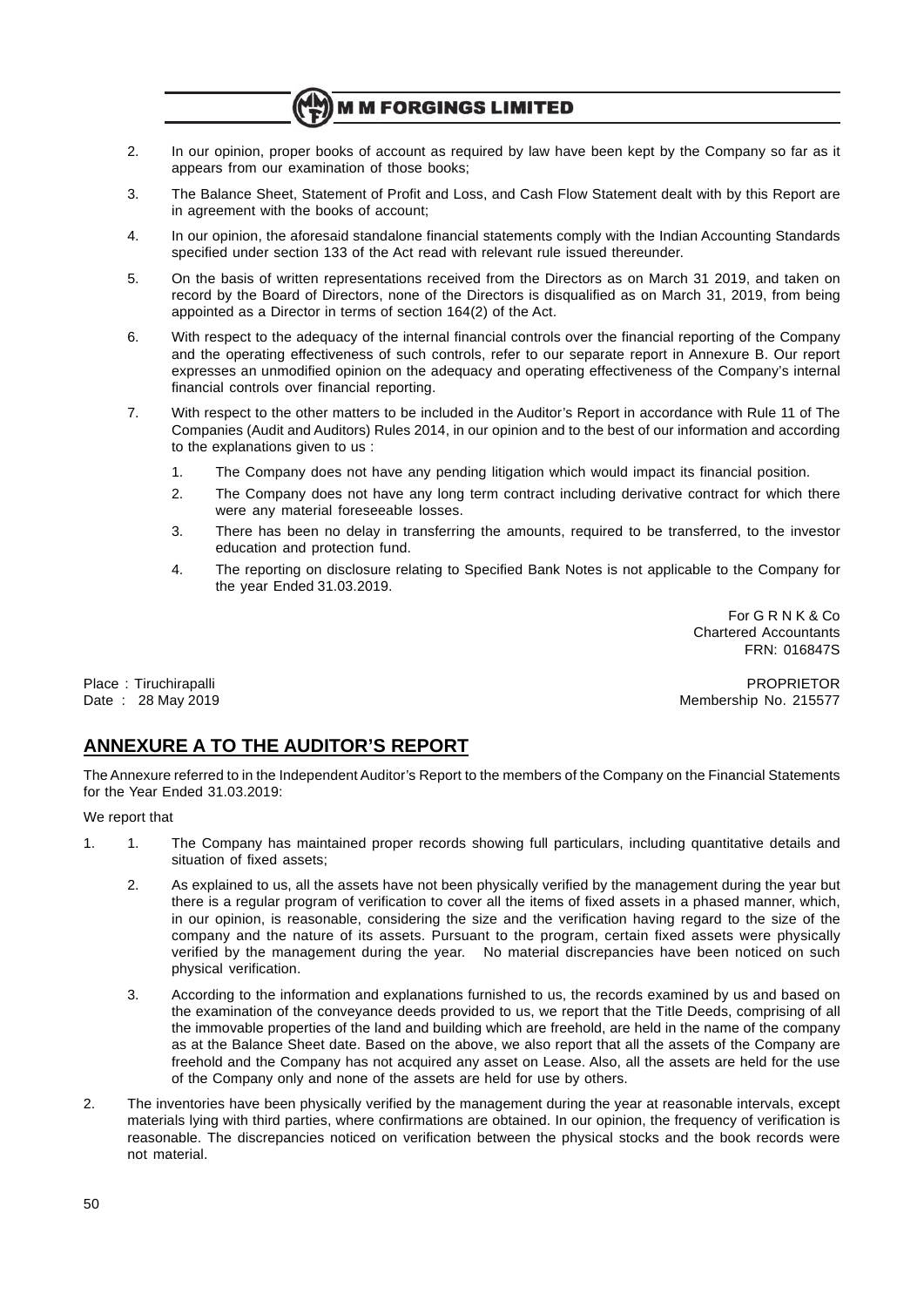2. In our opinion, proper books of account as required by law have been kept by the Company so far as it appears from our examination of those books;

3. The Balance Sheet, Statement of Profit and Loss, and Cash Flow Statement dealt with by this Report are in agreement with the books of account;

4. In our opinion, the aforesaid standalone financial statements comply with the Indian Accounting Standards specified under section 133 of the Act read with relevant rule issued thereunder.

5. On the basis of written representations received from the Directors as on March 31 2019, and taken on record by the Board of Directors, none of the Directors is disqualified as on March 31, 2019, from being appointed as a Director in terms of section 164(2) of the Act.

6. With respect to the adequacy of the internal financial controls over the financial reporting of the Company and the operating effectiveness of such controls, refer to our separate report in Annexure B. Our report expresses an unmodified opinion on the adequacy and operating effectiveness of the Company's internal financial controls over financial reporting.

7. With respect to the other matters to be included in the Auditor's Report in accordance with Rule 11 of The Companies (Audit and Auditors) Rules 2014, in our opinion and to the best of our information and according to the explanations given to us :

   1. The Company does not have any pending litigation which would impact its financial position.
   2. The Company does not have any long term contract including derivative contract for which there were any material foreseeable losses.
   3. There has been no delay in transferring the amounts, required to be transferred, to the investor education and protection fund.
   4. The reporting on disclosure relating to Specified Bank Notes is not applicable to the Company for the year Ended 31.03.2019.

For G R N K & Co
Chartered Accountants
FRN: 016847S

Place : Tiruchirapalli
Date : 28 May 2019

PROPRIETOR
Membership No. 215577

## ANNEXURE A TO THE AUDITOR'S REPORT

The Annexure referred to in the Independent Auditor's Report to the members of the Company on the Financial Statements for the Year Ended 31.03.2019:

We report that

1. 
   1. The Company has maintained proper records showing full particulars, including quantitative details and situation of fixed assets;
   2. As explained to us, all the assets have not been physically verified by the management during the year but there is a regular program of verification to cover all the items of fixed assets in a phased manner, which, in our opinion, is reasonable, considering the size and the verification having regard to the size of the company and the nature of its assets. Pursuant to the program, certain fixed assets were physically verified by the management during the year. No material discrepancies have been noticed on such physical verification.
   3. According to the information and explanations furnished to us, the records examined by us and based on the examination of the conveyance deeds provided to us, we report that the Title Deeds, comprising of all the immovable properties of the land and building which are freehold, are held in the name of the company as at the Balance Sheet date. Based on the above, we also report that all the assets of the Company are freehold and the Company has not acquired any asset on Lease. Also, all the assets are held for the use of the Company only and none of the assets are held for use by others.

2. The inventories have been physically verified by the management during the year at reasonable intervals, except materials lying with third parties, where confirmations are obtained. In our opinion, the frequency of verification is reasonable. The discrepancies noticed on verification between the physical stocks and the book records were not material.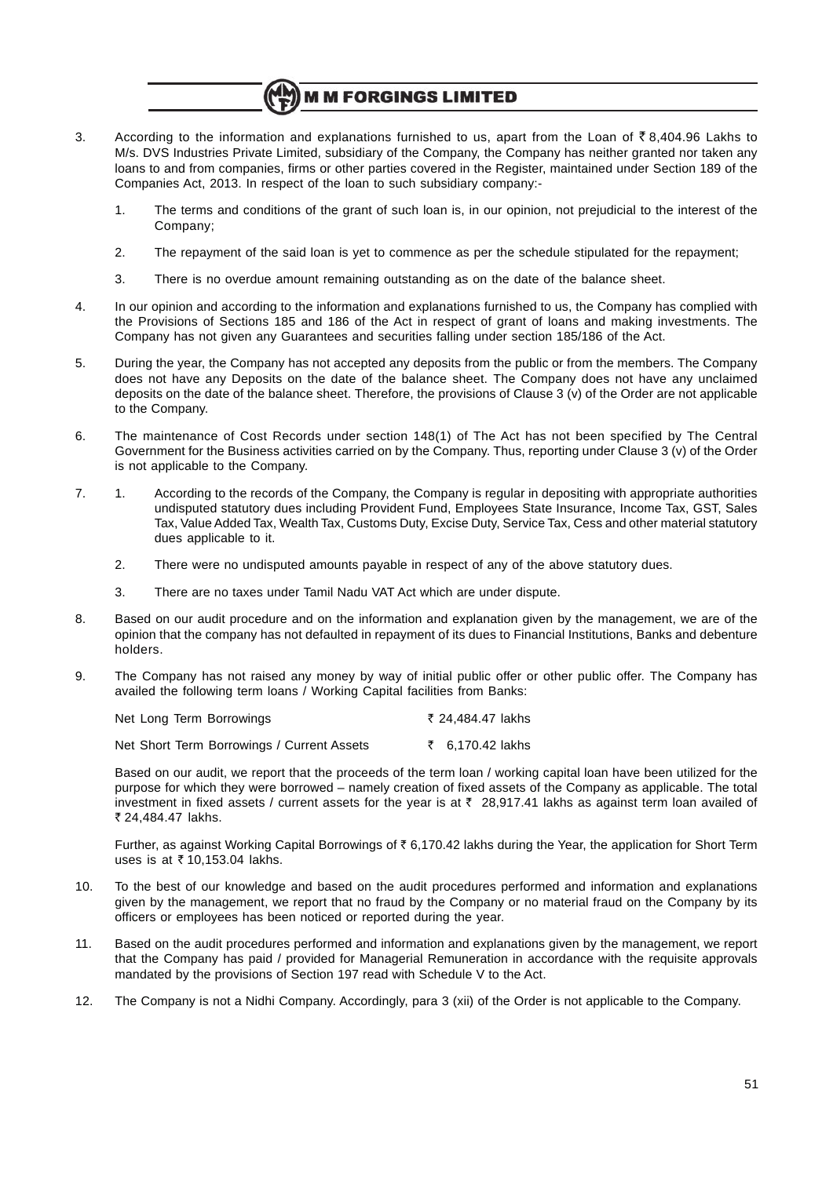3. According to the information and explanations furnished to us, apart from the Loan of ₹ 8,404.96 Lakhs to M/s. DVS Industries Private Limited, subsidiary of the Company, the Company has neither granted nor taken any loans to and from companies, firms or other parties covered in the Register, maintained under Section 189 of the Companies Act, 2013. In respect of the loan to such subsidiary company:-

    1. The terms and conditions of the grant of such loan is, in our opinion, not prejudicial to the interest of the Company;

    2. The repayment of the said loan is yet to commence as per the schedule stipulated for the repayment;

    3. There is no overdue amount remaining outstanding as on the date of the balance sheet.

4. In our opinion and according to the information and explanations furnished to us, the Company has complied with the Provisions of Sections 185 and 186 of the Act in respect of grant of loans and making investments. The Company has not given any Guarantees and securities falling under section 185/186 of the Act.

5. During the year, the Company has not accepted any deposits from the public or from the members. The Company does not have any Deposits on the date of the balance sheet. The Company does not have any unclaimed deposits on the date of the balance sheet. Therefore, the provisions of Clause 3 (v) of the Order are not applicable to the Company.

6. The maintenance of Cost Records under section 148(1) of The Act has not been specified by The Central Government for the Business activities carried on by the Company. Thus, reporting under Clause 3 (v) of the Order is not applicable to the Company.

7. 1. According to the records of the Company, the Company is regular in depositing with appropriate authorities undisputed statutory dues including Provident Fund, Employees State Insurance, Income Tax, GST, Sales Tax, Value Added Tax, Wealth Tax, Customs Duty, Excise Duty, Service Tax, Cess and other material statutory dues applicable to it.

    2. There were no undisputed amounts payable in respect of any of the above statutory dues.

    3. There are no taxes under Tamil Nadu VAT Act which are under dispute.

8. Based on our audit procedure and on the information and explanation given by the management, we are of the opinion that the company has not defaulted in repayment of its dues to Financial Institutions, Banks and debenture holders.

9. The Company has not raised any money by way of initial public offer or other public offer. The Company has availed the following term loans / Working Capital facilities from Banks:

| | |
|---|---|
| Net Long Term Borrowings | ₹ 24,484.47 lakhs |
| Net Short Term Borrowings / Current Assets | ₹ 6,170.42 lakhs |

   Based on our audit, we report that the proceeds of the term loan / working capital loan have been utilized for the purpose for which they were borrowed – namely creation of fixed assets of the Company as applicable. The total investment in fixed assets / current assets for the year is at ₹ 28,917.41 lakhs as against term loan availed of ₹ 24,484.47 lakhs.

   Further, as against Working Capital Borrowings of ₹ 6,170.42 lakhs during the Year, the application for Short Term uses is at ₹ 10,153.04 lakhs.

10. To the best of our knowledge and based on the audit procedures performed and information and explanations given by the management, we report that no fraud by the Company or no material fraud on the Company by its officers or employees has been noticed or reported during the year.

11. Based on the audit procedures performed and information and explanations given by the management, we report that the Company has paid / provided for Managerial Remuneration in accordance with the requisite approvals mandated by the provisions of Section 197 read with Schedule V to the Act.

12. The Company is not a Nidhi Company. Accordingly, para 3 (xii) of the Order is not applicable to the Company.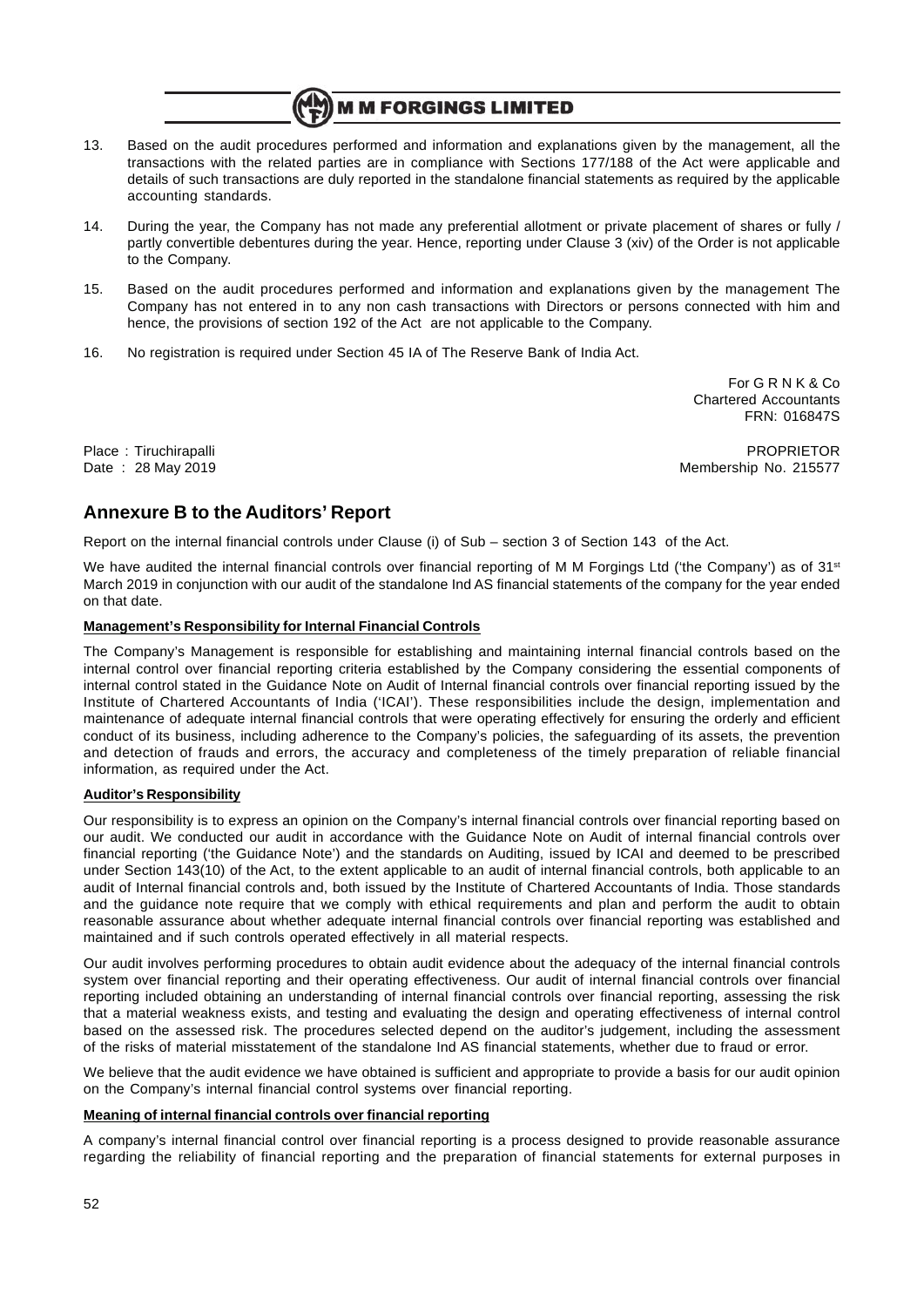13. Based on the audit procedures performed and information and explanations given by the management, all the transactions with the related parties are in compliance with Sections 177/188 of the Act were applicable and details of such transactions are duly reported in the standalone financial statements as required by the applicable accounting standards.

14. During the year, the Company has not made any preferential allotment or private placement of shares or fully / partly convertible debentures during the year. Hence, reporting under Clause 3 (xiv) of the Order is not applicable to the Company.

15. Based on the audit procedures performed and information and explanations given by the management The Company has not entered in to any non cash transactions with Directors or persons connected with him and hence, the provisions of section 192 of the Act are not applicable to the Company.

16. No registration is required under Section 45 IA of The Reserve Bank of India Act.

For G R N K & Co
Chartered Accountants
FRN: 016847S

Place : Tiruchirapalli
Date : 28 May 2019

PROPRIETOR
Membership No. 215577

## Annexure B to the Auditors' Report

Report on the internal financial controls under Clause (i) of Sub – section 3 of Section 143 of the Act.

We have audited the internal financial controls over financial reporting of M M Forgings Ltd ('the Company') as of 31st March 2019 in conjunction with our audit of the standalone Ind AS financial statements of the company for the year ended on that date.

**Management's Responsibility for Internal Financial Controls**

The Company's Management is responsible for establishing and maintaining internal financial controls based on the internal control over financial reporting criteria established by the Company considering the essential components of internal control stated in the Guidance Note on Audit of Internal financial controls over financial reporting issued by the Institute of Chartered Accountants of India ('ICAI'). These responsibilities include the design, implementation and maintenance of adequate internal financial controls that were operating effectively for ensuring the orderly and efficient conduct of its business, including adherence to the Company's policies, the safeguarding of its assets, the prevention and detection of frauds and errors, the accuracy and completeness of the timely preparation of reliable financial information, as required under the Act.

**Auditor's Responsibility**

Our responsibility is to express an opinion on the Company's internal financial controls over financial reporting based on our audit. We conducted our audit in accordance with the Guidance Note on Audit of internal financial controls over financial reporting ('the Guidance Note') and the standards on Auditing, issued by ICAI and deemed to be prescribed under Section 143(10) of the Act, to the extent applicable to an audit of internal financial controls, both applicable to an audit of Internal financial controls and, both issued by the Institute of Chartered Accountants of India. Those standards and the guidance note require that we comply with ethical requirements and plan and perform the audit to obtain reasonable assurance about whether adequate internal financial controls over financial reporting was established and maintained and if such controls operated effectively in all material respects.

Our audit involves performing procedures to obtain audit evidence about the adequacy of the internal financial controls system over financial reporting and their operating effectiveness. Our audit of internal financial controls over financial reporting included obtaining an understanding of internal financial controls over financial reporting, assessing the risk that a material weakness exists, and testing and evaluating the design and operating effectiveness of internal control based on the assessed risk. The procedures selected depend on the auditor's judgement, including the assessment of the risks of material misstatement of the standalone Ind AS financial statements, whether due to fraud or error.

We believe that the audit evidence we have obtained is sufficient and appropriate to provide a basis for our audit opinion on the Company's internal financial control systems over financial reporting.

**Meaning of internal financial controls over financial reporting**

A company's internal financial control over financial reporting is a process designed to provide reasonable assurance regarding the reliability of financial reporting and the preparation of financial statements for external purposes in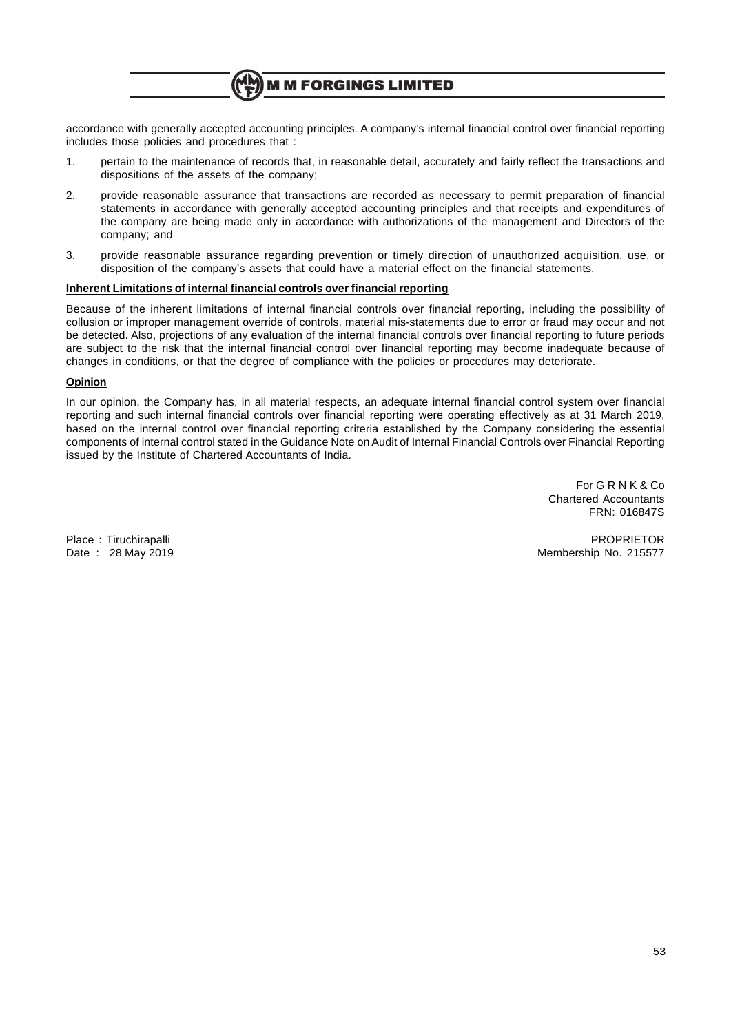accordance with generally accepted accounting principles. A company's internal financial control over financial reporting includes those policies and procedures that :

1. pertain to the maintenance of records that, in reasonable detail, accurately and fairly reflect the transactions and dispositions of the assets of the company;
2. provide reasonable assurance that transactions are recorded as necessary to permit preparation of financial statements in accordance with generally accepted accounting principles and that receipts and expenditures of the company are being made only in accordance with authorizations of the management and Directors of the company; and
3. provide reasonable assurance regarding prevention or timely direction of unauthorized acquisition, use, or disposition of the company's assets that could have a material effect on the financial statements.

**Inherent Limitations of internal financial controls over financial reporting**

Because of the inherent limitations of internal financial controls over financial reporting, including the possibility of collusion or improper management override of controls, material mis-statements due to error or fraud may occur and not be detected. Also, projections of any evaluation of the internal financial controls over financial reporting to future periods are subject to the risk that the internal financial control over financial reporting may become inadequate because of changes in conditions, or that the degree of compliance with the policies or procedures may deteriorate.

**Opinion**

In our opinion, the Company has, in all material respects, an adequate internal financial control system over financial reporting and such internal financial controls over financial reporting were operating effectively as at 31 March 2019, based on the internal control over financial reporting criteria established by the Company considering the essential components of internal control stated in the Guidance Note on Audit of Internal Financial Controls over Financial Reporting issued by the Institute of Chartered Accountants of India.

For G R N K & Co
Chartered Accountants
FRN: 016847S

Place : Tiruchirapalli
Date : 28 May 2019

PROPRIETOR
Membership No. 215577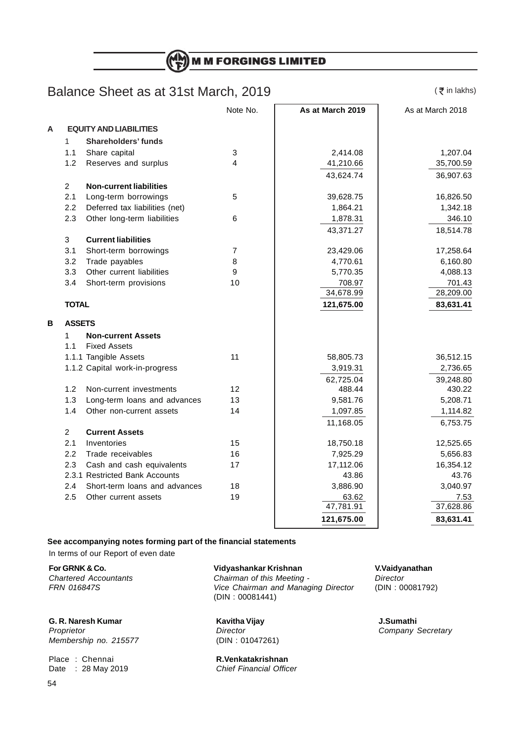# M M FORGINGS LIMITED

## Balance Sheet as at 31st March, 2019

(₹ in lakhs)

| | | | Note No. | As at March 2019 | As at March 2018 |
|---|---|---|---|---|---|
| **A** | **EQUITY AND LIABILITIES** | | | | |
| | 1 | **Shareholders' funds** | | | |
| | 1.1 | Share capital | 3 | 2,414.08 | 1,207.04 |
| | 1.2 | Reserves and surplus | 4 | 41,210.66 | 35,700.59 |
| | | | | 43,624.74 | 36,907.63 |
| | 2 | **Non-current liabilities** | | | |
| | 2.1 | Long-term borrowings | 5 | 39,628.75 | 16,826.50 |
| | 2.2 | Deferred tax liabilities (net) | | 1,864.21 | 1,342.18 |
| | 2.3 | Other long-term liabilities | 6 | 1,878.31 | 346.10 |
| | | | | 43,371.27 | 18,514.78 |
| | 3 | **Current liabilities** | | | |
| | 3.1 | Short-term borrowings | 7 | 23,429.06 | 17,258.64 |
| | 3.2 | Trade payables | 8 | 4,770.61 | 6,160.80 |
| | 3.3 | Other current liabilities | 9 | 5,770.35 | 4,088.13 |
| | 3.4 | Short-term provisions | 10 | 708.97 | 701.43 |
| | | | | 34,678.99 | 28,209.00 |
| | **TOTAL** | | | **121,675.00** | **83,631.41** |
| **B** | **ASSETS** | | | | |
| | 1 | **Non-current Assets** | | | |
| | 1.1 | Fixed Assets | | | |
| | 1.1.1 | Tangible Assets | 11 | 58,805.73 | 36,512.15 |
| | 1.1.2 | Capital work-in-progress | | 3,919.31 | 2,736.65 |
| | | | | 62,725.04 | 39,248.80 |
| | 1.2 | Non-current investments | 12 | 488.44 | 430.22 |
| | 1.3 | Long-term loans and advances | 13 | 9,581.76 | 5,208.71 |
| | 1.4 | Other non-current assets | 14 | 1,097.85 | 1,114.82 |
| | | | | 11,168.05 | 6,753.75 |
| | 2 | **Current Assets** | | | |
| | 2.1 | Inventories | 15 | 18,750.18 | 12,525.65 |
| | 2.2 | Trade receivables | 16 | 7,925.29 | 5,656.83 |
| | 2.3 | Cash and cash equivalents | 17 | 17,112.06 | 16,354.12 |
| | 2.3.1 | Restricted Bank Accounts | | 43.86 | 43.76 |
| | 2.4 | Short-term loans and advances | 18 | 3,886.90 | 3,040.97 |
| | 2.5 | Other current assets | 19 | 63.62 | 7.53 |
| | | | | 47,781.91 | 37,628.86 |
| | | | | **121,675.00** | **83,631.41** |

**See accompanying notes forming part of the financial statements**

In terms of our Report of even date

**For GRNK & Co.**
*Chartered Accountants*
*FRN 016847S*

**Vidyashankar Krishnan**
*Chairman of this Meeting -*
*Vice Chairman and Managing Director*
(DIN : 00081441)

**V.Vaidyanathan**
*Director*
(DIN : 00081792)

**G. R. Naresh Kumar**
*Proprietor*
*Membership no. 215577*

**Kavitha Vijay**
*Director*
(DIN : 01047261)

**J.Sumathi**
*Company Secretary*

Place : Chennai
Date : 28 May 2019

**R.Venkatakrishnan**
*Chief Financial Officer*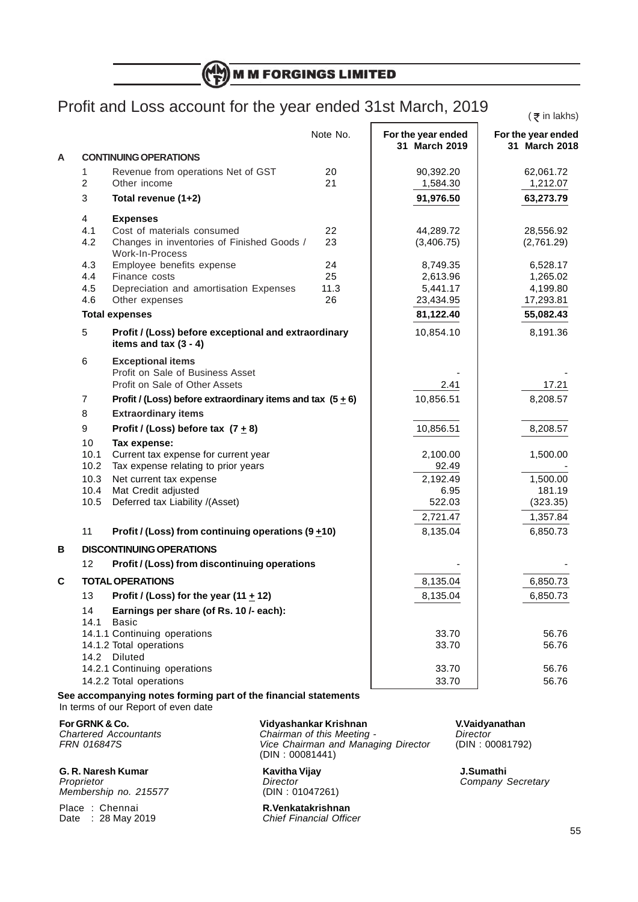# M M FORGINGS LIMITED

## Profit and Loss account for the year ended 31st March, 2019

(₹ in lakhs)

| | | | Note No. | For the year ended 31 March 2019 | For the year ended 31 March 2018 |
|---|---|---|---|---|---|
| **A** | | **CONTINUING OPERATIONS** | | | |
| | 1 | Revenue from operations Net of GST | 20 | 90,392.20 | 62,061.72 |
| | 2 | Other income | 21 | 1,584.30 | 1,212.07 |
| | 3 | **Total revenue (1+2)** | | **91,976.50** | **63,273.79** |
| | 4 | **Expenses** | | | |
| | 4.1 | Cost of materials consumed | 22 | 44,289.72 | 28,556.92 |
| | 4.2 | Changes in inventories of Finished Goods / Work-In-Process | 23 | (3,406.75) | (2,761.29) |
| | 4.3 | Employee benefits expense | 24 | 8,749.35 | 6,528.17 |
| | 4.4 | Finance costs | 25 | 2,613.96 | 1,265.02 |
| | 4.5 | Depreciation and amortisation Expenses | 11.3 | 5,441.17 | 4,199.80 |
| | 4.6 | Other expenses | 26 | 23,434.95 | 17,293.81 |
| | | **Total expenses** | | **81,122.40** | **55,082.43** |
| | 5 | **Profit / (Loss) before exceptional and extraordinary items and tax (3 - 4)** | | 10,854.10 | 8,191.36 |
| | 6 | **Exceptional items** | | | |
| | | Profit on Sale of Business Asset | | - | - |
| | | Profit on Sale of Other Assets | | 2.41 | 17.21 |
| | 7 | **Profit / (Loss) before extraordinary items and tax (5 ± 6)** | | 10,856.51 | 8,208.57 |
| | 8 | **Extraordinary items** | | | |
| | 9 | **Profit / (Loss) before tax (7 ± 8)** | | 10,856.51 | 8,208.57 |
| | 10 | **Tax expense:** | | | |
| | 10.1 | Current tax expense for current year | | 2,100.00 | 1,500.00 |
| | 10.2 | Tax expense relating to prior years | | 92.49 | - |
| | 10.3 | Net current tax expense | | 2,192.49 | 1,500.00 |
| | 10.4 | Mat Credit adjusted | | 6.95 | 181.19 |
| | 10.5 | Deferred tax Liability /(Asset) | | 522.03 | (323.35) |
| | | | | 2,721.47 | 1,357.84 |
| | 11 | **Profit / (Loss) from continuing operations (9 ±10)** | | 8,135.04 | 6,850.73 |
| **B** | | **DISCONTINUING OPERATIONS** | | | |
| | 12 | **Profit / (Loss) from discontinuing operations** | | - | - |
| **C** | | **TOTAL OPERATIONS** | | 8,135.04 | 6,850.73 |
| | 13 | **Profit / (Loss) for the year (11 ± 12)** | | 8,135.04 | 6,850.73 |
| | 14 | **Earnings per share (of Rs. 10 /- each):** | | | |
| | 14.1 | Basic | | | |
| | 14.1.1 | Continuing operations | | 33.70 | 56.76 |
| | 14.1.2 | Total operations | | 33.70 | 56.76 |
| | 14.2 | Diluted | | | |
| | 14.2.1 | Continuing operations | | 33.70 | 56.76 |
| | 14.2.2 | Total operations | | 33.70 | 56.76 |

**See accompanying notes forming part of the financial statements**

In terms of our Report of even date

**For GRNK & Co.**
*Chartered Accountants*
*FRN 016847S*

**G. R. Naresh Kumar**
*Proprietor*
*Membership no. 215577*

Place : Chennai
Date : 28 May 2019

**Vidyashankar Krishnan**
*Chairman of this Meeting - Vice Chairman and Managing Director*
(DIN : 00081441)

**Kavitha Vijay**
*Director*
(DIN : 01047261)

**R.Venkatakrishnan**
*Chief Financial Officer*

**V.Vaidyanathan**
*Director*
(DIN : 00081792)

**J.Sumathi**
*Company Secretary*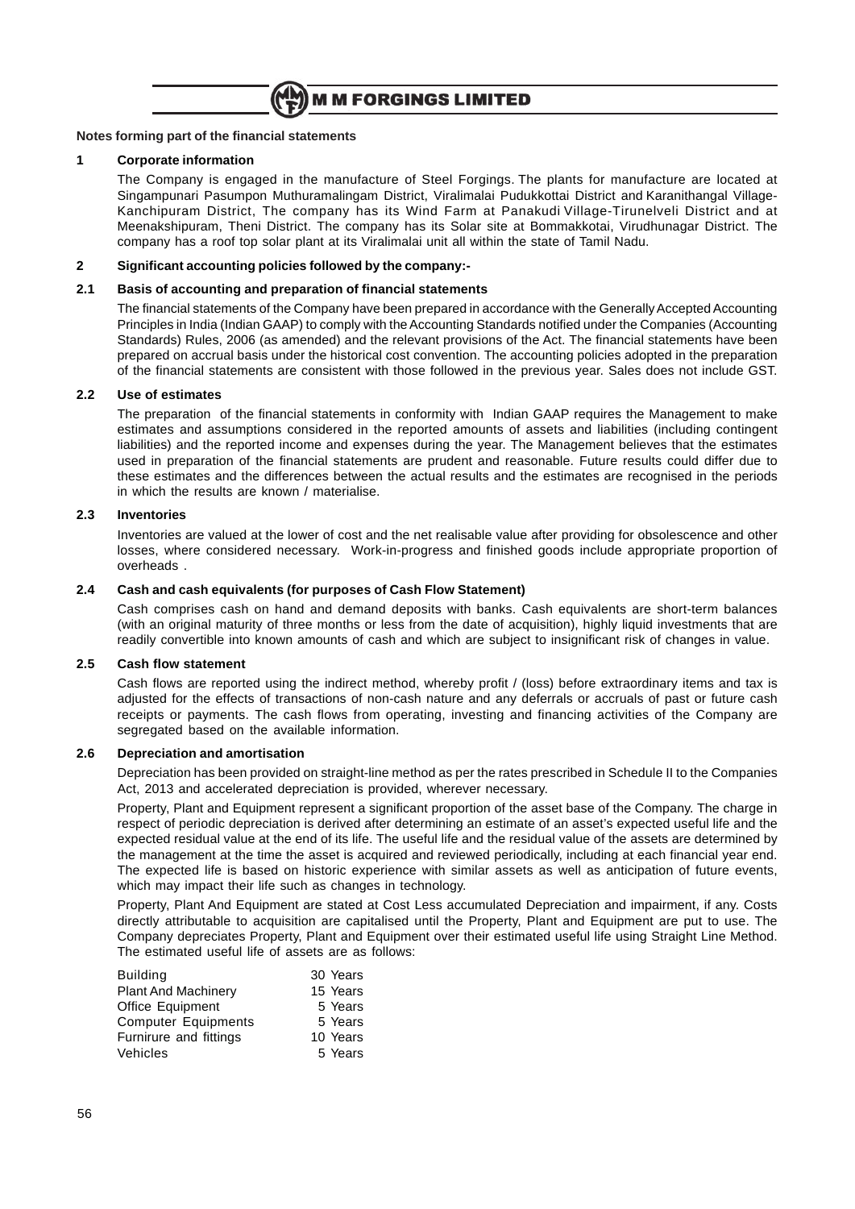**Notes forming part of the financial statements**

**1 Corporate information**

The Company is engaged in the manufacture of Steel Forgings. The plants for manufacture are located at Singampunari Pasumpon Muthuramalingam District, Viralimalai Pudukkottai District and Karanithangal Village-Kanchipuram District, The company has its Wind Farm at Panakudi Village-Tirunelveli District and at Meenakshipuram, Theni District. The company has its Solar site at Bommakkotai, Virudhunagar District. The company has a roof top solar plant at its Viralimalai unit all within the state of Tamil Nadu.

**2 Significant accounting policies followed by the company:-**

**2.1 Basis of accounting and preparation of financial statements**

The financial statements of the Company have been prepared in accordance with the Generally Accepted Accounting Principles in India (Indian GAAP) to comply with the Accounting Standards notified under the Companies (Accounting Standards) Rules, 2006 (as amended) and the relevant provisions of the Act. The financial statements have been prepared on accrual basis under the historical cost convention. The accounting policies adopted in the preparation of the financial statements are consistent with those followed in the previous year. Sales does not include GST.

**2.2 Use of estimates**

The preparation of the financial statements in conformity with Indian GAAP requires the Management to make estimates and assumptions considered in the reported amounts of assets and liabilities (including contingent liabilities) and the reported income and expenses during the year. The Management believes that the estimates used in preparation of the financial statements are prudent and reasonable. Future results could differ due to these estimates and the differences between the actual results and the estimates are recognised in the periods in which the results are known / materialise.

**2.3 Inventories**

Inventories are valued at the lower of cost and the net realisable value after providing for obsolescence and other losses, where considered necessary. Work-in-progress and finished goods include appropriate proportion of overheads .

**2.4 Cash and cash equivalents (for purposes of Cash Flow Statement)**

Cash comprises cash on hand and demand deposits with banks. Cash equivalents are short-term balances (with an original maturity of three months or less from the date of acquisition), highly liquid investments that are readily convertible into known amounts of cash and which are subject to insignificant risk of changes in value.

**2.5 Cash flow statement**

Cash flows are reported using the indirect method, whereby profit / (loss) before extraordinary items and tax is adjusted for the effects of transactions of non-cash nature and any deferrals or accruals of past or future cash receipts or payments. The cash flows from operating, investing and financing activities of the Company are segregated based on the available information.

**2.6 Depreciation and amortisation**

Depreciation has been provided on straight-line method as per the rates prescribed in Schedule II to the Companies Act, 2013 and accelerated depreciation is provided, wherever necessary.

Property, Plant and Equipment represent a significant proportion of the asset base of the Company. The charge in respect of periodic depreciation is derived after determining an estimate of an asset's expected useful life and the expected residual value at the end of its life. The useful life and the residual value of the assets are determined by the management at the time the asset is acquired and reviewed periodically, including at each financial year end. The expected life is based on historic experience with similar assets as well as anticipation of future events, which may impact their life such as changes in technology.

Property, Plant And Equipment are stated at Cost Less accumulated Depreciation and impairment, if any. Costs directly attributable to acquisition are capitalised until the Property, Plant and Equipment are put to use. The Company depreciates Property, Plant and Equipment over their estimated useful life using Straight Line Method. The estimated useful life of assets are as follows:

| | |
|---|---|
| Building | 30 Years |
| Plant And Machinery | 15 Years |
| Office Equipment | 5 Years |
| Computer Equipments | 5 Years |
| Furnirure and fittings | 10 Years |
| Vehicles | 5 Years |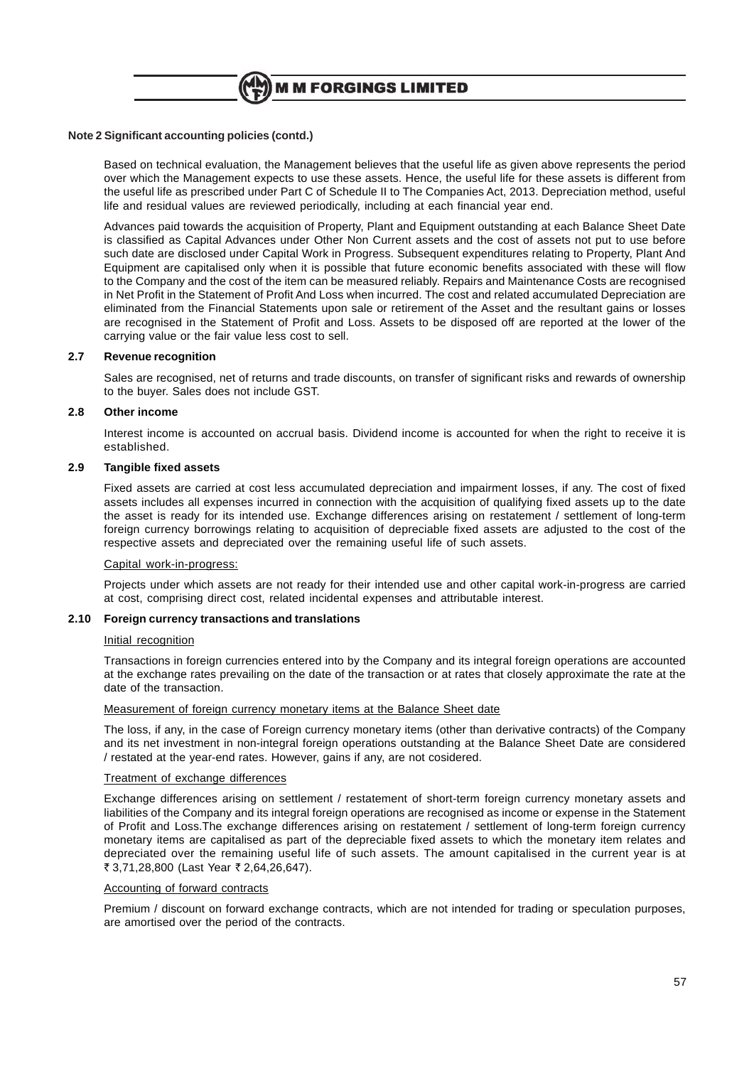**Note 2 Significant accounting policies (contd.)**

Based on technical evaluation, the Management believes that the useful life as given above represents the period over which the Management expects to use these assets. Hence, the useful life for these assets is different from the useful life as prescribed under Part C of Schedule II to The Companies Act, 2013. Depreciation method, useful life and residual values are reviewed periodically, including at each financial year end.

Advances paid towards the acquisition of Property, Plant and Equipment outstanding at each Balance Sheet Date is classified as Capital Advances under Other Non Current assets and the cost of assets not put to use before such date are disclosed under Capital Work in Progress. Subsequent expenditures relating to Property, Plant And Equipment are capitalised only when it is possible that future economic benefits associated with these will flow to the Company and the cost of the item can be measured reliably. Repairs and Maintenance Costs are recognised in Net Profit in the Statement of Profit And Loss when incurred. The cost and related accumulated Depreciation are eliminated from the Financial Statements upon sale or retirement of the Asset and the resultant gains or losses are recognised in the Statement of Profit and Loss. Assets to be disposed off are reported at the lower of the carrying value or the fair value less cost to sell.

**2.7 Revenue recognition**

Sales are recognised, net of returns and trade discounts, on transfer of significant risks and rewards of ownership to the buyer. Sales does not include GST.

**2.8 Other income**

Interest income is accounted on accrual basis. Dividend income is accounted for when the right to receive it is established.

**2.9 Tangible fixed assets**

Fixed assets are carried at cost less accumulated depreciation and impairment losses, if any. The cost of fixed assets includes all expenses incurred in connection with the acquisition of qualifying fixed assets up to the date the asset is ready for its intended use. Exchange differences arising on restatement / settlement of long-term foreign currency borrowings relating to acquisition of depreciable fixed assets are adjusted to the cost of the respective assets and depreciated over the remaining useful life of such assets.

Capital work-in-progress:

Projects under which assets are not ready for their intended use and other capital work-in-progress are carried at cost, comprising direct cost, related incidental expenses and attributable interest.

**2.10 Foreign currency transactions and translations**

Initial recognition

Transactions in foreign currencies entered into by the Company and its integral foreign operations are accounted at the exchange rates prevailing on the date of the transaction or at rates that closely approximate the rate at the date of the transaction.

Measurement of foreign currency monetary items at the Balance Sheet date

The loss, if any, in the case of Foreign currency monetary items (other than derivative contracts) of the Company and its net investment in non-integral foreign operations outstanding at the Balance Sheet Date are considered / restated at the year-end rates. However, gains if any, are not cosidered.

Treatment of exchange differences

Exchange differences arising on settlement / restatement of short-term foreign currency monetary assets and liabilities of the Company and its integral foreign operations are recognised as income or expense in the Statement of Profit and Loss.The exchange differences arising on restatement / settlement of long-term foreign currency monetary items are capitalised as part of the depreciable fixed assets to which the monetary item relates and depreciated over the remaining useful life of such assets. The amount capitalised in the current year is at ₹ 3,71,28,800 (Last Year ₹ 2,64,26,647).

Accounting of forward contracts

Premium / discount on forward exchange contracts, which are not intended for trading or speculation purposes, are amortised over the period of the contracts.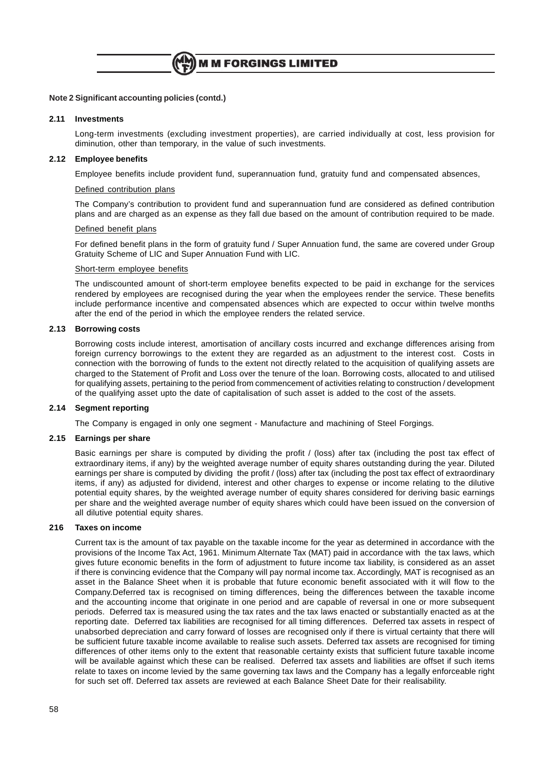**Note 2 Significant accounting policies (contd.)**

**2.11 Investments**

Long-term investments (excluding investment properties), are carried individually at cost, less provision for diminution, other than temporary, in the value of such investments.

**2.12 Employee benefits**

Employee benefits include provident fund, superannuation fund, gratuity fund and compensated absences,

Defined contribution plans

The Company's contribution to provident fund and superannuation fund are considered as defined contribution plans and are charged as an expense as they fall due based on the amount of contribution required to be made.

Defined benefit plans

For defined benefit plans in the form of gratuity fund / Super Annuation fund, the same are covered under Group Gratuity Scheme of LIC and Super Annuation Fund with LIC.

Short-term employee benefits

The undiscounted amount of short-term employee benefits expected to be paid in exchange for the services rendered by employees are recognised during the year when the employees render the service. These benefits include performance incentive and compensated absences which are expected to occur within twelve months after the end of the period in which the employee renders the related service.

**2.13 Borrowing costs**

Borrowing costs include interest, amortisation of ancillary costs incurred and exchange differences arising from foreign currency borrowings to the extent they are regarded as an adjustment to the interest cost. Costs in connection with the borrowing of funds to the extent not directly related to the acquisition of qualifying assets are charged to the Statement of Profit and Loss over the tenure of the loan. Borrowing costs, allocated to and utilised for qualifying assets, pertaining to the period from commencement of activities relating to construction / development of the qualifying asset upto the date of capitalisation of such asset is added to the cost of the assets.

**2.14 Segment reporting**

The Company is engaged in only one segment - Manufacture and machining of Steel Forgings.

**2.15 Earnings per share**

Basic earnings per share is computed by dividing the profit / (loss) after tax (including the post tax effect of extraordinary items, if any) by the weighted average number of equity shares outstanding during the year. Diluted earnings per share is computed by dividing the profit / (loss) after tax (including the post tax effect of extraordinary items, if any) as adjusted for dividend, interest and other charges to expense or income relating to the dilutive potential equity shares, by the weighted average number of equity shares considered for deriving basic earnings per share and the weighted average number of equity shares which could have been issued on the conversion of all dilutive potential equity shares.

**216 Taxes on income**

Current tax is the amount of tax payable on the taxable income for the year as determined in accordance with the provisions of the Income Tax Act, 1961. Minimum Alternate Tax (MAT) paid in accordance with the tax laws, which gives future economic benefits in the form of adjustment to future income tax liability, is considered as an asset if there is convincing evidence that the Company will pay normal income tax. Accordingly, MAT is recognised as an asset in the Balance Sheet when it is probable that future economic benefit associated with it will flow to the Company.Deferred tax is recognised on timing differences, being the differences between the taxable income and the accounting income that originate in one period and are capable of reversal in one or more subsequent periods. Deferred tax is measured using the tax rates and the tax laws enacted or substantially enacted as at the reporting date. Deferred tax liabilities are recognised for all timing differences. Deferred tax assets in respect of unabsorbed depreciation and carry forward of losses are recognised only if there is virtual certainty that there will be sufficient future taxable income available to realise such assets. Deferred tax assets are recognised for timing differences of other items only to the extent that reasonable certainty exists that sufficient future taxable income will be available against which these can be realised. Deferred tax assets and liabilities are offset if such items relate to taxes on income levied by the same governing tax laws and the Company has a legally enforceable right for such set off. Deferred tax assets are reviewed at each Balance Sheet Date for their realisability.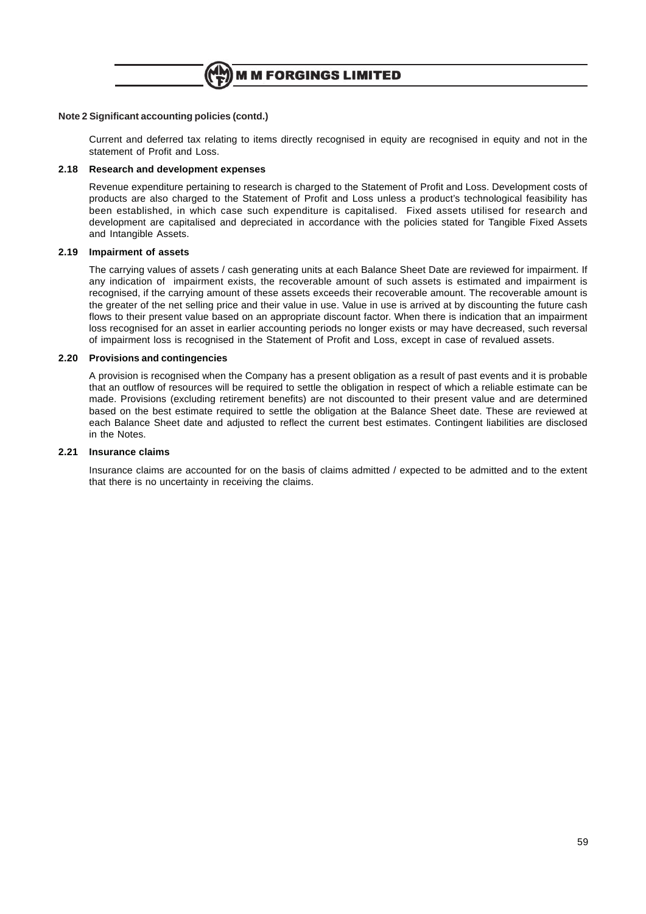**Note 2 Significant accounting policies (contd.)**

Current and deferred tax relating to items directly recognised in equity are recognised in equity and not in the statement of Profit and Loss.

**2.18 Research and development expenses**

Revenue expenditure pertaining to research is charged to the Statement of Profit and Loss. Development costs of products are also charged to the Statement of Profit and Loss unless a product's technological feasibility has been established, in which case such expenditure is capitalised. Fixed assets utilised for research and development are capitalised and depreciated in accordance with the policies stated for Tangible Fixed Assets and Intangible Assets.

**2.19 Impairment of assets**

The carrying values of assets / cash generating units at each Balance Sheet Date are reviewed for impairment. If any indication of impairment exists, the recoverable amount of such assets is estimated and impairment is recognised, if the carrying amount of these assets exceeds their recoverable amount. The recoverable amount is the greater of the net selling price and their value in use. Value in use is arrived at by discounting the future cash flows to their present value based on an appropriate discount factor. When there is indication that an impairment loss recognised for an asset in earlier accounting periods no longer exists or may have decreased, such reversal of impairment loss is recognised in the Statement of Profit and Loss, except in case of revalued assets.

**2.20 Provisions and contingencies**

A provision is recognised when the Company has a present obligation as a result of past events and it is probable that an outflow of resources will be required to settle the obligation in respect of which a reliable estimate can be made. Provisions (excluding retirement benefits) are not discounted to their present value and are determined based on the best estimate required to settle the obligation at the Balance Sheet date. These are reviewed at each Balance Sheet date and adjusted to reflect the current best estimates. Contingent liabilities are disclosed in the Notes.

**2.21 Insurance claims**

Insurance claims are accounted for on the basis of claims admitted / expected to be admitted and to the extent that there is no uncertainty in receiving the claims.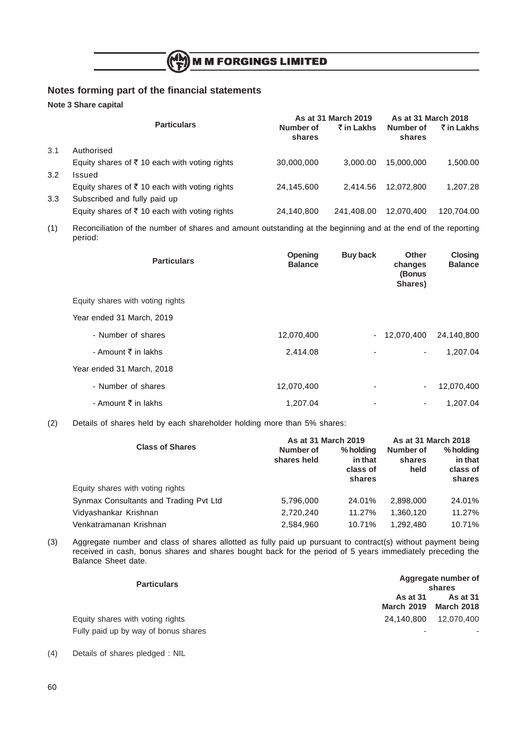## Notes forming part of the financial statements

**Note 3 Share capital**

| | Particulars | As at 31 March 2019 | | As at 31 March 2018 | |
|---|---|---|---|---|---|
| | | Number of shares | ₹ in Lakhs | Number of shares | ₹ in Lakhs |
| 3.1 | Authorised | | | | |
| | Equity shares of ₹ 10 each with voting rights | 30,000,000 | 3,000.00 | 15,000,000 | 1,500.00 |
| 3.2 | Issued | | | | |
| | Equity shares of ₹ 10 each with voting rights | 24,145,600 | 2,414.56 | 12,072,800 | 1,207.28 |
| 3.3 | Subscribed and fully paid up | | | | |
| | Equity shares of ₹ 10 each with voting rights | 24,140,800 | 241,408.00 | 12,070,400 | 120,704.00 |

(1) Reconciliation of the number of shares and amount outstanding at the beginning and at the end of the reporting period:

| Particulars | Opening Balance | Buy back | Other changes (Bonus Shares) | Closing Balance |
|---|---|---|---|---|
| Equity shares with voting rights | | | | |
| Year ended 31 March, 2019 | | | | |
| - Number of shares | 12,070,400 | - | 12,070,400 | 24,140,800 |
| - Amount ₹ in lakhs | 2,414.08 | - | - | 1,207.04 |
| Year ended 31 March, 2018 | | | | |
| - Number of shares | 12,070,400 | - | - | 12,070,400 |
| - Amount ₹ in lakhs | 1,207.04 | - | - | 1,207.04 |

(2) Details of shares held by each shareholder holding more than 5% shares:

| Class of Shares | As at 31 March 2019 | | As at 31 March 2018 | |
|---|---|---|---|---|
| | Number of shares held | % holding in that class of shares | Number of shares held | % holding in that class of shares |
| Equity shares with voting rights | | | | |
| Synmax Consultants and Trading Pvt Ltd | 5,796,000 | 24.01% | 2,898,000 | 24.01% |
| Vidyashankar Krishnan | 2,720,240 | 11.27% | 1,360,120 | 11.27% |
| Venkatramanan Krishnan | 2,584,960 | 10.71% | 1,292,480 | 10.71% |

(3) Aggregate number and class of shares allotted as fully paid up pursuant to contract(s) without payment being received in cash, bonus shares and shares bought back for the period of 5 years immediately preceding the Balance Sheet date.

| Particulars | Aggregate number of shares | |
|---|---|---|
| | As at 31 March 2019 | As at 31 March 2018 |
| Equity shares with voting rights | 24,140,800 | 12,070,400 |
| Fully paid up by way of bonus shares | - | - |

(4) Details of shares pledged : NIL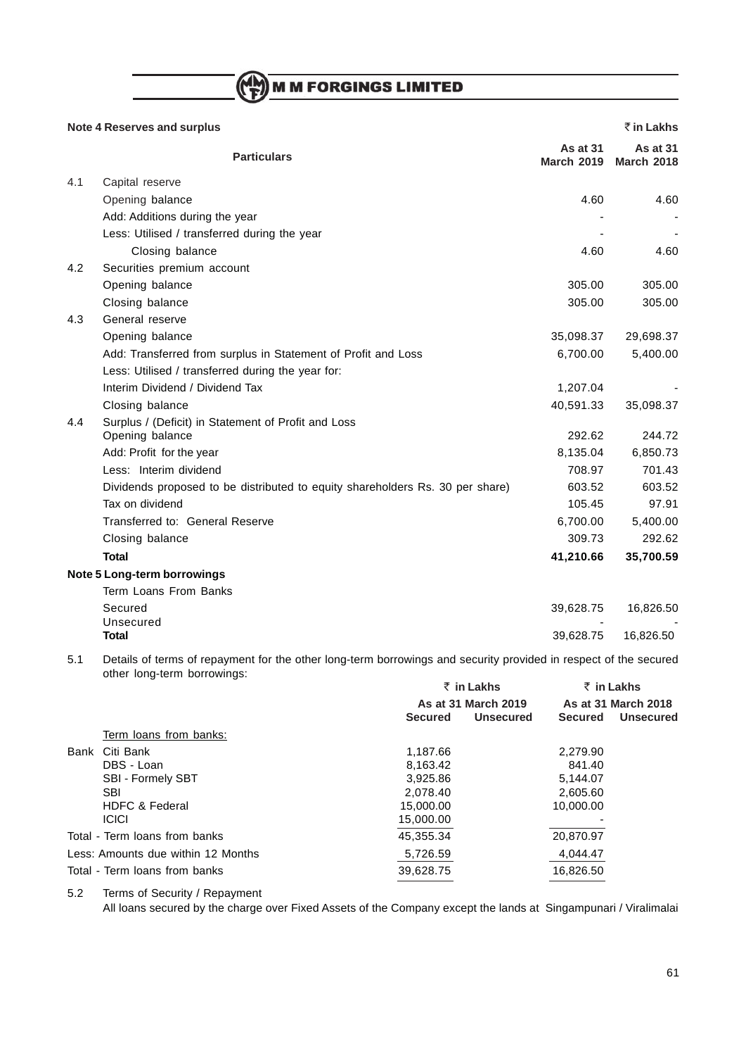**Note 4 Reserves and surplus** ₹ in Lakhs

| | Particulars | As at 31 March 2019 | As at 31 March 2018 |
|---|---|---|---|
| 4.1 | Capital reserve | | |
| | Opening balance | 4.60 | 4.60 |
| | Add: Additions during the year | - | - |
| | Less: Utilised / transferred during the year | - | - |
| | Closing balance | 4.60 | 4.60 |
| 4.2 | Securities premium account | | |
| | Opening balance | 305.00 | 305.00 |
| | Closing balance | 305.00 | 305.00 |
| 4.3 | General reserve | | |
| | Opening balance | 35,098.37 | 29,698.37 |
| | Add: Transferred from surplus in Statement of Profit and Loss | 6,700.00 | 5,400.00 |
| | Less: Utilised / transferred during the year for: | | |
| | Interim Dividend / Dividend Tax | 1,207.04 | - |
| | Closing balance | 40,591.33 | 35,098.37 |
| 4.4 | Surplus / (Deficit) in Statement of Profit and Loss | | |
| | Opening balance | 292.62 | 244.72 |
| | Add: Profit for the year | 8,135.04 | 6,850.73 |
| | Less: Interim dividend | 708.97 | 701.43 |
| | Dividends proposed to be distributed to equity shareholders Rs. 30 per share) | 603.52 | 603.52 |
| | Tax on dividend | 105.45 | 97.91 |
| | Transferred to: General Reserve | 6,700.00 | 5,400.00 |
| | Closing balance | 309.73 | 292.62 |
| | **Total** | **41,210.66** | **35,700.59** |

**Note 5 Long-term borrowings**

| Particulars | As at 31 March 2019 | As at 31 March 2018 |
|---|---|---|
| Term Loans From Banks | | |
| Secured | 39,628.75 | 16,826.50 |
| Unsecured | - | - |
| **Total** | 39,628.75 | 16,826.50 |

5.1 Details of terms of repayment for the other long-term borrowings and security provided in respect of the secured other long-term borrowings:

| | ₹ in Lakhs | | ₹ in Lakhs | |
|---|---|---|---|---|
| | As at 31 March 2019 | | As at 31 March 2018 | |
| | Secured | Unsecured | Secured | Unsecured |
| Term loans from banks: | | | | |
| Bank Citi Bank | 1,187.66 | | 2,279.90 | |
| DBS - Loan | 8,163.42 | | 841.40 | |
| SBI - Formely SBT | 3,925.86 | | 5,144.07 | |
| SBI | 2,078.40 | | 2,605.60 | |
| HDFC & Federal | 15,000.00 | | 10,000.00 | |
| ICICI | 15,000.00 | | - | |
| Total - Term loans from banks | 45,355.34 | | 20,870.97 | |
| Less: Amounts due within 12 Months | 5,726.59 | | 4,044.47 | |
| Total - Term loans from banks | 39,628.75 | | 16,826.50 | |

5.2 Terms of Security / Repayment

All loans secured by the charge over Fixed Assets of the Company except the lands at Singampunari / Viralimalai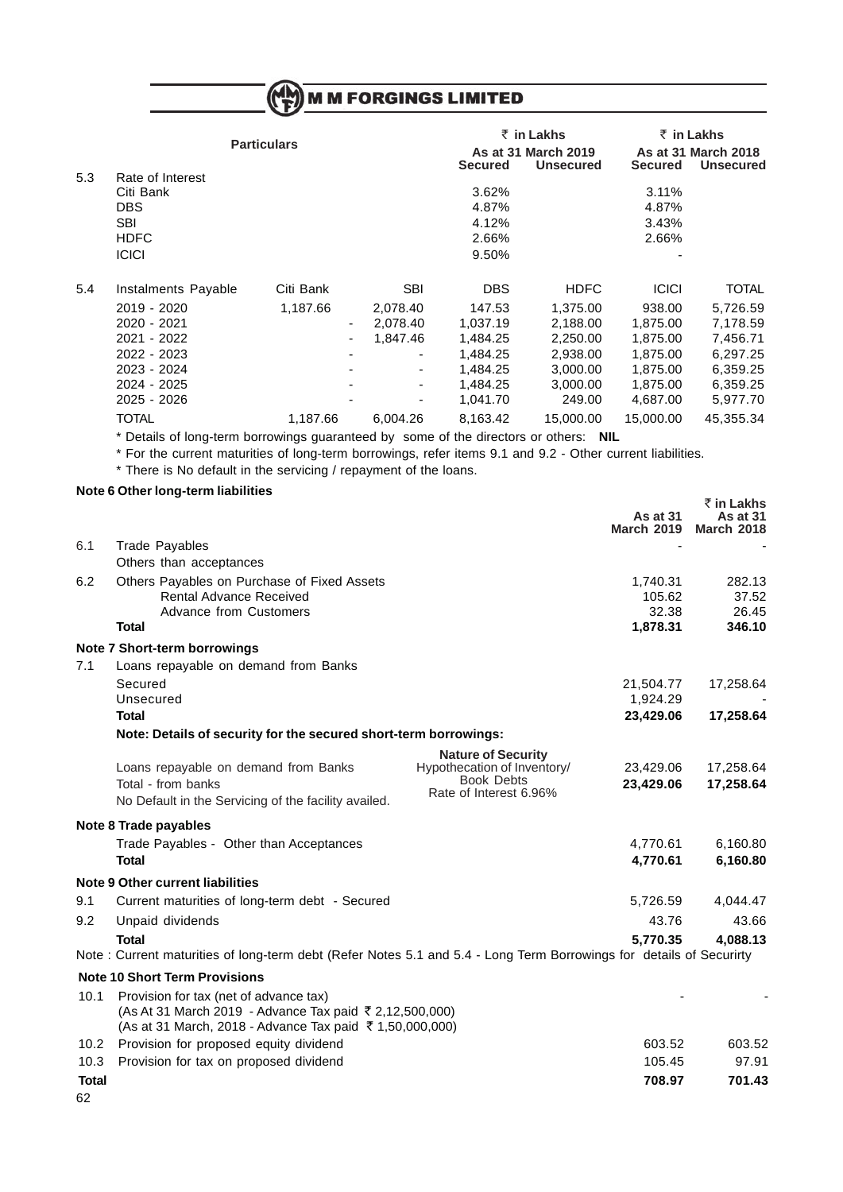| | Particulars | ₹ in Lakhs | | ₹ in Lakhs | |
|---|---|---|---|---|---|
| | | As at 31 March 2019 | | As at 31 March 2018 | |
| | | Secured | Unsecured | Secured | Unsecured |
| 5.3 | Rate of Interest | | | | |
| | Citi Bank | 3.62% | | 3.11% | |
| | DBS | 4.87% | | 4.87% | |
| | SBI | 4.12% | | 3.43% | |
| | HDFC | 2.66% | | 2.66% | |
| | ICICI | 9.50% | | - | |

| | Instalments Payable | Citi Bank | SBI | DBS | HDFC | ICICI | TOTAL |
|---|---|---|---|---|---|---|---|
| 5.4 | 2019 - 2020 | 1,187.66 | 2,078.40 | 147.53 | 1,375.00 | 938.00 | 5,726.59 |
| | 2020 - 2021 | - | 2,078.40 | 1,037.19 | 2,188.00 | 1,875.00 | 7,178.59 |
| | 2021 - 2022 | - | 1,847.46 | 1,484.25 | 2,250.00 | 1,875.00 | 7,456.71 |
| | 2022 - 2023 | - | - | 1,484.25 | 2,938.00 | 1,875.00 | 6,297.25 |
| | 2023 - 2024 | - | - | 1,484.25 | 3,000.00 | 1,875.00 | 6,359.25 |
| | 2024 - 2025 | - | - | 1,484.25 | 3,000.00 | 1,875.00 | 6,359.25 |
| | 2025 - 2026 | - | - | 1,041.70 | 249.00 | 4,687.00 | 5,977.70 |
| | TOTAL | 1,187.66 | 6,004.26 | 8,163.42 | 15,000.00 | 15,000.00 | 45,355.34 |

* Details of long-term borrowings guaranteed by some of the directors or others: **NIL**

* For the current maturities of long-term borrowings, refer items 9.1 and 9.2 - Other current liabilities.

* There is No default in the servicing / repayment of the loans.

**Note 6 Other long-term liabilities**

| | | | ₹ in Lakhs |
|---|---|---|---|
| | | As at 31 March 2019 | As at 31 March 2018 |
| 6.1 | Trade Payables<br>Others than acceptances | - | - |
| 6.2 | Others Payables on Purchase of Fixed Assets | 1,740.31 | 282.13 |
| | Rental Advance Received | 105.62 | 37.52 |
| | Advance from Customers | 32.38 | 26.45 |
| | **Total** | **1,878.31** | **346.10** |

**Note 7 Short-term borrowings**

| | | | |
|---|---|---|---|
| 7.1 | Loans repayable on demand from Banks | | |
| | Secured | 21,504.77 | 17,258.64 |
| | Unsecured | 1,924.29 | - |
| | **Total** | **23,429.06** | **17,258.64** |

**Note: Details of security for the secured short-term borrowings:**

| | Nature of Security | | |
|---|---|---|---|
| Loans repayable on demand from Banks | Hypothecation of Inventory/ Book Debts | 23,429.06 | 17,258.64 |
| Total - from banks | Rate of Interest 6.96% | **23,429.06** | **17,258.64** |
| No Default in the Servicing of the facility availed. | | | |

**Note 8 Trade payables**

| | | |
|---|---|---|
| Trade Payables - Other than Acceptances | 4,770.61 | 6,160.80 |
| **Total** | **4,770.61** | **6,160.80** |

**Note 9 Other current liabilities**

| | | | |
|---|---|---|---|
| 9.1 | Current maturities of long-term debt - Secured | 5,726.59 | 4,044.47 |
| 9.2 | Unpaid dividends | 43.76 | 43.66 |
| | **Total** | **5,770.35** | **4,088.13** |

Note : Current maturities of long-term debt (Refer Notes 5.1 and 5.4 - Long Term Borrowings for details of Securirty

**Note 10 Short Term Provisions**

| | | | |
|---|---|---|---|
| 10.1 | Provision for tax (net of advance tax)<br>(As At 31 March 2019 - Advance Tax paid ₹ 2,12,500,000)<br>(As at 31 March, 2018 - Advance Tax paid ₹ 1,50,000,000) | - | - |
| 10.2 | Provision for proposed equity dividend | 603.52 | 603.52 |
| 10.3 | Provision for tax on proposed dividend | 105.45 | 97.91 |
| **Total** | | **708.97** | **701.43** |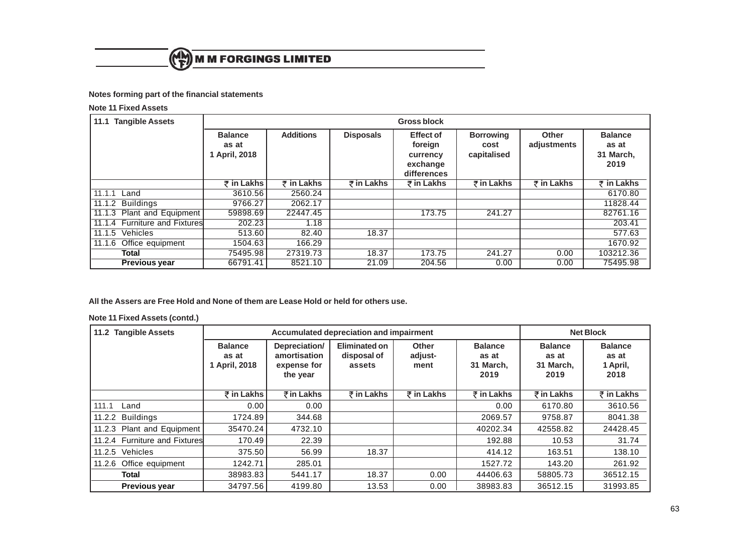**Notes forming part of the financial statements**

**Note 11 Fixed Assets**

| 11.1 Tangible Assets | Gross block | | | | | | |
|---|---|---|---|---|---|---|---|
| | Balance as at 1 April, 2018 | Additions | Disposals | Effect of foreign currency exchange differences | Borrowing cost capitalised | Other adjustments | Balance as at 31 March, 2019 |
| | ₹ in Lakhs | ₹ in Lakhs | ₹ in Lakhs | ₹ in Lakhs | ₹ in Lakhs | ₹ in Lakhs | ₹ in Lakhs |
| 11.1.1 Land | 3610.56 | 2560.24 | | | | | 6170.80 |
| 11.1.2 Buildings | 9766.27 | 2062.17 | | | | | 11828.44 |
| 11.1.3 Plant and Equipment | 59898.69 | 22447.45 | | 173.75 | 241.27 | | 82761.16 |
| 11.1.4 Furniture and Fixtures | 202.23 | 1.18 | | | | | 203.41 |
| 11.1.5 Vehicles | 513.60 | 82.40 | 18.37 | | | | 577.63 |
| 11.1.6 Office equipment | 1504.63 | 166.29 | | | | | 1670.92 |
| **Total** | 75495.98 | 27319.73 | 18.37 | 173.75 | 241.27 | 0.00 | 103212.36 |
| **Previous year** | 66791.41 | 8521.10 | 21.09 | 204.56 | 0.00 | 0.00 | 75495.98 |

**All the Assers are Free Hold and None of them are Lease Hold or held for others use.**

**Note 11 Fixed Assets (contd.)**

| 11.2 Tangible Assets | Accumulated depreciation and impairment | | | | | Net Block | |
|---|---|---|---|---|---|---|---|
| | Balance as at 1 April, 2018 | Depreciation/ amortisation expense for the year | Eliminated on disposal of assets | Other adjust-ment | Balance as at 31 March, 2019 | Balance as at 31 March, 2019 | Balance as at 1 April, 2018 |
| | ₹ in Lakhs | ₹ in Lakhs | ₹ in Lakhs | ₹ in Lakhs | ₹ in Lakhs | ₹ in Lakhs | ₹ in Lakhs |
| 111.1 Land | 0.00 | 0.00 | | | 0.00 | 6170.80 | 3610.56 |
| 11.2.2 Buildings | 1724.89 | 344.68 | | | 2069.57 | 9758.87 | 8041.38 |
| 11.2.3 Plant and Equipment | 35470.24 | 4732.10 | | | 40202.34 | 42558.82 | 24428.45 |
| 11.2.4 Furniture and Fixtures | 170.49 | 22.39 | | | 192.88 | 10.53 | 31.74 |
| 11.2.5 Vehicles | 375.50 | 56.99 | 18.37 | | 414.12 | 163.51 | 138.10 |
| 11.2.6 Office equipment | 1242.71 | 285.01 | | | 1527.72 | 143.20 | 261.92 |
| **Total** | 38983.83 | 5441.17 | 18.37 | 0.00 | 44406.63 | 58805.73 | 36512.15 |
| **Previous year** | 34797.56 | 4199.80 | 13.53 | 0.00 | 38983.83 | 36512.15 | 31993.85 |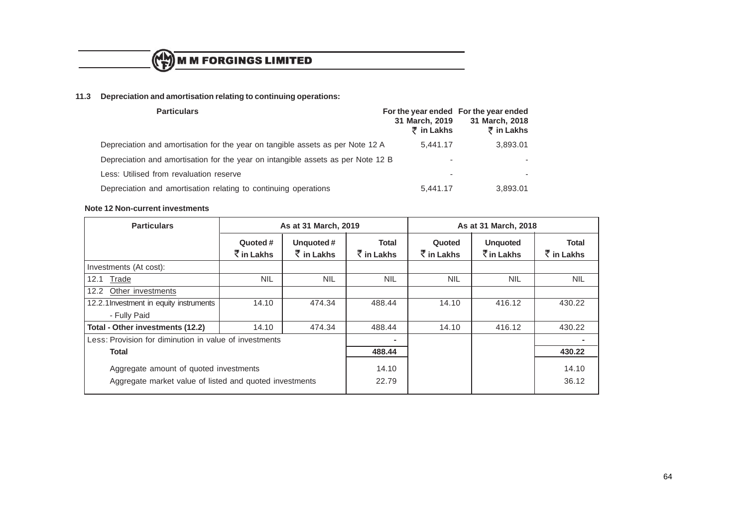### 11.3 Depreciation and amortisation relating to continuing operations:

| Particulars | For the year ended 31 March, 2019 ₹ in Lakhs | For the year ended 31 March, 2018 ₹ in Lakhs |
|---|---|---|
| Depreciation and amortisation for the year on tangible assets as per Note 12 A | 5,441.17 | 3,893.01 |
| Depreciation and amortisation for the year on intangible assets as per Note 12 B | - | - |
| Less: Utilised from revaluation reserve | - | - |
| Depreciation and amortisation relating to continuing operations | 5,441.17 | 3,893.01 |

### Note 12 Non-current investments

| Particulars | As at 31 March, 2019 | | | As at 31 March, 2018 | | |
|---|---|---|---|---|---|---|
| | Quoted # ₹ in Lakhs | Unquoted # ₹ in Lakhs | Total ₹ in Lakhs | Quoted ₹ in Lakhs | Unquoted ₹ in Lakhs | Total ₹ in Lakhs |
| Investments (At cost): | | | | | | |
| 12.1 Trade | NIL | NIL | NIL | NIL | NIL | NIL |
| 12.2 Other investments | | | | | | |
| 12.2.1 Investment in equity instruments - Fully Paid | 14.10 | 474.34 | 488.44 | 14.10 | 416.12 | 430.22 |
| **Total - Other investments (12.2)** | 14.10 | 474.34 | 488.44 | 14.10 | 416.12 | 430.22 |
| Less: Provision for diminution in value of investments | | | - | | | - |
| **Total** | | | **488.44** | | | **430.22** |
| Aggregate amount of quoted investments | | | 14.10 | | | 14.10 |
| Aggregate market value of listed and quoted investments | | | 22.79 | | | 36.12 |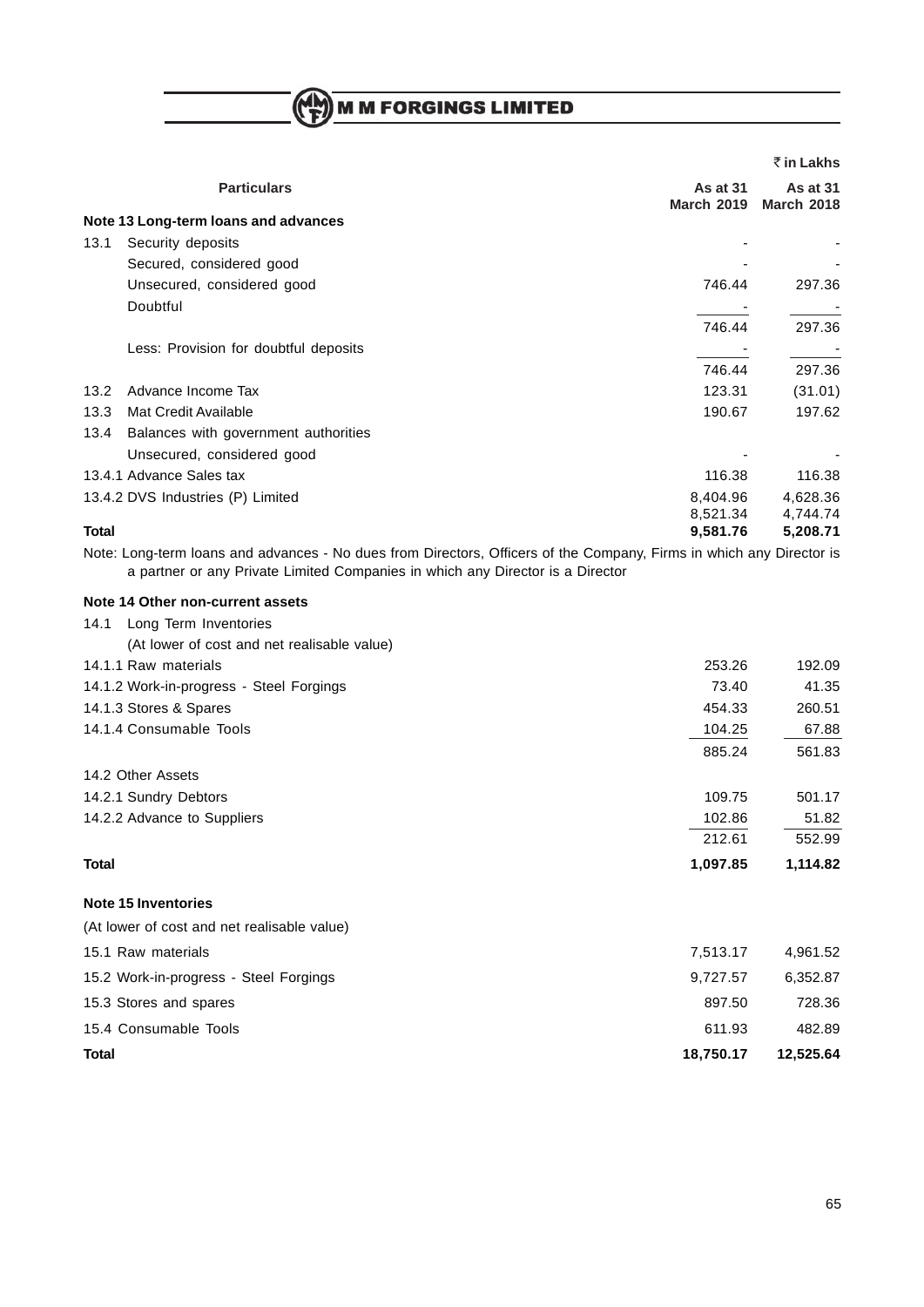₹ in Lakhs

| Particulars | As at 31 March 2019 | As at 31 March 2018 |
|---|---|---|
| **Note 13 Long-term loans and advances** | | |
| 13.1 Security deposits | - | - |
| Secured, considered good | - | - |
| Unsecured, considered good | 746.44 | 297.36 |
| Doubtful | - | - |
| | 746.44 | 297.36 |
| Less: Provision for doubtful deposits | - | - |
| | 746.44 | 297.36 |
| 13.2 Advance Income Tax | 123.31 | (31.01) |
| 13.3 Mat Credit Available | 190.67 | 197.62 |
| 13.4 Balances with government authorities | | |
| Unsecured, considered good | - | - |
| 13.4.1 Advance Sales tax | 116.38 | 116.38 |
| 13.4.2 DVS Industries (P) Limited | 8,404.96 | 4,628.36 |
| | 8,521.34 | 4,744.74 |
| **Total** | **9,581.76** | **5,208.71** |

Note: Long-term loans and advances - No dues from Directors, Officers of the Company, Firms in which any Director is a partner or any Private Limited Companies in which any Director is a Director

| Particulars | As at 31 March 2019 | As at 31 March 2018 |
|---|---|---|
| **Note 14 Other non-current assets** | | |
| 14.1 Long Term Inventories | | |
| (At lower of cost and net realisable value) | | |
| 14.1.1 Raw materials | 253.26 | 192.09 |
| 14.1.2 Work-in-progress - Steel Forgings | 73.40 | 41.35 |
| 14.1.3 Stores & Spares | 454.33 | 260.51 |
| 14.1.4 Consumable Tools | 104.25 | 67.88 |
| | 885.24 | 561.83 |
| 14.2 Other Assets | | |
| 14.2.1 Sundry Debtors | 109.75 | 501.17 |
| 14.2.2 Advance to Suppliers | 102.86 | 51.82 |
| | 212.61 | 552.99 |
| **Total** | **1,097.85** | **1,114.82** |
| **Note 15 Inventories** | | |
| (At lower of cost and net realisable value) | | |
| 15.1 Raw materials | 7,513.17 | 4,961.52 |
| 15.2 Work-in-progress - Steel Forgings | 9,727.57 | 6,352.87 |
| 15.3 Stores and spares | 897.50 | 728.36 |
| 15.4 Consumable Tools | 611.93 | 482.89 |
| **Total** | **18,750.17** | **12,525.64** |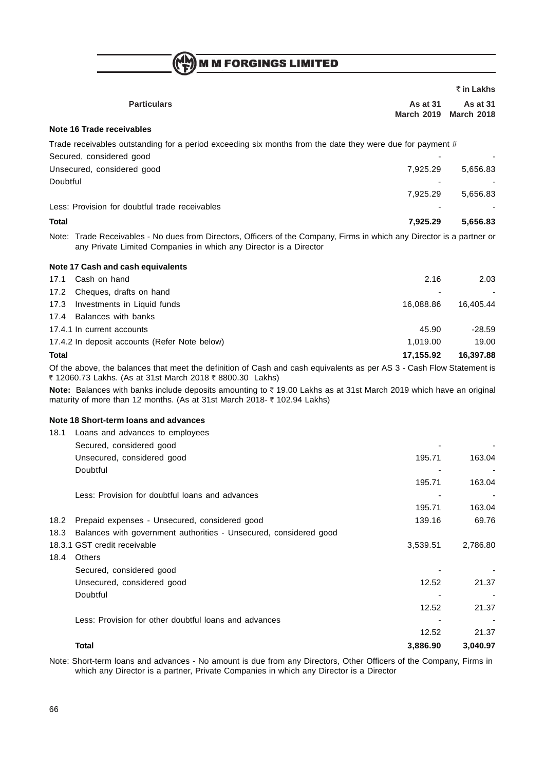₹ in Lakhs

| Particulars | As at 31 March 2019 | As at 31 March 2018 |
|---|---|---|
| **Note 16 Trade receivables** | | |
| Trade receivables outstanding for a period exceeding six months from the date they were due for payment # | | |
| Secured, considered good | - | - |
| Unsecured, considered good | 7,925.29 | 5,656.83 |
| Doubtful | - | - |
| | 7,925.29 | 5,656.83 |
| Less: Provision for doubtful trade receivables | - | - |
| **Total** | **7,925.29** | **5,656.83** |

Note: Trade Receivables - No dues from Directors, Officers of the Company, Firms in which any Director is a partner or any Private Limited Companies in which any Director is a Director

| Particulars | As at 31 March 2019 | As at 31 March 2018 |
|---|---|---|
| **Note 17 Cash and cash equivalents** | | |
| 17.1 Cash on hand | 2.16 | 2.03 |
| 17.2 Cheques, drafts on hand | - | - |
| 17.3 Investments in Liquid funds | 16,088.86 | 16,405.44 |
| 17.4 Balances with banks | | |
| 17.4.1 In current accounts | 45.90 | -28.59 |
| 17.4.2 In deposit accounts (Refer Note below) | 1,019.00 | 19.00 |
| **Total** | **17,155.92** | **16,397.88** |

Of the above, the balances that meet the definition of Cash and cash equivalents as per AS 3 - Cash Flow Statement is ₹ 12060.73 Lakhs. (As at 31st March 2018 ₹ 8800.30 Lakhs)

**Note:** Balances with banks include deposits amounting to ₹ 19.00 Lakhs as at 31st March 2019 which have an original maturity of more than 12 months. (As at 31st March 2018- ₹ 102.94 Lakhs)

| Particulars | As at 31 March 2019 | As at 31 March 2018 |
|---|---|---|
| **Note 18 Short-term loans and advances** | | |
| 18.1 Loans and advances to employees | | |
| Secured, considered good | - | - |
| Unsecured, considered good | 195.71 | 163.04 |
| Doubtful | - | - |
| | 195.71 | 163.04 |
| Less: Provision for doubtful loans and advances | - | - |
| | 195.71 | 163.04 |
| 18.2 Prepaid expenses - Unsecured, considered good | 139.16 | 69.76 |
| 18.3 Balances with government authorities - Unsecured, considered good | | |
| 18.3.1 GST credit receivable | 3,539.51 | 2,786.80 |
| 18.4 Others | | |
| Secured, considered good | - | - |
| Unsecured, considered good | 12.52 | 21.37 |
| Doubtful | - | - |
| | 12.52 | 21.37 |
| Less: Provision for other doubtful loans and advances | - | - |
| | 12.52 | 21.37 |
| **Total** | **3,886.90** | **3,040.97** |

Note: Short-term loans and advances - No amount is due from any Directors, Other Officers of the Company, Firms in which any Director is a partner, Private Companies in which any Director is a Director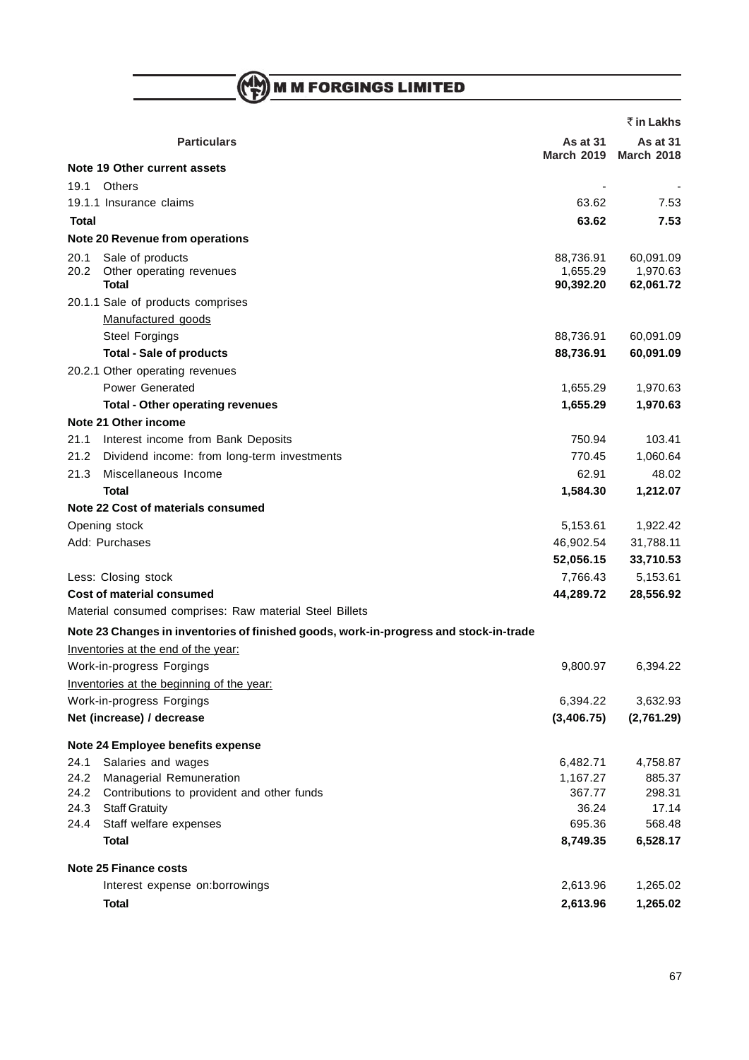₹ in Lakhs

| Particulars | As at 31 March 2019 | As at 31 March 2018 |
|---|---|---|
| **Note 19 Other current assets** | | |
| 19.1 Others | - | - |
| 19.1.1 Insurance claims | 63.62 | 7.53 |
| **Total** | **63.62** | **7.53** |
| **Note 20 Revenue from operations** | | |
| 20.1 Sale of products | 88,736.91 | 60,091.09 |
| 20.2 Other operating revenues | 1,655.29 | 1,970.63 |
| **Total** | **90,392.20** | **62,061.72** |
| 20.1.1 Sale of products comprises | | |
| Manufactured goods | | |
| Steel Forgings | 88,736.91 | 60,091.09 |
| **Total - Sale of products** | **88,736.91** | **60,091.09** |
| 20.2.1 Other operating revenues | | |
| Power Generated | 1,655.29 | 1,970.63 |
| **Total - Other operating revenues** | **1,655.29** | **1,970.63** |
| **Note 21 Other income** | | |
| 21.1 Interest income from Bank Deposits | 750.94 | 103.41 |
| 21.2 Dividend income: from long-term investments | 770.45 | 1,060.64 |
| 21.3 Miscellaneous Income | 62.91 | 48.02 |
| **Total** | **1,584.30** | **1,212.07** |
| **Note 22 Cost of materials consumed** | | |
| Opening stock | 5,153.61 | 1,922.42 |
| Add: Purchases | 46,902.54 | 31,788.11 |
| | **52,056.15** | **33,710.53** |
| Less: Closing stock | 7,766.43 | 5,153.61 |
| **Cost of material consumed** | **44,289.72** | **28,556.92** |
| Material consumed comprises: Raw material Steel Billets | | |
| **Note 23 Changes in inventories of finished goods, work-in-progress and stock-in-trade** | | |
| Inventories at the end of the year: | | |
| Work-in-progress Forgings | 9,800.97 | 6,394.22 |
| Inventories at the beginning of the year: | | |
| Work-in-progress Forgings | 6,394.22 | 3,632.93 |
| **Net (increase) / decrease** | **(3,406.75)** | **(2,761.29)** |
| **Note 24 Employee benefits expense** | | |
| 24.1 Salaries and wages | 6,482.71 | 4,758.87 |
| 24.2 Managerial Remuneration | 1,167.27 | 885.37 |
| 24.2 Contributions to provident and other funds | 367.77 | 298.31 |
| 24.3 Staff Gratuity | 36.24 | 17.14 |
| 24.4 Staff welfare expenses | 695.36 | 568.48 |
| **Total** | **8,749.35** | **6,528.17** |
| **Note 25 Finance costs** | | |
| Interest expense on:borrowings | 2,613.96 | 1,265.02 |
| **Total** | **2,613.96** | **1,265.02** |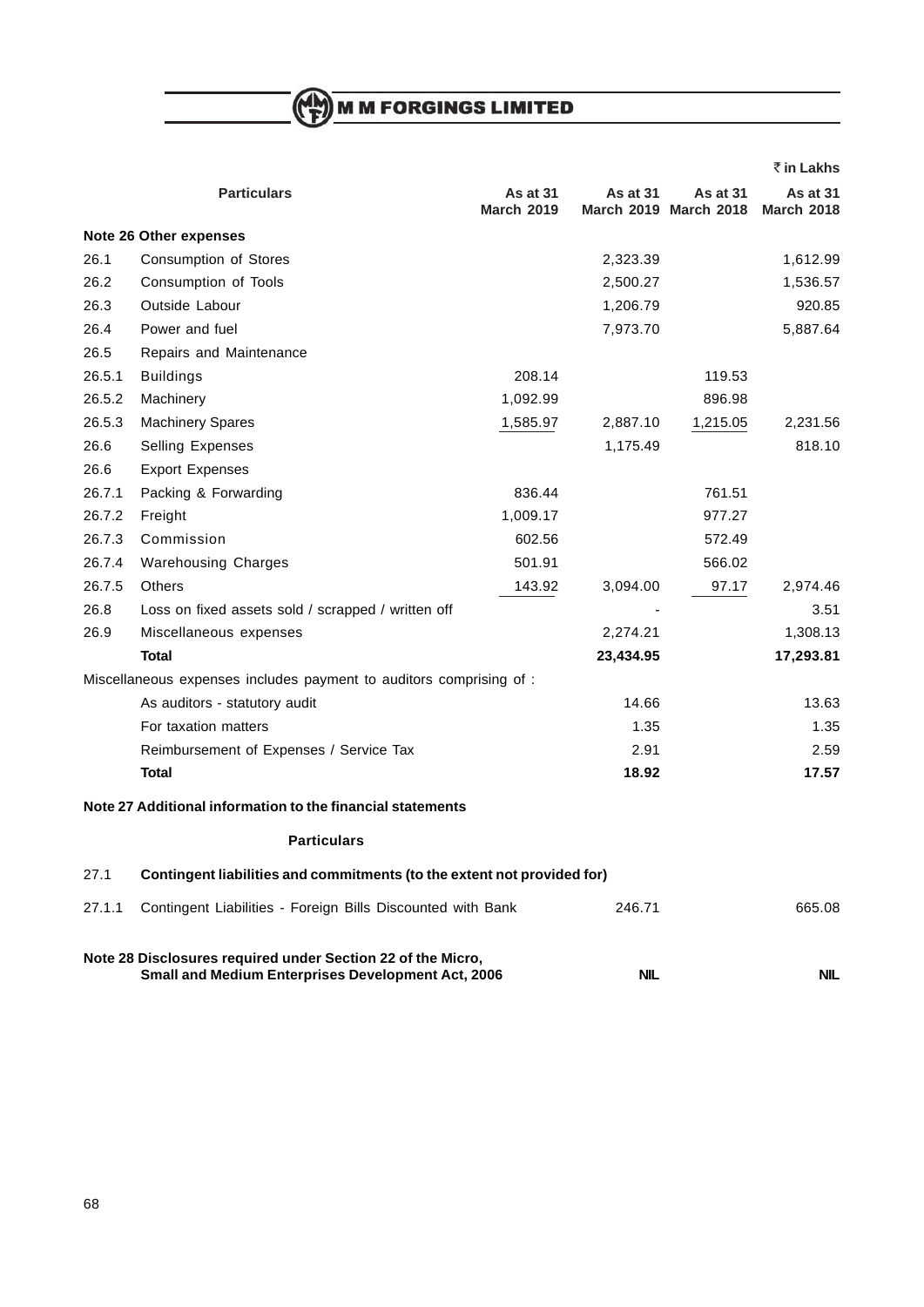₹ in Lakhs

| | Particulars | As at 31 March 2019 | As at 31 March 2019 | As at 31 March 2018 | As at 31 March 2018 |
|---|---|---|---|---|---|
| | **Note 26 Other expenses** | | | | |
| 26.1 | Consumption of Stores | | 2,323.39 | | 1,612.99 |
| 26.2 | Consumption of Tools | | 2,500.27 | | 1,536.57 |
| 26.3 | Outside Labour | | 1,206.79 | | 920.85 |
| 26.4 | Power and fuel | | 7,973.70 | | 5,887.64 |
| 26.5 | Repairs and Maintenance | | | | |
| 26.5.1 | Buildings | 208.14 | | 119.53 | |
| 26.5.2 | Machinery | 1,092.99 | | 896.98 | |
| 26.5.3 | Machinery Spares | 1,585.97 | 2,887.10 | 1,215.05 | 2,231.56 |
| 26.6 | Selling Expenses | | 1,175.49 | | 818.10 |
| 26.6 | Export Expenses | | | | |
| 26.7.1 | Packing & Forwarding | 836.44 | | 761.51 | |
| 26.7.2 | Freight | 1,009.17 | | 977.27 | |
| 26.7.3 | Commission | 602.56 | | 572.49 | |
| 26.7.4 | Warehousing Charges | 501.91 | | 566.02 | |
| 26.7.5 | Others | 143.92 | 3,094.00 | 97.17 | 2,974.46 |
| 26.8 | Loss on fixed assets sold / scrapped / written off | | - | | 3.51 |
| 26.9 | Miscellaneous expenses | | 2,274.21 | | 1,308.13 |
| | **Total** | | **23,434.95** | | **17,293.81** |
| | Miscellaneous expenses includes payment to auditors comprising of : | | | | |
| | As auditors - statutory audit | | 14.66 | | 13.63 |
| | For taxation matters | | 1.35 | | 1.35 |
| | Reimbursement of Expenses / Service Tax | | 2.91 | | 2.59 |
| | **Total** | | **18.92** | | **17.57** |

**Note 27 Additional information to the financial statements**

| | Particulars | As at 31 March 2019 | As at 31 March 2018 |
|---|---|---|---|
| 27.1 | **Contingent liabilities and commitments (to the extent not provided for)** | | |
| 27.1.1 | Contingent Liabilities - Foreign Bills Discounted with Bank | 246.71 | 665.08 |

| | As at 31 March 2019 | As at 31 March 2018 |
|---|---|---|
| **Note 28 Disclosures required under Section 22 of the Micro, Small and Medium Enterprises Development Act, 2006** | **NIL** | **NIL** |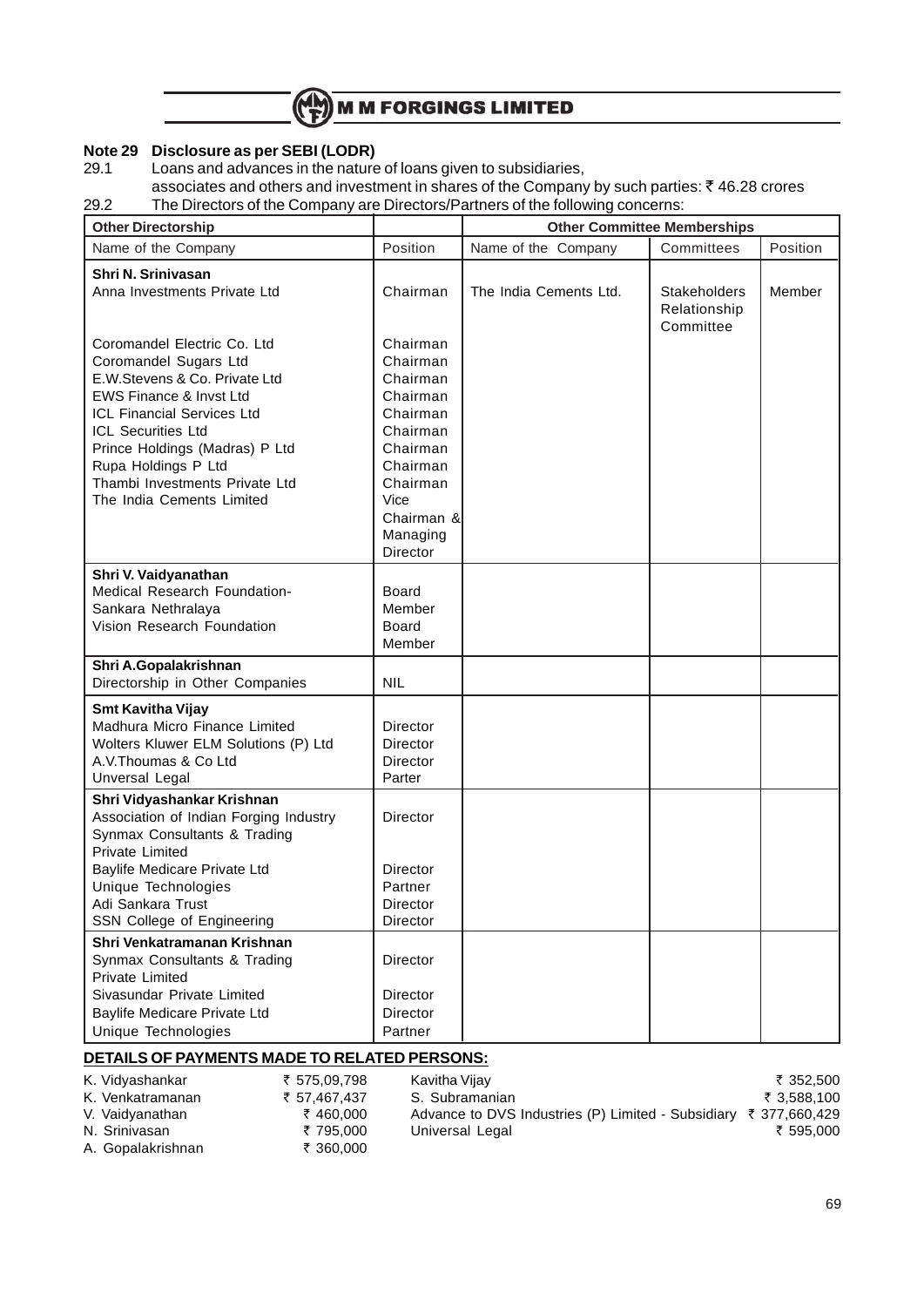## Note 29 Disclosure as per SEBI (LODR)

29.1 Loans and advances in the nature of loans given to subsidiaries, associates and others and investment in shares of the Company by such parties: ₹ 46.28 crores

29.2 The Directors of the Company are Directors/Partners of the following concerns:

| Other Directorship | | Other Committee Memberships | | |
|---|---|---|---|---|
| Name of the Company | Position | Name of the Company | Committees | Position |
| **Shri N. Srinivasan** | | | | |
| Anna Investments Private Ltd | Chairman | The India Cements Ltd. | Stakeholders Relationship Committee | Member |
| Coromandel Electric Co. Ltd | Chairman | | | |
| Coromandel Sugars Ltd | Chairman | | | |
| E.W.Stevens & Co. Private Ltd | Chairman | | | |
| EWS Finance & Invst Ltd | Chairman | | | |
| ICL Financial Services Ltd | Chairman | | | |
| ICL Securities Ltd | Chairman | | | |
| Prince Holdings (Madras) P Ltd | Chairman | | | |
| Rupa Holdings P Ltd | Chairman | | | |
| Thambi Investments Private Ltd | Chairman | | | |
| The India Cements Limited | Vice Chairman & Managing Director | | | |
| **Shri V. Vaidyanathan** | | | | |
| Medical Research Foundation-Sankara Nethralaya | Board Member | | | |
| Vision Research Foundation | Board Member | | | |
| **Shri A.Gopalakrishnan** | | | | |
| Directorship in Other Companies | NIL | | | |
| **Smt Kavitha Vijay** | | | | |
| Madhura Micro Finance Limited | Director | | | |
| Wolters Kluwer ELM Solutions (P) Ltd | Director | | | |
| A.V.Thoumas & Co Ltd | Director | | | |
| Unversal Legal | Parter | | | |
| **Shri Vidyashankar Krishnan** | | | | |
| Association of Indian Forging Industry | Director | | | |
| Synmax Consultants & Trading Private Limited | | | | |
| Baylife Medicare Private Ltd | Director | | | |
| Unique Technologies | Partner | | | |
| Adi Sankara Trust | Director | | | |
| SSN College of Engineering | Director | | | |
| **Shri Venkatramanan Krishnan** | | | | |
| Synmax Consultants & Trading Private Limited | Director | | | |
| Sivasundar Private Limited | Director | | | |
| Baylife Medicare Private Ltd | Director | | | |
| Unique Technologies | Partner | | | |

### DETAILS OF PAYMENTS MADE TO RELATED PERSONS:

| | |
|---|---|
| K. Vidyashankar | ₹ 575,09,798 |
| K. Venkatramanan | ₹ 57,467,437 |
| V. Vaidyanathan | ₹ 460,000 |
| N. Srinivasan | ₹ 795,000 |
| A. Gopalakrishnan | ₹ 360,000 |
| Kavitha Vijay | ₹ 352,500 |
| S. Subramanian | ₹ 3,588,100 |
| Advance to DVS Industries (P) Limited - Subsidiary | ₹ 377,660,429 |
| Universal Legal | ₹ 595,000 |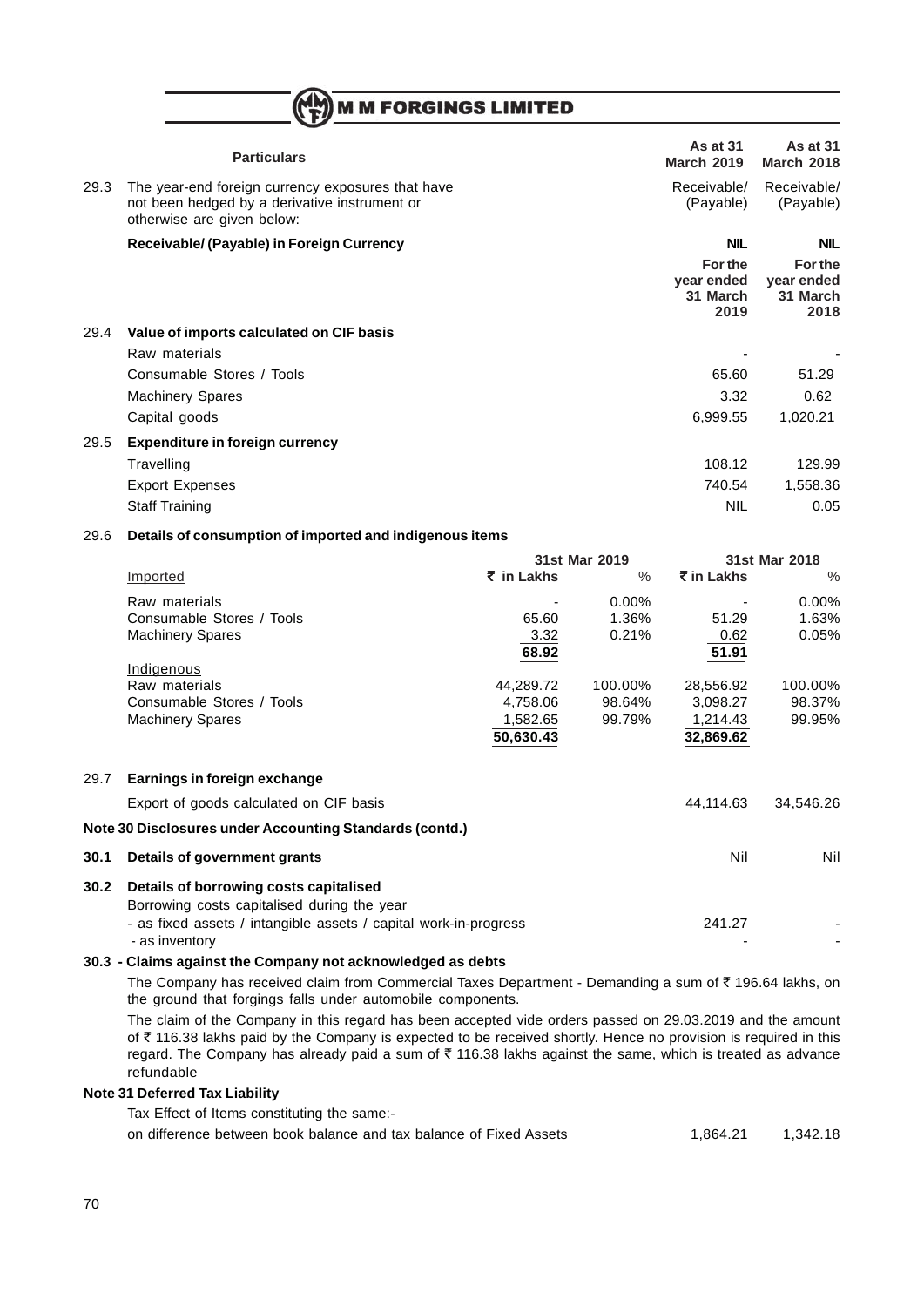| | Particulars | As at 31 March 2019 | As at 31 March 2018 |
|---|---|---|---|
| 29.3 | The year-end foreign currency exposures that have not been hedged by a derivative instrument or otherwise are given below: | Receivable/ (Payable) | Receivable/ (Payable) |
| | **Receivable/ (Payable) in Foreign Currency** | **NIL** | **NIL** |

| | | For the year ended 31 March 2019 | For the year ended 31 March 2018 |
|---|---|---|---|
| 29.4 | **Value of imports calculated on CIF basis** | | |
| | Raw materials | - | - |
| | Consumable Stores / Tools | 65.60 | 51.29 |
| | Machinery Spares | 3.32 | 0.62 |
| | Capital goods | 6,999.55 | 1,020.21 |
| 29.5 | **Expenditure in foreign currency** | | |
| | Travelling | 108.12 | 129.99 |
| | Export Expenses | 740.54 | 1,558.36 |
| | Staff Training | NIL | 0.05 |

29.6 **Details of consumption of imported and indigenous items**

| | 31st Mar 2019 | | 31st Mar 2018 | |
|---|---|---|---|---|
| Imported | ₹ in Lakhs | % | ₹ in Lakhs | % |
| Raw materials | - | 0.00% | - | 0.00% |
| Consumable Stores / Tools | 65.60 | 1.36% | 51.29 | 1.63% |
| Machinery Spares | 3.32 | 0.21% | 0.62 | 0.05% |
| | 68.92 | | 51.91 | |
| Indigenous | | | | |
| Raw materials | 44,289.72 | 100.00% | 28,556.92 | 100.00% |
| Consumable Stores / Tools | 4,758.06 | 98.64% | 3,098.27 | 98.37% |
| Machinery Spares | 1,582.65 | 99.79% | 1,214.43 | 99.95% |
| | 50,630.43 | | 32,869.62 | |

| | | | |
|---|---|---|---|
| 29.7 | **Earnings in foreign exchange** | | |
| | Export of goods calculated on CIF basis | 44,114.63 | 34,546.26 |

**Note 30 Disclosures under Accounting Standards (contd.)**

| | | | |
|---|---|---|---|
| **30.1** | **Details of government grants** | Nil | Nil |
| **30.2** | **Details of borrowing costs capitalised** | | |
| | Borrowing costs capitalised during the year | | |
| | - as fixed assets / intangible assets / capital work-in-progress | 241.27 | - |
| | - as inventory | - | - |

**30.3 - Claims against the Company not acknowledged as debts**

The Company has received claim from Commercial Taxes Department - Demanding a sum of ₹ 196.64 lakhs, on the ground that forgings falls under automobile components.

The claim of the Company in this regard has been accepted vide orders passed on 29.03.2019 and the amount of ₹ 116.38 lakhs paid by the Company is expected to be received shortly. Hence no provision is required in this regard. The Company has already paid a sum of ₹ 116.38 lakhs against the same, which is treated as advance refundable

**Note 31 Deferred Tax Liability**

| | | |
|---|---|---|
| Tax Effect of Items constituting the same:- | | |
| on difference between book balance and tax balance of Fixed Assets | 1,864.21 | 1,342.18 |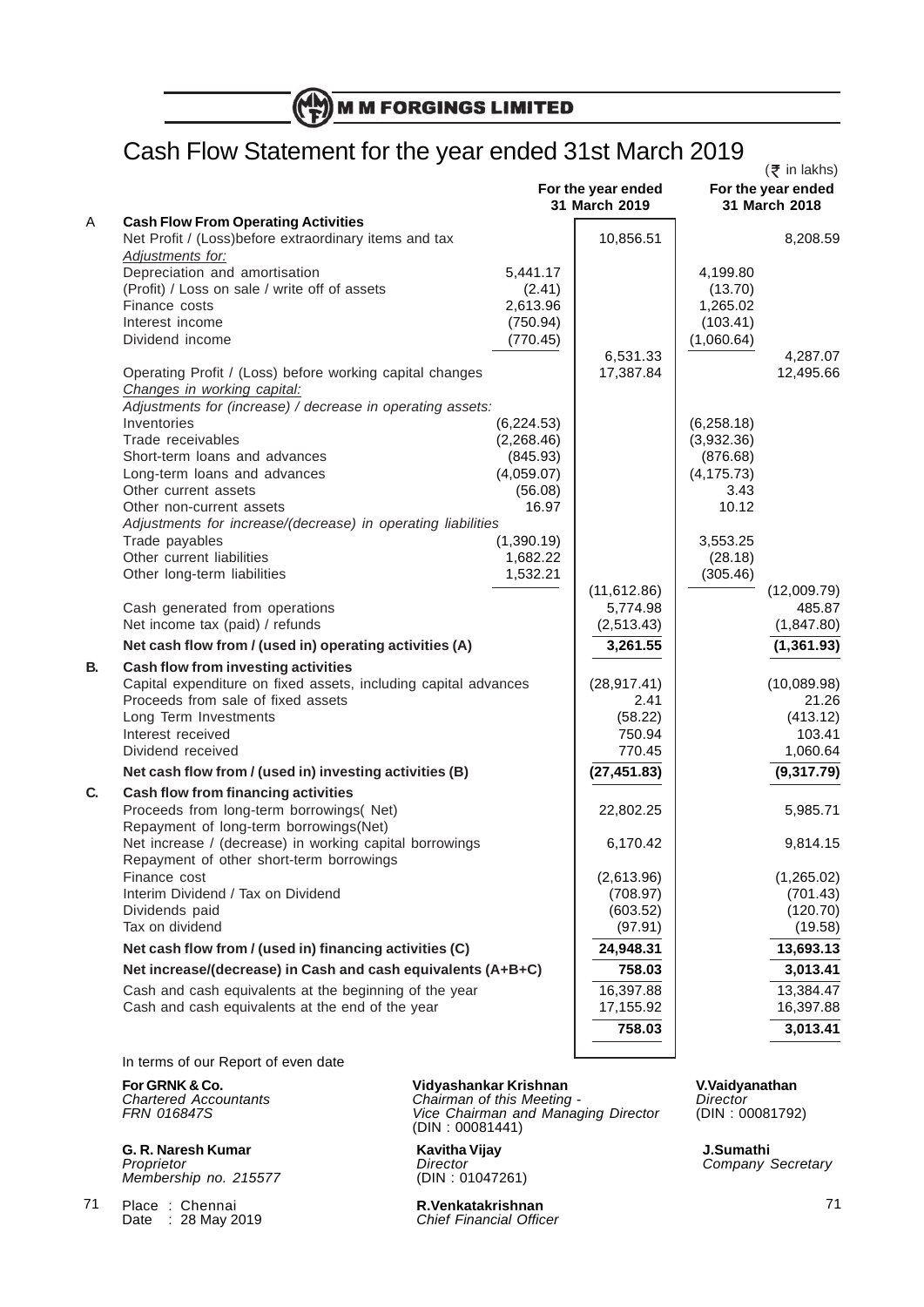# M M FORGINGS LIMITED

## Cash Flow Statement for the year ended 31st March 2019

(₹ in lakhs)

| | | | For the year ended 31 March 2019 | | For the year ended 31 March 2018 |
|---|---|---|---|---|---|
| A | **Cash Flow From Operating Activities** | | | | |
| | Net Profit / (Loss)before extraordinary items and tax | | 10,856.51 | | 8,208.59 |
| | *Adjustments for:* | | | | |
| | Depreciation and amortisation | 5,441.17 | | 4,199.80 | |
| | (Profit) / Loss on sale / write off of assets | (2.41) | | (13.70) | |
| | Finance costs | 2,613.96 | | 1,265.02 | |
| | Interest income | (750.94) | | (103.41) | |
| | Dividend income | (770.45) | | (1,060.64) | |
| | | | 6,531.33 | | 4,287.07 |
| | Operating Profit / (Loss) before working capital changes | | 17,387.84 | | 12,495.66 |
| | *Changes in working capital:* | | | | |
| | *Adjustments for (increase) / decrease in operating assets:* | | | | |
| | Inventories | (6,224.53) | | (6,258.18) | |
| | Trade receivables | (2,268.46) | | (3,932.36) | |
| | Short-term loans and advances | (845.93) | | (876.68) | |
| | Long-term loans and advances | (4,059.07) | | (4,175.73) | |
| | Other current assets | (56.08) | | 3.43 | |
| | Other non-current assets | 16.97 | | 10.12 | |
| | *Adjustments for increase/(decrease) in operating liabilities* | | | | |
| | Trade payables | (1,390.19) | | 3,553.25 | |
| | Other current liabilities | 1,682.22 | | (28.18) | |
| | Other long-term liabilities | 1,532.21 | | (305.46) | |
| | | | (11,612.86) | | (12,009.79) |
| | Cash generated from operations | | 5,774.98 | | 485.87 |
| | Net income tax (paid) / refunds | | (2,513.43) | | (1,847.80) |
| | **Net cash flow from / (used in) operating activities (A)** | | **3,261.55** | | **(1,361.93)** |
| **B.** | **Cash flow from investing activities** | | | | |
| | Capital expenditure on fixed assets, including capital advances | | (28,917.41) | | (10,089.98) |
| | Proceeds from sale of fixed assets | | 2.41 | | 21.26 |
| | Long Term Investments | | (58.22) | | (413.12) |
| | Interest received | | 750.94 | | 103.41 |
| | Dividend received | | 770.45 | | 1,060.64 |
| | **Net cash flow from / (used in) investing activities (B)** | | **(27,451.83)** | | **(9,317.79)** |
| **C.** | **Cash flow from financing activities** | | | | |
| | Proceeds from long-term borrowings( Net) | | 22,802.25 | | 5,985.71 |
| | Repayment of long-term borrowings(Net) | | | | |
| | Net increase / (decrease) in working capital borrowings | | 6,170.42 | | 9,814.15 |
| | Repayment of other short-term borrowings | | | | |
| | Finance cost | | (2,613.96) | | (1,265.02) |
| | Interim Dividend / Tax on Dividend | | (708.97) | | (701.43) |
| | Dividends paid | | (603.52) | | (120.70) |
| | Tax on dividend | | (97.91) | | (19.58) |
| | **Net cash flow from / (used in) financing activities (C)** | | **24,948.31** | | **13,693.13** |
| | **Net increase/(decrease) in Cash and cash equivalents (A+B+C)** | | **758.03** | | **3,013.41** |
| | Cash and cash equivalents at the beginning of the year | | 16,397.88 | | 13,384.47 |
| | Cash and cash equivalents at the end of the year | | 17,155.92 | | 16,397.88 |
| | | | **758.03** | | **3,013.41** |

In terms of our Report of even date

**For GRNK & Co.**
*Chartered Accountants*
*FRN 016847S*

**G. R. Naresh Kumar**
*Proprietor*
*Membership no. 215577*

Place : Chennai
Date : 28 May 2019

**Vidyashankar Krishnan**
*Chairman of this Meeting - Vice Chairman and Managing Director*
(DIN : 00081441)

**Kavitha Vijay**
*Director*
(DIN : 01047261)

**R.Venkatakrishnan**
*Chief Financial Officer*

**V.Vaidyanathan**
*Director*
(DIN : 00081792)

**J.Sumathi**
*Company Secretary*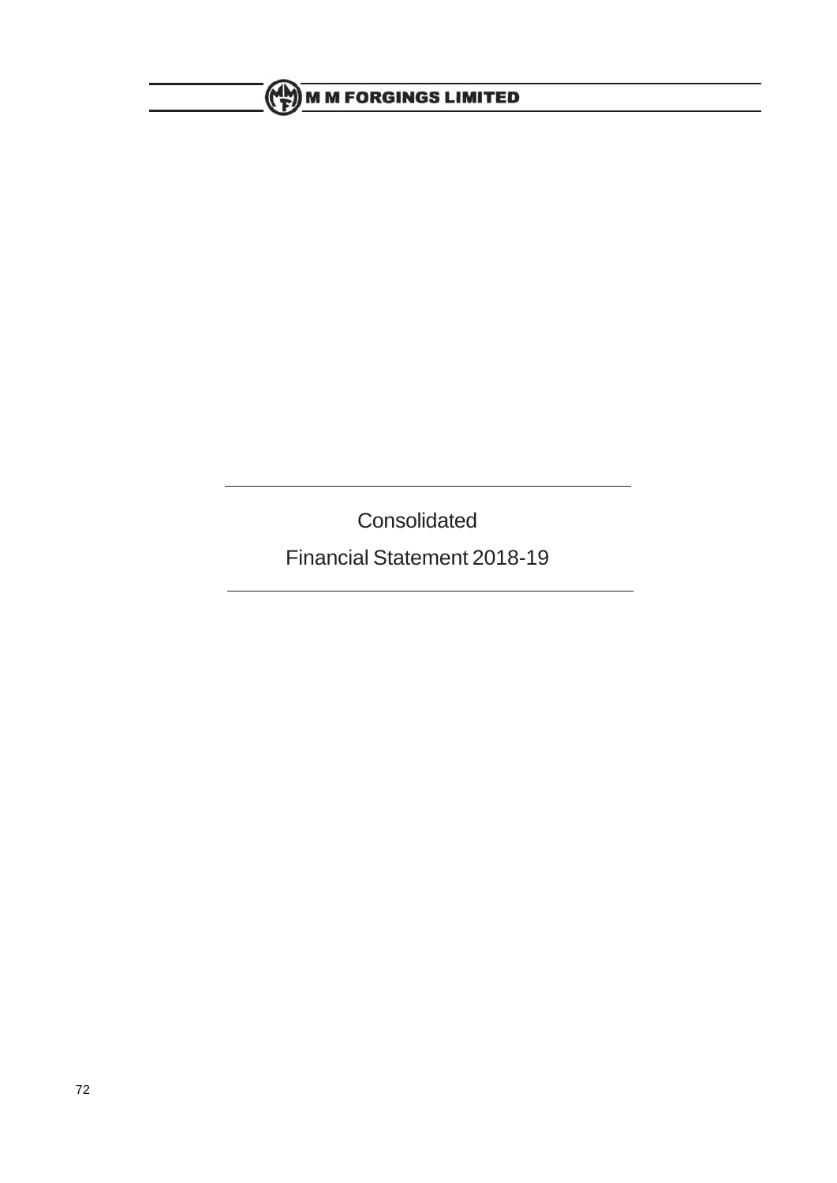# Consolidated

# Financial Statement 2018-19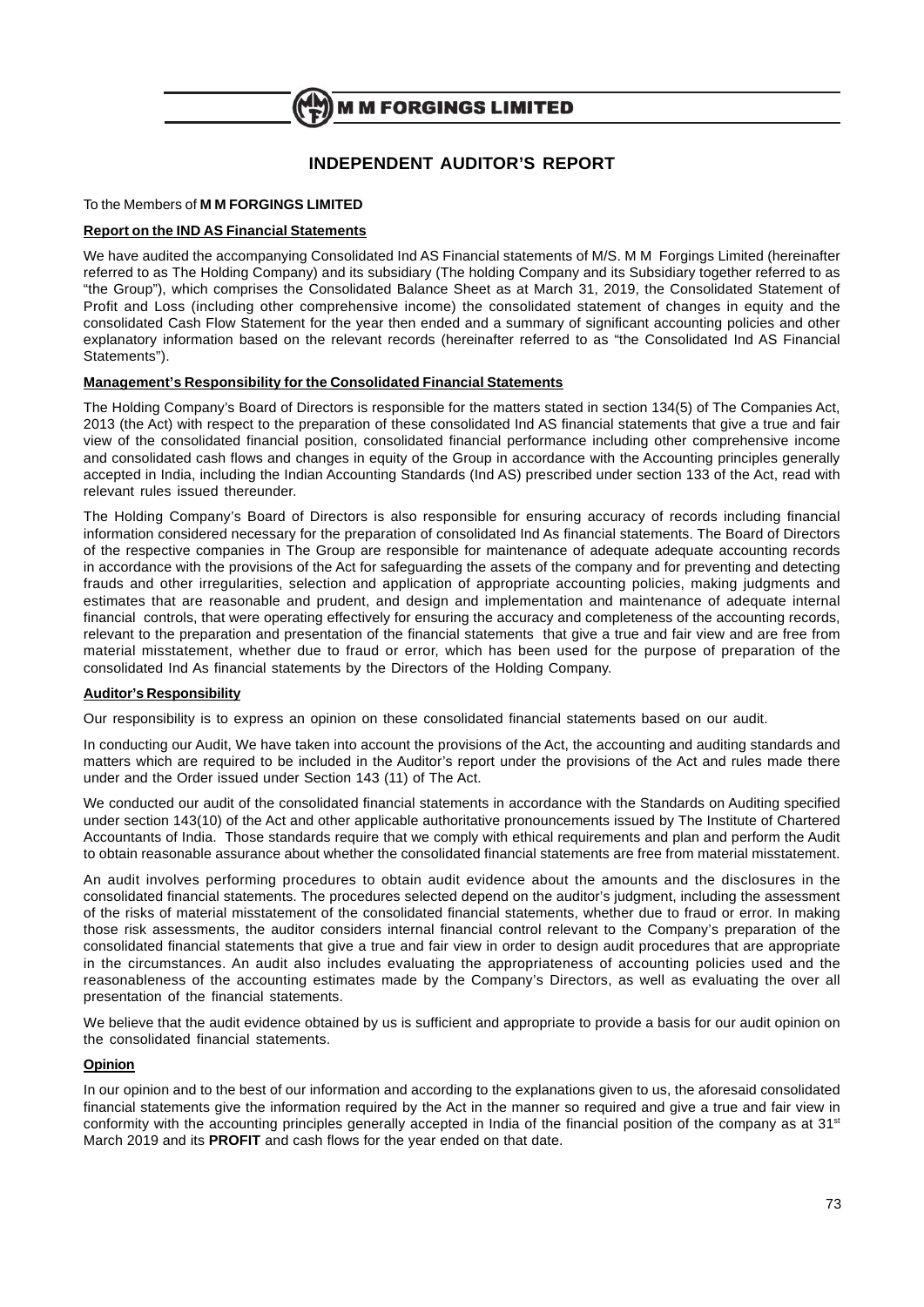# INDEPENDENT AUDITOR'S REPORT

To the Members of **M M FORGINGS LIMITED**

**Report on the IND AS Financial Statements**

We have audited the accompanying Consolidated Ind AS Financial statements of M/S. M M Forgings Limited (hereinafter referred to as The Holding Company) and its subsidiary (The holding Company and its Subsidiary together referred to as "the Group"), which comprises the Consolidated Balance Sheet as at March 31, 2019, the Consolidated Statement of Profit and Loss (including other comprehensive income) the consolidated statement of changes in equity and the consolidated Cash Flow Statement for the year then ended and a summary of significant accounting policies and other explanatory information based on the relevant records (hereinafter referred to as "the Consolidated Ind AS Financial Statements").

**Management's Responsibility for the Consolidated Financial Statements**

The Holding Company's Board of Directors is responsible for the matters stated in section 134(5) of The Companies Act, 2013 (the Act) with respect to the preparation of these consolidated Ind AS financial statements that give a true and fair view of the consolidated financial position, consolidated financial performance including other comprehensive income and consolidated cash flows and changes in equity of the Group in accordance with the Accounting principles generally accepted in India, including the Indian Accounting Standards (Ind AS) prescribed under section 133 of the Act, read with relevant rules issued thereunder.

The Holding Company's Board of Directors is also responsible for ensuring accuracy of records including financial information considered necessary for the preparation of consolidated Ind As financial statements. The Board of Directors of the respective companies in The Group are responsible for maintenance of adequate adequate accounting records in accordance with the provisions of the Act for safeguarding the assets of the company and for preventing and detecting frauds and other irregularities, selection and application of appropriate accounting policies, making judgments and estimates that are reasonable and prudent, and design and implementation and maintenance of adequate internal financial controls, that were operating effectively for ensuring the accuracy and completeness of the accounting records, relevant to the preparation and presentation of the financial statements that give a true and fair view and are free from material misstatement, whether due to fraud or error, which has been used for the purpose of preparation of the consolidated Ind As financial statements by the Directors of the Holding Company.

**Auditor's Responsibility**

Our responsibility is to express an opinion on these consolidated financial statements based on our audit.

In conducting our Audit, We have taken into account the provisions of the Act, the accounting and auditing standards and matters which are required to be included in the Auditor's report under the provisions of the Act and rules made there under and the Order issued under Section 143 (11) of The Act.

We conducted our audit of the consolidated financial statements in accordance with the Standards on Auditing specified under section 143(10) of the Act and other applicable authoritative pronouncements issued by The Institute of Chartered Accountants of India. Those standards require that we comply with ethical requirements and plan and perform the Audit to obtain reasonable assurance about whether the consolidated financial statements are free from material misstatement.

An audit involves performing procedures to obtain audit evidence about the amounts and the disclosures in the consolidated financial statements. The procedures selected depend on the auditor's judgment, including the assessment of the risks of material misstatement of the consolidated financial statements, whether due to fraud or error. In making those risk assessments, the auditor considers internal financial control relevant to the Company's preparation of the consolidated financial statements that give a true and fair view in order to design audit procedures that are appropriate in the circumstances. An audit also includes evaluating the appropriateness of accounting policies used and the reasonableness of the accounting estimates made by the Company's Directors, as well as evaluating the over all presentation of the financial statements.

We believe that the audit evidence obtained by us is sufficient and appropriate to provide a basis for our audit opinion on the consolidated financial statements.

**Opinion**

In our opinion and to the best of our information and according to the explanations given to us, the aforesaid consolidated financial statements give the information required by the Act in the manner so required and give a true and fair view in conformity with the accounting principles generally accepted in India of the financial position of the company as at 31st March 2019 and its **PROFIT** and cash flows for the year ended on that date.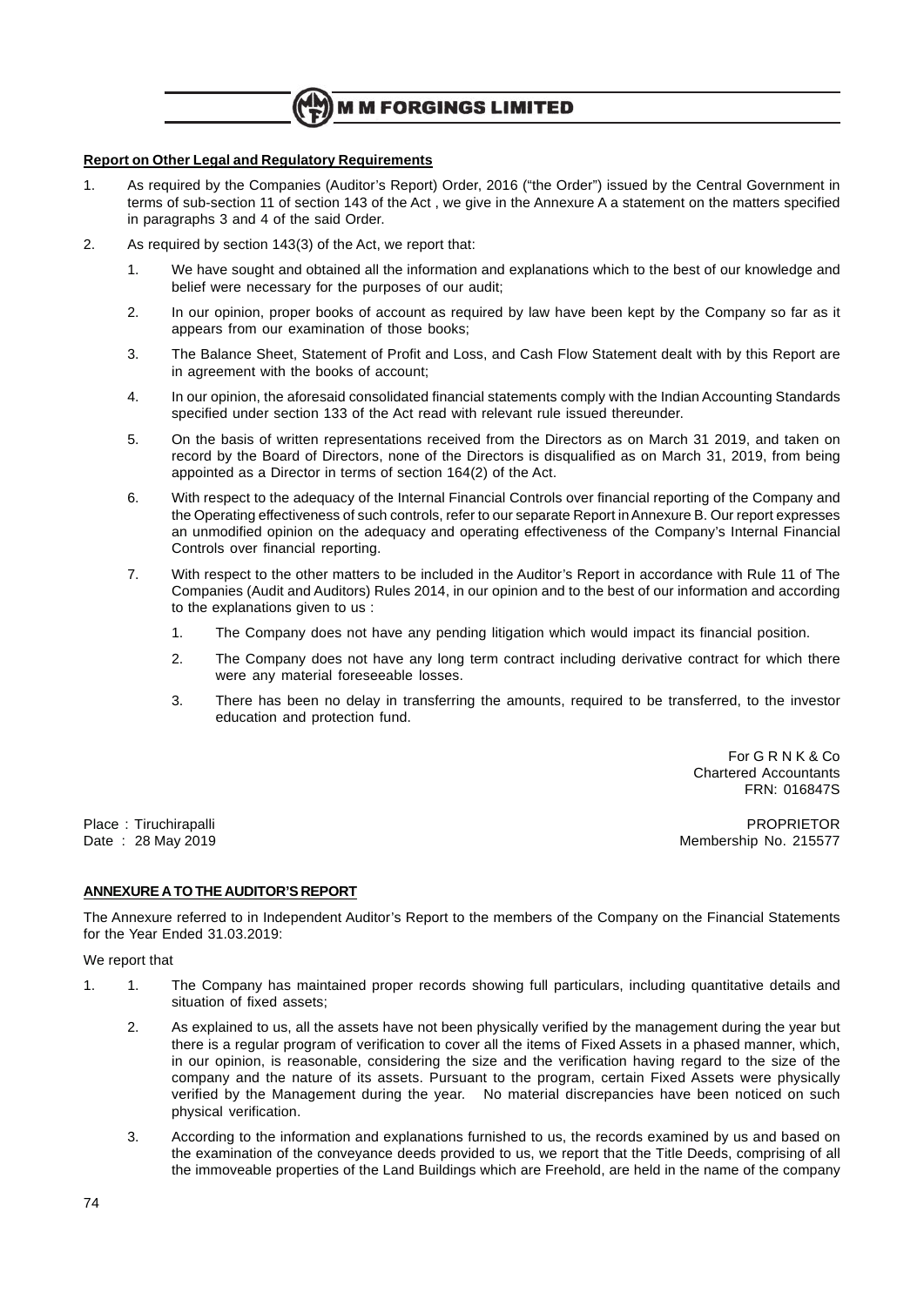**Report on Other Legal and Regulatory Requirements**

1. As required by the Companies (Auditor's Report) Order, 2016 ("the Order") issued by the Central Government in terms of sub-section 11 of section 143 of the Act , we give in the Annexure A a statement on the matters specified in paragraphs 3 and 4 of the said Order.

2. As required by section 143(3) of the Act, we report that:

   1. We have sought and obtained all the information and explanations which to the best of our knowledge and belief were necessary for the purposes of our audit;

   2. In our opinion, proper books of account as required by law have been kept by the Company so far as it appears from our examination of those books;

   3. The Balance Sheet, Statement of Profit and Loss, and Cash Flow Statement dealt with by this Report are in agreement with the books of account;

   4. In our opinion, the aforesaid consolidated financial statements comply with the Indian Accounting Standards specified under section 133 of the Act read with relevant rule issued thereunder.

   5. On the basis of written representations received from the Directors as on March 31 2019, and taken on record by the Board of Directors, none of the Directors is disqualified as on March 31, 2019, from being appointed as a Director in terms of section 164(2) of the Act.

   6. With respect to the adequacy of the Internal Financial Controls over financial reporting of the Company and the Operating effectiveness of such controls, refer to our separate Report in Annexure B. Our report expresses an unmodified opinion on the adequacy and operating effectiveness of the Company's Internal Financial Controls over financial reporting.

   7. With respect to the other matters to be included in the Auditor's Report in accordance with Rule 11 of The Companies (Audit and Auditors) Rules 2014, in our opinion and to the best of our information and according to the explanations given to us :

      1. The Company does not have any pending litigation which would impact its financial position.

      2. The Company does not have any long term contract including derivative contract for which there were any material foreseeable losses.

      3. There has been no delay in transferring the amounts, required to be transferred, to the investor education and protection fund.

For G R N K & Co
Chartered Accountants
FRN: 016847S

Place : Tiruchirapalli
Date : 28 May 2019

PROPRIETOR
Membership No. 215577

**ANNEXURE A TO THE AUDITOR'S REPORT**

The Annexure referred to in Independent Auditor's Report to the members of the Company on the Financial Statements for the Year Ended 31.03.2019:

We report that

1. 
   1. The Company has maintained proper records showing full particulars, including quantitative details and situation of fixed assets;

   2. As explained to us, all the assets have not been physically verified by the management during the year but there is a regular program of verification to cover all the items of Fixed Assets in a phased manner, which, in our opinion, is reasonable, considering the size and the verification having regard to the size of the company and the nature of its assets. Pursuant to the program, certain Fixed Assets were physically verified by the Management during the year. No material discrepancies have been noticed on such physical verification.

   3. According to the information and explanations furnished to us, the records examined by us and based on the examination of the conveyance deeds provided to us, we report that the Title Deeds, comprising of all the immoveable properties of the Land Buildings which are Freehold, are held in the name of the company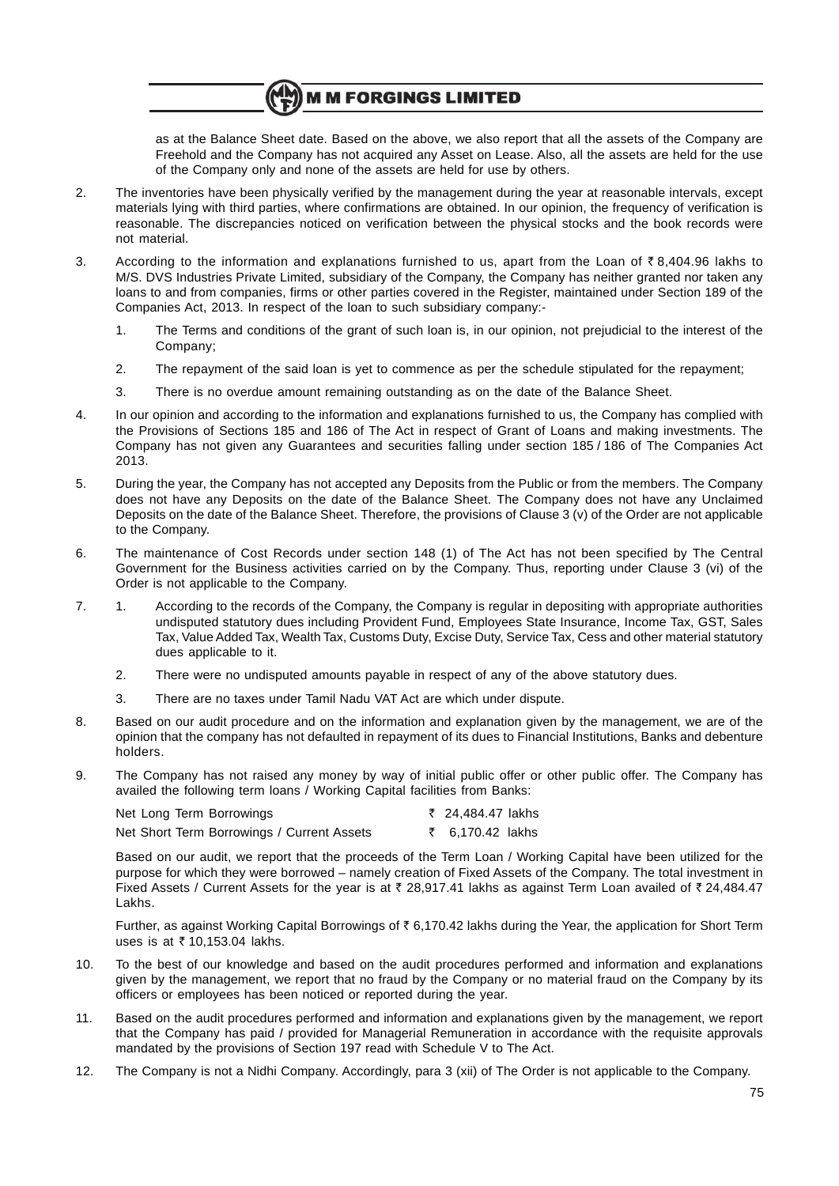as at the Balance Sheet date. Based on the above, we also report that all the assets of the Company are Freehold and the Company has not acquired any Asset on Lease. Also, all the assets are held for the use of the Company only and none of the assets are held for use by others.

2. The inventories have been physically verified by the management during the year at reasonable intervals, except materials lying with third parties, where confirmations are obtained. In our opinion, the frequency of verification is reasonable. The discrepancies noticed on verification between the physical stocks and the book records were not material.

3. According to the information and explanations furnished to us, apart from the Loan of ₹ 8,404.96 lakhs to M/S. DVS Industries Private Limited, subsidiary of the Company, the Company has neither granted nor taken any loans to and from companies, firms or other parties covered in the Register, maintained under Section 189 of the Companies Act, 2013. In respect of the loan to such subsidiary company:-

   1. The Terms and conditions of the grant of such loan is, in our opinion, not prejudicial to the interest of the Company;

   2. The repayment of the said loan is yet to commence as per the schedule stipulated for the repayment;

   3. There is no overdue amount remaining outstanding as on the date of the Balance Sheet.

4. In our opinion and according to the information and explanations furnished to us, the Company has complied with the Provisions of Sections 185 and 186 of The Act in respect of Grant of Loans and making investments. The Company has not given any Guarantees and securities falling under section 185 / 186 of The Companies Act 2013.

5. During the year, the Company has not accepted any Deposits from the Public or from the members. The Company does not have any Deposits on the date of the Balance Sheet. The Company does not have any Unclaimed Deposits on the date of the Balance Sheet. Therefore, the provisions of Clause 3 (v) of the Order are not applicable to the Company.

6. The maintenance of Cost Records under section 148 (1) of The Act has not been specified by The Central Government for the Business activities carried on by the Company. Thus, reporting under Clause 3 (vi) of the Order is not applicable to the Company.

7. 
   1. According to the records of the Company, the Company is regular in depositing with appropriate authorities undisputed statutory dues including Provident Fund, Employees State Insurance, Income Tax, GST, Sales Tax, Value Added Tax, Wealth Tax, Customs Duty, Excise Duty, Service Tax, Cess and other material statutory dues applicable to it.

   2. There were no undisputed amounts payable in respect of any of the above statutory dues.

   3. There are no taxes under Tamil Nadu VAT Act are which under dispute.

8. Based on our audit procedure and on the information and explanation given by the management, we are of the opinion that the company has not defaulted in repayment of its dues to Financial Institutions, Banks and debenture holders.

9. The Company has not raised any money by way of initial public offer or other public offer. The Company has availed the following term loans / Working Capital facilities from Banks:

   | | |
   |---|---|
   | Net Long Term Borrowings | ₹ 24,484.47 lakhs |
   | Net Short Term Borrowings / Current Assets | ₹ 6,170.42 lakhs |

   Based on our audit, we report that the proceeds of the Term Loan / Working Capital have been utilized for the purpose for which they were borrowed – namely creation of Fixed Assets of the Company. The total investment in Fixed Assets / Current Assets for the year is at ₹ 28,917.41 lakhs as against Term Loan availed of ₹ 24,484.47 Lakhs.

   Further, as against Working Capital Borrowings of ₹ 6,170.42 lakhs during the Year, the application for Short Term uses is at ₹ 10,153.04 lakhs.

10. To the best of our knowledge and based on the audit procedures performed and information and explanations given by the management, we report that no fraud by the Company or no material fraud on the Company by its officers or employees has been noticed or reported during the year.

11. Based on the audit procedures performed and information and explanations given by the management, we report that the Company has paid / provided for Managerial Remuneration in accordance with the requisite approvals mandated by the provisions of Section 197 read with Schedule V to The Act.

12. The Company is not a Nidhi Company. Accordingly, para 3 (xii) of The Order is not applicable to the Company.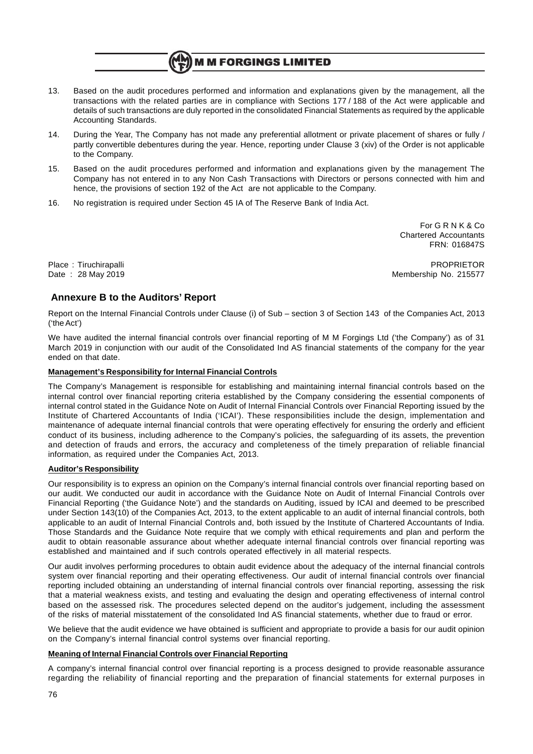13. Based on the audit procedures performed and information and explanations given by the management, all the transactions with the related parties are in compliance with Sections 177 / 188 of the Act were applicable and details of such transactions are duly reported in the consolidated Financial Statements as required by the applicable Accounting Standards.

14. During the Year, The Company has not made any preferential allotment or private placement of shares or fully / partly convertible debentures during the year. Hence, reporting under Clause 3 (xiv) of the Order is not applicable to the Company.

15. Based on the audit procedures performed and information and explanations given by the management The Company has not entered in to any Non Cash Transactions with Directors or persons connected with him and hence, the provisions of section 192 of the Act are not applicable to the Company.

16. No registration is required under Section 45 IA of The Reserve Bank of India Act.

For G R N K & Co
Chartered Accountants
FRN: 016847S

Place : Tiruchirapalli
Date : 28 May 2019

PROPRIETOR
Membership No. 215577

## Annexure B to the Auditors' Report

Report on the Internal Financial Controls under Clause (i) of Sub – section 3 of Section 143 of the Companies Act, 2013 ('the Act')

We have audited the internal financial controls over financial reporting of M M Forgings Ltd ('the Company') as of 31 March 2019 in conjunction with our audit of the Consolidated Ind AS financial statements of the company for the year ended on that date.

**Management's Responsibility for Internal Financial Controls**

The Company's Management is responsible for establishing and maintaining internal financial controls based on the internal control over financial reporting criteria established by the Company considering the essential components of internal control stated in the Guidance Note on Audit of Internal Financial Controls over Financial Reporting issued by the Institute of Chartered Accountants of India ('ICAI'). These responsibilities include the design, implementation and maintenance of adequate internal financial controls that were operating effectively for ensuring the orderly and efficient conduct of its business, including adherence to the Company's policies, the safeguarding of its assets, the prevention and detection of frauds and errors, the accuracy and completeness of the timely preparation of reliable financial information, as required under the Companies Act, 2013.

**Auditor's Responsibility**

Our responsibility is to express an opinion on the Company's internal financial controls over financial reporting based on our audit. We conducted our audit in accordance with the Guidance Note on Audit of Internal Financial Controls over Financial Reporting ('the Guidance Note') and the standards on Auditing, issued by ICAI and deemed to be prescribed under Section 143(10) of the Companies Act, 2013, to the extent applicable to an audit of internal financial controls, both applicable to an audit of Internal Financial Controls and, both issued by the Institute of Chartered Accountants of India. Those Standards and the Guidance Note require that we comply with ethical requirements and plan and perform the audit to obtain reasonable assurance about whether adequate internal financial controls over financial reporting was established and maintained and if such controls operated effectively in all material respects.

Our audit involves performing procedures to obtain audit evidence about the adequacy of the internal financial controls system over financial reporting and their operating effectiveness. Our audit of internal financial controls over financial reporting included obtaining an understanding of internal financial controls over financial reporting, assessing the risk that a material weakness exists, and testing and evaluating the design and operating effectiveness of internal control based on the assessed risk. The procedures selected depend on the auditor's judgement, including the assessment of the risks of material misstatement of the consolidated Ind AS financial statements, whether due to fraud or error.

We believe that the audit evidence we have obtained is sufficient and appropriate to provide a basis for our audit opinion on the Company's internal financial control systems over financial reporting.

**Meaning of Internal Financial Controls over Financial Reporting**

A company's internal financial control over financial reporting is a process designed to provide reasonable assurance regarding the reliability of financial reporting and the preparation of financial statements for external purposes in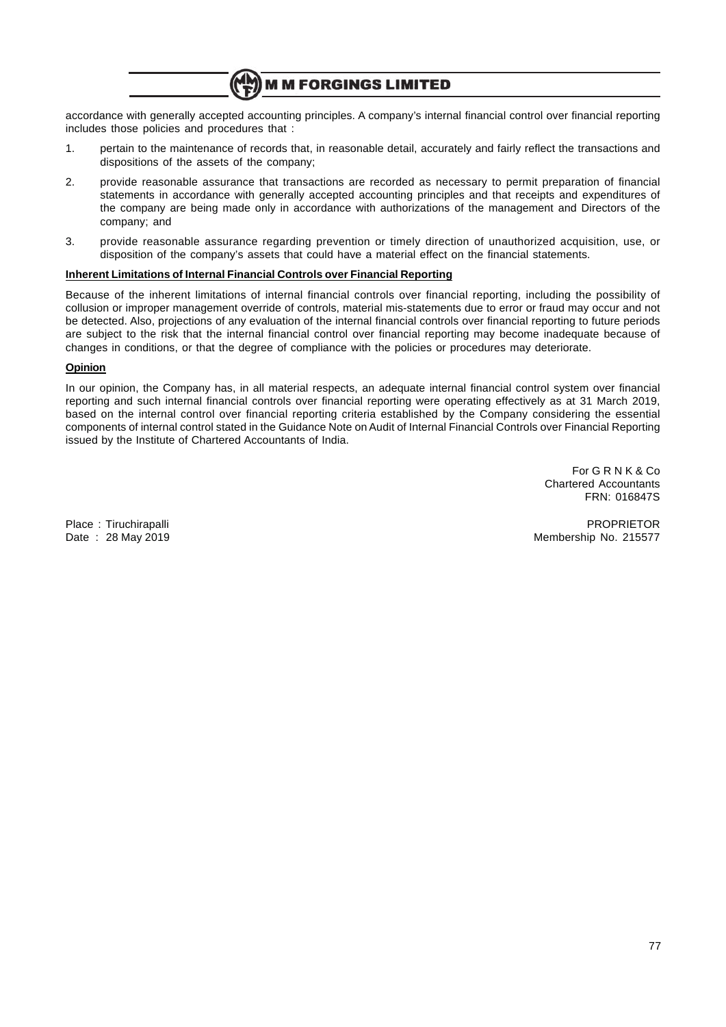accordance with generally accepted accounting principles. A company's internal financial control over financial reporting includes those policies and procedures that :

1. pertain to the maintenance of records that, in reasonable detail, accurately and fairly reflect the transactions and dispositions of the assets of the company;
2. provide reasonable assurance that transactions are recorded as necessary to permit preparation of financial statements in accordance with generally accepted accounting principles and that receipts and expenditures of the company are being made only in accordance with authorizations of the management and Directors of the company; and
3. provide reasonable assurance regarding prevention or timely direction of unauthorized acquisition, use, or disposition of the company's assets that could have a material effect on the financial statements.

**Inherent Limitations of Internal Financial Controls over Financial Reporting**

Because of the inherent limitations of internal financial controls over financial reporting, including the possibility of collusion or improper management override of controls, material mis-statements due to error or fraud may occur and not be detected. Also, projections of any evaluation of the internal financial controls over financial reporting to future periods are subject to the risk that the internal financial control over financial reporting may become inadequate because of changes in conditions, or that the degree of compliance with the policies or procedures may deteriorate.

**Opinion**

In our opinion, the Company has, in all material respects, an adequate internal financial control system over financial reporting and such internal financial controls over financial reporting were operating effectively as at 31 March 2019, based on the internal control over financial reporting criteria established by the Company considering the essential components of internal control stated in the Guidance Note on Audit of Internal Financial Controls over Financial Reporting issued by the Institute of Chartered Accountants of India.

For G R N K & Co
Chartered Accountants
FRN: 016847S

Place : Tiruchirapalli
Date : 28 May 2019

PROPRIETOR
Membership No. 215577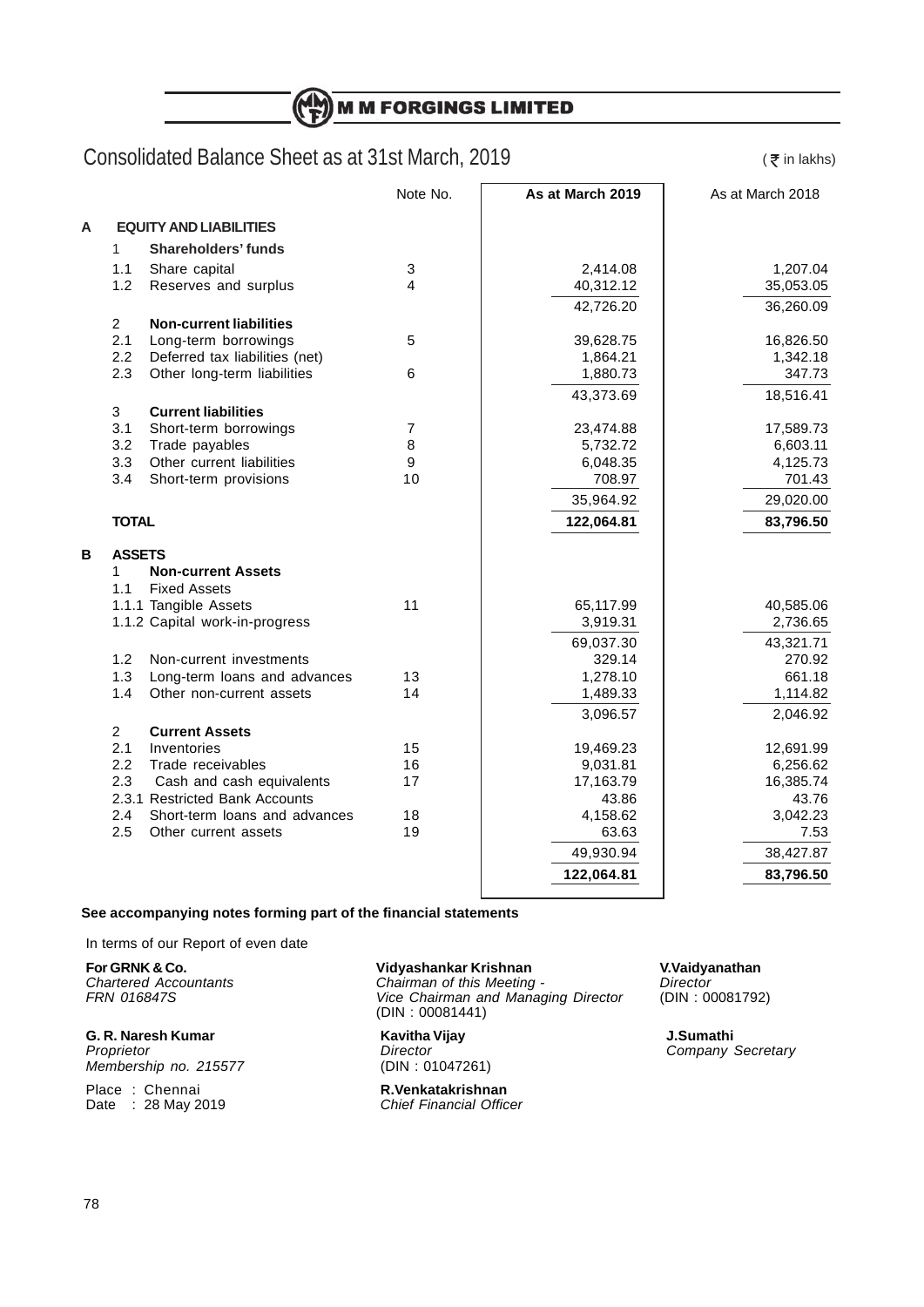# M M FORGINGS LIMITED

## Consolidated Balance Sheet as at 31st March, 2019

(₹ in lakhs)

| | | | Note No. | As at March 2019 | As at March 2018 |
|---|---|---|---|---|---|
| **A** | **EQUITY AND LIABILITIES** | | | | |
| | 1 | **Shareholders' funds** | | | |
| | 1.1 | Share capital | 3 | 2,414.08 | 1,207.04 |
| | 1.2 | Reserves and surplus | 4 | 40,312.12 | 35,053.05 |
| | | | | 42,726.20 | 36,260.09 |
| | 2 | **Non-current liabilities** | | | |
| | 2.1 | Long-term borrowings | 5 | 39,628.75 | 16,826.50 |
| | 2.2 | Deferred tax liabilities (net) | | 1,864.21 | 1,342.18 |
| | 2.3 | Other long-term liabilities | 6 | 1,880.73 | 347.73 |
| | | | | 43,373.69 | 18,516.41 |
| | 3 | **Current liabilities** | | | |
| | 3.1 | Short-term borrowings | 7 | 23,474.88 | 17,589.73 |
| | 3.2 | Trade payables | 8 | 5,732.72 | 6,603.11 |
| | 3.3 | Other current liabilities | 9 | 6,048.35 | 4,125.73 |
| | 3.4 | Short-term provisions | 10 | 708.97 | 701.43 |
| | | | | 35,964.92 | 29,020.00 |
| | **TOTAL** | | | **122,064.81** | **83,796.50** |
| **B** | **ASSETS** | | | | |
| | 1 | **Non-current Assets** | | | |
| | 1.1 | Fixed Assets | | | |
| | 1.1.1 | Tangible Assets | 11 | 65,117.99 | 40,585.06 |
| | 1.1.2 | Capital work-in-progress | | 3,919.31 | 2,736.65 |
| | | | | 69,037.30 | 43,321.71 |
| | 1.2 | Non-current investments | | 329.14 | 270.92 |
| | 1.3 | Long-term loans and advances | 13 | 1,278.10 | 661.18 |
| | 1.4 | Other non-current assets | 14 | 1,489.33 | 1,114.82 |
| | | | | 3,096.57 | 2,046.92 |
| | 2 | **Current Assets** | | | |
| | 2.1 | Inventories | 15 | 19,469.23 | 12,691.99 |
| | 2.2 | Trade receivables | 16 | 9,031.81 | 6,256.62 |
| | 2.3 | Cash and cash equivalents | 17 | 17,163.79 | 16,385.74 |
| | 2.3.1 | Restricted Bank Accounts | | 43.86 | 43.76 |
| | 2.4 | Short-term loans and advances | 18 | 4,158.62 | 3,042.23 |
| | 2.5 | Other current assets | 19 | 63.63 | 7.53 |
| | | | | 49,930.94 | 38,427.87 |
| | | | | **122,064.81** | **83,796.50** |

**See accompanying notes forming part of the financial statements**

In terms of our Report of even date

**For GRNK & Co.**
*Chartered Accountants*
*FRN 016847S*

**G. R. Naresh Kumar**
*Proprietor*
*Membership no. 215577*

Place : Chennai
Date : 28 May 2019

**Vidyashankar Krishnan**
*Chairman of this Meeting - Vice Chairman and Managing Director*
(DIN : 00081441)

**Kavitha Vijay**
*Director*
(DIN : 01047261)

**R.Venkatakrishnan**
*Chief Financial Officer*

**V.Vaidyanathan**
*Director*
(DIN : 00081792)

**J.Sumathi**
*Company Secretary*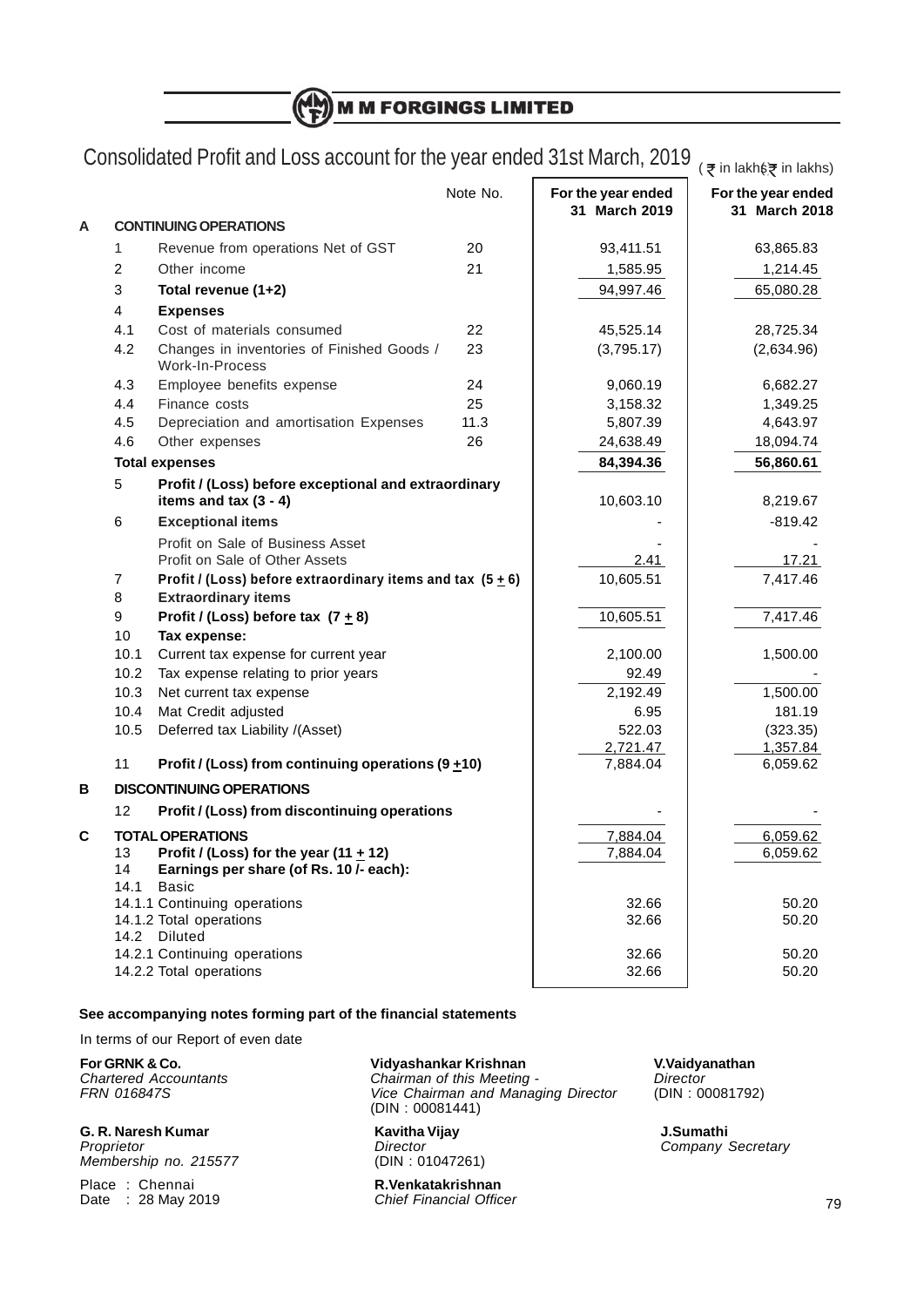# M M FORGINGS LIMITED

## Consolidated Profit and Loss account for the year ended 31st March, 2019

(₹ in lakhs)

| | | | Note No. | For the year ended 31 March 2019 | For the year ended 31 March 2018 |
|---|---|---|---|---|---|
| **A** | | **CONTINUING OPERATIONS** | | | |
| | 1 | Revenue from operations Net of GST | 20 | 93,411.51 | 63,865.83 |
| | 2 | Other income | 21 | 1,585.95 | 1,214.45 |
| | 3 | **Total revenue (1+2)** | | 94,997.46 | 65,080.28 |
| | 4 | **Expenses** | | | |
| | 4.1 | Cost of materials consumed | 22 | 45,525.14 | 28,725.34 |
| | 4.2 | Changes in inventories of Finished Goods / Work-In-Process | 23 | (3,795.17) | (2,634.96) |
| | 4.3 | Employee benefits expense | 24 | 9,060.19 | 6,682.27 |
| | 4.4 | Finance costs | 25 | 3,158.32 | 1,349.25 |
| | 4.5 | Depreciation and amortisation Expenses | 11.3 | 5,807.39 | 4,643.97 |
| | 4.6 | Other expenses | 26 | 24,638.49 | 18,094.74 |
| | | **Total expenses** | | **84,394.36** | **56,860.61** |
| | 5 | **Profit / (Loss) before exceptional and extraordinary items and tax (3 - 4)** | | 10,603.10 | 8,219.67 |
| | 6 | **Exceptional items** | | - | -819.42 |
| | | Profit on Sale of Business Asset | | - | - |
| | | Profit on Sale of Other Assets | | 2.41 | 17.21 |
| | 7 | **Profit / (Loss) before extraordinary items and tax (5 ± 6)** | | 10,605.51 | 7,417.46 |
| | 8 | **Extraordinary items** | | | |
| | 9 | **Profit / (Loss) before tax (7 ± 8)** | | 10,605.51 | 7,417.46 |
| | 10 | **Tax expense:** | | | |
| | 10.1 | Current tax expense for current year | | 2,100.00 | 1,500.00 |
| | 10.2 | Tax expense relating to prior years | | 92.49 | - |
| | 10.3 | Net current tax expense | | 2,192.49 | 1,500.00 |
| | 10.4 | Mat Credit adjusted | | 6.95 | 181.19 |
| | 10.5 | Deferred tax Liability /(Asset) | | 522.03 | (323.35) |
| | | | | 2,721.47 | 1,357.84 |
| | 11 | **Profit / (Loss) from continuing operations (9 ±10)** | | 7,884.04 | 6,059.62 |
| **B** | | **DISCONTINUING OPERATIONS** | | | |
| | 12 | **Profit / (Loss) from discontinuing operations** | | - | - |
| **C** | | **TOTAL OPERATIONS** | | 7,884.04 | 6,059.62 |
| | 13 | **Profit / (Loss) for the year (11 ± 12)** | | 7,884.04 | 6,059.62 |
| | 14 | **Earnings per share (of Rs. 10 /- each):** | | | |
| | 14.1 | Basic | | | |
| | 14.1.1 | Continuing operations | | 32.66 | 50.20 |
| | 14.1.2 | Total operations | | 32.66 | 50.20 |
| | 14.2 | Diluted | | | |
| | 14.2.1 | Continuing operations | | 32.66 | 50.20 |
| | 14.2.2 | Total operations | | 32.66 | 50.20 |

**See accompanying notes forming part of the financial statements**

In terms of our Report of even date

**For GRNK & Co.**
*Chartered Accountants*
*FRN 016847S*

**G. R. Naresh Kumar**
*Proprietor*
*Membership no. 215577*

Place : Chennai
Date : 28 May 2019

**Vidyashankar Krishnan**
*Chairman of this Meeting -*
*Vice Chairman and Managing Director*
(DIN : 00081441)

**Kavitha Vijay**
*Director*
(DIN : 01047261)

**R.Venkatakrishnan**
*Chief Financial Officer*

**V.Vaidyanathan**
*Director*
(DIN : 00081792)

**J.Sumathi**
*Company Secretary*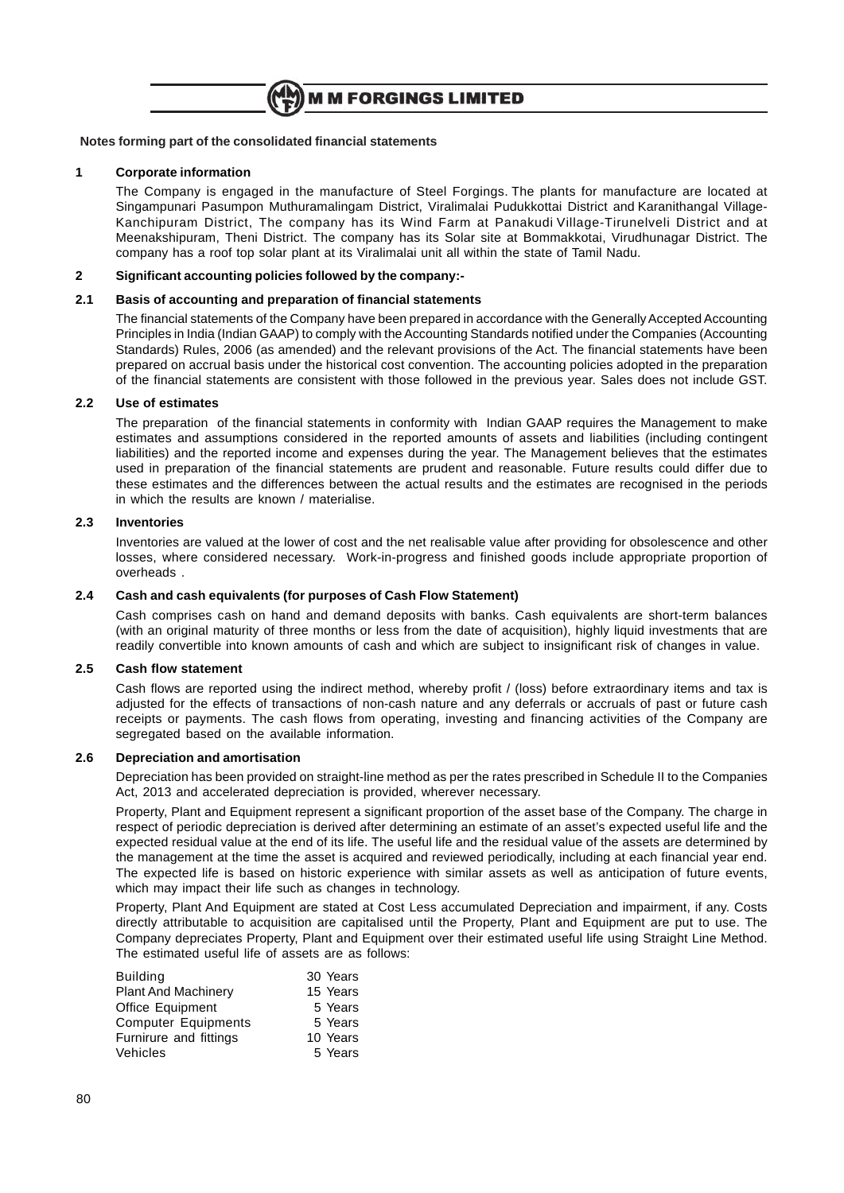**Notes forming part of the consolidated financial statements**

**1 Corporate information**

The Company is engaged in the manufacture of Steel Forgings. The plants for manufacture are located at Singampunari Pasumpon Muthuramalingam District, Viralimalai Pudukkottai District and Karanithangal Village-Kanchipuram District, The company has its Wind Farm at Panakudi Village-Tirunelveli District and at Meenakshipuram, Theni District. The company has its Solar site at Bommakkotai, Virudhunagar District. The company has a roof top solar plant at its Viralimalai unit all within the state of Tamil Nadu.

**2 Significant accounting policies followed by the company:-**

**2.1 Basis of accounting and preparation of financial statements**

The financial statements of the Company have been prepared in accordance with the Generally Accepted Accounting Principles in India (Indian GAAP) to comply with the Accounting Standards notified under the Companies (Accounting Standards) Rules, 2006 (as amended) and the relevant provisions of the Act. The financial statements have been prepared on accrual basis under the historical cost convention. The accounting policies adopted in the preparation of the financial statements are consistent with those followed in the previous year. Sales does not include GST.

**2.2 Use of estimates**

The preparation of the financial statements in conformity with Indian GAAP requires the Management to make estimates and assumptions considered in the reported amounts of assets and liabilities (including contingent liabilities) and the reported income and expenses during the year. The Management believes that the estimates used in preparation of the financial statements are prudent and reasonable. Future results could differ due to these estimates and the differences between the actual results and the estimates are recognised in the periods in which the results are known / materialise.

**2.3 Inventories**

Inventories are valued at the lower of cost and the net realisable value after providing for obsolescence and other losses, where considered necessary. Work-in-progress and finished goods include appropriate proportion of overheads .

**2.4 Cash and cash equivalents (for purposes of Cash Flow Statement)**

Cash comprises cash on hand and demand deposits with banks. Cash equivalents are short-term balances (with an original maturity of three months or less from the date of acquisition), highly liquid investments that are readily convertible into known amounts of cash and which are subject to insignificant risk of changes in value.

**2.5 Cash flow statement**

Cash flows are reported using the indirect method, whereby profit / (loss) before extraordinary items and tax is adjusted for the effects of transactions of non-cash nature and any deferrals or accruals of past or future cash receipts or payments. The cash flows from operating, investing and financing activities of the Company are segregated based on the available information.

**2.6 Depreciation and amortisation**

Depreciation has been provided on straight-line method as per the rates prescribed in Schedule II to the Companies Act, 2013 and accelerated depreciation is provided, wherever necessary.

Property, Plant and Equipment represent a significant proportion of the asset base of the Company. The charge in respect of periodic depreciation is derived after determining an estimate of an asset's expected useful life and the expected residual value at the end of its life. The useful life and the residual value of the assets are determined by the management at the time the asset is acquired and reviewed periodically, including at each financial year end. The expected life is based on historic experience with similar assets as well as anticipation of future events, which may impact their life such as changes in technology.

Property, Plant And Equipment are stated at Cost Less accumulated Depreciation and impairment, if any. Costs directly attributable to acquisition are capitalised until the Property, Plant and Equipment are put to use. The Company depreciates Property, Plant and Equipment over their estimated useful life using Straight Line Method. The estimated useful life of assets are as follows:

| | |
|---|---|
| Building | 30 Years |
| Plant And Machinery | 15 Years |
| Office Equipment | 5 Years |
| Computer Equipments | 5 Years |
| Furnirure and fittings | 10 Years |
| Vehicles | 5 Years |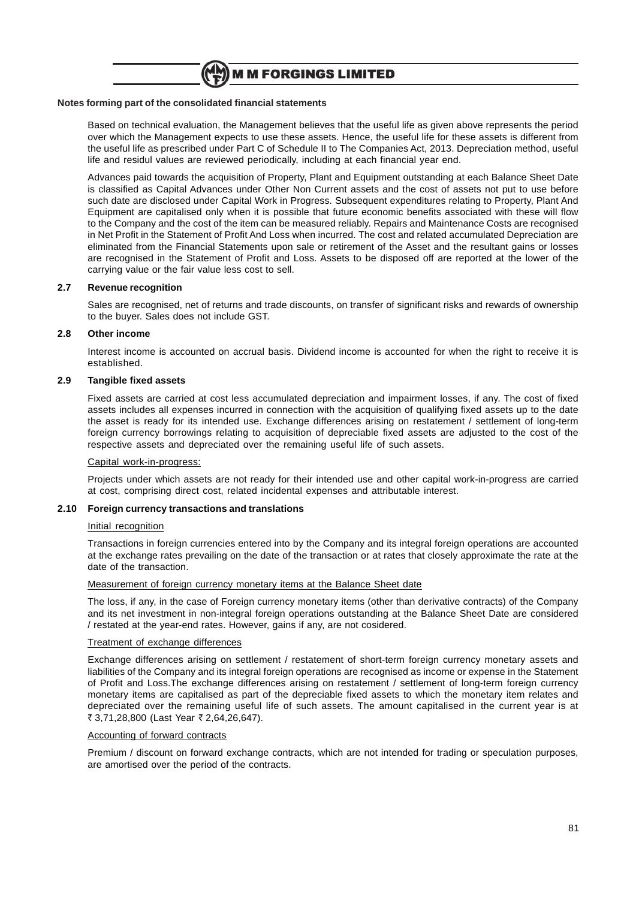**Notes forming part of the consolidated financial statements**

Based on technical evaluation, the Management believes that the useful life as given above represents the period over which the Management expects to use these assets. Hence, the useful life for these assets is different from the useful life as prescribed under Part C of Schedule II to The Companies Act, 2013. Depreciation method, useful life and residul values are reviewed periodically, including at each financial year end.

Advances paid towards the acquisition of Property, Plant and Equipment outstanding at each Balance Sheet Date is classified as Capital Advances under Other Non Current assets and the cost of assets not put to use before such date are disclosed under Capital Work in Progress. Subsequent expenditures relating to Property, Plant And Equipment are capitalised only when it is possible that future economic benefits associated with these will flow to the Company and the cost of the item can be measured reliably. Repairs and Maintenance Costs are recognised in Net Profit in the Statement of Profit And Loss when incurred. The cost and related accumulated Depreciation are eliminated from the Financial Statements upon sale or retirement of the Asset and the resultant gains or losses are recognised in the Statement of Profit and Loss. Assets to be disposed off are reported at the lower of the carrying value or the fair value less cost to sell.

### 2.7 Revenue recognition

Sales are recognised, net of returns and trade discounts, on transfer of significant risks and rewards of ownership to the buyer. Sales does not include GST.

### 2.8 Other income

Interest income is accounted on accrual basis. Dividend income is accounted for when the right to receive it is established.

### 2.9 Tangible fixed assets

Fixed assets are carried at cost less accumulated depreciation and impairment losses, if any. The cost of fixed assets includes all expenses incurred in connection with the acquisition of qualifying fixed assets up to the date the asset is ready for its intended use. Exchange differences arising on restatement / settlement of long-term foreign currency borrowings relating to acquisition of depreciable fixed assets are adjusted to the cost of the respective assets and depreciated over the remaining useful life of such assets.

Capital work-in-progress:

Projects under which assets are not ready for their intended use and other capital work-in-progress are carried at cost, comprising direct cost, related incidental expenses and attributable interest.

### 2.10 Foreign currency transactions and translations

Initial recognition

Transactions in foreign currencies entered into by the Company and its integral foreign operations are accounted at the exchange rates prevailing on the date of the transaction or at rates that closely approximate the rate at the date of the transaction.

Measurement of foreign currency monetary items at the Balance Sheet date

The loss, if any, in the case of Foreign currency monetary items (other than derivative contracts) of the Company and its net investment in non-integral foreign operations outstanding at the Balance Sheet Date are considered / restated at the year-end rates. However, gains if any, are not cosidered.

Treatment of exchange differences

Exchange differences arising on settlement / restatement of short-term foreign currency monetary assets and liabilities of the Company and its integral foreign operations are recognised as income or expense in the Statement of Profit and Loss.The exchange differences arising on restatement / settlement of long-term foreign currency monetary items are capitalised as part of the depreciable fixed assets to which the monetary item relates and depreciated over the remaining useful life of such assets. The amount capitalised in the current year is at ₹ 3,71,28,800 (Last Year ₹ 2,64,26,647).

Accounting of forward contracts

Premium / discount on forward exchange contracts, which are not intended for trading or speculation purposes, are amortised over the period of the contracts.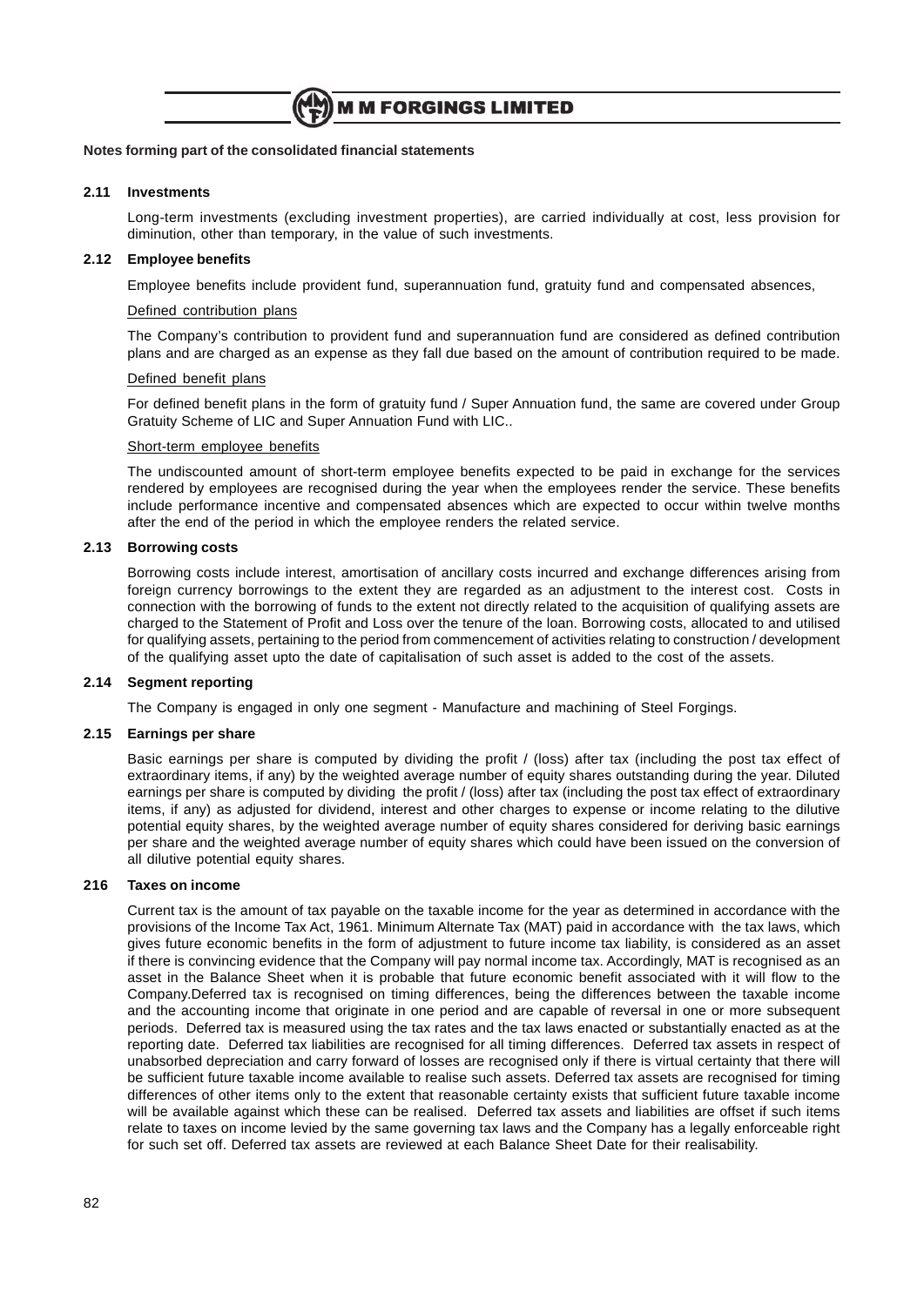**Notes forming part of the consolidated financial statements**

**2.11 Investments**

Long-term investments (excluding investment properties), are carried individually at cost, less provision for diminution, other than temporary, in the value of such investments.

**2.12 Employee benefits**

Employee benefits include provident fund, superannuation fund, gratuity fund and compensated absences,

Defined contribution plans

The Company's contribution to provident fund and superannuation fund are considered as defined contribution plans and are charged as an expense as they fall due based on the amount of contribution required to be made.

Defined benefit plans

For defined benefit plans in the form of gratuity fund / Super Annuation fund, the same are covered under Group Gratuity Scheme of LIC and Super Annuation Fund with LIC..

Short-term employee benefits

The undiscounted amount of short-term employee benefits expected to be paid in exchange for the services rendered by employees are recognised during the year when the employees render the service. These benefits include performance incentive and compensated absences which are expected to occur within twelve months after the end of the period in which the employee renders the related service.

**2.13 Borrowing costs**

Borrowing costs include interest, amortisation of ancillary costs incurred and exchange differences arising from foreign currency borrowings to the extent they are regarded as an adjustment to the interest cost. Costs in connection with the borrowing of funds to the extent not directly related to the acquisition of qualifying assets are charged to the Statement of Profit and Loss over the tenure of the loan. Borrowing costs, allocated to and utilised for qualifying assets, pertaining to the period from commencement of activities relating to construction / development of the qualifying asset upto the date of capitalisation of such asset is added to the cost of the assets.

**2.14 Segment reporting**

The Company is engaged in only one segment - Manufacture and machining of Steel Forgings.

**2.15 Earnings per share**

Basic earnings per share is computed by dividing the profit / (loss) after tax (including the post tax effect of extraordinary items, if any) by the weighted average number of equity shares outstanding during the year. Diluted earnings per share is computed by dividing the profit / (loss) after tax (including the post tax effect of extraordinary items, if any) as adjusted for dividend, interest and other charges to expense or income relating to the dilutive potential equity shares, by the weighted average number of equity shares considered for deriving basic earnings per share and the weighted average number of equity shares which could have been issued on the conversion of all dilutive potential equity shares.

**216 Taxes on income**

Current tax is the amount of tax payable on the taxable income for the year as determined in accordance with the provisions of the Income Tax Act, 1961. Minimum Alternate Tax (MAT) paid in accordance with the tax laws, which gives future economic benefits in the form of adjustment to future income tax liability, is considered as an asset if there is convincing evidence that the Company will pay normal income tax. Accordingly, MAT is recognised as an asset in the Balance Sheet when it is probable that future economic benefit associated with it will flow to the Company.Deferred tax is recognised on timing differences, being the differences between the taxable income and the accounting income that originate in one period and are capable of reversal in one or more subsequent periods. Deferred tax is measured using the tax rates and the tax laws enacted or substantially enacted as at the reporting date. Deferred tax liabilities are recognised for all timing differences. Deferred tax assets in respect of unabsorbed depreciation and carry forward of losses are recognised only if there is virtual certainty that there will be sufficient future taxable income available to realise such assets. Deferred tax assets are recognised for timing differences of other items only to the extent that reasonable certainty exists that sufficient future taxable income will be available against which these can be realised. Deferred tax assets and liabilities are offset if such items relate to taxes on income levied by the same governing tax laws and the Company has a legally enforceable right for such set off. Deferred tax assets are reviewed at each Balance Sheet Date for their realisability.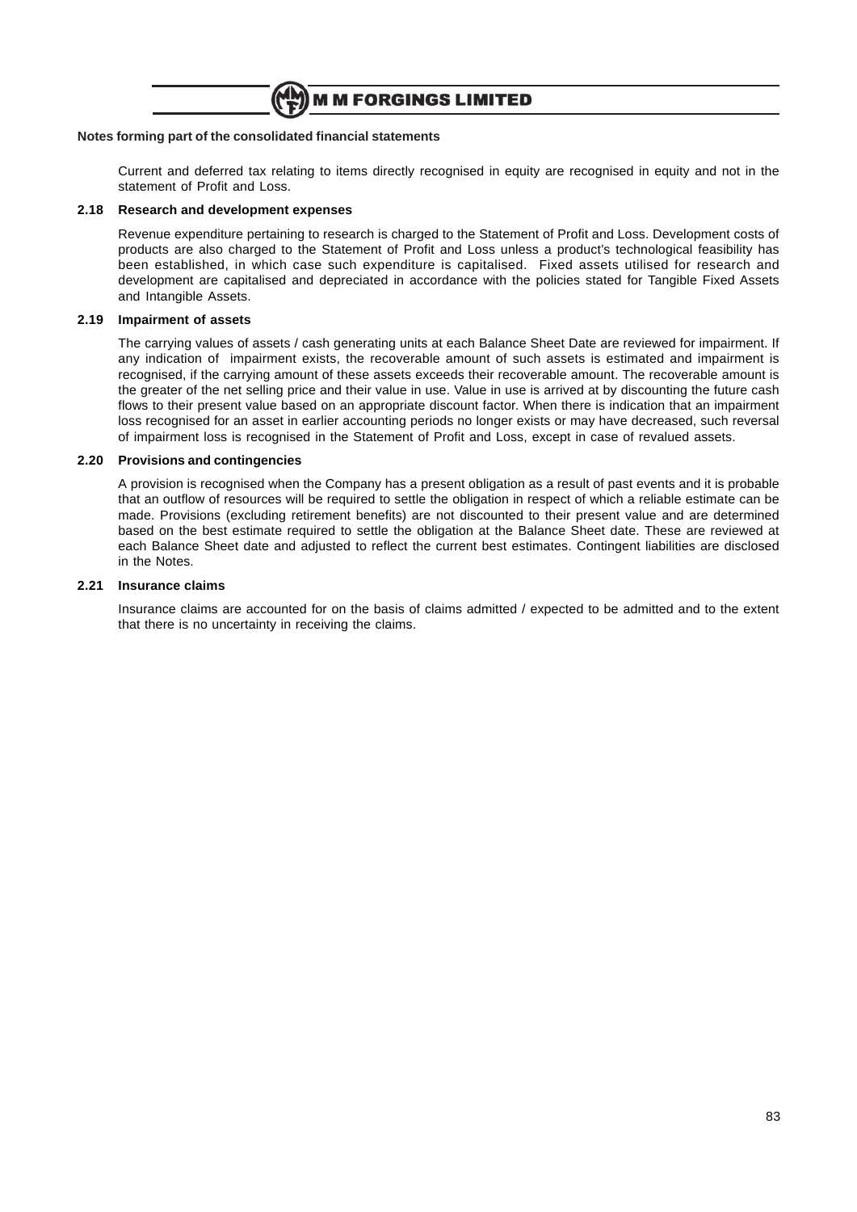**Notes forming part of the consolidated financial statements**

Current and deferred tax relating to items directly recognised in equity are recognised in equity and not in the statement of Profit and Loss.

### 2.18 Research and development expenses

Revenue expenditure pertaining to research is charged to the Statement of Profit and Loss. Development costs of products are also charged to the Statement of Profit and Loss unless a product's technological feasibility has been established, in which case such expenditure is capitalised. Fixed assets utilised for research and development are capitalised and depreciated in accordance with the policies stated for Tangible Fixed Assets and Intangible Assets.

### 2.19 Impairment of assets

The carrying values of assets / cash generating units at each Balance Sheet Date are reviewed for impairment. If any indication of impairment exists, the recoverable amount of such assets is estimated and impairment is recognised, if the carrying amount of these assets exceeds their recoverable amount. The recoverable amount is the greater of the net selling price and their value in use. Value in use is arrived at by discounting the future cash flows to their present value based on an appropriate discount factor. When there is indication that an impairment loss recognised for an asset in earlier accounting periods no longer exists or may have decreased, such reversal of impairment loss is recognised in the Statement of Profit and Loss, except in case of revalued assets.

### 2.20 Provisions and contingencies

A provision is recognised when the Company has a present obligation as a result of past events and it is probable that an outflow of resources will be required to settle the obligation in respect of which a reliable estimate can be made. Provisions (excluding retirement benefits) are not discounted to their present value and are determined based on the best estimate required to settle the obligation at the Balance Sheet date. These are reviewed at each Balance Sheet date and adjusted to reflect the current best estimates. Contingent liabilities are disclosed in the Notes.

### 2.21 Insurance claims

Insurance claims are accounted for on the basis of claims admitted / expected to be admitted and to the extent that there is no uncertainty in receiving the claims.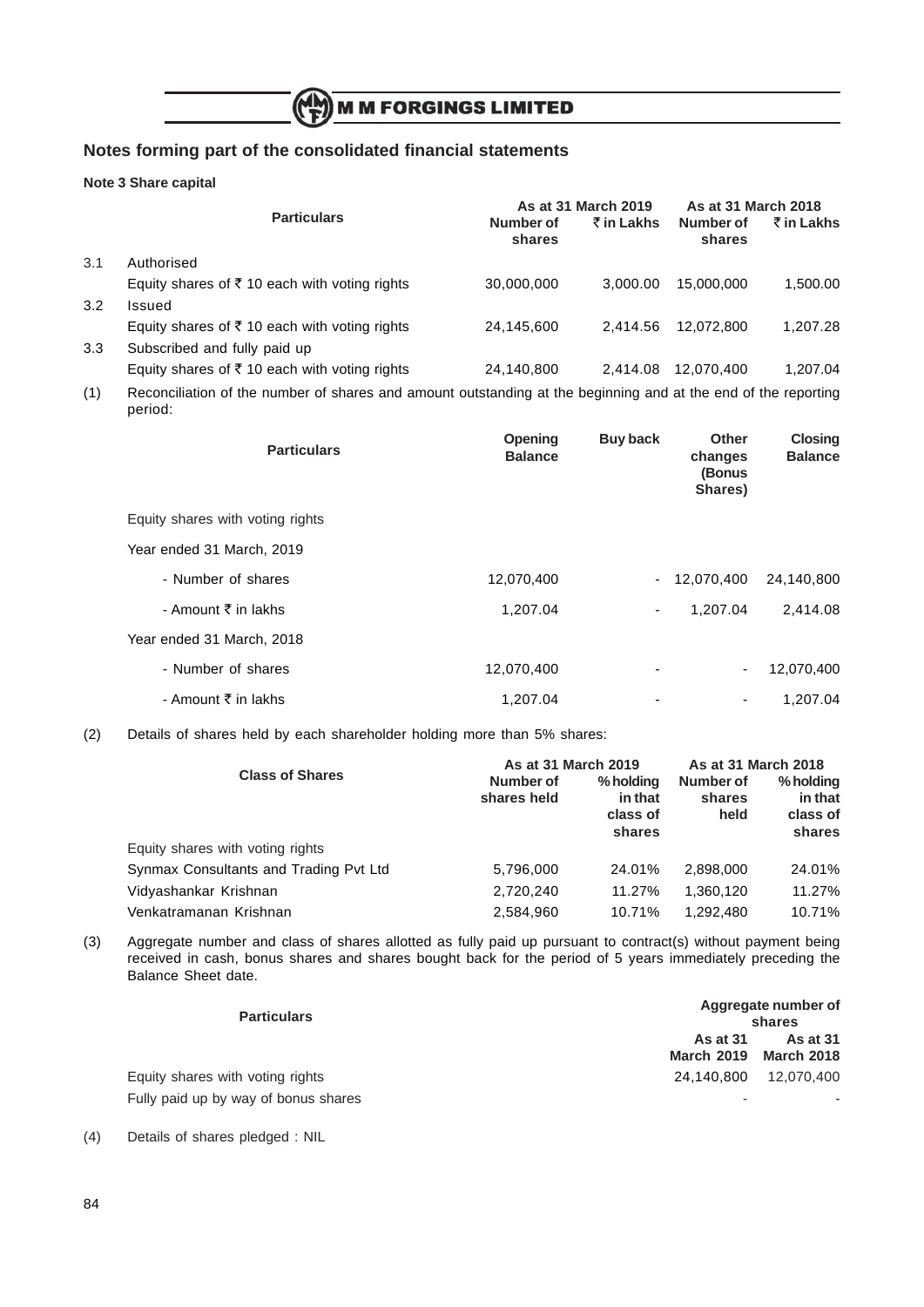## Notes forming part of the consolidated financial statements

### Note 3 Share capital

| | Particulars | As at 31 March 2019 | | As at 31 March 2018 | |
|---|---|---|---|---|---|
| | | Number of shares | ₹ in Lakhs | Number of shares | ₹ in Lakhs |
| 3.1 | Authorised | | | | |
| | Equity shares of ₹ 10 each with voting rights | 30,000,000 | 3,000.00 | 15,000,000 | 1,500.00 |
| 3.2 | Issued | | | | |
| | Equity shares of ₹ 10 each with voting rights | 24,145,600 | 2,414.56 | 12,072,800 | 1,207.28 |
| 3.3 | Subscribed and fully paid up | | | | |
| | Equity shares of ₹ 10 each with voting rights | 24,140,800 | 2,414.08 | 12,070,400 | 1,207.04 |

(1) Reconciliation of the number of shares and amount outstanding at the beginning and at the end of the reporting period:

| Particulars | Opening Balance | Buy back | Other changes (Bonus Shares) | Closing Balance |
|---|---|---|---|---|
| Equity shares with voting rights | | | | |
| Year ended 31 March, 2019 | | | | |
| - Number of shares | 12,070,400 | - | 12,070,400 | 24,140,800 |
| - Amount ₹ in lakhs | 1,207.04 | - | 1,207.04 | 2,414.08 |
| Year ended 31 March, 2018 | | | | |
| - Number of shares | 12,070,400 | - | - | 12,070,400 |
| - Amount ₹ in lakhs | 1,207.04 | - | - | 1,207.04 |

(2) Details of shares held by each shareholder holding more than 5% shares:

| Class of Shares | As at 31 March 2019 | | As at 31 March 2018 | |
|---|---|---|---|---|
| | Number of shares held | % holding in that class of shares | Number of shares held | % holding in that class of shares |
| Equity shares with voting rights | | | | |
| Synmax Consultants and Trading Pvt Ltd | 5,796,000 | 24.01% | 2,898,000 | 24.01% |
| Vidyashankar Krishnan | 2,720,240 | 11.27% | 1,360,120 | 11.27% |
| Venkatramanan Krishnan | 2,584,960 | 10.71% | 1,292,480 | 10.71% |

(3) Aggregate number and class of shares allotted as fully paid up pursuant to contract(s) without payment being received in cash, bonus shares and shares bought back for the period of 5 years immediately preceding the Balance Sheet date.

| Particulars | Aggregate number of shares | |
|---|---|---|
| | As at 31 March 2019 | As at 31 March 2018 |
| Equity shares with voting rights | 24,140,800 | 12,070,400 |
| Fully paid up by way of bonus shares | - | - |

(4) Details of shares pledged : NIL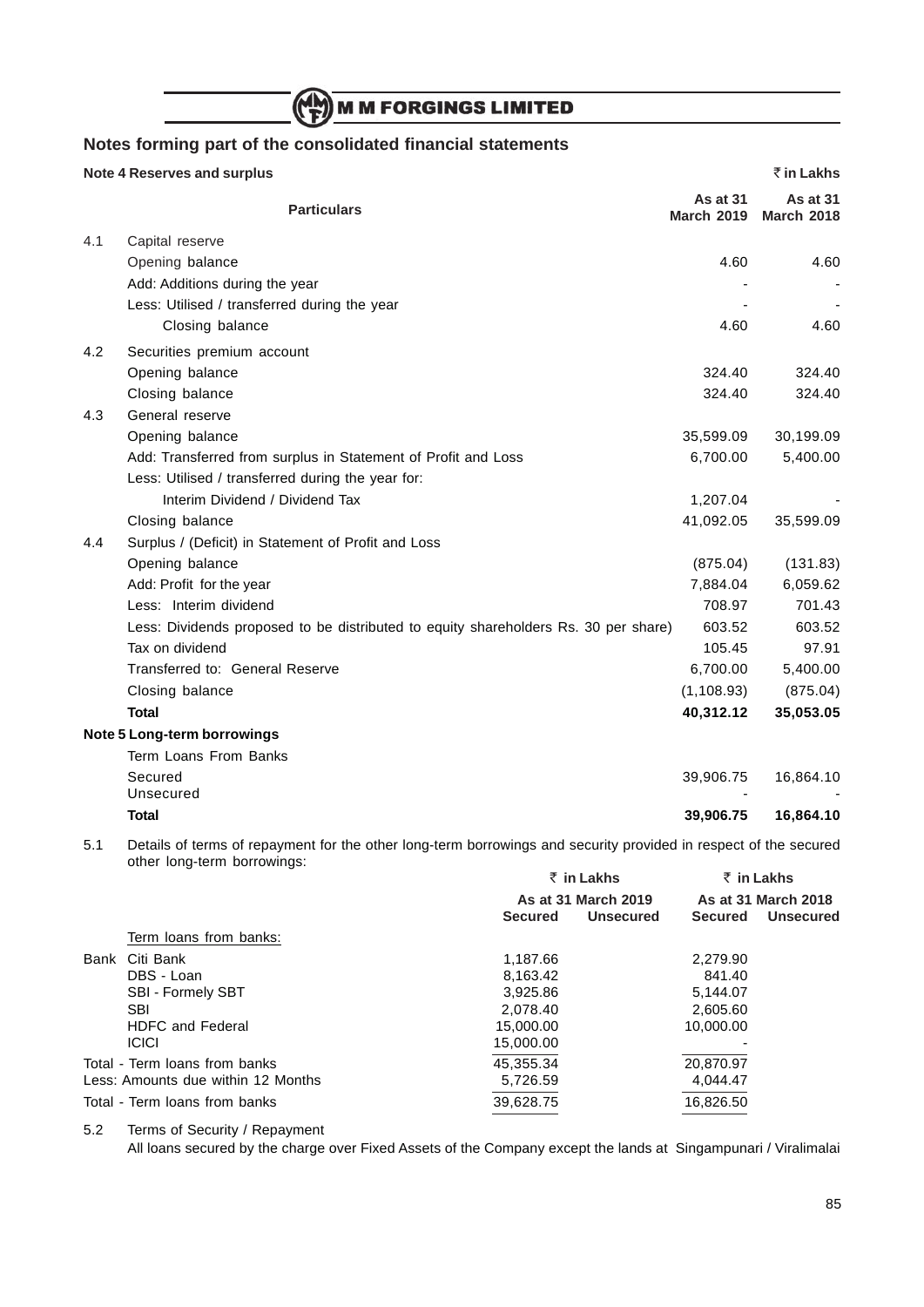## Notes forming part of the consolidated financial statements

**Note 4 Reserves and surplus** ₹ **in Lakhs**

| | Particulars | As at 31 March 2019 | As at 31 March 2018 |
|---|---|---|---|
| 4.1 | Capital reserve | | |
| | Opening balance | 4.60 | 4.60 |
| | Add: Additions during the year | - | - |
| | Less: Utilised / transferred during the year | - | - |
| | Closing balance | 4.60 | 4.60 |
| 4.2 | Securities premium account | | |
| | Opening balance | 324.40 | 324.40 |
| | Closing balance | 324.40 | 324.40 |
| 4.3 | General reserve | | |
| | Opening balance | 35,599.09 | 30,199.09 |
| | Add: Transferred from surplus in Statement of Profit and Loss | 6,700.00 | 5,400.00 |
| | Less: Utilised / transferred during the year for: | | |
| | Interim Dividend / Dividend Tax | 1,207.04 | - |
| | Closing balance | 41,092.05 | 35,599.09 |
| 4.4 | Surplus / (Deficit) in Statement of Profit and Loss | | |
| | Opening balance | (875.04) | (131.83) |
| | Add: Profit for the year | 7,884.04 | 6,059.62 |
| | Less: Interim dividend | 708.97 | 701.43 |
| | Less: Dividends proposed to be distributed to equity shareholders Rs. 30 per share) | 603.52 | 603.52 |
| | Tax on dividend | 105.45 | 97.91 |
| | Transferred to: General Reserve | 6,700.00 | 5,400.00 |
| | Closing balance | (1,108.93) | (875.04) |
| | **Total** | **40,312.12** | **35,053.05** |

**Note 5 Long-term borrowings**

| | Particulars | As at 31 March 2019 | As at 31 March 2018 |
|---|---|---|---|
| | Term Loans From Banks | | |
| | Secured | 39,906.75 | 16,864.10 |
| | Unsecured | - | - |
| | **Total** | **39,906.75** | **16,864.10** |

5.1 Details of terms of repayment for the other long-term borrowings and security provided in respect of the secured other long-term borrowings:

| | ₹ in Lakhs | | ₹ in Lakhs | |
|---|---|---|---|---|
| | As at 31 March 2019 | | As at 31 March 2018 | |
| | **Secured** | **Unsecured** | **Secured** | **Unsecured** |
| Term loans from banks: | | | | |
| Bank Citi Bank | 1,187.66 | | 2,279.90 | |
| DBS - Loan | 8,163.42 | | 841.40 | |
| SBI - Formely SBT | 3,925.86 | | 5,144.07 | |
| SBI | 2,078.40 | | 2,605.60 | |
| HDFC and Federal | 15,000.00 | | 10,000.00 | |
| ICICI | 15,000.00 | | - | |
| Total - Term loans from banks | 45,355.34 | | 20,870.97 | |
| Less: Amounts due within 12 Months | 5,726.59 | | 4,044.47 | |
| Total - Term loans from banks | 39,628.75 | | 16,826.50 | |

5.2 Terms of Security / Repayment

All loans secured by the charge over Fixed Assets of the Company except the lands at Singampunari / Viralimalai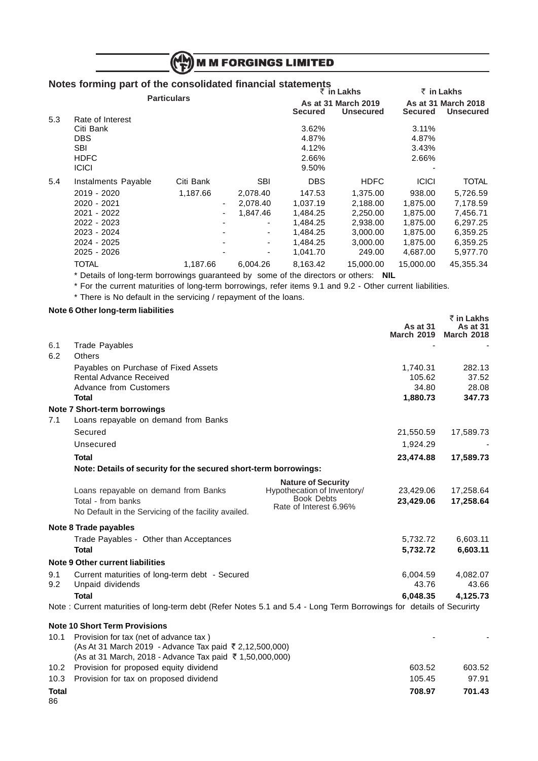## Notes forming part of the consolidated financial statements

| | Particulars | As at 31 March 2019 (₹ in Lakhs) Secured | As at 31 March 2019 (₹ in Lakhs) Unsecured | As at 31 March 2018 (₹ in Lakhs) Secured | As at 31 March 2018 (₹ in Lakhs) Unsecured |
|---|---|---|---|---|---|
| 5.3 | Rate of Interest | | | | |
| | Citi Bank | 3.62% | | 3.11% | |
| | DBS | 4.87% | | 4.87% | |
| | SBI | 4.12% | | 3.43% | |
| | HDFC | 2.66% | | 2.66% | |
| | ICICI | 9.50% | | - | |

| | Instalments Payable | Citi Bank | SBI | DBS | HDFC | ICICI | TOTAL |
|---|---|---|---|---|---|---|---|
| 5.4 | 2019 - 2020 | 1,187.66 | 2,078.40 | 147.53 | 1,375.00 | 938.00 | 5,726.59 |
| | 2020 - 2021 | - | 2,078.40 | 1,037.19 | 2,188.00 | 1,875.00 | 7,178.59 |
| | 2021 - 2022 | - | 1,847.46 | 1,484.25 | 2,250.00 | 1,875.00 | 7,456.71 |
| | 2022 - 2023 | - | - | 1,484.25 | 2,938.00 | 1,875.00 | 6,297.25 |
| | 2023 - 2024 | - | - | 1,484.25 | 3,000.00 | 1,875.00 | 6,359.25 |
| | 2024 - 2025 | - | - | 1,484.25 | 3,000.00 | 1,875.00 | 6,359.25 |
| | 2025 - 2026 | - | - | 1,041.70 | 249.00 | 4,687.00 | 5,977.70 |
| | TOTAL | 1,187.66 | 6,004.26 | 8,163.42 | 15,000.00 | 15,000.00 | 45,355.34 |

* Details of long-term borrowings guaranteed by some of the directors or others: **NIL**

* For the current maturities of long-term borrowings, refer items 9.1 and 9.2 - Other current liabilities.

* There is No default in the servicing / repayment of the loans.

**Note 6 Other long-term liabilities**

| | | As at 31 March 2019 (₹ in Lakhs) | As at 31 March 2018 (₹ in Lakhs) |
|---|---|---|---|
| 6.1 | Trade Payables | - | - |
| 6.2 | Others | | |
| | Payables on Purchase of Fixed Assets | 1,740.31 | 282.13 |
| | Rental Advance Received | 105.62 | 37.52 |
| | Advance from Customers | 34.80 | 28.08 |
| | **Total** | **1,880.73** | **347.73** |

**Note 7 Short-term borrowings**

| | | | As at 31 March 2019 | As at 31 March 2018 |
|---|---|---|---|---|
| 7.1 | Loans repayable on demand from Banks | | | |
| | Secured | | 21,550.59 | 17,589.73 |
| | Unsecured | | 1,924.29 | - |
| | **Total** | | **23,474.88** | **17,589.73** |
| | **Note: Details of security for the secured short-term borrowings:** | **Nature of Security** | | |
| | Loans repayable on demand from Banks | Hypothecation of Inventory/ Book Debts Rate of Interest 6.96% | 23,429.06 | 17,258.64 |
| | Total - from banks | | **23,429.06** | **17,258.64** |
| | No Default in the Servicing of the facility availed. | | | |

**Note 8 Trade payables**

| | As at 31 March 2019 | As at 31 March 2018 |
|---|---|---|
| Trade Payables - Other than Acceptances | 5,732.72 | 6,603.11 |
| **Total** | **5,732.72** | **6,603.11** |

**Note 9 Other current liabilities**

| | | As at 31 March 2019 | As at 31 March 2018 |
|---|---|---|---|
| 9.1 | Current maturities of long-term debt - Secured | 6,004.59 | 4,082.07 |
| 9.2 | Unpaid dividends | 43.76 | 43.66 |
| | **Total** | **6,048.35** | **4,125.73** |

Note : Current maturities of long-term debt (Refer Notes 5.1 and 5.4 - Long Term Borrowings for details of Securirty

**Note 10 Short Term Provisions**

| | | As at 31 March 2019 | As at 31 March 2018 |
|---|---|---|---|
| 10.1 | Provision for tax (net of advance tax ) (As At 31 March 2019 - Advance Tax paid ₹ 2,12,500,000) (As at 31 March, 2018 - Advance Tax paid ₹ 1,50,000,000) | - | - |
| 10.2 | Provision for proposed equity dividend | 603.52 | 603.52 |
| 10.3 | Provision for tax on proposed dividend | 105.45 | 97.91 |
| **Total** | | **708.97** | **701.43** |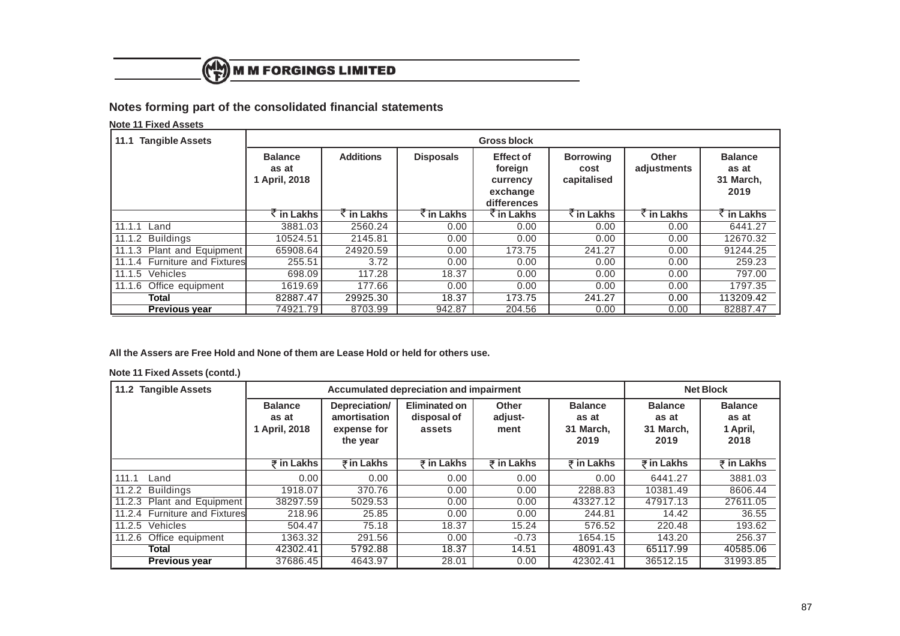## Notes forming part of the consolidated financial statements

**Note 11 Fixed Assets**

| 11.1 Tangible Assets | Gross block | | | | | | |
|---|---|---|---|---|---|---|---|
| | Balance as at 1 April, 2018 | Additions | Disposals | Effect of foreign currency exchange differences | Borrowing cost capitalised | Other adjustments | Balance as at 31 March, 2019 |
| | ₹ in Lakhs | ₹ in Lakhs | ₹ in Lakhs | ₹ in Lakhs | ₹ in Lakhs | ₹ in Lakhs | ₹ in Lakhs |
| 11.1.1 Land | 3881.03 | 2560.24 | 0.00 | 0.00 | 0.00 | 0.00 | 6441.27 |
| 11.1.2 Buildings | 10524.51 | 2145.81 | 0.00 | 0.00 | 0.00 | 0.00 | 12670.32 |
| 11.1.3 Plant and Equipment | 65908.64 | 24920.59 | 0.00 | 173.75 | 241.27 | 0.00 | 91244.25 |
| 11.1.4 Furniture and Fixtures | 255.51 | 3.72 | 0.00 | 0.00 | 0.00 | 0.00 | 259.23 |
| 11.1.5 Vehicles | 698.09 | 117.28 | 18.37 | 0.00 | 0.00 | 0.00 | 797.00 |
| 11.1.6 Office equipment | 1619.69 | 177.66 | 0.00 | 0.00 | 0.00 | 0.00 | 1797.35 |
| **Total** | 82887.47 | 29925.30 | 18.37 | 173.75 | 241.27 | 0.00 | 113209.42 |
| **Previous year** | 74921.79 | 8703.99 | 942.87 | 204.56 | 0.00 | 0.00 | 82887.47 |

**All the Assers are Free Hold and None of them are Lease Hold or held for others use.**

**Note 11 Fixed Assets (contd.)**

| 11.2 Tangible Assets | Accumulated depreciation and impairment | | | | | Net Block | |
|---|---|---|---|---|---|---|---|
| | Balance as at 1 April, 2018 | Depreciation/ amortisation expense for the year | Eliminated on disposal of assets | Other adjust-ment | Balance as at 31 March, 2019 | Balance as at 31 March, 2019 | Balance as at 1 April, 2018 |
| | ₹ in Lakhs | ₹ in Lakhs | ₹ in Lakhs | ₹ in Lakhs | ₹ in Lakhs | ₹ in Lakhs | ₹ in Lakhs |
| 111.1 Land | 0.00 | 0.00 | 0.00 | 0.00 | 0.00 | 6441.27 | 3881.03 |
| 11.2.2 Buildings | 1918.07 | 370.76 | 0.00 | 0.00 | 2288.83 | 10381.49 | 8606.44 |
| 11.2.3 Plant and Equipment | 38297.59 | 5029.53 | 0.00 | 0.00 | 43327.12 | 47917.13 | 27611.05 |
| 11.2.4 Furniture and Fixtures | 218.96 | 25.85 | 0.00 | 0.00 | 244.81 | 14.42 | 36.55 |
| 11.2.5 Vehicles | 504.47 | 75.18 | 18.37 | 15.24 | 576.52 | 220.48 | 193.62 |
| 11.2.6 Office equipment | 1363.32 | 291.56 | 0.00 | -0.73 | 1654.15 | 143.20 | 256.37 |
| **Total** | 42302.41 | 5792.88 | 18.37 | 14.51 | 48091.43 | 65117.99 | 40585.06 |
| **Previous year** | 37686.45 | 4643.97 | 28.01 | 0.00 | 42302.41 | 36512.15 | 31993.85 |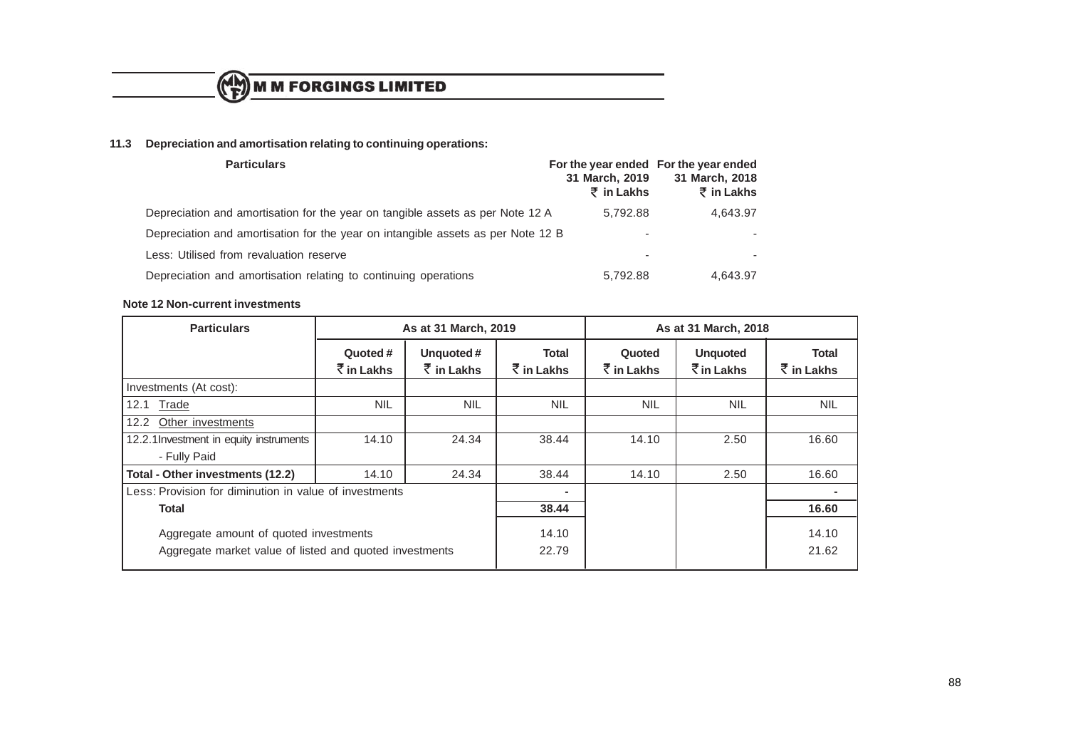### 11.3 Depreciation and amortisation relating to continuing operations:

| Particulars | For the year ended 31 March, 2019 ₹ in Lakhs | For the year ended 31 March, 2018 ₹ in Lakhs |
|---|---|---|
| Depreciation and amortisation for the year on tangible assets as per Note 12 A | 5,792.88 | 4,643.97 |
| Depreciation and amortisation for the year on intangible assets as per Note 12 B | - | - |
| Less: Utilised from revaluation reserve | - | - |
| Depreciation and amortisation relating to continuing operations | 5,792.88 | 4,643.97 |

**Note 12 Non-current investments**

| Particulars | As at 31 March, 2019 | | | As at 31 March, 2018 | | |
|---|---|---|---|---|---|---|
| | Quoted # ₹ in Lakhs | Unquoted # ₹ in Lakhs | Total ₹ in Lakhs | Quoted ₹ in Lakhs | Unquoted ₹ in Lakhs | Total ₹ in Lakhs |
| Investments (At cost): | | | | | | |
| 12.1 Trade | NIL | NIL | NIL | NIL | NIL | NIL |
| 12.2 Other investments | | | | | | |
| 12.2.1 Investment in equity instruments - Fully Paid | 14.10 | 24.34 | 38.44 | 14.10 | 2.50 | 16.60 |
| **Total - Other investments (12.2)** | 14.10 | 24.34 | 38.44 | 14.10 | 2.50 | 16.60 |
| Less: Provision for diminution in value of investments | | | - | | | - |
| **Total** | | | **38.44** | | | **16.60** |
| Aggregate amount of quoted investments | | | 14.10 | | | 14.10 |
| Aggregate market value of listed and quoted investments | | | 22.79 | | | 21.62 |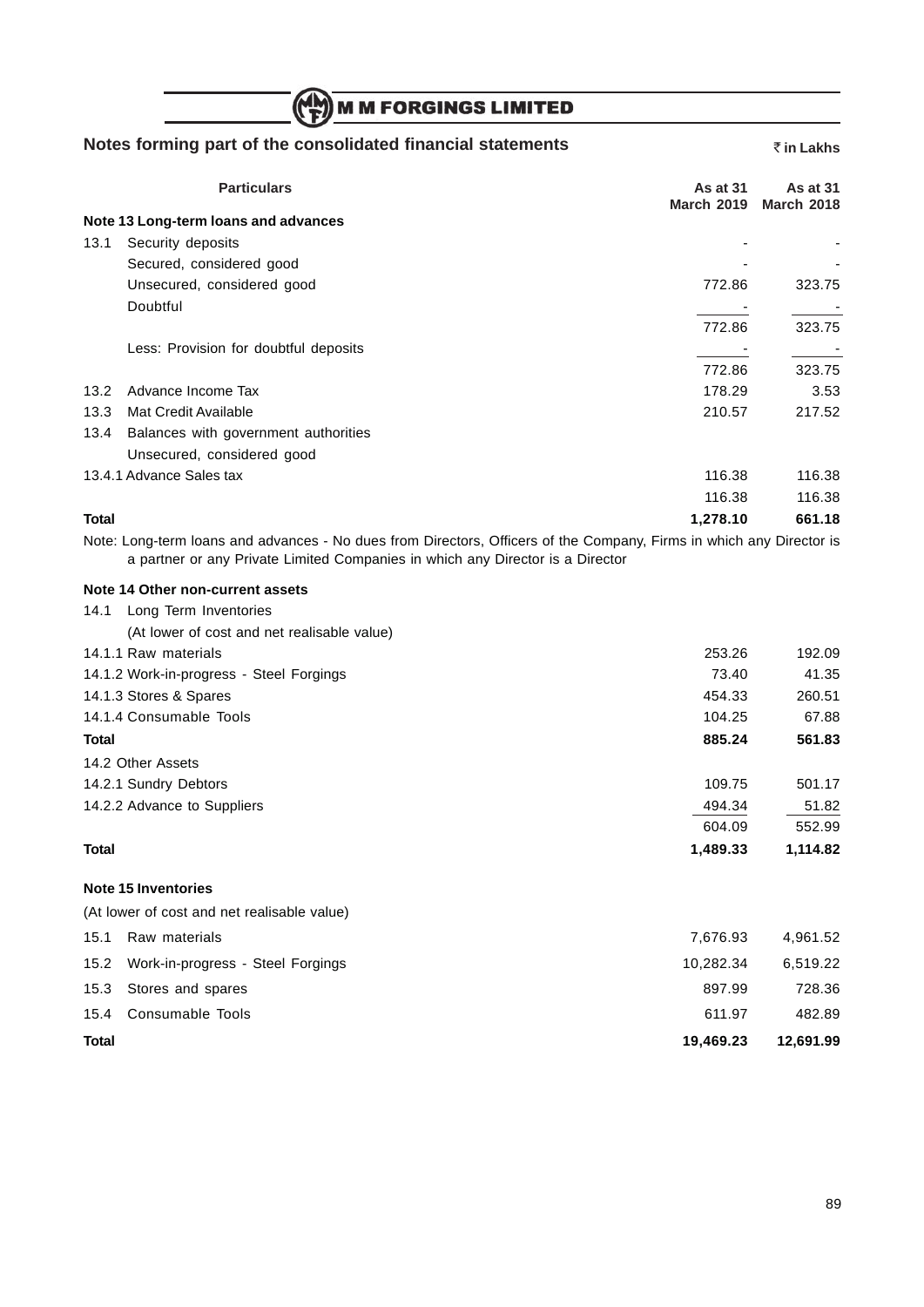## Notes forming part of the consolidated financial statements

₹ in Lakhs

| | Particulars | As at 31 March 2019 | As at 31 March 2018 |
|---|---|---|---|
| **Note 13 Long-term loans and advances** | | | |
| 13.1 | Security deposits | - | - |
| | Secured, considered good | - | - |
| | Unsecured, considered good | 772.86 | 323.75 |
| | Doubtful | - | - |
| | | 772.86 | 323.75 |
| | Less: Provision for doubtful deposits | - | - |
| | | 772.86 | 323.75 |
| 13.2 | Advance Income Tax | 178.29 | 3.53 |
| 13.3 | Mat Credit Available | 210.57 | 217.52 |
| 13.4 | Balances with government authorities | | |
| | Unsecured, considered good | | |
| 13.4.1 | Advance Sales tax | 116.38 | 116.38 |
| | | 116.38 | 116.38 |
| **Total** | | **1,278.10** | **661.18** |

Note: Long-term loans and advances - No dues from Directors, Officers of the Company, Firms in which any Director is a partner or any Private Limited Companies in which any Director is a Director

| | Particulars | As at 31 March 2019 | As at 31 March 2018 |
|---|---|---|---|
| **Note 14 Other non-current assets** | | | |
| 14.1 | Long Term Inventories | | |
| | (At lower of cost and net realisable value) | | |
| 14.1.1 | Raw materials | 253.26 | 192.09 |
| 14.1.2 | Work-in-progress - Steel Forgings | 73.40 | 41.35 |
| 14.1.3 | Stores & Spares | 454.33 | 260.51 |
| 14.1.4 | Consumable Tools | 104.25 | 67.88 |
| **Total** | | **885.24** | **561.83** |
| 14.2 | Other Assets | | |
| 14.2.1 | Sundry Debtors | 109.75 | 501.17 |
| 14.2.2 | Advance to Suppliers | 494.34 | 51.82 |
| | | 604.09 | 552.99 |
| **Total** | | **1,489.33** | **1,114.82** |

| | Particulars | As at 31 March 2019 | As at 31 March 2018 |
|---|---|---|---|
| **Note 15 Inventories** | | | |
| | (At lower of cost and net realisable value) | | |
| 15.1 | Raw materials | 7,676.93 | 4,961.52 |
| 15.2 | Work-in-progress - Steel Forgings | 10,282.34 | 6,519.22 |
| 15.3 | Stores and spares | 897.99 | 728.36 |
| 15.4 | Consumable Tools | 611.97 | 482.89 |
| **Total** | | **19,469.23** | **12,691.99** |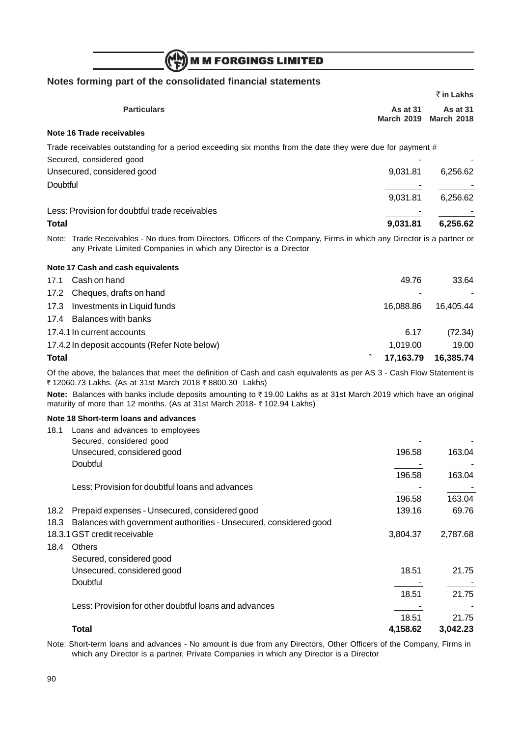## Notes forming part of the consolidated financial statements

₹ in Lakhs

| Particulars | As at 31 March 2019 | As at 31 March 2018 |
|---|---|---|
| **Note 16 Trade receivables** | | |
| Trade receivables outstanding for a period exceeding six months from the date they were due for payment # | | |
| Secured, considered good | - | - |
| Unsecured, considered good | 9,031.81 | 6,256.62 |
| Doubtful | - | - |
| | 9,031.81 | 6,256.62 |
| Less: Provision for doubtful trade receivables | - | - |
| **Total** | **9,031.81** | **6,256.62** |

Note: Trade Receivables - No dues from Directors, Officers of the Company, Firms in which any Director is a partner or any Private Limited Companies in which any Director is a Director

| Particulars | As at 31 March 2019 | As at 31 March 2018 |
|---|---|---|
| **Note 17 Cash and cash equivalents** | | |
| 17.1 Cash on hand | 49.76 | 33.64 |
| 17.2 Cheques, drafts on hand | - | - |
| 17.3 Investments in Liquid funds | 16,088.86 | 16,405.44 |
| 17.4 Balances with banks | | |
| 17.4.1 In current accounts | 6.17 | (72.34) |
| 17.4.2 In deposit accounts (Refer Note below) | 1,019.00 | 19.00 |
| **Total** | **17,163.79** | **16,385.74** |

Of the above, the balances that meet the definition of Cash and cash equivalents as per AS 3 - Cash Flow Statement is ₹ 12060.73 Lakhs. (As at 31st March 2018 ₹ 8800.30 Lakhs)

**Note:** Balances with banks include deposits amounting to ₹ 19.00 Lakhs as at 31st March 2019 which have an original maturity of more than 12 months. (As at 31st March 2018- ₹ 102.94 Lakhs)

| Particulars | As at 31 March 2019 | As at 31 March 2018 |
|---|---|---|
| **Note 18 Short-term loans and advances** | | |
| 18.1 Loans and advances to employees | | |
| Secured, considered good | - | - |
| Unsecured, considered good | 196.58 | 163.04 |
| Doubtful | - | - |
| | 196.58 | 163.04 |
| Less: Provision for doubtful loans and advances | - | - |
| | 196.58 | 163.04 |
| 18.2 Prepaid expenses - Unsecured, considered good | 139.16 | 69.76 |
| 18.3 Balances with government authorities - Unsecured, considered good | | |
| 18.3.1 GST credit receivable | 3,804.37 | 2,787.68 |
| 18.4 Others | | |
| Secured, considered good | | |
| Unsecured, considered good | 18.51 | 21.75 |
| Doubtful | - | - |
| | 18.51 | 21.75 |
| Less: Provision for other doubtful loans and advances | - | - |
| | 18.51 | 21.75 |
| **Total** | **4,158.62** | **3,042.23** |

Note: Short-term loans and advances - No amount is due from any Directors, Other Officers of the Company, Firms in which any Director is a partner, Private Companies in which any Director is a Director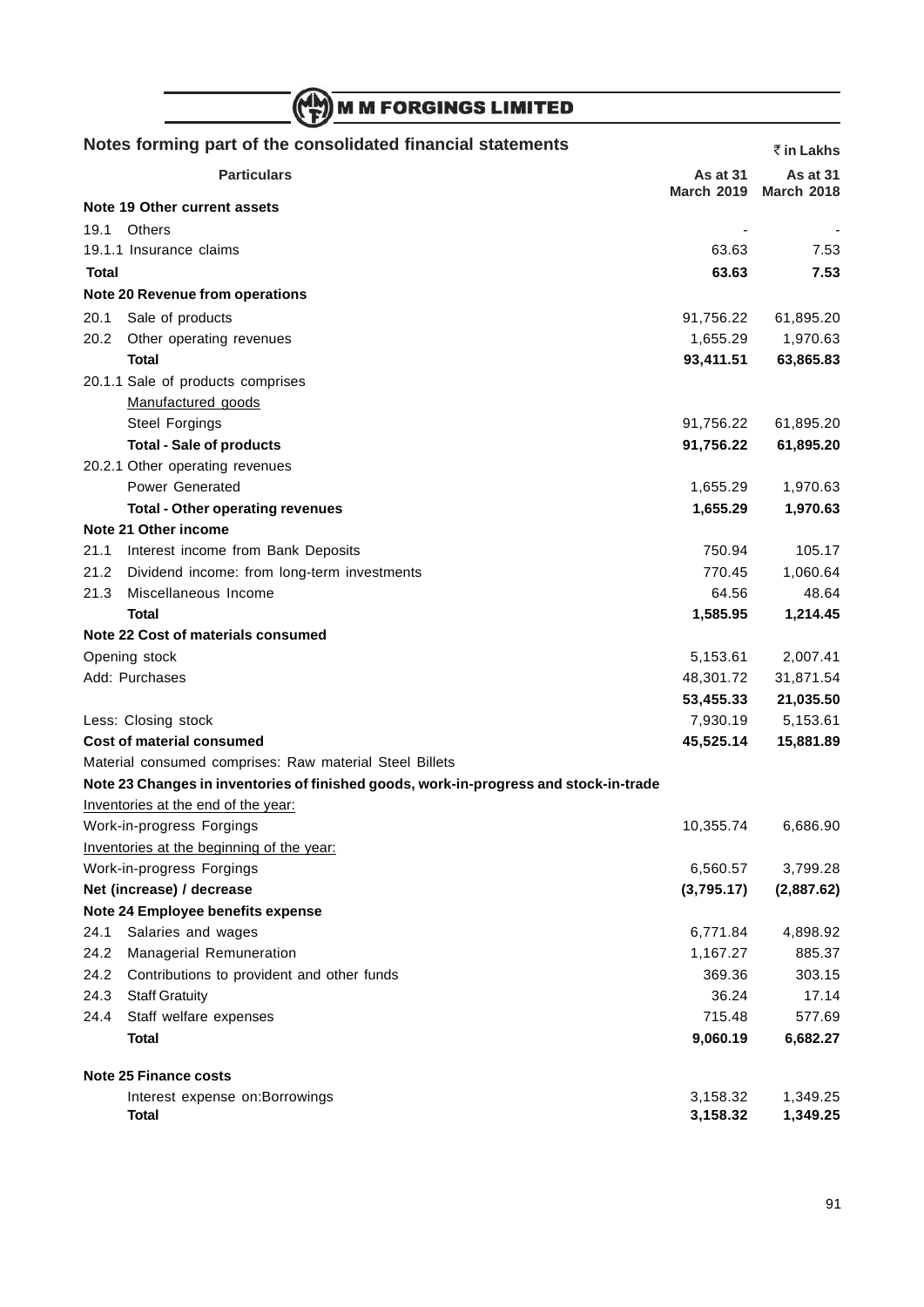## Notes forming part of the consolidated financial statements

₹ in Lakhs

| Particulars | As at 31 March 2019 | As at 31 March 2018 |
|---|---|---|
| **Note 19 Other current assets** | | |
| 19.1 Others | - | - |
| 19.1.1 Insurance claims | 63.63 | 7.53 |
| **Total** | **63.63** | **7.53** |
| **Note 20 Revenue from operations** | | |
| 20.1 Sale of products | 91,756.22 | 61,895.20 |
| 20.2 Other operating revenues | 1,655.29 | 1,970.63 |
| **Total** | **93,411.51** | **63,865.83** |
| 20.1.1 Sale of products comprises | | |
| Manufactured goods | | |
| Steel Forgings | 91,756.22 | 61,895.20 |
| **Total - Sale of products** | **91,756.22** | **61,895.20** |
| 20.2.1 Other operating revenues | | |
| Power Generated | 1,655.29 | 1,970.63 |
| **Total - Other operating revenues** | **1,655.29** | **1,970.63** |
| **Note 21 Other income** | | |
| 21.1 Interest income from Bank Deposits | 750.94 | 105.17 |
| 21.2 Dividend income: from long-term investments | 770.45 | 1,060.64 |
| 21.3 Miscellaneous Income | 64.56 | 48.64 |
| **Total** | **1,585.95** | **1,214.45** |
| **Note 22 Cost of materials consumed** | | |
| Opening stock | 5,153.61 | 2,007.41 |
| Add: Purchases | 48,301.72 | 31,871.54 |
| | **53,455.33** | **21,035.50** |
| Less: Closing stock | 7,930.19 | 5,153.61 |
| **Cost of material consumed** | **45,525.14** | **15,881.89** |
| Material consumed comprises: Raw material Steel Billets | | |
| **Note 23 Changes in inventories of finished goods, work-in-progress and stock-in-trade** | | |
| Inventories at the end of the year: | | |
| Work-in-progress Forgings | 10,355.74 | 6,686.90 |
| Inventories at the beginning of the year: | | |
| Work-in-progress Forgings | 6,560.57 | 3,799.28 |
| **Net (increase) / decrease** | **(3,795.17)** | **(2,887.62)** |
| **Note 24 Employee benefits expense** | | |
| 24.1 Salaries and wages | 6,771.84 | 4,898.92 |
| 24.2 Managerial Remuneration | 1,167.27 | 885.37 |
| 24.2 Contributions to provident and other funds | 369.36 | 303.15 |
| 24.3 Staff Gratuity | 36.24 | 17.14 |
| 24.4 Staff welfare expenses | 715.48 | 577.69 |
| **Total** | **9,060.19** | **6,682.27** |
| **Note 25 Finance costs** | | |
| Interest expense on:Borrowings | 3,158.32 | 1,349.25 |
| **Total** | **3,158.32** | **1,349.25** |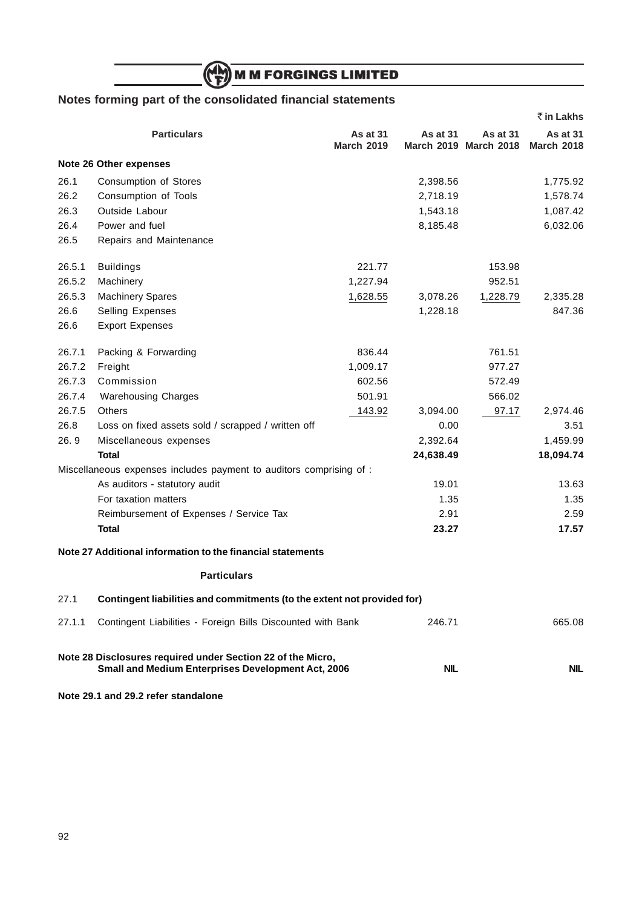## Notes forming part of the consolidated financial statements

₹ in Lakhs

| | Particulars | As at 31 March 2019 | As at 31 March 2019 | As at 31 March 2018 | As at 31 March 2018 |
|---|---|---|---|---|---|
| | **Note 26 Other expenses** | | | | |
| 26.1 | Consumption of Stores | | 2,398.56 | | 1,775.92 |
| 26.2 | Consumption of Tools | | 2,718.19 | | 1,578.74 |
| 26.3 | Outside Labour | | 1,543.18 | | 1,087.42 |
| 26.4 | Power and fuel | | 8,185.48 | | 6,032.06 |
| 26.5 | Repairs and Maintenance | | | | |
| 26.5.1 | Buildings | 221.77 | | 153.98 | |
| 26.5.2 | Machinery | 1,227.94 | | 952.51 | |
| 26.5.3 | Machinery Spares | 1,628.55 | 3,078.26 | 1,228.79 | 2,335.28 |
| 26.6 | Selling Expenses | | 1,228.18 | | 847.36 |
| 26.6 | Export Expenses | | | | |
| 26.7.1 | Packing & Forwarding | 836.44 | | 761.51 | |
| 26.7.2 | Freight | 1,009.17 | | 977.27 | |
| 26.7.3 | Commission | 602.56 | | 572.49 | |
| 26.7.4 | Warehousing Charges | 501.91 | | 566.02 | |
| 26.7.5 | Others | 143.92 | 3,094.00 | 97.17 | 2,974.46 |
| 26.8 | Loss on fixed assets sold / scrapped / written off | | 0.00 | | 3.51 |
| 26. 9 | Miscellaneous expenses | | 2,392.64 | | 1,459.99 |
| | **Total** | | **24,638.49** | | **18,094.74** |
| | Miscellaneous expenses includes payment to auditors comprising of : | | | | |
| | As auditors - statutory audit | | 19.01 | | 13.63 |
| | For taxation matters | | 1.35 | | 1.35 |
| | Reimbursement of Expenses / Service Tax | | 2.91 | | 2.59 |
| | **Total** | | **23.27** | | **17.57** |

**Note 27 Additional information to the financial statements**

| | **Particulars** | | |
|---|---|---|---|
| 27.1 | **Contingent liabilities and commitments (to the extent not provided for)** | | |
| 27.1.1 | Contingent Liabilities - Foreign Bills Discounted with Bank | 246.71 | 665.08 |

| **Note 28 Disclosures required under Section 22 of the Micro, Small and Medium Enterprises Development Act, 2006** | **NIL** | **NIL** |
|---|---|---|

**Note 29.1 and 29.2 refer standalone**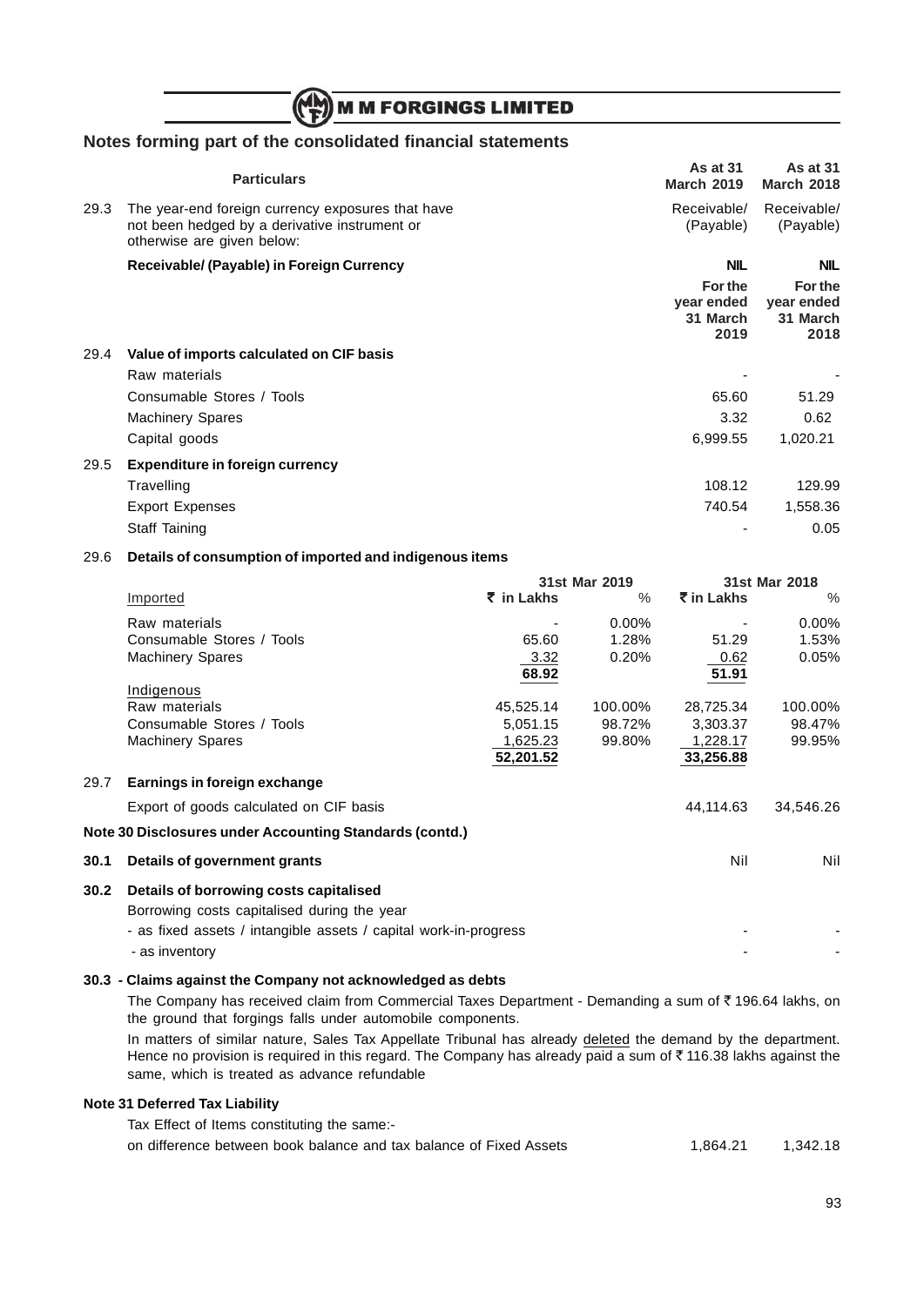## Notes forming part of the consolidated financial statements

| | Particulars | As at 31 March 2019 | As at 31 March 2018 |
|---|---|---|---|
| 29.3 | The year-end foreign currency exposures that have not been hedged by a derivative instrument or otherwise are given below: | Receivable/ (Payable) | Receivable/ (Payable) |
| | **Receivable/ (Payable) in Foreign Currency** | **NIL** | **NIL** |
| | | **For the year ended 31 March 2019** | **For the year ended 31 March 2018** |
| 29.4 | **Value of imports calculated on CIF basis** | | |
| | Raw materials | - | - |
| | Consumable Stores / Tools | 65.60 | 51.29 |
| | Machinery Spares | 3.32 | 0.62 |
| | Capital goods | 6,999.55 | 1,020.21 |
| 29.5 | **Expenditure in foreign currency** | | |
| | Travelling | 108.12 | 129.99 |
| | Export Expenses | 740.54 | 1,558.36 |
| | Staff Taining | - | 0.05 |

29.6 **Details of consumption of imported and indigenous items**

| | 31st Mar 2019 | | 31st Mar 2018 | |
|---|---|---|---|---|
| Imported | ₹ in Lakhs | % | ₹ in Lakhs | % |
| Raw materials | - | 0.00% | - | 0.00% |
| Consumable Stores / Tools | 65.60 | 1.28% | 51.29 | 1.53% |
| Machinery Spares | 3.32 | 0.20% | 0.62 | 0.05% |
| | **68.92** | | **51.91** | |
| Indigenous | | | | |
| Raw materials | 45,525.14 | 100.00% | 28,725.34 | 100.00% |
| Consumable Stores / Tools | 5,051.15 | 98.72% | 3,303.37 | 98.47% |
| Machinery Spares | 1,625.23 | 99.80% | 1,228.17 | 99.95% |
| | **52,201.52** | | **33,256.88** | |

| | | | |
|---|---|---|---|
| 29.7 | **Earnings in foreign exchange** | | |
| | Export of goods calculated on CIF basis | 44,114.63 | 34,546.26 |

**Note 30 Disclosures under Accounting Standards (contd.)**

| | | | |
|---|---|---|---|
| **30.1** | **Details of government grants** | Nil | Nil |
| **30.2** | **Details of borrowing costs capitalised** | | |
| | Borrowing costs capitalised during the year | | |
| | - as fixed assets / intangible assets / capital work-in-progress | - | - |
| | - as inventory | - | - |

**30.3 - Claims against the Company not acknowledged as debts**

The Company has received claim from Commercial Taxes Department - Demanding a sum of ₹ 196.64 lakhs, on the ground that forgings falls under automobile components.

In matters of similar nature, Sales Tax Appellate Tribunal has already deleted the demand by the department. Hence no provision is required in this regard. The Company has already paid a sum of ₹ 116.38 lakhs against the same, which is treated as advance refundable

**Note 31 Deferred Tax Liability**

| | | |
|---|---|---|
| Tax Effect of Items constituting the same:- | | |
| on difference between book balance and tax balance of Fixed Assets | 1,864.21 | 1,342.18 |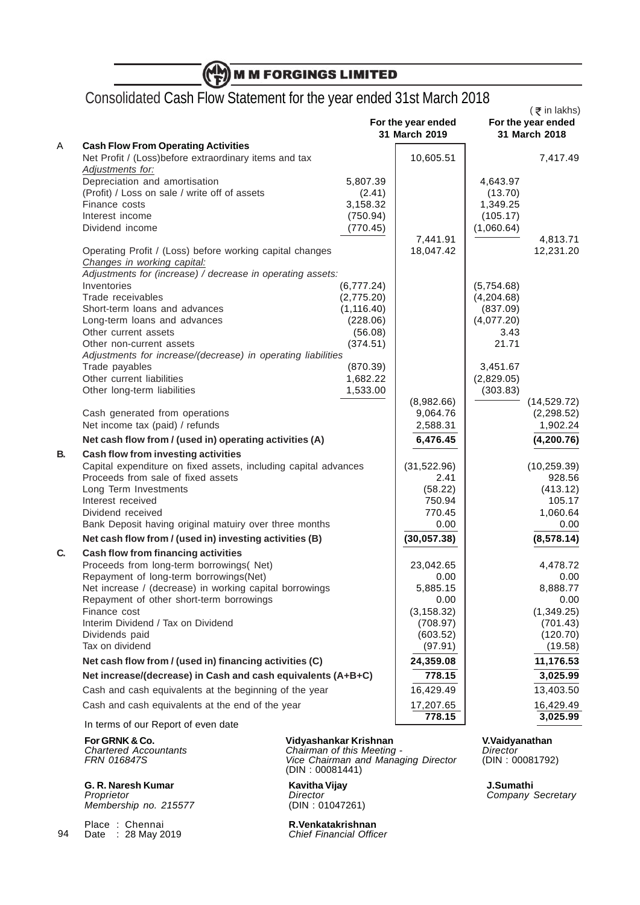# M M FORGINGS LIMITED

## Consolidated Cash Flow Statement for the year ended 31st March 2018

(₹ in lakhs)

| | | | For the year ended 31 March 2019 | | For the year ended 31 March 2018 |
|---|---|---|---|---|---|
| A | **Cash Flow From Operating Activities** | | | | |
| | Net Profit / (Loss)before extraordinary items and tax | | 10,605.51 | | 7,417.49 |
| | *Adjustments for:* | | | | |
| | Depreciation and amortisation | 5,807.39 | | 4,643.97 | |
| | (Profit) / Loss on sale / write off of assets | (2.41) | | (13.70) | |
| | Finance costs | 3,158.32 | | 1,349.25 | |
| | Interest income | (750.94) | | (105.17) | |
| | Dividend income | (770.45) | | (1,060.64) | |
| | | | 7,441.91 | | 4,813.71 |
| | Operating Profit / (Loss) before working capital changes | | 18,047.42 | | 12,231.20 |
| | *Changes in working capital:* | | | | |
| | *Adjustments for (increase) / decrease in operating assets:* | | | | |
| | Inventories | (6,777.24) | | (5,754.68) | |
| | Trade receivables | (2,775.20) | | (4,204.68) | |
| | Short-term loans and advances | (1,116.40) | | (837.09) | |
| | Long-term loans and advances | (228.06) | | (4,077.20) | |
| | Other current assets | (56.08) | | 3.43 | |
| | Other non-current assets | (374.51) | | 21.71 | |
| | *Adjustments for increase/(decrease) in operating liabilities* | | | | |
| | Trade payables | (870.39) | | 3,451.67 | |
| | Other current liabilities | 1,682.22 | | (2,829.05) | |
| | Other long-term liabilities | 1,533.00 | | (303.83) | |
| | | | (8,982.66) | | (14,529.72) |
| | Cash generated from operations | | 9,064.76 | | (2,298.52) |
| | Net income tax (paid) / refunds | | 2,588.31 | | 1,902.24 |
| | **Net cash flow from / (used in) operating activities (A)** | | **6,476.45** | | **(4,200.76)** |
| **B.** | **Cash flow from investing activities** | | | | |
| | Capital expenditure on fixed assets, including capital advances | | (31,522.96) | | (10,259.39) |
| | Proceeds from sale of fixed assets | | 2.41 | | 928.56 |
| | Long Term Investments | | (58.22) | | (413.12) |
| | Interest received | | 750.94 | | 105.17 |
| | Dividend received | | 770.45 | | 1,060.64 |
| | Bank Deposit having original matuiry over three months | | 0.00 | | 0.00 |
| | **Net cash flow from / (used in) investing activities (B)** | | **(30,057.38)** | | **(8,578.14)** |
| **C.** | **Cash flow from financing activities** | | | | |
| | Proceeds from long-term borrowings( Net) | | 23,042.65 | | 4,478.72 |
| | Repayment of long-term borrowings(Net) | | 0.00 | | 0.00 |
| | Net increase / (decrease) in working capital borrowings | | 5,885.15 | | 8,888.77 |
| | Repayment of other short-term borrowings | | 0.00 | | 0.00 |
| | Finance cost | | (3,158.32) | | (1,349.25) |
| | Interim Dividend / Tax on Dividend | | (708.97) | | (701.43) |
| | Dividends paid | | (603.52) | | (120.70) |
| | Tax on dividend | | (97.91) | | (19.58) |
| | **Net cash flow from / (used in) financing activities (C)** | | **24,359.08** | | **11,176.53** |
| | **Net increase/(decrease) in Cash and cash equivalents (A+B+C)** | | **778.15** | | **3,025.99** |
| | Cash and cash equivalents at the beginning of the year | | 16,429.49 | | 13,403.50 |
| | Cash and cash equivalents at the end of the year | | 17,207.65 | | 16,429.49 |
| | | | **778.15** | | **3,025.99** |

In terms of our Report of even date

**For GRNK & Co.**
*Chartered Accountants*
*FRN 016847S*

**Vidyashankar Krishnan**
*Chairman of this Meeting - Vice Chairman and Managing Director*
(DIN : 00081441)

**V.Vaidyanathan**
*Director*
(DIN : 00081792)

**G. R. Naresh Kumar**
*Proprietor*
*Membership no. 215577*

**Kavitha Vijay**
*Director*
(DIN : 01047261)

**J.Sumathi**
*Company Secretary*

Place : Chennai
Date : 28 May 2019

**R.Venkatakrishnan**
*Chief Financial Officer*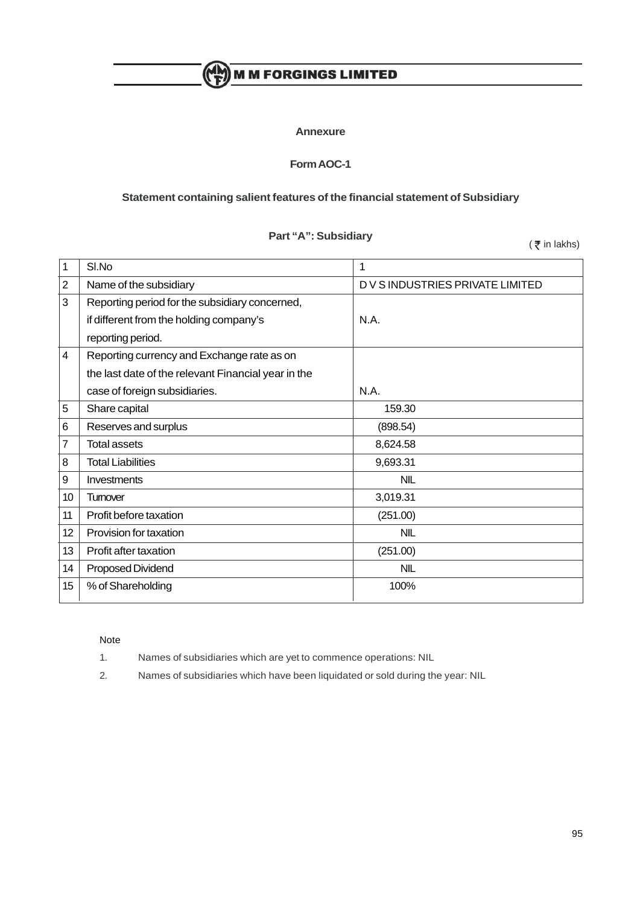**Annexure**

**Form AOC-1**

**Statement containing salient features of the financial statement of Subsidiary**

**Part "A": Subsidiary**

( ₹ in lakhs)

| 1 | Sl.No | 1 |
|---|---|---|
| 2 | Name of the subsidiary | D V S INDUSTRIES PRIVATE LIMITED |
| 3 | Reporting period for the subsidiary concerned, if different from the holding company's reporting period. | N.A. |
| 4 | Reporting currency and Exchange rate as on the last date of the relevant Financial year in the case of foreign subsidiaries. | N.A. |
| 5 | Share capital | 159.30 |
| 6 | Reserves and surplus | (898.54) |
| 7 | Total assets | 8,624.58 |
| 8 | Total Liabilities | 9,693.31 |
| 9 | Investments | NIL |
| 10 | Turnover | 3,019.31 |
| 11 | Profit before taxation | (251.00) |
| 12 | Provision for taxation | NIL |
| 13 | Profit after taxation | (251.00) |
| 14 | Proposed Dividend | NIL |
| 15 | % of Shareholding | 100% |

Note

1. Names of subsidiaries which are yet to commence operations: NIL
2. Names of subsidiaries which have been liquidated or sold during the year: NIL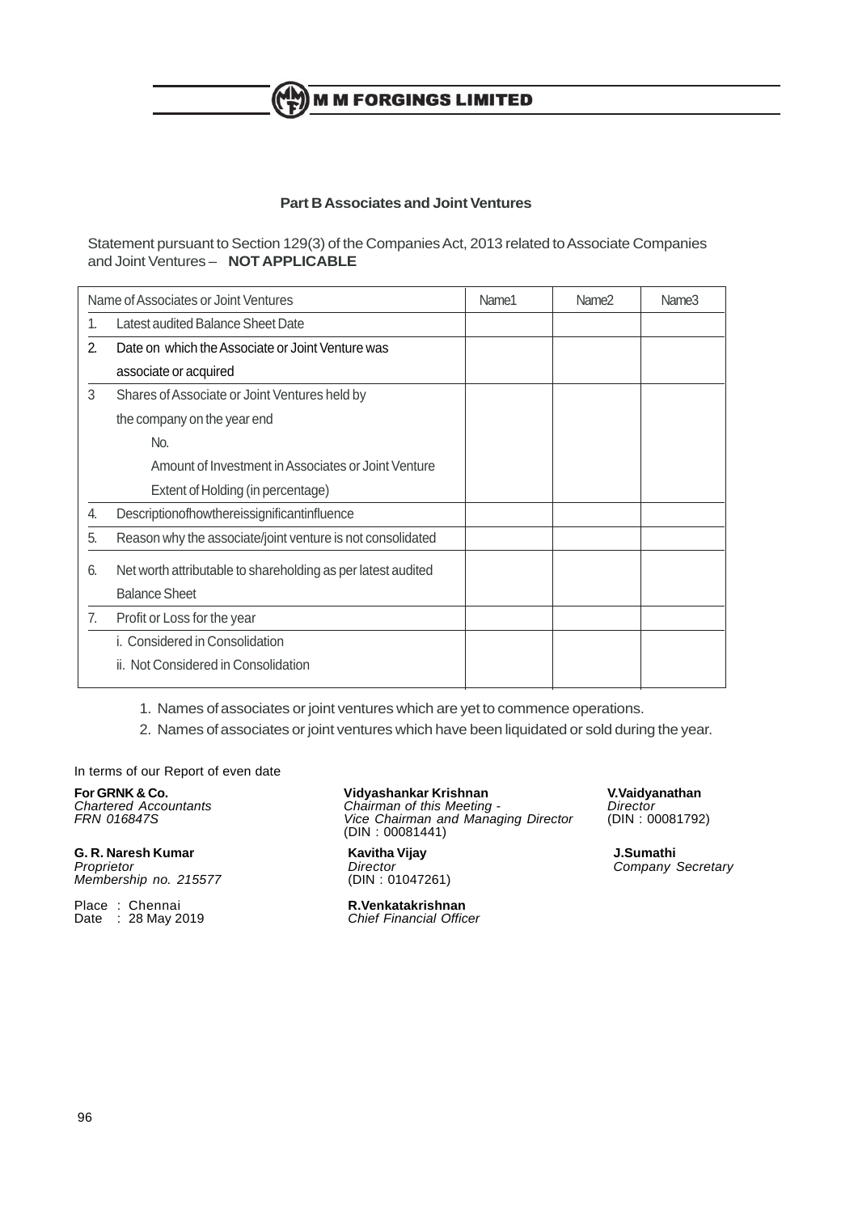## Part B Associates and Joint Ventures

Statement pursuant to Section 129(3) of the Companies Act, 2013 related to Associate Companies and Joint Ventures – **NOT APPLICABLE**

| Name of Associates or Joint Ventures | Name1 | Name2 | Name3 |
|---|---|---|---|
| 1. Latest audited Balance Sheet Date | | | |
| 2. Date on which the Associate or Joint Venture was associate or acquired | | | |
| 3 Shares of Associate or Joint Ventures held by the company on the year end | | | |
| No. | | | |
| Amount of Investment in Associates or Joint Venture | | | |
| Extent of Holding (in percentage) | | | |
| 4. Descriptionofhowthereissignificantinfluence | | | |
| 5. Reason why the associate/joint venture is not consolidated | | | |
| 6. Net worth attributable to shareholding as per latest audited Balance Sheet | | | |
| 7. Profit or Loss for the year | | | |
| i. Considered in Consolidation | | | |
| ii. Not Considered in Consolidation | | | |

1. Names of associates or joint ventures which are yet to commence operations.
2. Names of associates or joint ventures which have been liquidated or sold during the year.

In terms of our Report of even date

**For GRNK & Co.**
*Chartered Accountants*
*FRN 016847S*

**G. R. Naresh Kumar**
*Proprietor*
*Membership no. 215577*

Place : Chennai
Date : 28 May 2019

**Vidyashankar Krishnan**
*Chairman of this Meeting -*
*Vice Chairman and Managing Director*
(DIN : 00081441)

**Kavitha Vijay**
*Director*
(DIN : 01047261)

**R.Venkatakrishnan**
*Chief Financial Officer*

**V.Vaidyanathan**
*Director*
(DIN : 00081792)

**J.Sumathi**
*Company Secretary*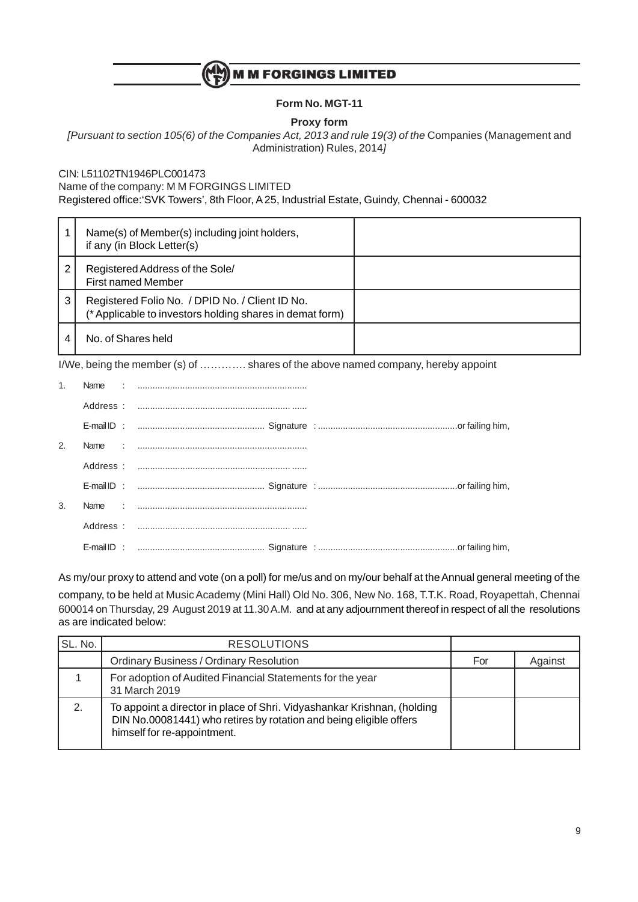# M M FORGINGS LIMITED

**Form No. MGT-11**

**Proxy form**

*[Pursuant to section 105(6) of the Companies Act, 2013 and rule 19(3) of the* Companies (Management and Administration) Rules, 2014*]*

CIN: L51102TN1946PLC001473

Name of the company: M M FORGINGS LIMITED

Registered office:'SVK Towers', 8th Floor, A 25, Industrial Estate, Guindy, Chennai - 600032

| | | |
|---|---|---|
| 1 | Name(s) of Member(s) including joint holders, if any (in Block Letter(s) | |
| 2 | Registered Address of the Sole/ First named Member | |
| 3 | Registered Folio No. / DPID No. / Client ID No. (* Applicable to investors holding shares in demat form) | |
| 4 | No. of Shares held | |

I/We, being the member (s) of …………. shares of the above named company, hereby appoint

1. Name : ...................................................................

   Address : ............................................................. ......

   E-mail ID : .................................................. Signature : .......................................................or failing him,

2. Name : ...................................................................

   Address : ............................................................. ......

   E-mail ID : .................................................. Signature : .......................................................or failing him,

3. Name : ...................................................................

   Address : ............................................................. ......

   E-mail ID : .................................................. Signature : .......................................................or failing him,

As my/our proxy to attend and vote (on a poll) for me/us and on my/our behalf at the Annual general meeting of the company, to be held at Music Academy (Mini Hall) Old No. 306, New No. 168, T.T.K. Road, Royapettah, Chennai 600014 on Thursday, 29 August 2019 at 11.30 A.M. and at any adjournment thereof in respect of all the resolutions as are indicated below:

| SL. No. | RESOLUTIONS | | |
|---|---|---|---|
| | Ordinary Business / Ordinary Resolution | For | Against |
| 1 | For adoption of Audited Financial Statements for the year 31 March 2019 | | |
| 2. | To appoint a director in place of Shri. Vidyashankar Krishnan, (holding DIN No.00081441) who retires by rotation and being eligible offers himself for re-appointment. | | |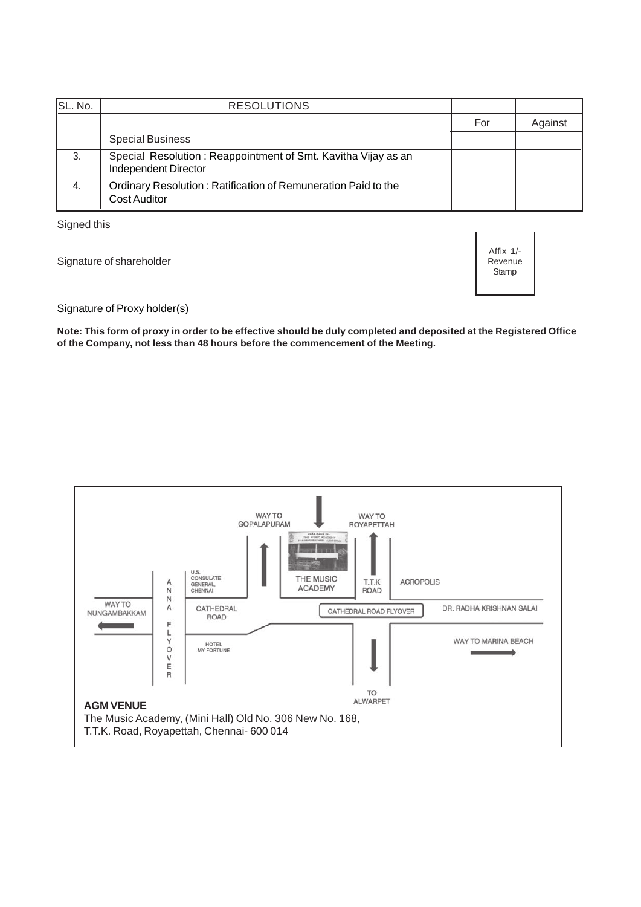| SL. No. | RESOLUTIONS | | |
|---|---|---|---|
| | | For | Against |
| | Special Business | | |
| 3. | Special Resolution : Reappointment of Smt. Kavitha Vijay as an Independent Director | | |
| 4. | Ordinary Resolution : Ratification of Remuneration Paid to the Cost Auditor | | |

Signed this

Signature of shareholder

Affix 1/- Revenue Stamp

Signature of Proxy holder(s)

**Note: This form of proxy in order to be effective should be duly completed and deposited at the Registered Office of the Company, not less than 48 hours before the commencement of the Meeting.**

---

WAY TO GOPALAPURAM

WAY TO ROYAPETTAH

U.S. CONSULATE GENERAL, CHENNAI

THE MUSIC ACADEMY

T.T.K ROAD

ACROPOLIS

WAY TO NUNGAMBAKKAM

ANNA FLYOVER

CATHEDRAL ROAD

CATHEDRAL ROAD FLYOVER

DR. RADHA KRISHNAN SALAI

HOTEL MY FORTUNE

WAY TO MARINA BEACH

TO ALWARPET

**AGM VENUE**

The Music Academy, (Mini Hall) Old No. 306 New No. 168, T.T.K. Road, Royapettah, Chennai- 600 014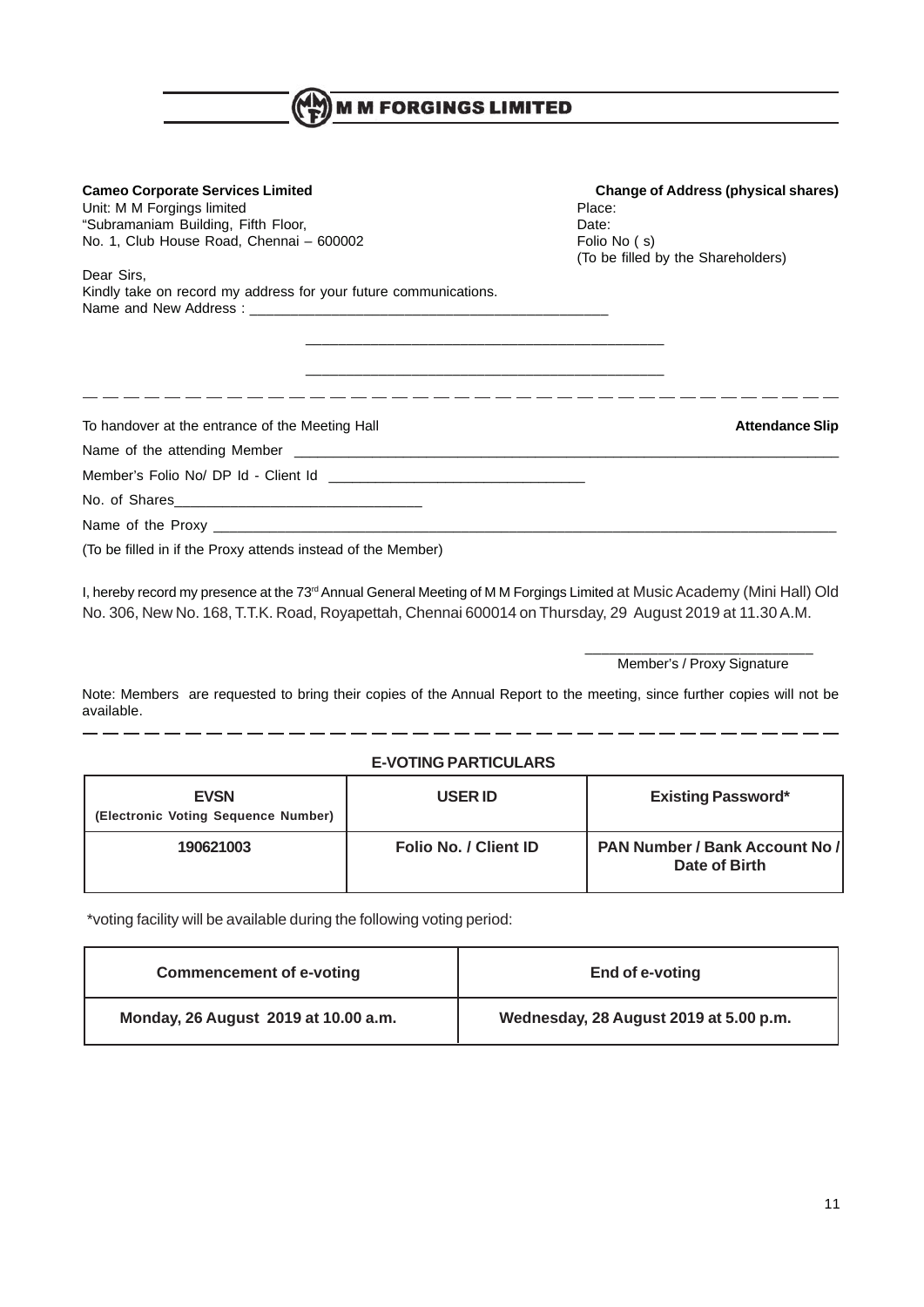# M M FORGINGS LIMITED

**Cameo Corporate Services Limited**
Unit: M M Forgings limited
"Subramaniam Building, Fifth Floor,
No. 1, Club House Road, Chennai – 600002

**Change of Address (physical shares)**
Place:
Date:
Folio No ( s)
(To be filled by the Shareholders)

Dear Sirs,
Kindly take on record my address for your future communications.
Name and New Address : ____________________________________________

____________________________________________

____________________________________________

---

To handover at the entrance of the Meeting Hall

**Attendance Slip**

Name of the attending Member ____________________________________________

Member's Folio No/ DP Id - Client Id ________________________________

No. of Shares______________________________

Name of the Proxy ____________________________________________

(To be filled in if the Proxy attends instead of the Member)

I, hereby record my presence at the 73rd Annual General Meeting of M M Forgings Limited at Music Academy (Mini Hall) Old No. 306, New No. 168, T.T.K. Road, Royapettah, Chennai 600014 on Thursday, 29 August 2019 at 11.30 A.M.

____________________________
Member's / Proxy Signature

Note: Members are requested to bring their copies of the Annual Report to the meeting, since further copies will not be available.

---

**E-VOTING PARTICULARS**

| EVSN (Electronic Voting Sequence Number) | USER ID | Existing Password* |
|---|---|---|
| 190621003 | Folio No. / Client ID | PAN Number / Bank Account No / Date of Birth |

*voting facility will be available during the following voting period:

| Commencement of e-voting | End of e-voting |
|---|---|
| Monday, 26 August 2019 at 10.00 a.m. | Wednesday, 28 August 2019 at 5.00 p.m. |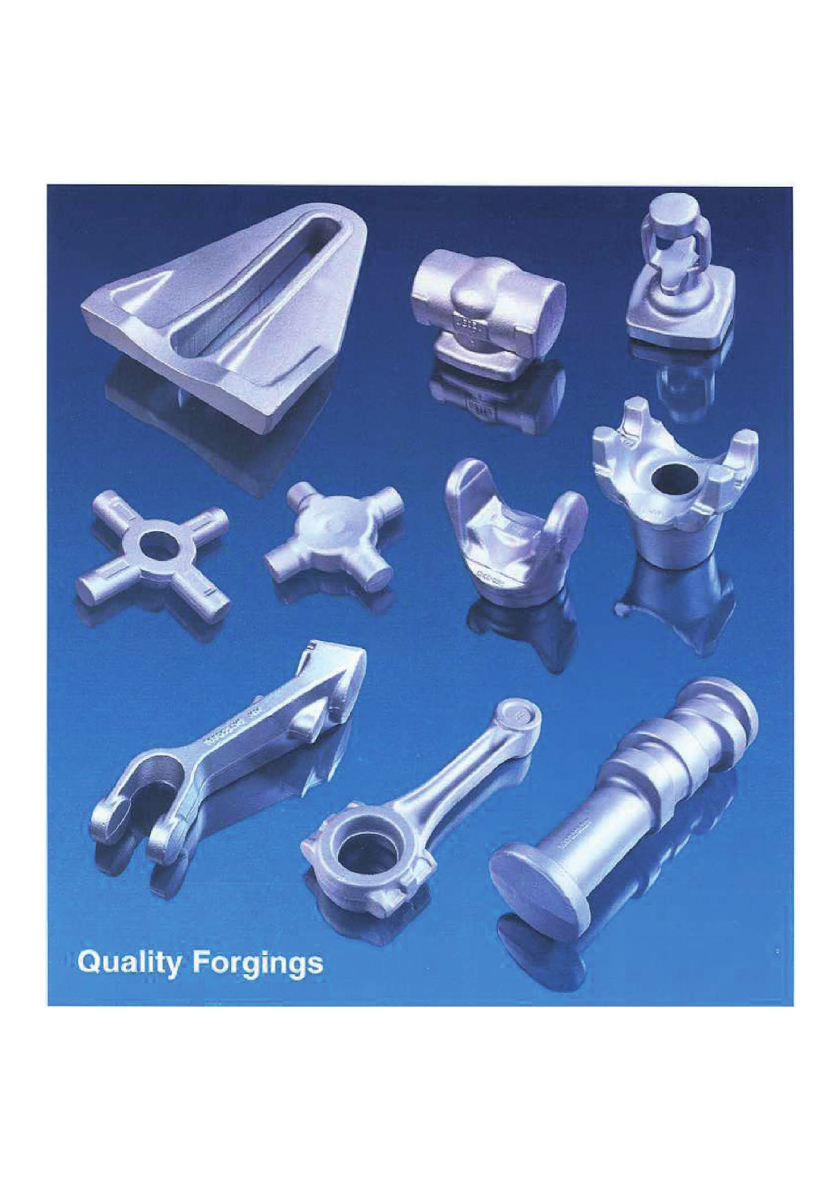Quality Forgings